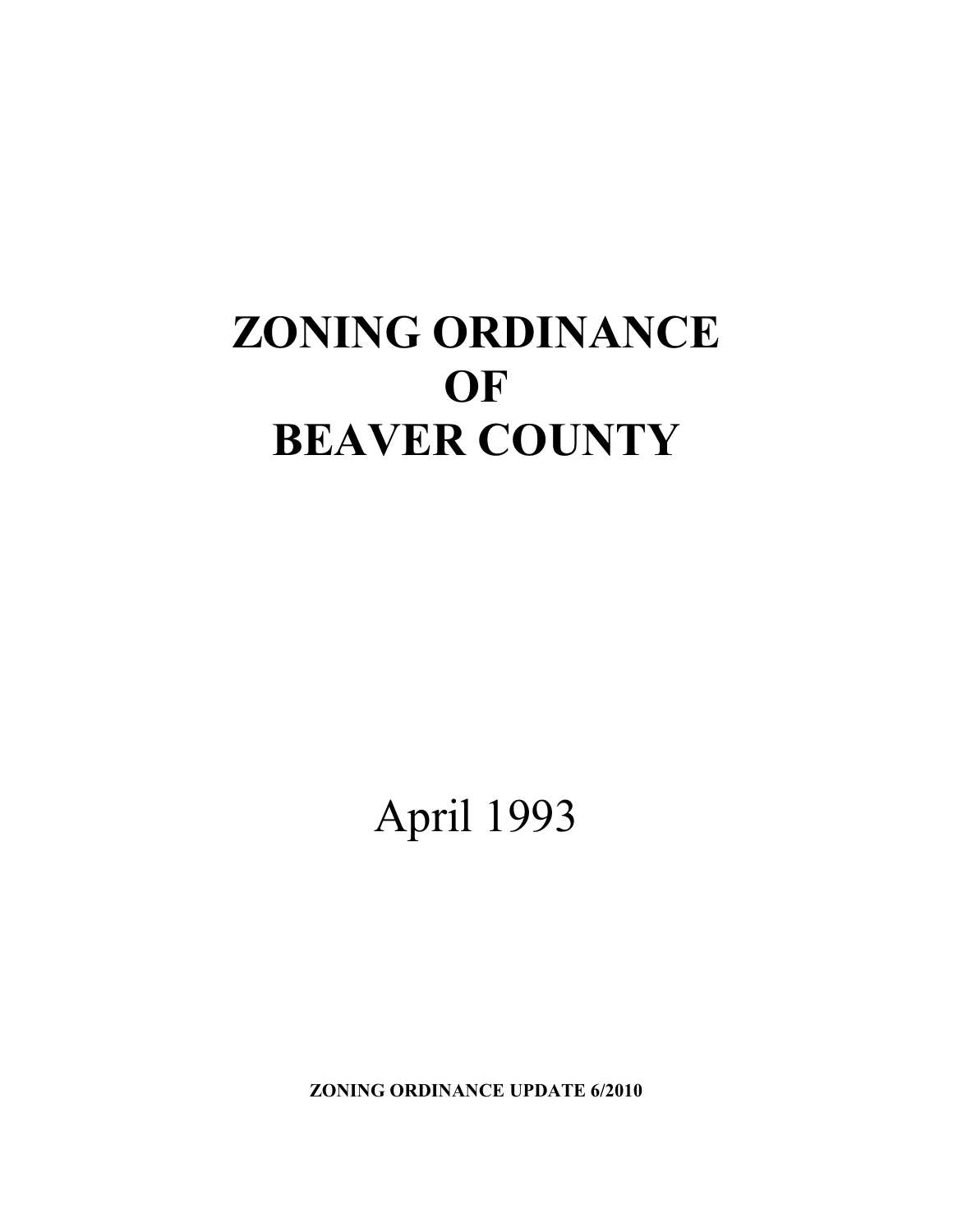# ZONING ORDINANCE OF BEAVER COUNTY

April 1993

**ZONING ORDINANCE UPDATE 6/2010**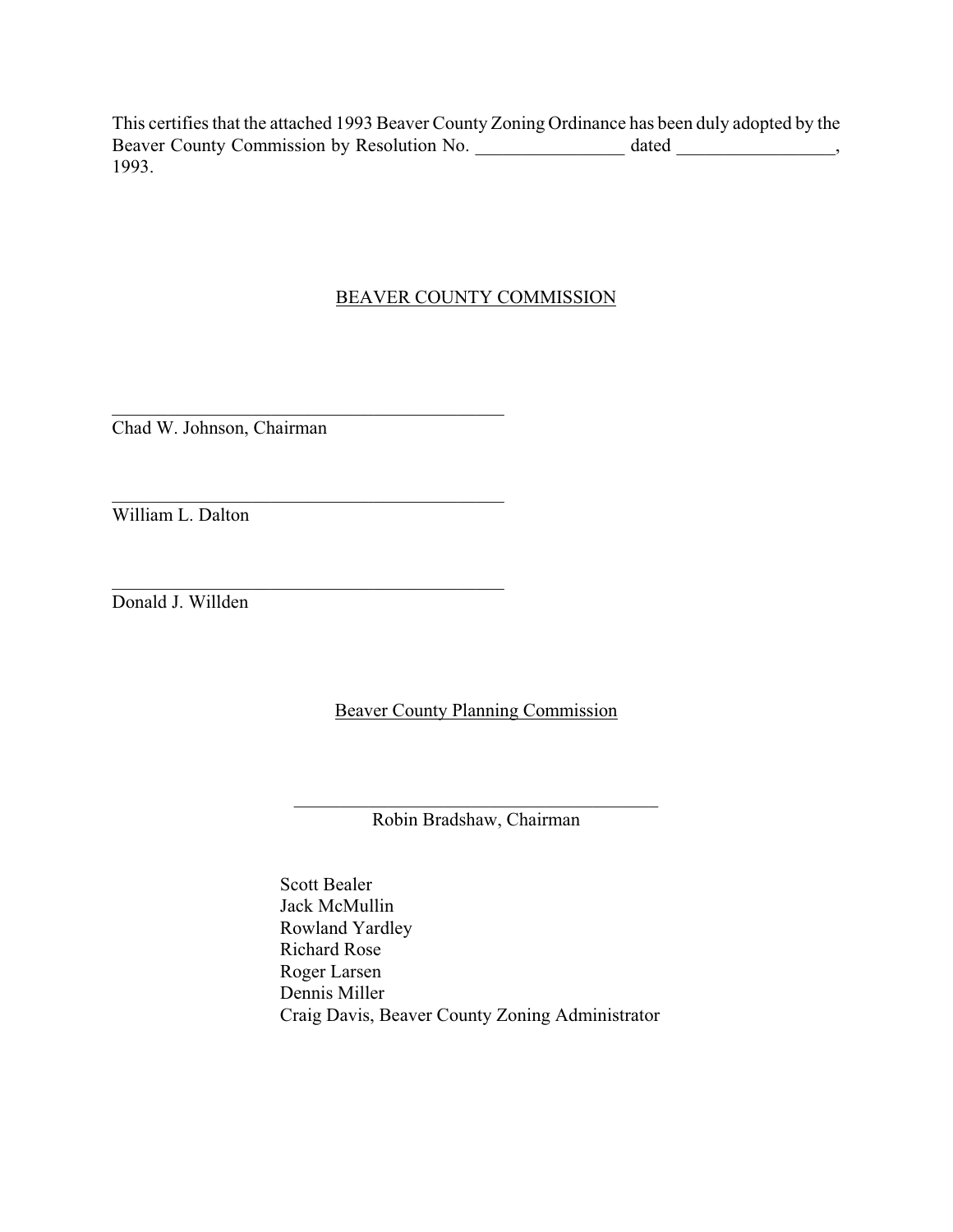This certifies that the attached 1993 Beaver County Zoning Ordinance has been duly adopted by the Beaver County Commission by Resolution No. ________________ dated _________________, 1993.

BEAVER COUNTY COMMISSION

_____________________________________________
Chad W. Johnson, Chairman

_____________________________________________
William L. Dalton

_____________________________________________
Donald J. Willden

Beaver County Planning Commission

_____________________________________________
Robin Bradshaw, Chairman

Scott Bealer
Jack McMullin
Rowland Yardley
Richard Rose
Roger Larsen
Dennis Miller
Craig Davis, Beaver County Zoning Administrator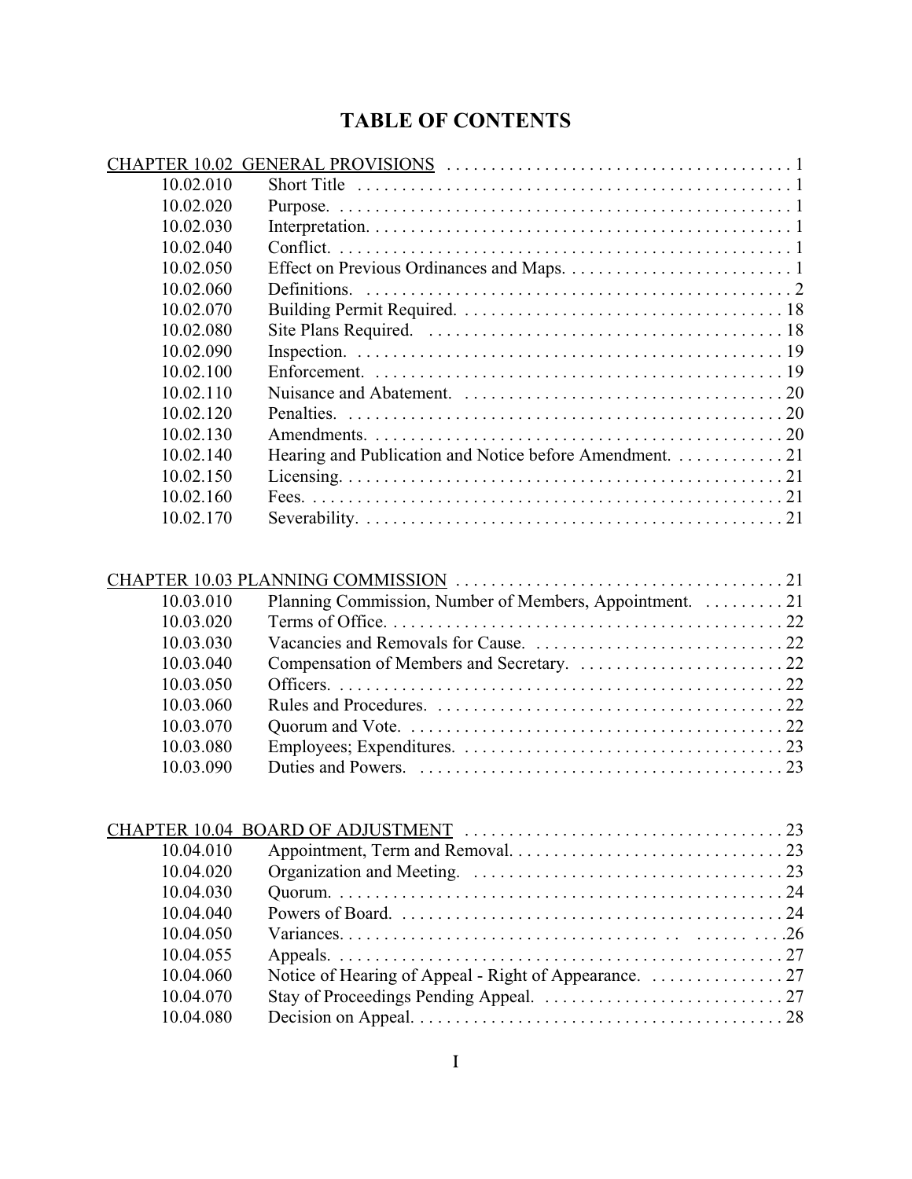# TABLE OF CONTENTS

| | | |
|---|---|---|
| CHAPTER 10.02 GENERAL PROVISIONS | | 1 |
| 10.02.010 | Short Title | 1 |
| 10.02.020 | Purpose. | 1 |
| 10.02.030 | Interpretation. | 1 |
| 10.02.040 | Conflict. | 1 |
| 10.02.050 | Effect on Previous Ordinances and Maps. | 1 |
| 10.02.060 | Definitions. | 2 |
| 10.02.070 | Building Permit Required. | 18 |
| 10.02.080 | Site Plans Required. | 18 |
| 10.02.090 | Inspection. | 19 |
| 10.02.100 | Enforcement. | 19 |
| 10.02.110 | Nuisance and Abatement. | 20 |
| 10.02.120 | Penalties. | 20 |
| 10.02.130 | Amendments. | 20 |
| 10.02.140 | Hearing and Publication and Notice before Amendment. | 21 |
| 10.02.150 | Licensing. | 21 |
| 10.02.160 | Fees. | 21 |
| 10.02.170 | Severability. | 21 |

| | | |
|---|---|---|
| CHAPTER 10.03 PLANNING COMMISSION | | 21 |
| 10.03.010 | Planning Commission, Number of Members, Appointment. | 21 |
| 10.03.020 | Terms of Office. | 22 |
| 10.03.030 | Vacancies and Removals for Cause. | 22 |
| 10.03.040 | Compensation of Members and Secretary. | 22 |
| 10.03.050 | Officers. | 22 |
| 10.03.060 | Rules and Procedures. | 22 |
| 10.03.070 | Quorum and Vote. | 22 |
| 10.03.080 | Employees; Expenditures. | 23 |
| 10.03.090 | Duties and Powers. | 23 |

| | | |
|---|---|---|
| CHAPTER 10.04 BOARD OF ADJUSTMENT | | 23 |
| 10.04.010 | Appointment, Term and Removal. | 23 |
| 10.04.020 | Organization and Meeting. | 23 |
| 10.04.030 | Quorum. | 24 |
| 10.04.040 | Powers of Board. | 24 |
| 10.04.050 | Variances. | 26 |
| 10.04.055 | Appeals. | 27 |
| 10.04.060 | Notice of Hearing of Appeal - Right of Appearance. | 27 |
| 10.04.070 | Stay of Proceedings Pending Appeal. | 27 |
| 10.04.080 | Decision on Appeal. | 28 |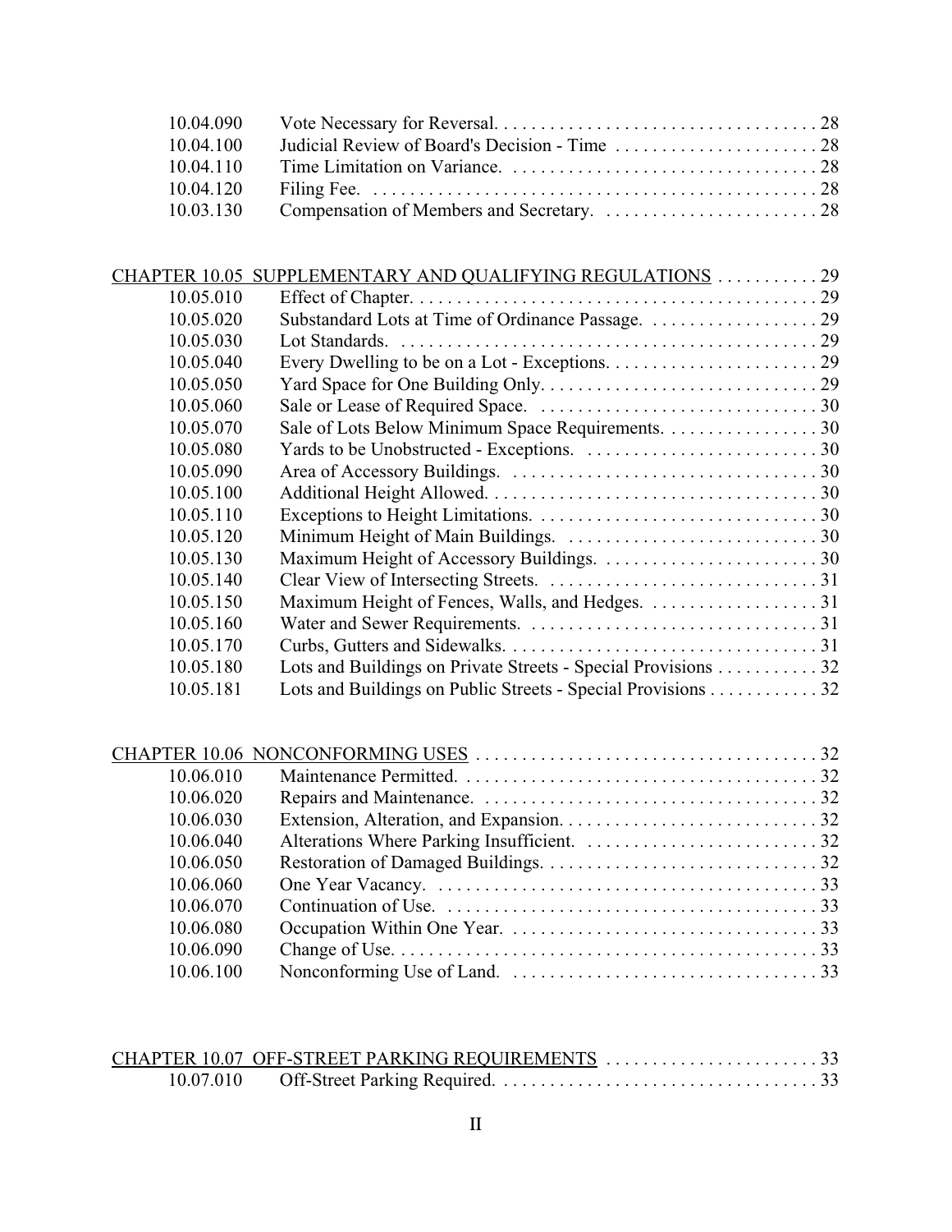| | | |
|---|---|---|
| 10.04.090 | Vote Necessary for Reversal. | 28 |
| 10.04.100 | Judicial Review of Board's Decision - Time | 28 |
| 10.04.110 | Time Limitation on Variance. | 28 |
| 10.04.120 | Filing Fee. | 28 |
| 10.03.130 | Compensation of Members and Secretary. | 28 |

**CHAPTER 10.05 SUPPLEMENTARY AND QUALIFYING REGULATIONS** . . . . . . . . . . . 29

| | | |
|---|---|---|
| 10.05.010 | Effect of Chapter. | 29 |
| 10.05.020 | Substandard Lots at Time of Ordinance Passage. | 29 |
| 10.05.030 | Lot Standards. | 29 |
| 10.05.040 | Every Dwelling to be on a Lot - Exceptions. | 29 |
| 10.05.050 | Yard Space for One Building Only. | 29 |
| 10.05.060 | Sale or Lease of Required Space. | 30 |
| 10.05.070 | Sale of Lots Below Minimum Space Requirements. | 30 |
| 10.05.080 | Yards to be Unobstructed - Exceptions. | 30 |
| 10.05.090 | Area of Accessory Buildings. | 30 |
| 10.05.100 | Additional Height Allowed. | 30 |
| 10.05.110 | Exceptions to Height Limitations. | 30 |
| 10.05.120 | Minimum Height of Main Buildings. | 30 |
| 10.05.130 | Maximum Height of Accessory Buildings. | 30 |
| 10.05.140 | Clear View of Intersecting Streets. | 31 |
| 10.05.150 | Maximum Height of Fences, Walls, and Hedges. | 31 |
| 10.05.160 | Water and Sewer Requirements. | 31 |
| 10.05.170 | Curbs, Gutters and Sidewalks. | 31 |
| 10.05.180 | Lots and Buildings on Private Streets - Special Provisions | 32 |
| 10.05.181 | Lots and Buildings on Public Streets - Special Provisions | 32 |

**CHAPTER 10.06 NONCONFORMING USES** . . . . . . . . . . . 32

| | | |
|---|---|---|
| 10.06.010 | Maintenance Permitted. | 32 |
| 10.06.020 | Repairs and Maintenance. | 32 |
| 10.06.030 | Extension, Alteration, and Expansion. | 32 |
| 10.06.040 | Alterations Where Parking Insufficient. | 32 |
| 10.06.050 | Restoration of Damaged Buildings. | 32 |
| 10.06.060 | One Year Vacancy. | 33 |
| 10.06.070 | Continuation of Use. | 33 |
| 10.06.080 | Occupation Within One Year. | 33 |
| 10.06.090 | Change of Use. | 33 |
| 10.06.100 | Nonconforming Use of Land. | 33 |

**CHAPTER 10.07 OFF-STREET PARKING REQUIREMENTS** . . . . . . . . . . . 33

| | | |
|---|---|---|
| 10.07.010 | Off-Street Parking Required. | 33 |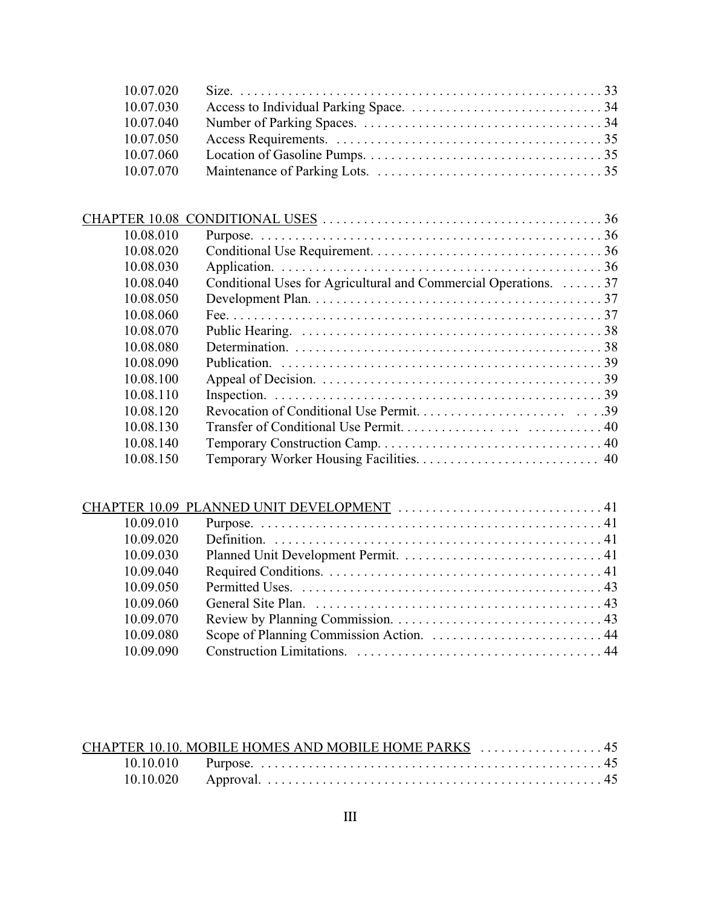| | | |
|---|---|---|
| 10.07.020 | Size. | 33 |
| 10.07.030 | Access to Individual Parking Space. | 34 |
| 10.07.040 | Number of Parking Spaces. | 34 |
| 10.07.050 | Access Requirements. | 35 |
| 10.07.060 | Location of Gasoline Pumps. | 35 |
| 10.07.070 | Maintenance of Parking Lots. | 35 |

| | | |
|---|---|---|
| CHAPTER 10.08 CONDITIONAL USES | | 36 |
| 10.08.010 | Purpose. | 36 |
| 10.08.020 | Conditional Use Requirement. | 36 |
| 10.08.030 | Application. | 36 |
| 10.08.040 | Conditional Uses for Agricultural and Commercial Operations. | 37 |
| 10.08.050 | Development Plan. | 37 |
| 10.08.060 | Fee. | 37 |
| 10.08.070 | Public Hearing. | 38 |
| 10.08.080 | Determination. | 38 |
| 10.08.090 | Publication. | 39 |
| 10.08.100 | Appeal of Decision. | 39 |
| 10.08.110 | Inspection. | 39 |
| 10.08.120 | Revocation of Conditional Use Permit. | 39 |
| 10.08.130 | Transfer of Conditional Use Permit. | 40 |
| 10.08.140 | Temporary Construction Camp. | 40 |
| 10.08.150 | Temporary Worker Housing Facilities. | 40 |

| | | |
|---|---|---|
| CHAPTER 10.09 PLANNED UNIT DEVELOPMENT | | 41 |
| 10.09.010 | Purpose. | 41 |
| 10.09.020 | Definition. | 41 |
| 10.09.030 | Planned Unit Development Permit. | 41 |
| 10.09.040 | Required Conditions. | 41 |
| 10.09.050 | Permitted Uses. | 43 |
| 10.09.060 | General Site Plan. | 43 |
| 10.09.070 | Review by Planning Commission. | 43 |
| 10.09.080 | Scope of Planning Commission Action. | 44 |
| 10.09.090 | Construction Limitations. | 44 |

| | | |
|---|---|---|
| CHAPTER 10.10. MOBILE HOMES AND MOBILE HOME PARKS | | 45 |
| 10.10.010 | Purpose. | 45 |
| 10.10.020 | Approval. | 45 |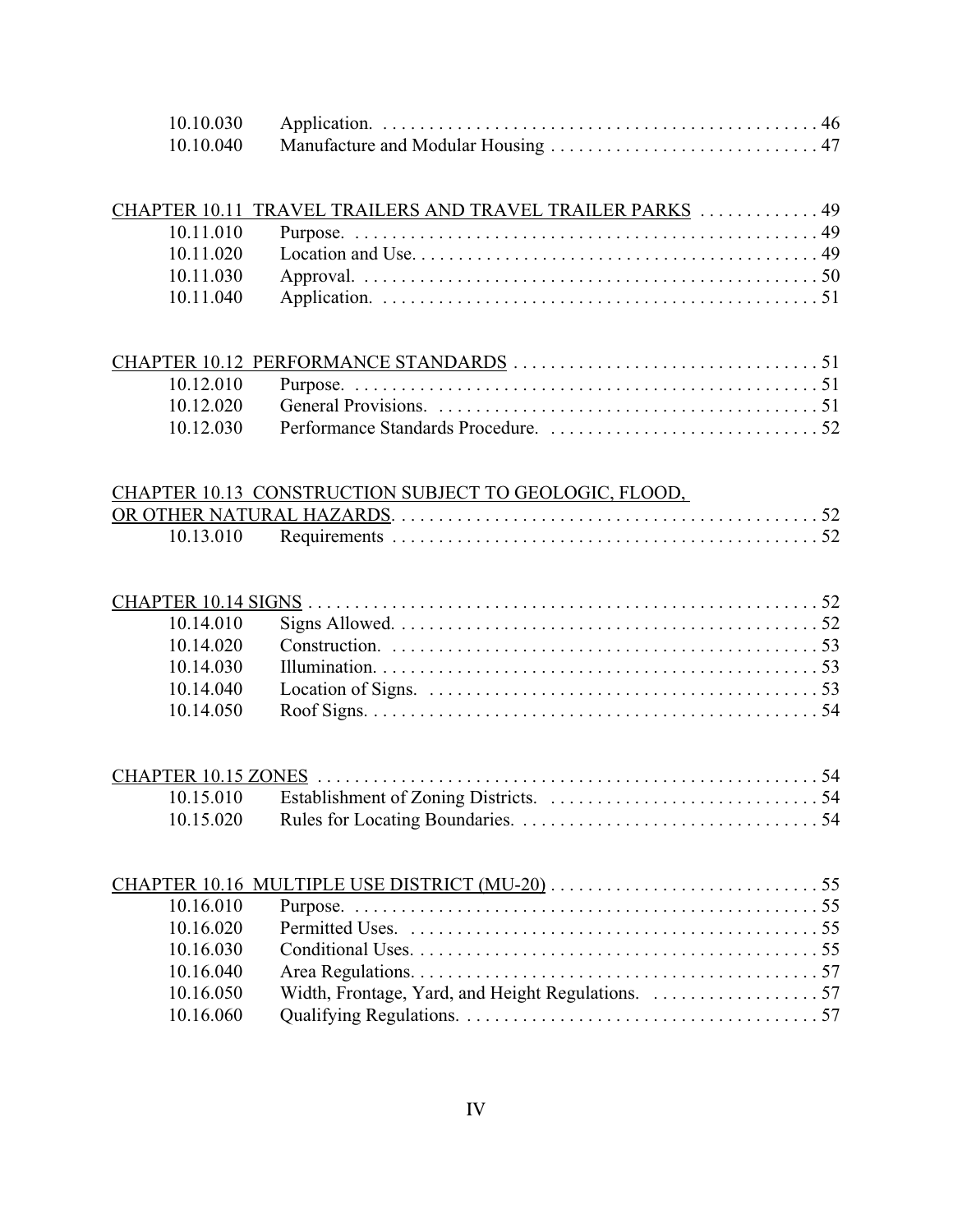| | | |
|---|---|---|
| 10.10.030 | Application. | 46 |
| 10.10.040 | Manufacture and Modular Housing | 47 |

CHAPTER 10.11 TRAVEL TRAILERS AND TRAVEL TRAILER PARKS . . . . . . . . . . . . . 49

| | | |
|---|---|---|
| 10.11.010 | Purpose. | 49 |
| 10.11.020 | Location and Use. | 49 |
| 10.11.030 | Approval. | 50 |
| 10.11.040 | Application. | 51 |

CHAPTER 10.12 PERFORMANCE STANDARDS . . . . . . . . . . . . . . . . . . . . . . . . . . . . . . . . . 51

| | | |
|---|---|---|
| 10.12.010 | Purpose. | 51 |
| 10.12.020 | General Provisions. | 51 |
| 10.12.030 | Performance Standards Procedure. | 52 |

CHAPTER 10.13 CONSTRUCTION SUBJECT TO GEOLOGIC, FLOOD, OR OTHER NATURAL HAZARDS. . . . . . . . . . . . . . . . . . . . . . . . . . . . . . . . . . . . . . . . . . . . . 52

| | | |
|---|---|---|
| 10.13.010 | Requirements | 52 |

CHAPTER 10.14 SIGNS . . . . . . . . . . . . . . . . . . . . . . . . . . . . . . . . . . . . . . . . . . . . . . . . . . . . 52

| | | |
|---|---|---|
| 10.14.010 | Signs Allowed. | 52 |
| 10.14.020 | Construction. | 53 |
| 10.14.030 | Illumination. | 53 |
| 10.14.040 | Location of Signs. | 53 |
| 10.14.050 | Roof Signs. | 54 |

CHAPTER 10.15 ZONES . . . . . . . . . . . . . . . . . . . . . . . . . . . . . . . . . . . . . . . . . . . . . . . . . . . . 54

| | | |
|---|---|---|
| 10.15.010 | Establishment of Zoning Districts. | 54 |
| 10.15.020 | Rules for Locating Boundaries. | 54 |

CHAPTER 10.16 MULTIPLE USE DISTRICT (MU-20) . . . . . . . . . . . . . . . . . . . . . . . . . . . . . 55

| | | |
|---|---|---|
| 10.16.010 | Purpose. | 55 |
| 10.16.020 | Permitted Uses. | 55 |
| 10.16.030 | Conditional Uses. | 55 |
| 10.16.040 | Area Regulations. | 57 |
| 10.16.050 | Width, Frontage, Yard, and Height Regulations. | 57 |
| 10.16.060 | Qualifying Regulations. | 57 |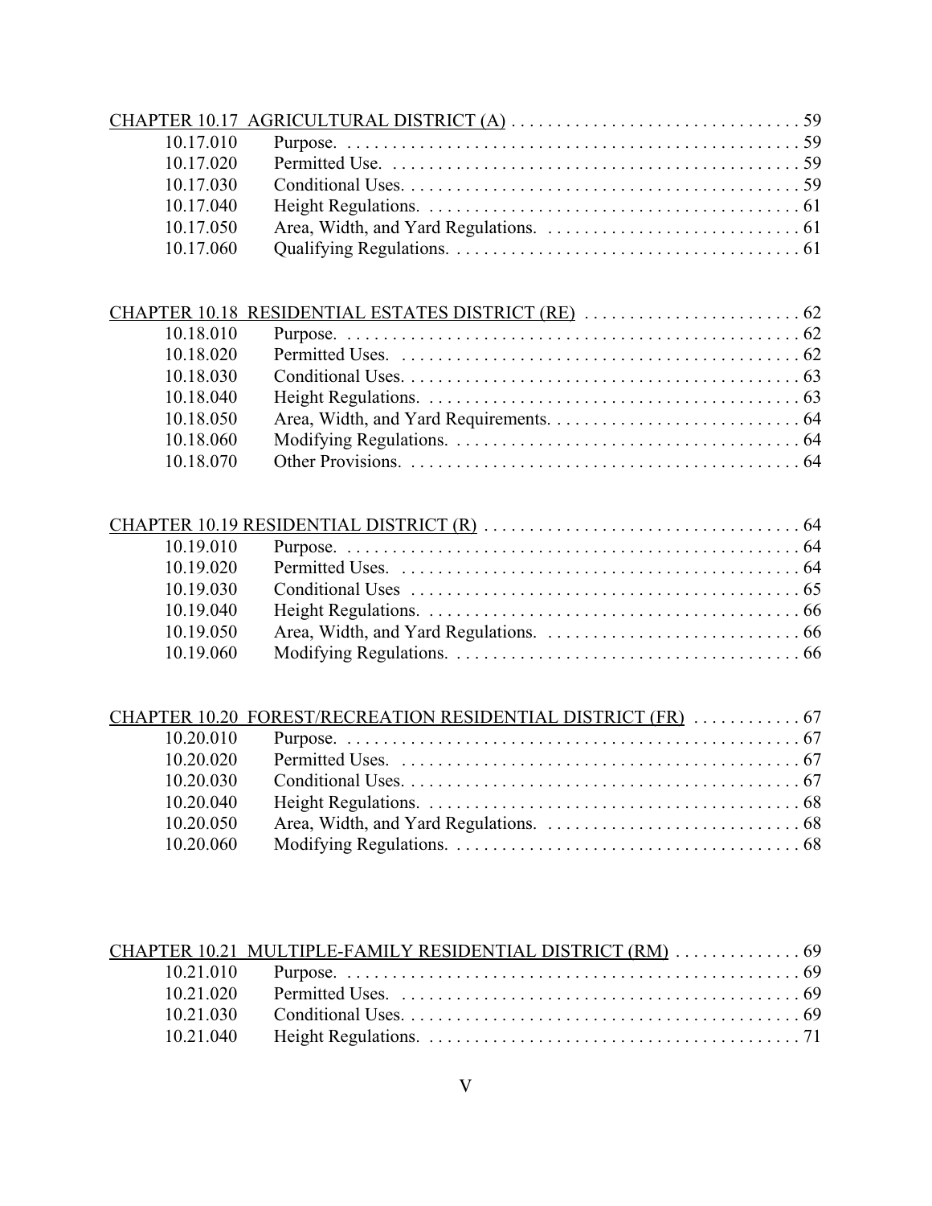CHAPTER 10.17 AGRICULTURAL DISTRICT (A) . . . . . . . . . . . . . . . . . . . . . . . . . . . . . . . . 59

| | | |
|---|---|---|
| 10.17.010 | Purpose. | 59 |
| 10.17.020 | Permitted Use. | 59 |
| 10.17.030 | Conditional Uses. | 59 |
| 10.17.040 | Height Regulations. | 61 |
| 10.17.050 | Area, Width, and Yard Regulations. | 61 |
| 10.17.060 | Qualifying Regulations. | 61 |

CHAPTER 10.18 RESIDENTIAL ESTATES DISTRICT (RE) . . . . . . . . . . . . . . . . . . . . . . . . 62

| | | |
|---|---|---|
| 10.18.010 | Purpose. | 62 |
| 10.18.020 | Permitted Uses. | 62 |
| 10.18.030 | Conditional Uses. | 63 |
| 10.18.040 | Height Regulations. | 63 |
| 10.18.050 | Area, Width, and Yard Requirements. | 64 |
| 10.18.060 | Modifying Regulations. | 64 |
| 10.18.070 | Other Provisions. | 64 |

CHAPTER 10.19 RESIDENTIAL DISTRICT (R) . . . . . . . . . . . . . . . . . . . . . . . . . . . . . . . . . . . 64

| | | |
|---|---|---|
| 10.19.010 | Purpose. | 64 |
| 10.19.020 | Permitted Uses. | 64 |
| 10.19.030 | Conditional Uses | 65 |
| 10.19.040 | Height Regulations. | 66 |
| 10.19.050 | Area, Width, and Yard Regulations. | 66 |
| 10.19.060 | Modifying Regulations. | 66 |

CHAPTER 10.20 FOREST/RECREATION RESIDENTIAL DISTRICT (FR) . . . . . . . . . . . . 67

| | | |
|---|---|---|
| 10.20.010 | Purpose. | 67 |
| 10.20.020 | Permitted Uses. | 67 |
| 10.20.030 | Conditional Uses. | 67 |
| 10.20.040 | Height Regulations. | 68 |
| 10.20.050 | Area, Width, and Yard Regulations. | 68 |
| 10.20.060 | Modifying Regulations. | 68 |

CHAPTER 10.21 MULTIPLE-FAMILY RESIDENTIAL DISTRICT (RM) . . . . . . . . . . . . . . 69

| | | |
|---|---|---|
| 10.21.010 | Purpose. | 69 |
| 10.21.020 | Permitted Uses. | 69 |
| 10.21.030 | Conditional Uses. | 69 |
| 10.21.040 | Height Regulations. | 71 |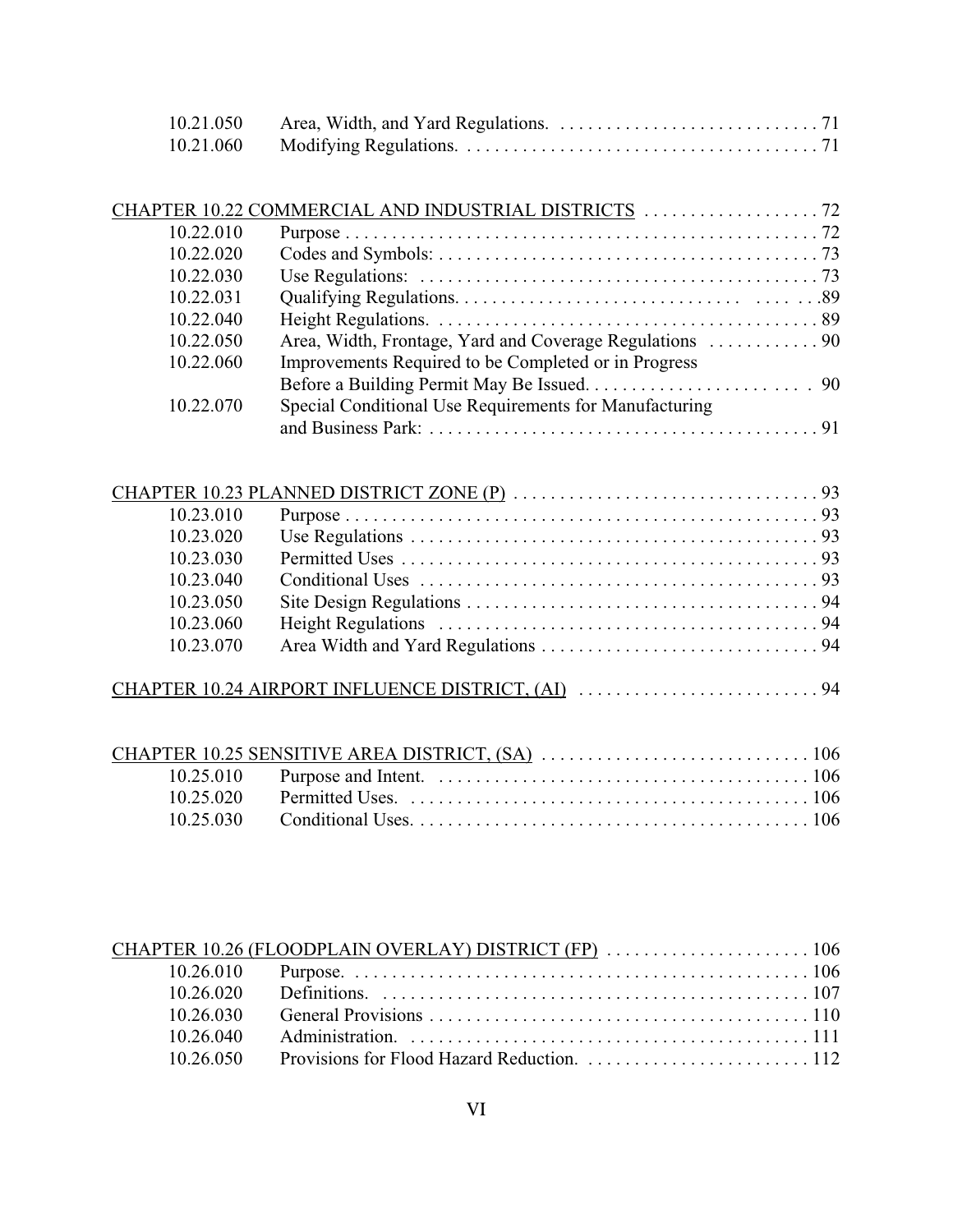| | | |
|---|---|---|
| 10.21.050 | Area, Width, and Yard Regulations. | 71 |
| 10.21.060 | Modifying Regulations. | 71 |

**CHAPTER 10.22 COMMERCIAL AND INDUSTRIAL DISTRICTS** ... 72

| | | |
|---|---|---|
| 10.22.010 | Purpose | 72 |
| 10.22.020 | Codes and Symbols: | 73 |
| 10.22.030 | Use Regulations: | 73 |
| 10.22.031 | Qualifying Regulations. | 89 |
| 10.22.040 | Height Regulations. | 89 |
| 10.22.050 | Area, Width, Frontage, Yard and Coverage Regulations | 90 |
| 10.22.060 | Improvements Required to be Completed or in Progress Before a Building Permit May Be Issued. | 90 |
| 10.22.070 | Special Conditional Use Requirements for Manufacturing and Business Park: | 91 |

**CHAPTER 10.23 PLANNED DISTRICT ZONE (P)** ... 93

| | | |
|---|---|---|
| 10.23.010 | Purpose | 93 |
| 10.23.020 | Use Regulations | 93 |
| 10.23.030 | Permitted Uses | 93 |
| 10.23.040 | Conditional Uses | 93 |
| 10.23.050 | Site Design Regulations | 94 |
| 10.23.060 | Height Regulations | 94 |
| 10.23.070 | Area Width and Yard Regulations | 94 |

**CHAPTER 10.24 AIRPORT INFLUENCE DISTRICT, (AI)** ... 94

**CHAPTER 10.25 SENSITIVE AREA DISTRICT, (SA)** ... 106

| | | |
|---|---|---|
| 10.25.010 | Purpose and Intent. | 106 |
| 10.25.020 | Permitted Uses. | 106 |
| 10.25.030 | Conditional Uses. | 106 |

**CHAPTER 10.26 (FLOODPLAIN OVERLAY) DISTRICT (FP)** ... 106

| | | |
|---|---|---|
| 10.26.010 | Purpose. | 106 |
| 10.26.020 | Definitions. | 107 |
| 10.26.030 | General Provisions | 110 |
| 10.26.040 | Administration. | 111 |
| 10.26.050 | Provisions for Flood Hazard Reduction. | 112 |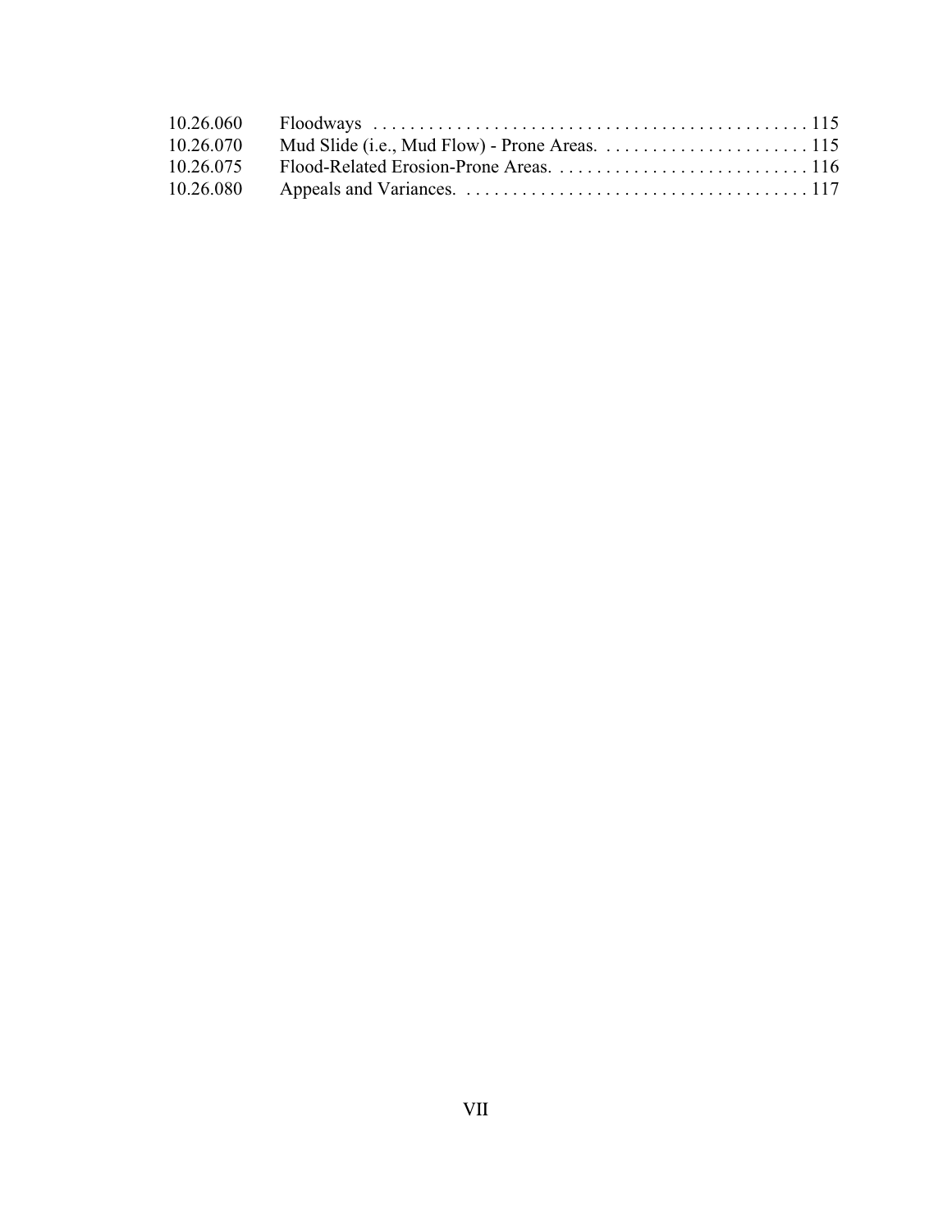| | | |
|---|---|---|
| 10.26.060 | Floodways | 115 |
| 10.26.070 | Mud Slide (i.e., Mud Flow) - Prone Areas. | 115 |
| 10.26.075 | Flood-Related Erosion-Prone Areas. | 116 |
| 10.26.080 | Appeals and Variances. | 117 |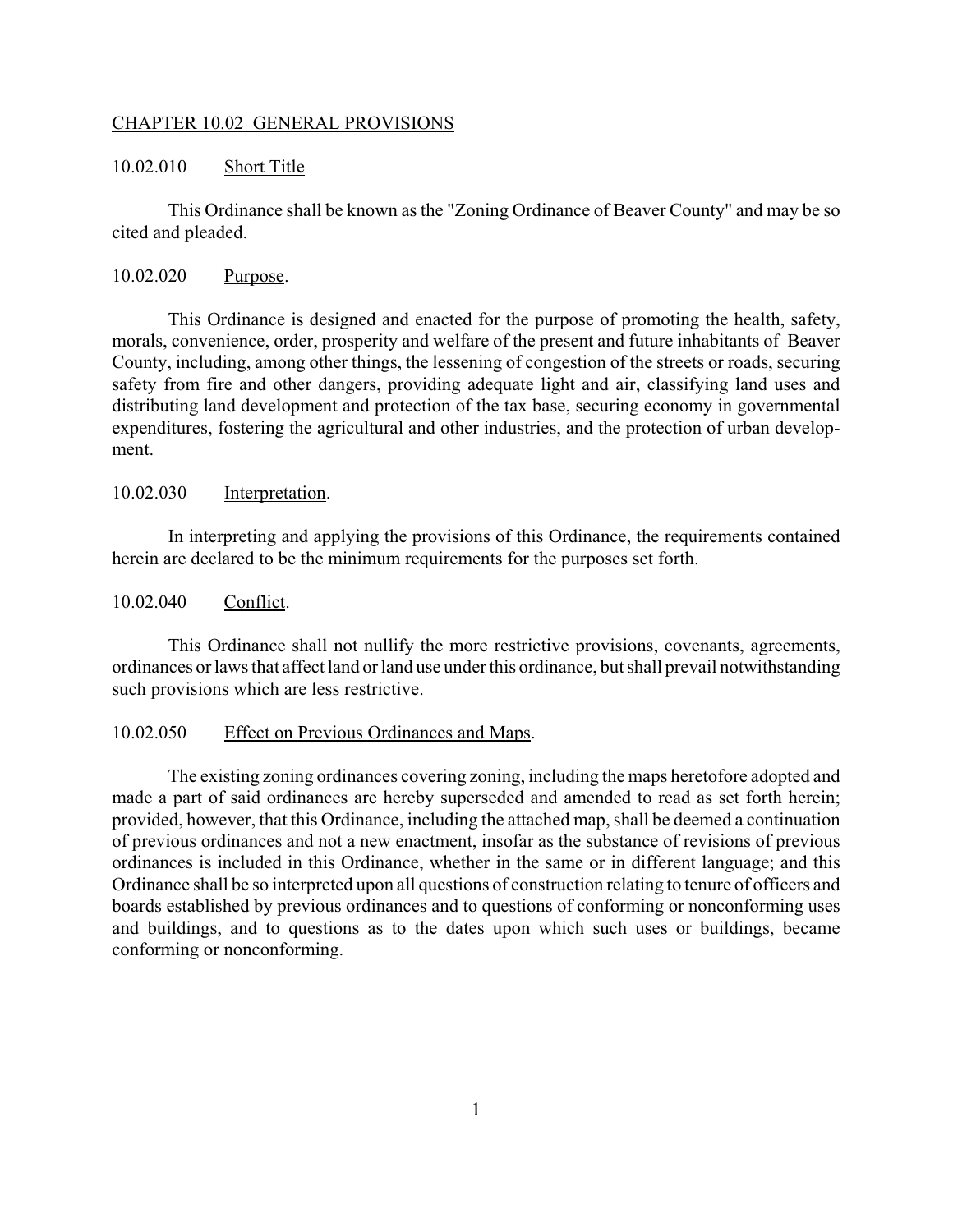## CHAPTER 10.02 GENERAL PROVISIONS

### 10.02.010 Short Title

This Ordinance shall be known as the "Zoning Ordinance of Beaver County" and may be so cited and pleaded.

### 10.02.020 Purpose.

This Ordinance is designed and enacted for the purpose of promoting the health, safety, morals, convenience, order, prosperity and welfare of the present and future inhabitants of Beaver County, including, among other things, the lessening of congestion of the streets or roads, securing safety from fire and other dangers, providing adequate light and air, classifying land uses and distributing land development and protection of the tax base, securing economy in governmental expenditures, fostering the agricultural and other industries, and the protection of urban development.

### 10.02.030 Interpretation.

In interpreting and applying the provisions of this Ordinance, the requirements contained herein are declared to be the minimum requirements for the purposes set forth.

### 10.02.040 Conflict.

This Ordinance shall not nullify the more restrictive provisions, covenants, agreements, ordinances or laws that affect land or land use under this ordinance, but shall prevail notwithstanding such provisions which are less restrictive.

### 10.02.050 Effect on Previous Ordinances and Maps.

The existing zoning ordinances covering zoning, including the maps heretofore adopted and made a part of said ordinances are hereby superseded and amended to read as set forth herein; provided, however, that this Ordinance, including the attached map, shall be deemed a continuation of previous ordinances and not a new enactment, insofar as the substance of revisions of previous ordinances is included in this Ordinance, whether in the same or in different language; and this Ordinance shall be so interpreted upon all questions of construction relating to tenure of officers and boards established by previous ordinances and to questions of conforming or nonconforming uses and buildings, and to questions as to the dates upon which such uses or buildings, became conforming or nonconforming.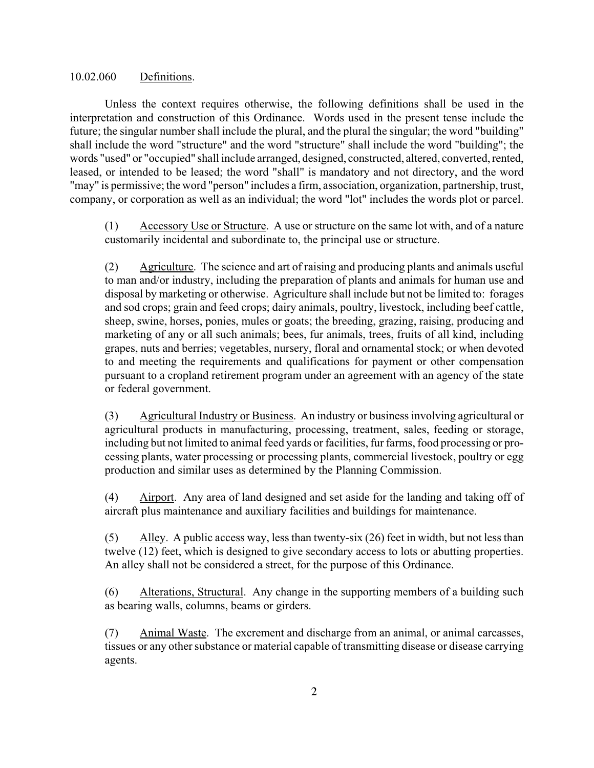10.02.060 Definitions.

Unless the context requires otherwise, the following definitions shall be used in the interpretation and construction of this Ordinance. Words used in the present tense include the future; the singular number shall include the plural, and the plural the singular; the word "building" shall include the word "structure" and the word "structure" shall include the word "building"; the words "used" or "occupied" shall include arranged, designed, constructed, altered, converted, rented, leased, or intended to be leased; the word "shall" is mandatory and not directory, and the word "may" is permissive; the word "person" includes a firm, association, organization, partnership, trust, company, or corporation as well as an individual; the word "lot" includes the words plot or parcel.

(1) Accessory Use or Structure. A use or structure on the same lot with, and of a nature customarily incidental and subordinate to, the principal use or structure.

(2) Agriculture. The science and art of raising and producing plants and animals useful to man and/or industry, including the preparation of plants and animals for human use and disposal by marketing or otherwise. Agriculture shall include but not be limited to: forages and sod crops; grain and feed crops; dairy animals, poultry, livestock, including beef cattle, sheep, swine, horses, ponies, mules or goats; the breeding, grazing, raising, producing and marketing of any or all such animals; bees, fur animals, trees, fruits of all kind, including grapes, nuts and berries; vegetables, nursery, floral and ornamental stock; or when devoted to and meeting the requirements and qualifications for payment or other compensation pursuant to a cropland retirement program under an agreement with an agency of the state or federal government.

(3) Agricultural Industry or Business. An industry or business involving agricultural or agricultural products in manufacturing, processing, treatment, sales, feeding or storage, including but not limited to animal feed yards or facilities, fur farms, food processing or processing plants, water processing or processing plants, commercial livestock, poultry or egg production and similar uses as determined by the Planning Commission.

(4) Airport. Any area of land designed and set aside for the landing and taking off of aircraft plus maintenance and auxiliary facilities and buildings for maintenance.

(5) Alley. A public access way, less than twenty-six (26) feet in width, but not less than twelve (12) feet, which is designed to give secondary access to lots or abutting properties. An alley shall not be considered a street, for the purpose of this Ordinance.

(6) Alterations, Structural. Any change in the supporting members of a building such as bearing walls, columns, beams or girders.

(7) Animal Waste. The excrement and discharge from an animal, or animal carcasses, tissues or any other substance or material capable of transmitting disease or disease carrying agents.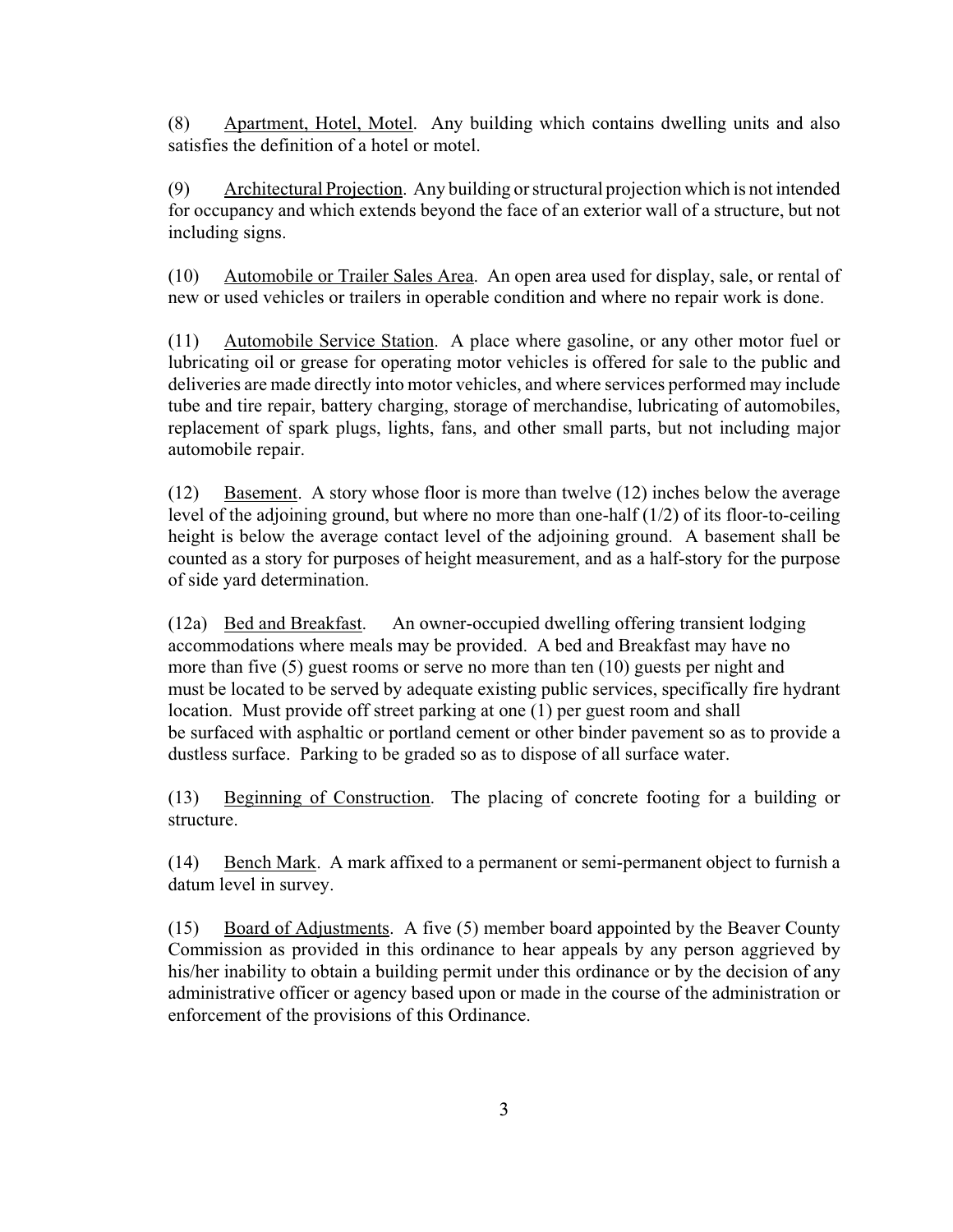(8) Apartment, Hotel, Motel. Any building which contains dwelling units and also satisfies the definition of a hotel or motel.

(9) Architectural Projection. Any building or structural projection which is not intended for occupancy and which extends beyond the face of an exterior wall of a structure, but not including signs.

(10) Automobile or Trailer Sales Area. An open area used for display, sale, or rental of new or used vehicles or trailers in operable condition and where no repair work is done.

(11) Automobile Service Station. A place where gasoline, or any other motor fuel or lubricating oil or grease for operating motor vehicles is offered for sale to the public and deliveries are made directly into motor vehicles, and where services performed may include tube and tire repair, battery charging, storage of merchandise, lubricating of automobiles, replacement of spark plugs, lights, fans, and other small parts, but not including major automobile repair.

(12) Basement. A story whose floor is more than twelve (12) inches below the average level of the adjoining ground, but where no more than one-half (1/2) of its floor-to-ceiling height is below the average contact level of the adjoining ground. A basement shall be counted as a story for purposes of height measurement, and as a half-story for the purpose of side yard determination.

(12a) Bed and Breakfast. An owner-occupied dwelling offering transient lodging accommodations where meals may be provided. A bed and Breakfast may have no more than five (5) guest rooms or serve no more than ten (10) guests per night and must be located to be served by adequate existing public services, specifically fire hydrant location. Must provide off street parking at one (1) per guest room and shall be surfaced with asphaltic or portland cement or other binder pavement so as to provide a dustless surface. Parking to be graded so as to dispose of all surface water.

(13) Beginning of Construction. The placing of concrete footing for a building or structure.

(14) Bench Mark. A mark affixed to a permanent or semi-permanent object to furnish a datum level in survey.

(15) Board of Adjustments. A five (5) member board appointed by the Beaver County Commission as provided in this ordinance to hear appeals by any person aggrieved by his/her inability to obtain a building permit under this ordinance or by the decision of any administrative officer or agency based upon or made in the course of the administration or enforcement of the provisions of this Ordinance.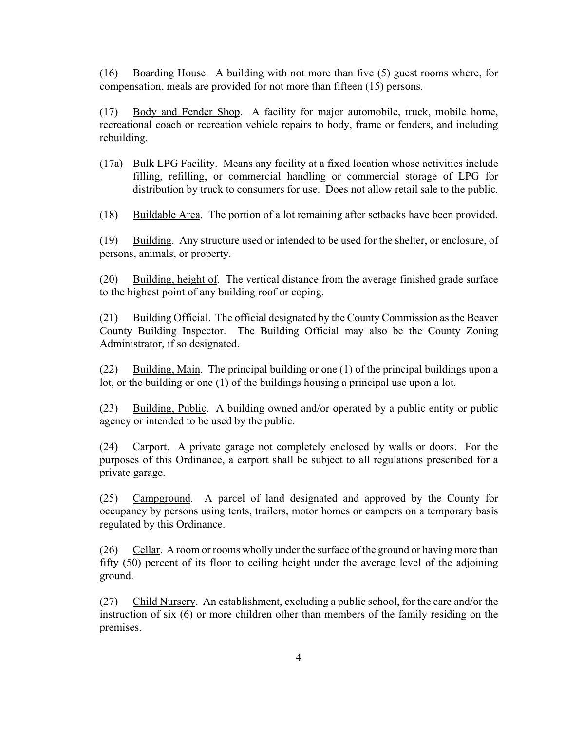(16) Boarding House. A building with not more than five (5) guest rooms where, for compensation, meals are provided for not more than fifteen (15) persons.

(17) Body and Fender Shop. A facility for major automobile, truck, mobile home, recreational coach or recreation vehicle repairs to body, frame or fenders, and including rebuilding.

(17a) Bulk LPG Facility. Means any facility at a fixed location whose activities include filling, refilling, or commercial handling or commercial storage of LPG for distribution by truck to consumers for use. Does not allow retail sale to the public.

(18) Buildable Area. The portion of a lot remaining after setbacks have been provided.

(19) Building. Any structure used or intended to be used for the shelter, or enclosure, of persons, animals, or property.

(20) Building, height of. The vertical distance from the average finished grade surface to the highest point of any building roof or coping.

(21) Building Official. The official designated by the County Commission as the Beaver County Building Inspector. The Building Official may also be the County Zoning Administrator, if so designated.

(22) Building, Main. The principal building or one (1) of the principal buildings upon a lot, or the building or one (1) of the buildings housing a principal use upon a lot.

(23) Building, Public. A building owned and/or operated by a public entity or public agency or intended to be used by the public.

(24) Carport. A private garage not completely enclosed by walls or doors. For the purposes of this Ordinance, a carport shall be subject to all regulations prescribed for a private garage.

(25) Campground. A parcel of land designated and approved by the County for occupancy by persons using tents, trailers, motor homes or campers on a temporary basis regulated by this Ordinance.

(26) Cellar. A room or rooms wholly under the surface of the ground or having more than fifty (50) percent of its floor to ceiling height under the average level of the adjoining ground.

(27) Child Nursery. An establishment, excluding a public school, for the care and/or the instruction of six (6) or more children other than members of the family residing on the premises.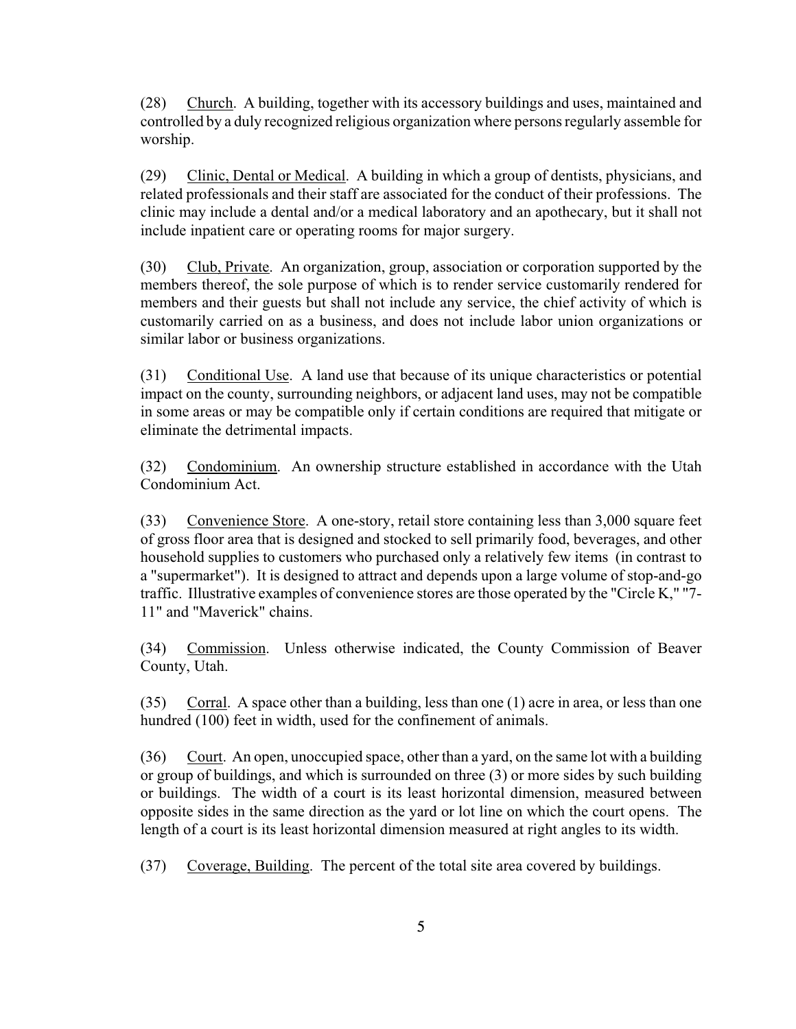(28) Church. A building, together with its accessory buildings and uses, maintained and controlled by a duly recognized religious organization where persons regularly assemble for worship.

(29) Clinic, Dental or Medical. A building in which a group of dentists, physicians, and related professionals and their staff are associated for the conduct of their professions. The clinic may include a dental and/or a medical laboratory and an apothecary, but it shall not include inpatient care or operating rooms for major surgery.

(30) Club, Private. An organization, group, association or corporation supported by the members thereof, the sole purpose of which is to render service customarily rendered for members and their guests but shall not include any service, the chief activity of which is customarily carried on as a business, and does not include labor union organizations or similar labor or business organizations.

(31) Conditional Use. A land use that because of its unique characteristics or potential impact on the county, surrounding neighbors, or adjacent land uses, may not be compatible in some areas or may be compatible only if certain conditions are required that mitigate or eliminate the detrimental impacts.

(32) Condominium. An ownership structure established in accordance with the Utah Condominium Act.

(33) Convenience Store. A one-story, retail store containing less than 3,000 square feet of gross floor area that is designed and stocked to sell primarily food, beverages, and other household supplies to customers who purchased only a relatively few items (in contrast to a "supermarket"). It is designed to attract and depends upon a large volume of stop-and-go traffic. Illustrative examples of convenience stores are those operated by the "Circle K," "7-11" and "Maverick" chains.

(34) Commission. Unless otherwise indicated, the County Commission of Beaver County, Utah.

(35) Corral. A space other than a building, less than one (1) acre in area, or less than one hundred (100) feet in width, used for the confinement of animals.

(36) Court. An open, unoccupied space, other than a yard, on the same lot with a building or group of buildings, and which is surrounded on three (3) or more sides by such building or buildings. The width of a court is its least horizontal dimension, measured between opposite sides in the same direction as the yard or lot line on which the court opens. The length of a court is its least horizontal dimension measured at right angles to its width.

(37) Coverage, Building. The percent of the total site area covered by buildings.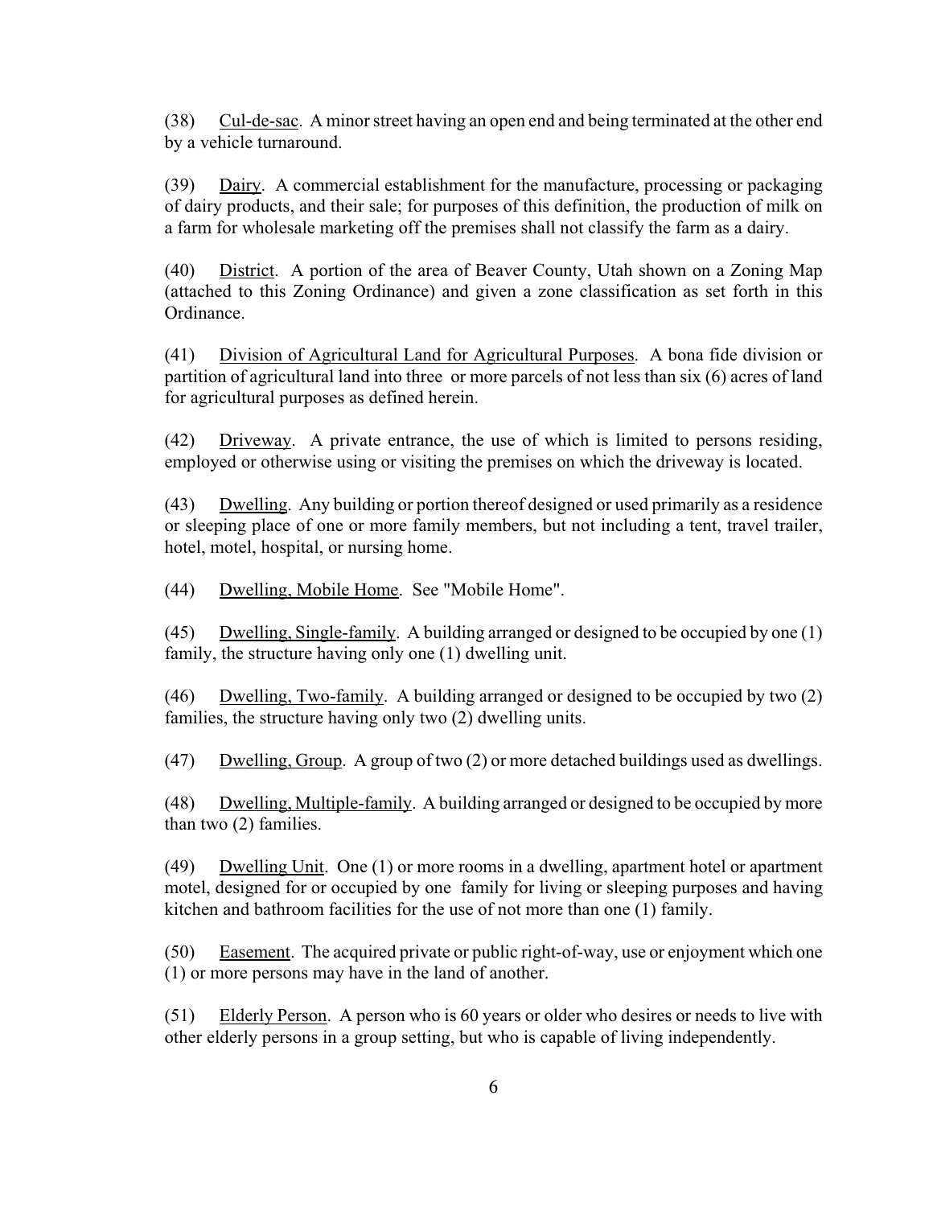(38) Cul-de-sac. A minor street having an open end and being terminated at the other end by a vehicle turnaround.

(39) Dairy. A commercial establishment for the manufacture, processing or packaging of dairy products, and their sale; for purposes of this definition, the production of milk on a farm for wholesale marketing off the premises shall not classify the farm as a dairy.

(40) District. A portion of the area of Beaver County, Utah shown on a Zoning Map (attached to this Zoning Ordinance) and given a zone classification as set forth in this Ordinance.

(41) Division of Agricultural Land for Agricultural Purposes. A bona fide division or partition of agricultural land into three or more parcels of not less than six (6) acres of land for agricultural purposes as defined herein.

(42) Driveway. A private entrance, the use of which is limited to persons residing, employed or otherwise using or visiting the premises on which the driveway is located.

(43) Dwelling. Any building or portion thereof designed or used primarily as a residence or sleeping place of one or more family members, but not including a tent, travel trailer, hotel, motel, hospital, or nursing home.

(44) Dwelling, Mobile Home. See "Mobile Home".

(45) Dwelling, Single-family. A building arranged or designed to be occupied by one (1) family, the structure having only one (1) dwelling unit.

(46) Dwelling, Two-family. A building arranged or designed to be occupied by two (2) families, the structure having only two (2) dwelling units.

(47) Dwelling, Group. A group of two (2) or more detached buildings used as dwellings.

(48) Dwelling, Multiple-family. A building arranged or designed to be occupied by more than two (2) families.

(49) Dwelling Unit. One (1) or more rooms in a dwelling, apartment hotel or apartment motel, designed for or occupied by one family for living or sleeping purposes and having kitchen and bathroom facilities for the use of not more than one (1) family.

(50) Easement. The acquired private or public right-of-way, use or enjoyment which one (1) or more persons may have in the land of another.

(51) Elderly Person. A person who is 60 years or older who desires or needs to live with other elderly persons in a group setting, but who is capable of living independently.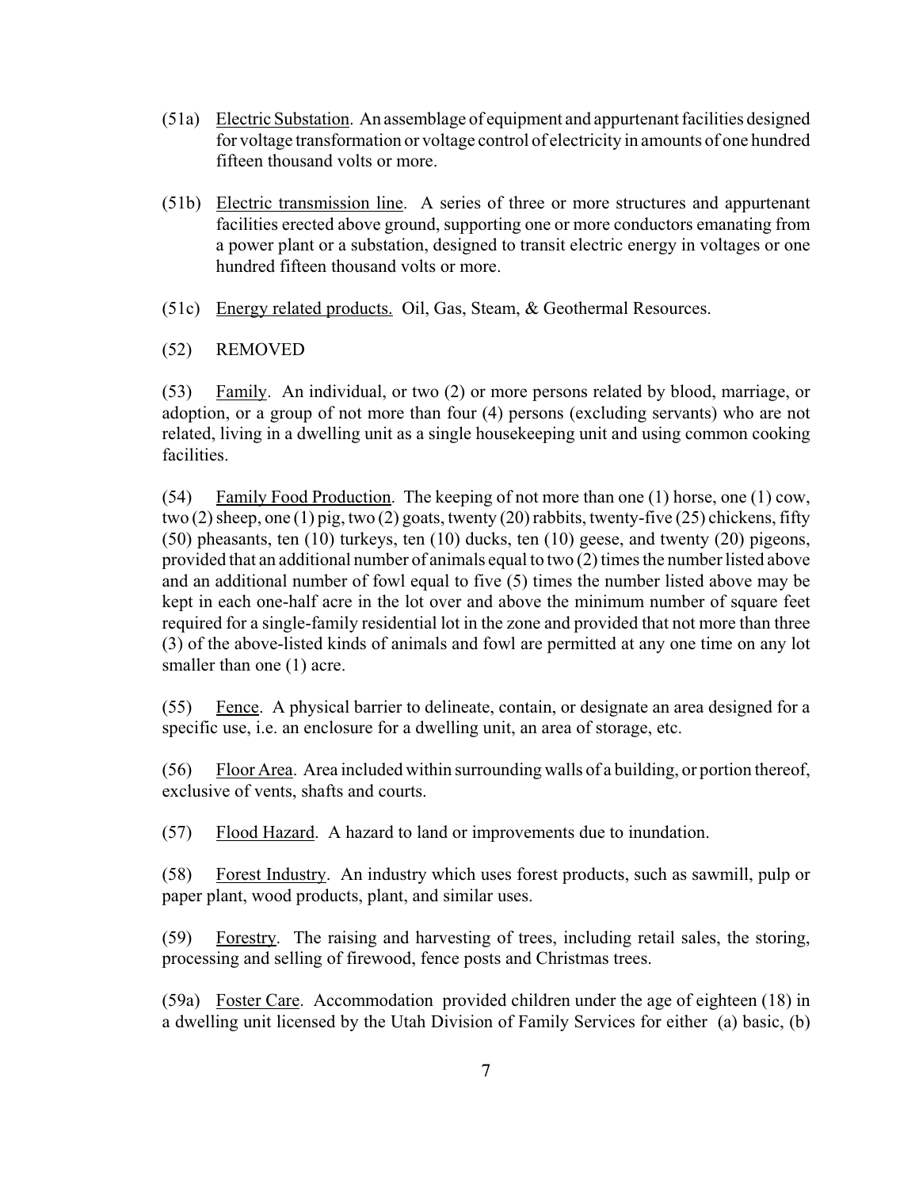(51a) Electric Substation. An assemblage of equipment and appurtenant facilities designed for voltage transformation or voltage control of electricity in amounts of one hundred fifteen thousand volts or more.

(51b) Electric transmission line. A series of three or more structures and appurtenant facilities erected above ground, supporting one or more conductors emanating from a power plant or a substation, designed to transit electric energy in voltages or one hundred fifteen thousand volts or more.

(51c) Energy related products. Oil, Gas, Steam, & Geothermal Resources.

(52) REMOVED

(53) Family. An individual, or two (2) or more persons related by blood, marriage, or adoption, or a group of not more than four (4) persons (excluding servants) who are not related, living in a dwelling unit as a single housekeeping unit and using common cooking facilities.

(54) Family Food Production. The keeping of not more than one (1) horse, one (1) cow, two (2) sheep, one (1) pig, two (2) goats, twenty (20) rabbits, twenty-five (25) chickens, fifty (50) pheasants, ten (10) turkeys, ten (10) ducks, ten (10) geese, and twenty (20) pigeons, provided that an additional number of animals equal to two (2) times the number listed above and an additional number of fowl equal to five (5) times the number listed above may be kept in each one-half acre in the lot over and above the minimum number of square feet required for a single-family residential lot in the zone and provided that not more than three (3) of the above-listed kinds of animals and fowl are permitted at any one time on any lot smaller than one (1) acre.

(55) Fence. A physical barrier to delineate, contain, or designate an area designed for a specific use, i.e. an enclosure for a dwelling unit, an area of storage, etc.

(56) Floor Area. Area included within surrounding walls of a building, or portion thereof, exclusive of vents, shafts and courts.

(57) Flood Hazard. A hazard to land or improvements due to inundation.

(58) Forest Industry. An industry which uses forest products, such as sawmill, pulp or paper plant, wood products, plant, and similar uses.

(59) Forestry. The raising and harvesting of trees, including retail sales, the storing, processing and selling of firewood, fence posts and Christmas trees.

(59a) Foster Care. Accommodation provided children under the age of eighteen (18) in a dwelling unit licensed by the Utah Division of Family Services for either (a) basic, (b)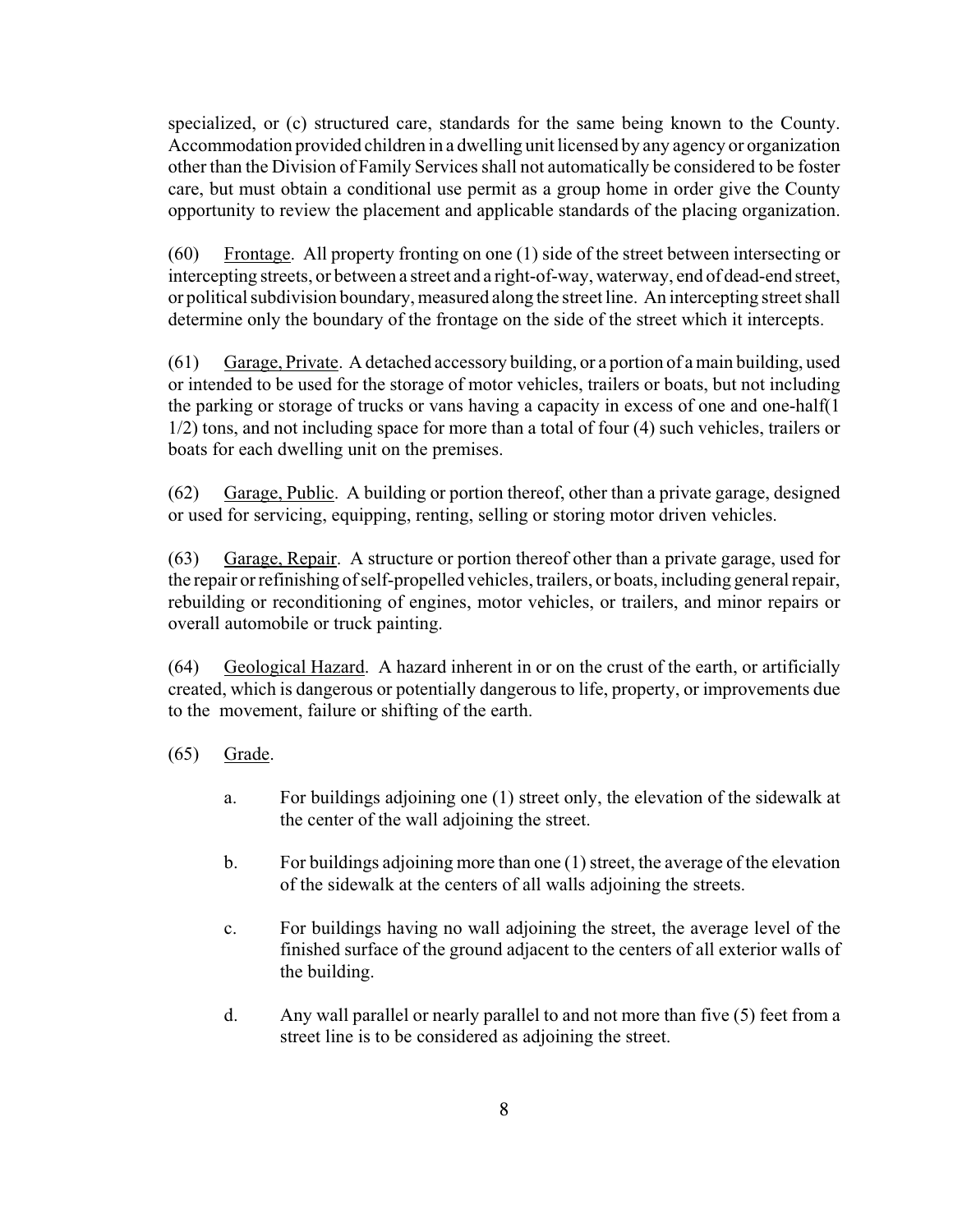specialized, or (c) structured care, standards for the same being known to the County. Accommodation provided children in a dwelling unit licensed by any agency or organization other than the Division of Family Services shall not automatically be considered to be foster care, but must obtain a conditional use permit as a group home in order give the County opportunity to review the placement and applicable standards of the placing organization.

(60) Frontage. All property fronting on one (1) side of the street between intersecting or intercepting streets, or between a street and a right-of-way, waterway, end of dead-end street, or political subdivision boundary, measured along the street line. An intercepting street shall determine only the boundary of the frontage on the side of the street which it intercepts.

(61) Garage, Private. A detached accessory building, or a portion of a main building, used or intended to be used for the storage of motor vehicles, trailers or boats, but not including the parking or storage of trucks or vans having a capacity in excess of one and one-half(1 1/2) tons, and not including space for more than a total of four (4) such vehicles, trailers or boats for each dwelling unit on the premises.

(62) Garage, Public. A building or portion thereof, other than a private garage, designed or used for servicing, equipping, renting, selling or storing motor driven vehicles.

(63) Garage, Repair. A structure or portion thereof other than a private garage, used for the repair or refinishing of self-propelled vehicles, trailers, or boats, including general repair, rebuilding or reconditioning of engines, motor vehicles, or trailers, and minor repairs or overall automobile or truck painting.

(64) Geological Hazard. A hazard inherent in or on the crust of the earth, or artificially created, which is dangerous or potentially dangerous to life, property, or improvements due to the movement, failure or shifting of the earth.

(65) Grade.

a. For buildings adjoining one (1) street only, the elevation of the sidewalk at the center of the wall adjoining the street.

b. For buildings adjoining more than one (1) street, the average of the elevation of the sidewalk at the centers of all walls adjoining the streets.

c. For buildings having no wall adjoining the street, the average level of the finished surface of the ground adjacent to the centers of all exterior walls of the building.

d. Any wall parallel or nearly parallel to and not more than five (5) feet from a street line is to be considered as adjoining the street.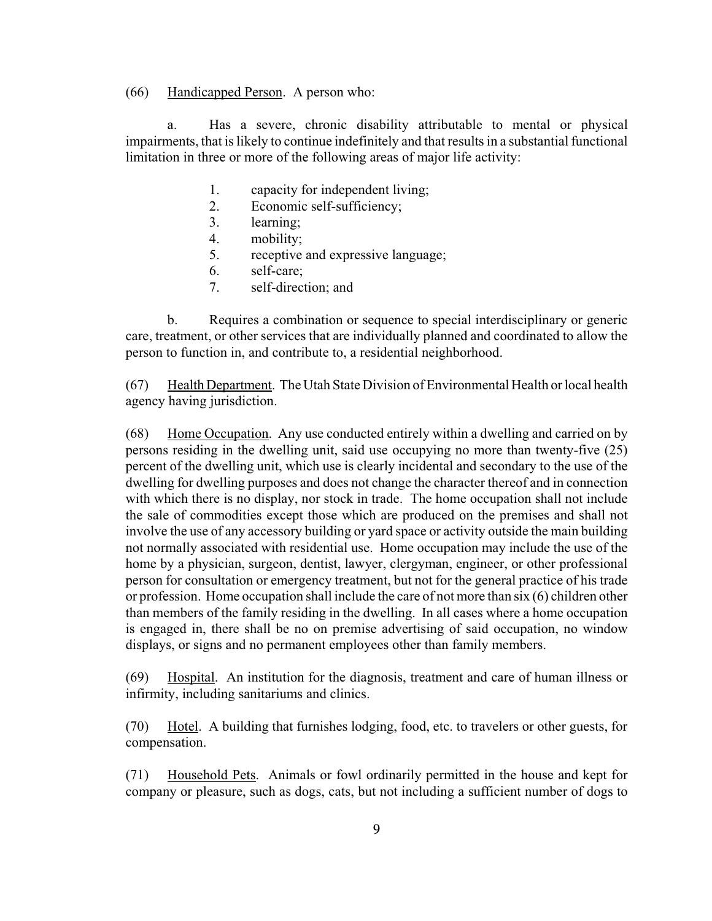(66) Handicapped Person. A person who:

a. Has a severe, chronic disability attributable to mental or physical impairments, that is likely to continue indefinitely and that results in a substantial functional limitation in three or more of the following areas of major life activity:

1. capacity for independent living;
2. Economic self-sufficiency;
3. learning;
4. mobility;
5. receptive and expressive language;
6. self-care;
7. self-direction; and

b. Requires a combination or sequence to special interdisciplinary or generic care, treatment, or other services that are individually planned and coordinated to allow the person to function in, and contribute to, a residential neighborhood.

(67) Health Department. The Utah State Division of Environmental Health or local health agency having jurisdiction.

(68) Home Occupation. Any use conducted entirely within a dwelling and carried on by persons residing in the dwelling unit, said use occupying no more than twenty-five (25) percent of the dwelling unit, which use is clearly incidental and secondary to the use of the dwelling for dwelling purposes and does not change the character thereof and in connection with which there is no display, nor stock in trade. The home occupation shall not include the sale of commodities except those which are produced on the premises and shall not involve the use of any accessory building or yard space or activity outside the main building not normally associated with residential use. Home occupation may include the use of the home by a physician, surgeon, dentist, lawyer, clergyman, engineer, or other professional person for consultation or emergency treatment, but not for the general practice of his trade or profession. Home occupation shall include the care of not more than six (6) children other than members of the family residing in the dwelling. In all cases where a home occupation is engaged in, there shall be no on premise advertising of said occupation, no window displays, or signs and no permanent employees other than family members.

(69) Hospital. An institution for the diagnosis, treatment and care of human illness or infirmity, including sanitariums and clinics.

(70) Hotel. A building that furnishes lodging, food, etc. to travelers or other guests, for compensation.

(71) Household Pets. Animals or fowl ordinarily permitted in the house and kept for company or pleasure, such as dogs, cats, but not including a sufficient number of dogs to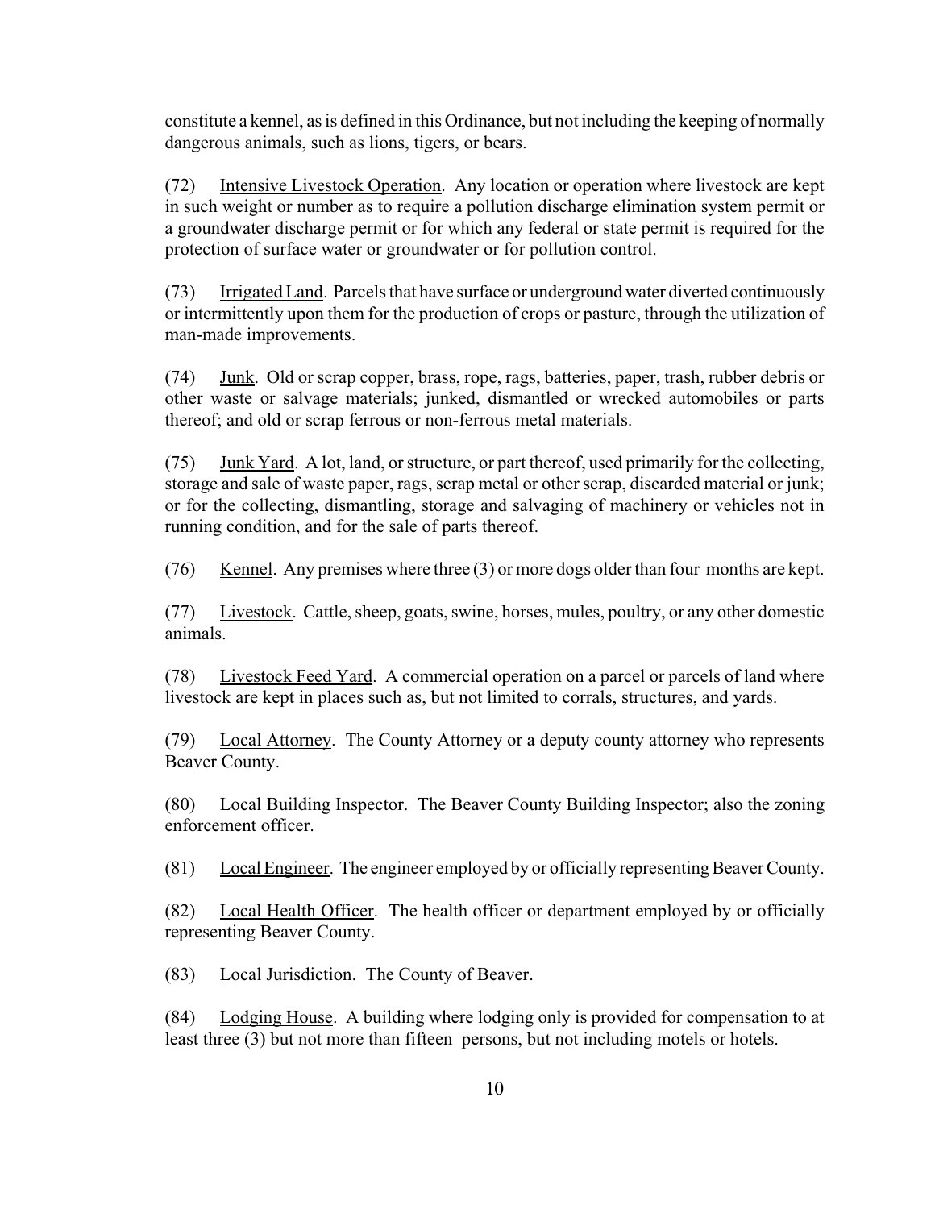constitute a kennel, as is defined in this Ordinance, but not including the keeping of normally dangerous animals, such as lions, tigers, or bears.

(72) Intensive Livestock Operation. Any location or operation where livestock are kept in such weight or number as to require a pollution discharge elimination system permit or a groundwater discharge permit or for which any federal or state permit is required for the protection of surface water or groundwater or for pollution control.

(73) Irrigated Land. Parcels that have surface or underground water diverted continuously or intermittently upon them for the production of crops or pasture, through the utilization of man-made improvements.

(74) Junk. Old or scrap copper, brass, rope, rags, batteries, paper, trash, rubber debris or other waste or salvage materials; junked, dismantled or wrecked automobiles or parts thereof; and old or scrap ferrous or non-ferrous metal materials.

(75) Junk Yard. A lot, land, or structure, or part thereof, used primarily for the collecting, storage and sale of waste paper, rags, scrap metal or other scrap, discarded material or junk; or for the collecting, dismantling, storage and salvaging of machinery or vehicles not in running condition, and for the sale of parts thereof.

(76) Kennel. Any premises where three (3) or more dogs older than four months are kept.

(77) Livestock. Cattle, sheep, goats, swine, horses, mules, poultry, or any other domestic animals.

(78) Livestock Feed Yard. A commercial operation on a parcel or parcels of land where livestock are kept in places such as, but not limited to corrals, structures, and yards.

(79) Local Attorney. The County Attorney or a deputy county attorney who represents Beaver County.

(80) Local Building Inspector. The Beaver County Building Inspector; also the zoning enforcement officer.

(81) Local Engineer. The engineer employed by or officially representing Beaver County.

(82) Local Health Officer. The health officer or department employed by or officially representing Beaver County.

(83) Local Jurisdiction. The County of Beaver.

(84) Lodging House. A building where lodging only is provided for compensation to at least three (3) but not more than fifteen persons, but not including motels or hotels.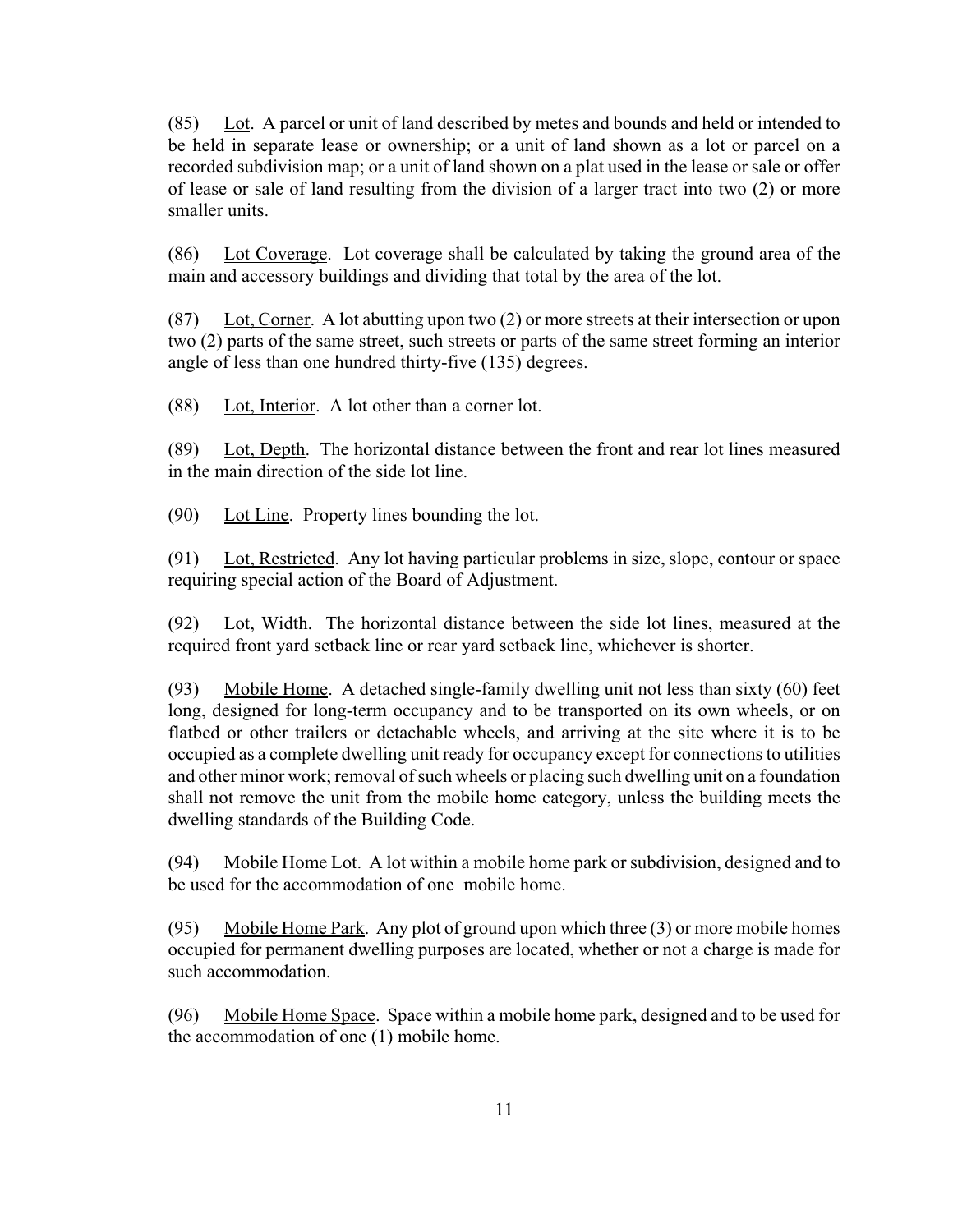(85) Lot. A parcel or unit of land described by metes and bounds and held or intended to be held in separate lease or ownership; or a unit of land shown as a lot or parcel on a recorded subdivision map; or a unit of land shown on a plat used in the lease or sale or offer of lease or sale of land resulting from the division of a larger tract into two (2) or more smaller units.

(86) Lot Coverage. Lot coverage shall be calculated by taking the ground area of the main and accessory buildings and dividing that total by the area of the lot.

(87) Lot, Corner. A lot abutting upon two (2) or more streets at their intersection or upon two (2) parts of the same street, such streets or parts of the same street forming an interior angle of less than one hundred thirty-five (135) degrees.

(88) Lot, Interior. A lot other than a corner lot.

(89) Lot, Depth. The horizontal distance between the front and rear lot lines measured in the main direction of the side lot line.

(90) Lot Line. Property lines bounding the lot.

(91) Lot, Restricted. Any lot having particular problems in size, slope, contour or space requiring special action of the Board of Adjustment.

(92) Lot, Width. The horizontal distance between the side lot lines, measured at the required front yard setback line or rear yard setback line, whichever is shorter.

(93) Mobile Home. A detached single-family dwelling unit not less than sixty (60) feet long, designed for long-term occupancy and to be transported on its own wheels, or on flatbed or other trailers or detachable wheels, and arriving at the site where it is to be occupied as a complete dwelling unit ready for occupancy except for connections to utilities and other minor work; removal of such wheels or placing such dwelling unit on a foundation shall not remove the unit from the mobile home category, unless the building meets the dwelling standards of the Building Code.

(94) Mobile Home Lot. A lot within a mobile home park or subdivision, designed and to be used for the accommodation of one mobile home.

(95) Mobile Home Park. Any plot of ground upon which three (3) or more mobile homes occupied for permanent dwelling purposes are located, whether or not a charge is made for such accommodation.

(96) Mobile Home Space. Space within a mobile home park, designed and to be used for the accommodation of one (1) mobile home.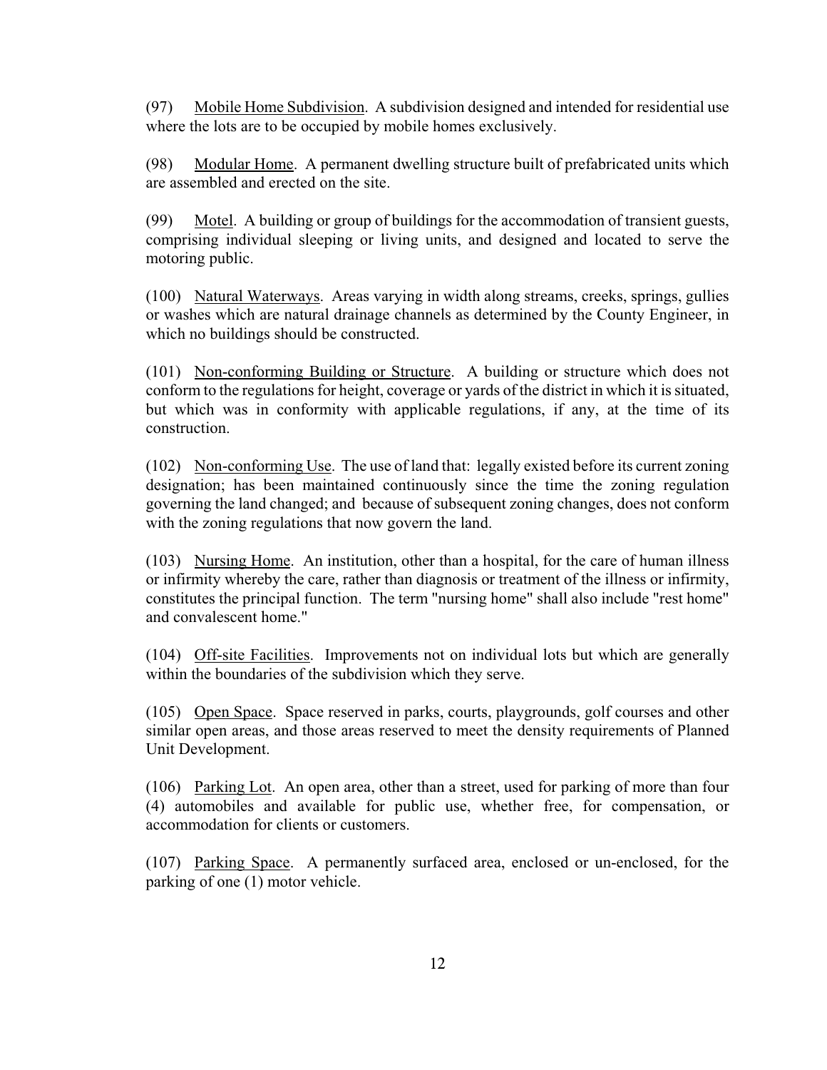(97) Mobile Home Subdivision. A subdivision designed and intended for residential use where the lots are to be occupied by mobile homes exclusively.

(98) Modular Home. A permanent dwelling structure built of prefabricated units which are assembled and erected on the site.

(99) Motel. A building or group of buildings for the accommodation of transient guests, comprising individual sleeping or living units, and designed and located to serve the motoring public.

(100) Natural Waterways. Areas varying in width along streams, creeks, springs, gullies or washes which are natural drainage channels as determined by the County Engineer, in which no buildings should be constructed.

(101) Non-conforming Building or Structure. A building or structure which does not conform to the regulations for height, coverage or yards of the district in which it is situated, but which was in conformity with applicable regulations, if any, at the time of its construction.

(102) Non-conforming Use. The use of land that: legally existed before its current zoning designation; has been maintained continuously since the time the zoning regulation governing the land changed; and because of subsequent zoning changes, does not conform with the zoning regulations that now govern the land.

(103) Nursing Home. An institution, other than a hospital, for the care of human illness or infirmity whereby the care, rather than diagnosis or treatment of the illness or infirmity, constitutes the principal function. The term "nursing home" shall also include "rest home" and convalescent home."

(104) Off-site Facilities. Improvements not on individual lots but which are generally within the boundaries of the subdivision which they serve.

(105) Open Space. Space reserved in parks, courts, playgrounds, golf courses and other similar open areas, and those areas reserved to meet the density requirements of Planned Unit Development.

(106) Parking Lot. An open area, other than a street, used for parking of more than four (4) automobiles and available for public use, whether free, for compensation, or accommodation for clients or customers.

(107) Parking Space. A permanently surfaced area, enclosed or un-enclosed, for the parking of one (1) motor vehicle.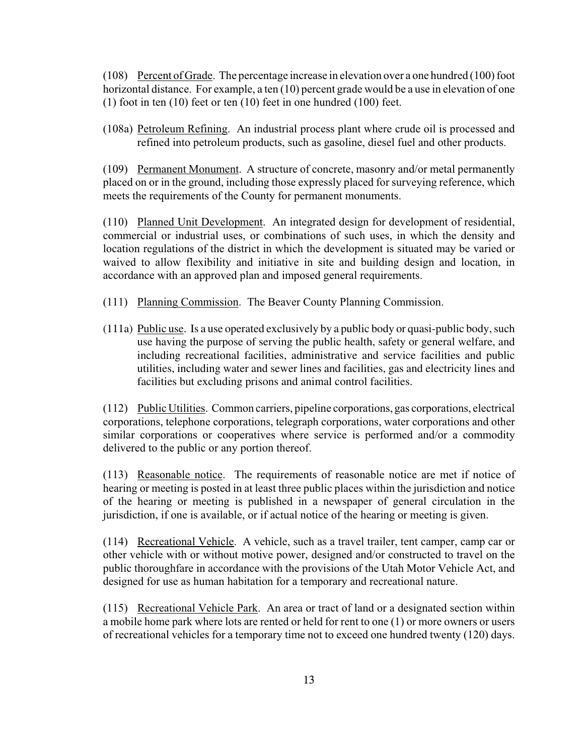(108) Percent of Grade. The percentage increase in elevation over a one hundred (100) foot horizontal distance. For example, a ten (10) percent grade would be a use in elevation of one (1) foot in ten (10) feet or ten (10) feet in one hundred (100) feet.

(108a) Petroleum Refining. An industrial process plant where crude oil is processed and refined into petroleum products, such as gasoline, diesel fuel and other products.

(109) Permanent Monument. A structure of concrete, masonry and/or metal permanently placed on or in the ground, including those expressly placed for surveying reference, which meets the requirements of the County for permanent monuments.

(110) Planned Unit Development. An integrated design for development of residential, commercial or industrial uses, or combinations of such uses, in which the density and location regulations of the district in which the development is situated may be varied or waived to allow flexibility and initiative in site and building design and location, in accordance with an approved plan and imposed general requirements.

(111) Planning Commission. The Beaver County Planning Commission.

(111a) Public use. Is a use operated exclusively by a public body or quasi-public body, such use having the purpose of serving the public health, safety or general welfare, and including recreational facilities, administrative and service facilities and public utilities, including water and sewer lines and facilities, gas and electricity lines and facilities but excluding prisons and animal control facilities.

(112) Public Utilities. Common carriers, pipeline corporations, gas corporations, electrical corporations, telephone corporations, telegraph corporations, water corporations and other similar corporations or cooperatives where service is performed and/or a commodity delivered to the public or any portion thereof.

(113) Reasonable notice. The requirements of reasonable notice are met if notice of hearing or meeting is posted in at least three public places within the jurisdiction and notice of the hearing or meeting is published in a newspaper of general circulation in the jurisdiction, if one is available, or if actual notice of the hearing or meeting is given.

(114) Recreational Vehicle. A vehicle, such as a travel trailer, tent camper, camp car or other vehicle with or without motive power, designed and/or constructed to travel on the public thoroughfare in accordance with the provisions of the Utah Motor Vehicle Act, and designed for use as human habitation for a temporary and recreational nature.

(115) Recreational Vehicle Park. An area or tract of land or a designated section within a mobile home park where lots are rented or held for rent to one (1) or more owners or users of recreational vehicles for a temporary time not to exceed one hundred twenty (120) days.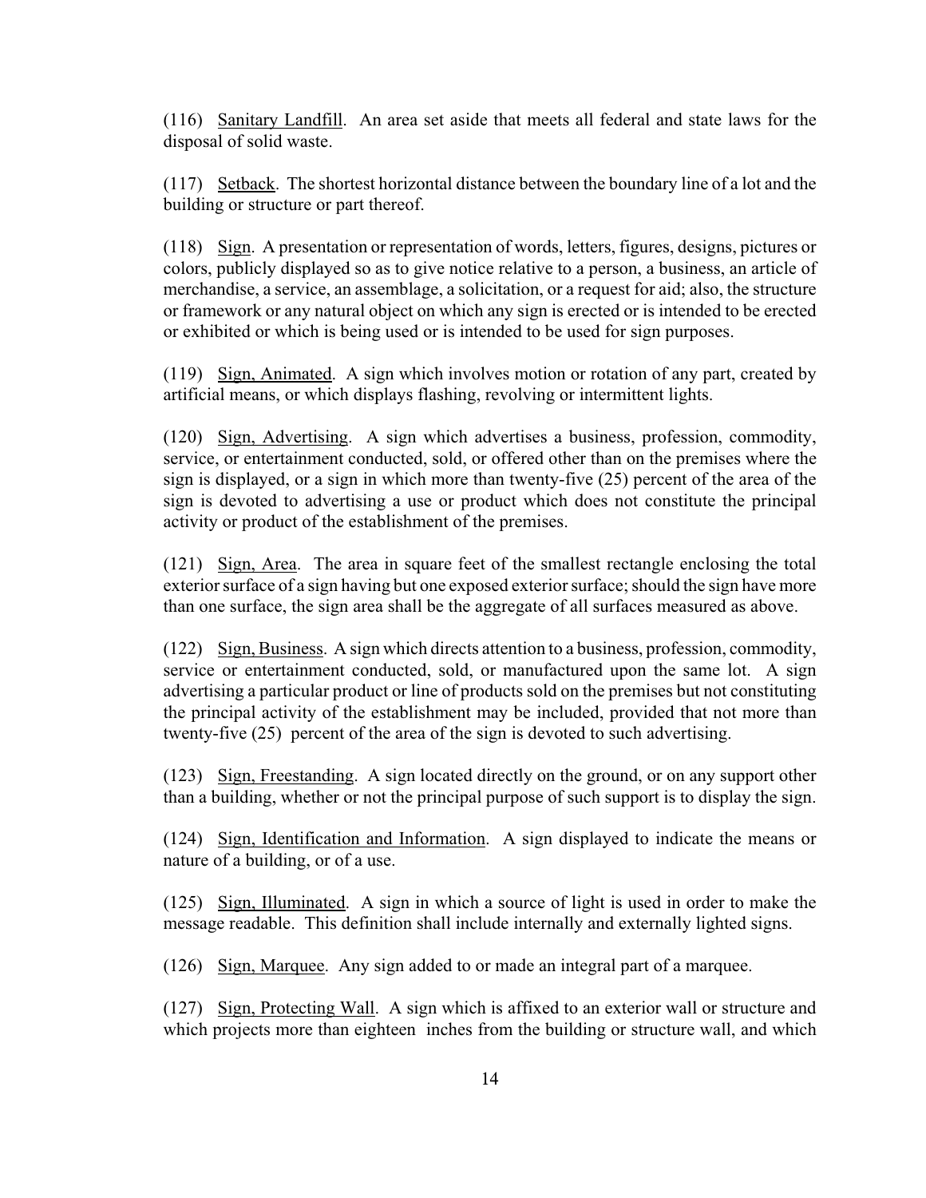(116) Sanitary Landfill. An area set aside that meets all federal and state laws for the disposal of solid waste.

(117) Setback. The shortest horizontal distance between the boundary line of a lot and the building or structure or part thereof.

(118) Sign. A presentation or representation of words, letters, figures, designs, pictures or colors, publicly displayed so as to give notice relative to a person, a business, an article of merchandise, a service, an assemblage, a solicitation, or a request for aid; also, the structure or framework or any natural object on which any sign is erected or is intended to be erected or exhibited or which is being used or is intended to be used for sign purposes.

(119) Sign, Animated. A sign which involves motion or rotation of any part, created by artificial means, or which displays flashing, revolving or intermittent lights.

(120) Sign, Advertising. A sign which advertises a business, profession, commodity, service, or entertainment conducted, sold, or offered other than on the premises where the sign is displayed, or a sign in which more than twenty-five (25) percent of the area of the sign is devoted to advertising a use or product which does not constitute the principal activity or product of the establishment of the premises.

(121) Sign, Area. The area in square feet of the smallest rectangle enclosing the total exterior surface of a sign having but one exposed exterior surface; should the sign have more than one surface, the sign area shall be the aggregate of all surfaces measured as above.

(122) Sign, Business. A sign which directs attention to a business, profession, commodity, service or entertainment conducted, sold, or manufactured upon the same lot. A sign advertising a particular product or line of products sold on the premises but not constituting the principal activity of the establishment may be included, provided that not more than twenty-five (25) percent of the area of the sign is devoted to such advertising.

(123) Sign, Freestanding. A sign located directly on the ground, or on any support other than a building, whether or not the principal purpose of such support is to display the sign.

(124) Sign, Identification and Information. A sign displayed to indicate the means or nature of a building, or of a use.

(125) Sign, Illuminated. A sign in which a source of light is used in order to make the message readable. This definition shall include internally and externally lighted signs.

(126) Sign, Marquee. Any sign added to or made an integral part of a marquee.

(127) Sign, Protecting Wall. A sign which is affixed to an exterior wall or structure and which projects more than eighteen inches from the building or structure wall, and which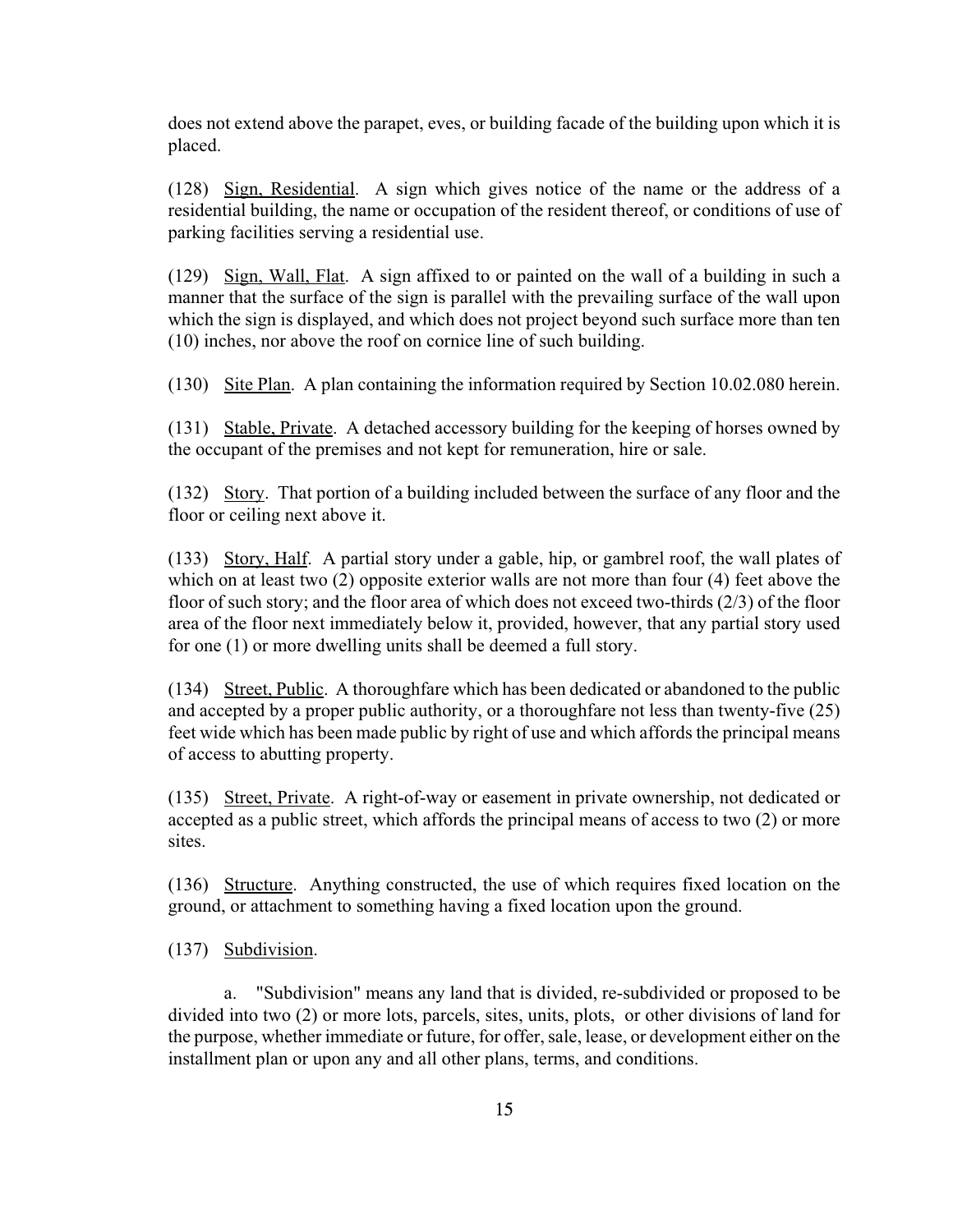does not extend above the parapet, eves, or building facade of the building upon which it is placed.

(128) Sign, Residential. A sign which gives notice of the name or the address of a residential building, the name or occupation of the resident thereof, or conditions of use of parking facilities serving a residential use.

(129) Sign, Wall, Flat. A sign affixed to or painted on the wall of a building in such a manner that the surface of the sign is parallel with the prevailing surface of the wall upon which the sign is displayed, and which does not project beyond such surface more than ten (10) inches, nor above the roof on cornice line of such building.

(130) Site Plan. A plan containing the information required by Section 10.02.080 herein.

(131) Stable, Private. A detached accessory building for the keeping of horses owned by the occupant of the premises and not kept for remuneration, hire or sale.

(132) Story. That portion of a building included between the surface of any floor and the floor or ceiling next above it.

(133) Story, Half. A partial story under a gable, hip, or gambrel roof, the wall plates of which on at least two (2) opposite exterior walls are not more than four (4) feet above the floor of such story; and the floor area of which does not exceed two-thirds (2/3) of the floor area of the floor next immediately below it, provided, however, that any partial story used for one (1) or more dwelling units shall be deemed a full story.

(134) Street, Public. A thoroughfare which has been dedicated or abandoned to the public and accepted by a proper public authority, or a thoroughfare not less than twenty-five (25) feet wide which has been made public by right of use and which affords the principal means of access to abutting property.

(135) Street, Private. A right-of-way or easement in private ownership, not dedicated or accepted as a public street, which affords the principal means of access to two (2) or more sites.

(136) Structure. Anything constructed, the use of which requires fixed location on the ground, or attachment to something having a fixed location upon the ground.

(137) Subdivision.

a. "Subdivision" means any land that is divided, re-subdivided or proposed to be divided into two (2) or more lots, parcels, sites, units, plots, or other divisions of land for the purpose, whether immediate or future, for offer, sale, lease, or development either on the installment plan or upon any and all other plans, terms, and conditions.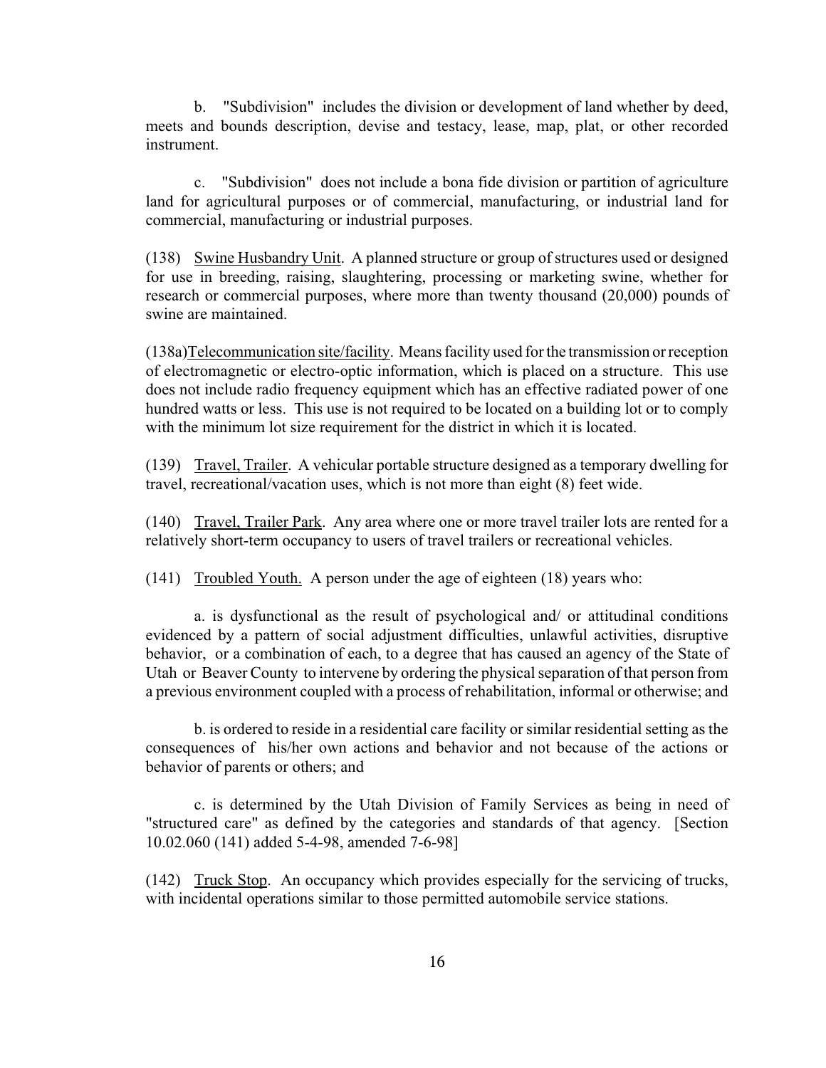b. "Subdivision" includes the division or development of land whether by deed, meets and bounds description, devise and testacy, lease, map, plat, or other recorded instrument.

c. "Subdivision" does not include a bona fide division or partition of agriculture land for agricultural purposes or of commercial, manufacturing, or industrial land for commercial, manufacturing or industrial purposes.

(138) Swine Husbandry Unit. A planned structure or group of structures used or designed for use in breeding, raising, slaughtering, processing or marketing swine, whether for research or commercial purposes, where more than twenty thousand (20,000) pounds of swine are maintained.

(138a) Telecommunication site/facility. Means facility used for the transmission or reception of electromagnetic or electro-optic information, which is placed on a structure. This use does not include radio frequency equipment which has an effective radiated power of one hundred watts or less. This use is not required to be located on a building lot or to comply with the minimum lot size requirement for the district in which it is located.

(139) Travel, Trailer. A vehicular portable structure designed as a temporary dwelling for travel, recreational/vacation uses, which is not more than eight (8) feet wide.

(140) Travel, Trailer Park. Any area where one or more travel trailer lots are rented for a relatively short-term occupancy to users of travel trailers or recreational vehicles.

(141) Troubled Youth. A person under the age of eighteen (18) years who:

a. is dysfunctional as the result of psychological and/ or attitudinal conditions evidenced by a pattern of social adjustment difficulties, unlawful activities, disruptive behavior, or a combination of each, to a degree that has caused an agency of the State of Utah or Beaver County to intervene by ordering the physical separation of that person from a previous environment coupled with a process of rehabilitation, informal or otherwise; and

b. is ordered to reside in a residential care facility or similar residential setting as the consequences of his/her own actions and behavior and not because of the actions or behavior of parents or others; and

c. is determined by the Utah Division of Family Services as being in need of "structured care" as defined by the categories and standards of that agency. [Section 10.02.060 (141) added 5-4-98, amended 7-6-98]

(142) Truck Stop. An occupancy which provides especially for the servicing of trucks, with incidental operations similar to those permitted automobile service stations.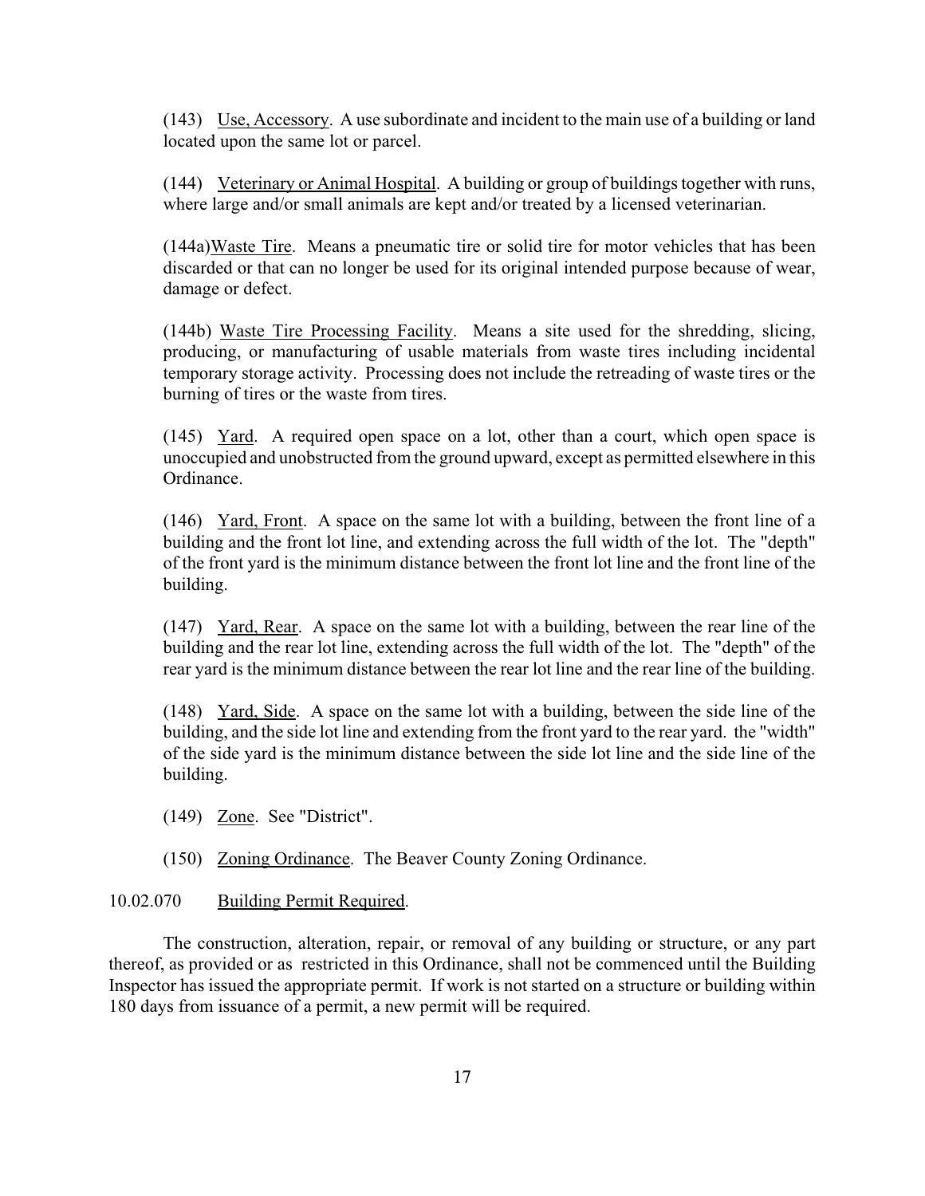(143) Use, Accessory. A use subordinate and incident to the main use of a building or land located upon the same lot or parcel.

(144) Veterinary or Animal Hospital. A building or group of buildings together with runs, where large and/or small animals are kept and/or treated by a licensed veterinarian.

(144a) Waste Tire. Means a pneumatic tire or solid tire for motor vehicles that has been discarded or that can no longer be used for its original intended purpose because of wear, damage or defect.

(144b) Waste Tire Processing Facility. Means a site used for the shredding, slicing, producing, or manufacturing of usable materials from waste tires including incidental temporary storage activity. Processing does not include the retreading of waste tires or the burning of tires or the waste from tires.

(145) Yard. A required open space on a lot, other than a court, which open space is unoccupied and unobstructed from the ground upward, except as permitted elsewhere in this Ordinance.

(146) Yard, Front. A space on the same lot with a building, between the front line of a building and the front lot line, and extending across the full width of the lot. The "depth" of the front yard is the minimum distance between the front lot line and the front line of the building.

(147) Yard, Rear. A space on the same lot with a building, between the rear line of the building and the rear lot line, extending across the full width of the lot. The "depth" of the rear yard is the minimum distance between the rear lot line and the rear line of the building.

(148) Yard, Side. A space on the same lot with a building, between the side line of the building, and the side lot line and extending from the front yard to the rear yard. the "width" of the side yard is the minimum distance between the side lot line and the side line of the building.

(149) Zone. See "District".

(150) Zoning Ordinance. The Beaver County Zoning Ordinance.

10.02.070 Building Permit Required.

The construction, alteration, repair, or removal of any building or structure, or any part thereof, as provided or as restricted in this Ordinance, shall not be commenced until the Building Inspector has issued the appropriate permit. If work is not started on a structure or building within 180 days from issuance of a permit, a new permit will be required.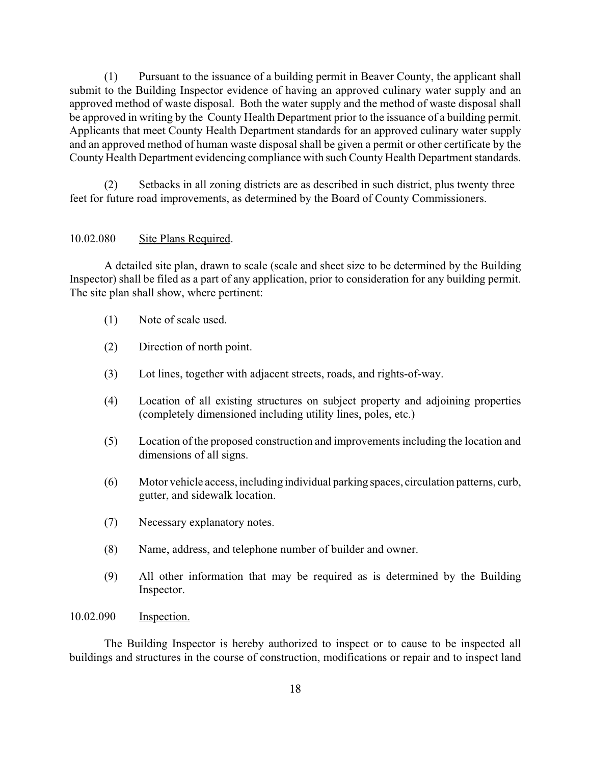(1) Pursuant to the issuance of a building permit in Beaver County, the applicant shall submit to the Building Inspector evidence of having an approved culinary water supply and an approved method of waste disposal. Both the water supply and the method of waste disposal shall be approved in writing by the County Health Department prior to the issuance of a building permit. Applicants that meet County Health Department standards for an approved culinary water supply and an approved method of human waste disposal shall be given a permit or other certificate by the County Health Department evidencing compliance with such County Health Department standards.

(2) Setbacks in all zoning districts are as described in such district, plus twenty three feet for future road improvements, as determined by the Board of County Commissioners.

10.02.080 Site Plans Required.

A detailed site plan, drawn to scale (scale and sheet size to be determined by the Building Inspector) shall be filed as a part of any application, prior to consideration for any building permit. The site plan shall show, where pertinent:

(1) Note of scale used.

(2) Direction of north point.

(3) Lot lines, together with adjacent streets, roads, and rights-of-way.

(4) Location of all existing structures on subject property and adjoining properties (completely dimensioned including utility lines, poles, etc.)

(5) Location of the proposed construction and improvements including the location and dimensions of all signs.

(6) Motor vehicle access, including individual parking spaces, circulation patterns, curb, gutter, and sidewalk location.

(7) Necessary explanatory notes.

(8) Name, address, and telephone number of builder and owner.

(9) All other information that may be required as is determined by the Building Inspector.

10.02.090 Inspection.

The Building Inspector is hereby authorized to inspect or to cause to be inspected all buildings and structures in the course of construction, modifications or repair and to inspect land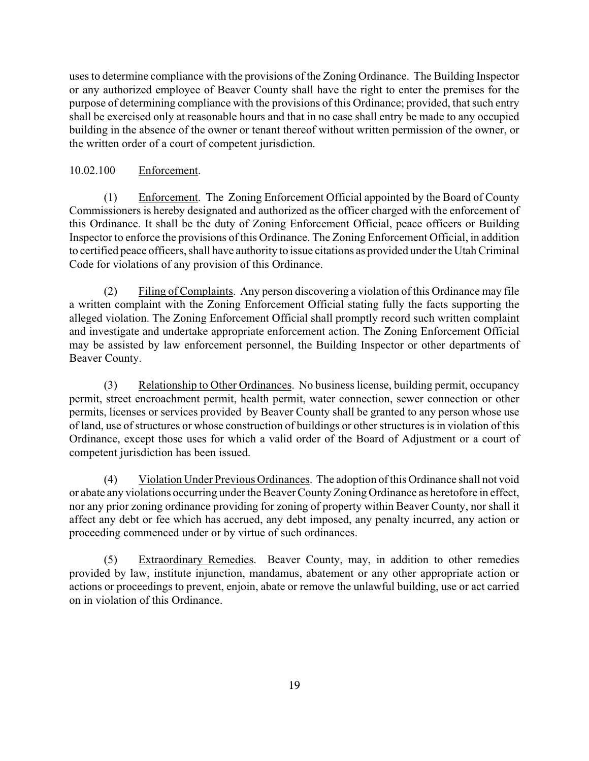uses to determine compliance with the provisions of the Zoning Ordinance. The Building Inspector or any authorized employee of Beaver County shall have the right to enter the premises for the purpose of determining compliance with the provisions of this Ordinance; provided, that such entry shall be exercised only at reasonable hours and that in no case shall entry be made to any occupied building in the absence of the owner or tenant thereof without written permission of the owner, or the written order of a court of competent jurisdiction.

10.02.100 Enforcement.

(1) Enforcement. The Zoning Enforcement Official appointed by the Board of County Commissioners is hereby designated and authorized as the officer charged with the enforcement of this Ordinance. It shall be the duty of Zoning Enforcement Official, peace officers or Building Inspector to enforce the provisions of this Ordinance. The Zoning Enforcement Official, in addition to certified peace officers, shall have authority to issue citations as provided under the Utah Criminal Code for violations of any provision of this Ordinance.

(2) Filing of Complaints. Any person discovering a violation of this Ordinance may file a written complaint with the Zoning Enforcement Official stating fully the facts supporting the alleged violation. The Zoning Enforcement Official shall promptly record such written complaint and investigate and undertake appropriate enforcement action. The Zoning Enforcement Official may be assisted by law enforcement personnel, the Building Inspector or other departments of Beaver County.

(3) Relationship to Other Ordinances. No business license, building permit, occupancy permit, street encroachment permit, health permit, water connection, sewer connection or other permits, licenses or services provided by Beaver County shall be granted to any person whose use of land, use of structures or whose construction of buildings or other structures is in violation of this Ordinance, except those uses for which a valid order of the Board of Adjustment or a court of competent jurisdiction has been issued.

(4) Violation Under Previous Ordinances. The adoption of this Ordinance shall not void or abate any violations occurring under the Beaver County Zoning Ordinance as heretofore in effect, nor any prior zoning ordinance providing for zoning of property within Beaver County, nor shall it affect any debt or fee which has accrued, any debt imposed, any penalty incurred, any action or proceeding commenced under or by virtue of such ordinances.

(5) Extraordinary Remedies. Beaver County, may, in addition to other remedies provided by law, institute injunction, mandamus, abatement or any other appropriate action or actions or proceedings to prevent, enjoin, abate or remove the unlawful building, use or act carried on in violation of this Ordinance.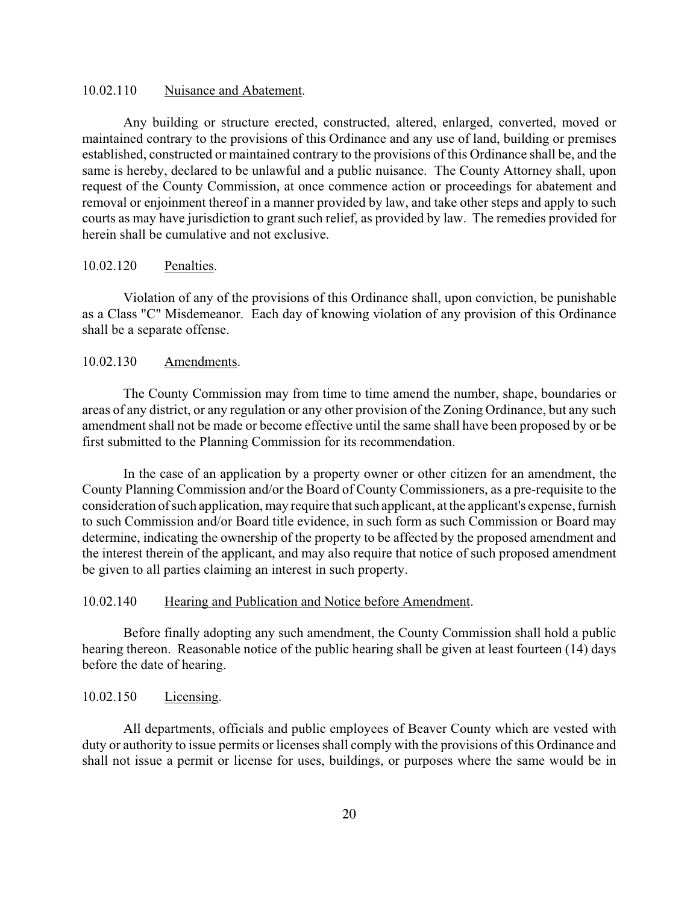10.02.110 Nuisance and Abatement.

Any building or structure erected, constructed, altered, enlarged, converted, moved or maintained contrary to the provisions of this Ordinance and any use of land, building or premises established, constructed or maintained contrary to the provisions of this Ordinance shall be, and the same is hereby, declared to be unlawful and a public nuisance. The County Attorney shall, upon request of the County Commission, at once commence action or proceedings for abatement and removal or enjoinment thereof in a manner provided by law, and take other steps and apply to such courts as may have jurisdiction to grant such relief, as provided by law. The remedies provided for herein shall be cumulative and not exclusive.

10.02.120 Penalties.

Violation of any of the provisions of this Ordinance shall, upon conviction, be punishable as a Class "C" Misdemeanor. Each day of knowing violation of any provision of this Ordinance shall be a separate offense.

10.02.130 Amendments.

The County Commission may from time to time amend the number, shape, boundaries or areas of any district, or any regulation or any other provision of the Zoning Ordinance, but any such amendment shall not be made or become effective until the same shall have been proposed by or be first submitted to the Planning Commission for its recommendation.

In the case of an application by a property owner or other citizen for an amendment, the County Planning Commission and/or the Board of County Commissioners, as a pre-requisite to the consideration of such application, may require that such applicant, at the applicant's expense, furnish to such Commission and/or Board title evidence, in such form as such Commission or Board may determine, indicating the ownership of the property to be affected by the proposed amendment and the interest therein of the applicant, and may also require that notice of such proposed amendment be given to all parties claiming an interest in such property.

10.02.140 Hearing and Publication and Notice before Amendment.

Before finally adopting any such amendment, the County Commission shall hold a public hearing thereon. Reasonable notice of the public hearing shall be given at least fourteen (14) days before the date of hearing.

10.02.150 Licensing.

All departments, officials and public employees of Beaver County which are vested with duty or authority to issue permits or licenses shall comply with the provisions of this Ordinance and shall not issue a permit or license for uses, buildings, or purposes where the same would be in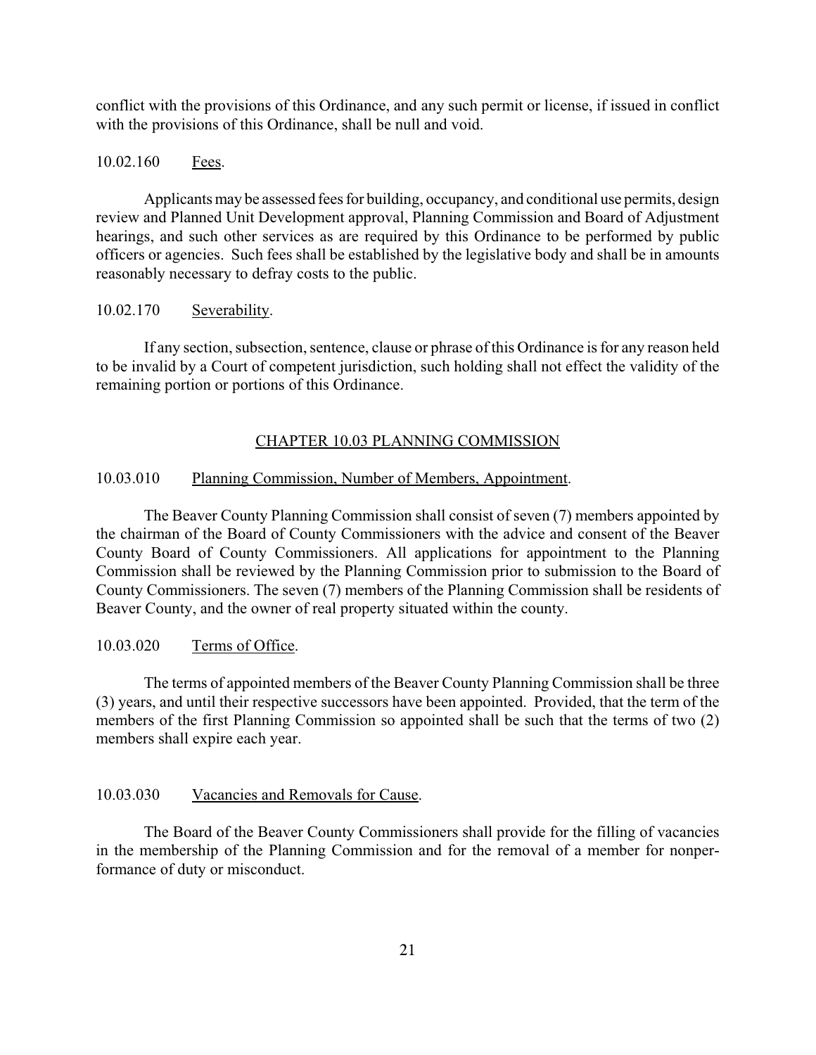conflict with the provisions of this Ordinance, and any such permit or license, if issued in conflict with the provisions of this Ordinance, shall be null and void.

10.02.160 Fees.

Applicants may be assessed fees for building, occupancy, and conditional use permits, design review and Planned Unit Development approval, Planning Commission and Board of Adjustment hearings, and such other services as are required by this Ordinance to be performed by public officers or agencies. Such fees shall be established by the legislative body and shall be in amounts reasonably necessary to defray costs to the public.

10.02.170 Severability.

If any section, subsection, sentence, clause or phrase of this Ordinance is for any reason held to be invalid by a Court of competent jurisdiction, such holding shall not effect the validity of the remaining portion or portions of this Ordinance.

## CHAPTER 10.03 PLANNING COMMISSION

10.03.010 Planning Commission, Number of Members, Appointment.

The Beaver County Planning Commission shall consist of seven (7) members appointed by the chairman of the Board of County Commissioners with the advice and consent of the Beaver County Board of County Commissioners. All applications for appointment to the Planning Commission shall be reviewed by the Planning Commission prior to submission to the Board of County Commissioners. The seven (7) members of the Planning Commission shall be residents of Beaver County, and the owner of real property situated within the county.

10.03.020 Terms of Office.

The terms of appointed members of the Beaver County Planning Commission shall be three (3) years, and until their respective successors have been appointed. Provided, that the term of the members of the first Planning Commission so appointed shall be such that the terms of two (2) members shall expire each year.

10.03.030 Vacancies and Removals for Cause.

The Board of the Beaver County Commissioners shall provide for the filling of vacancies in the membership of the Planning Commission and for the removal of a member for nonperformance of duty or misconduct.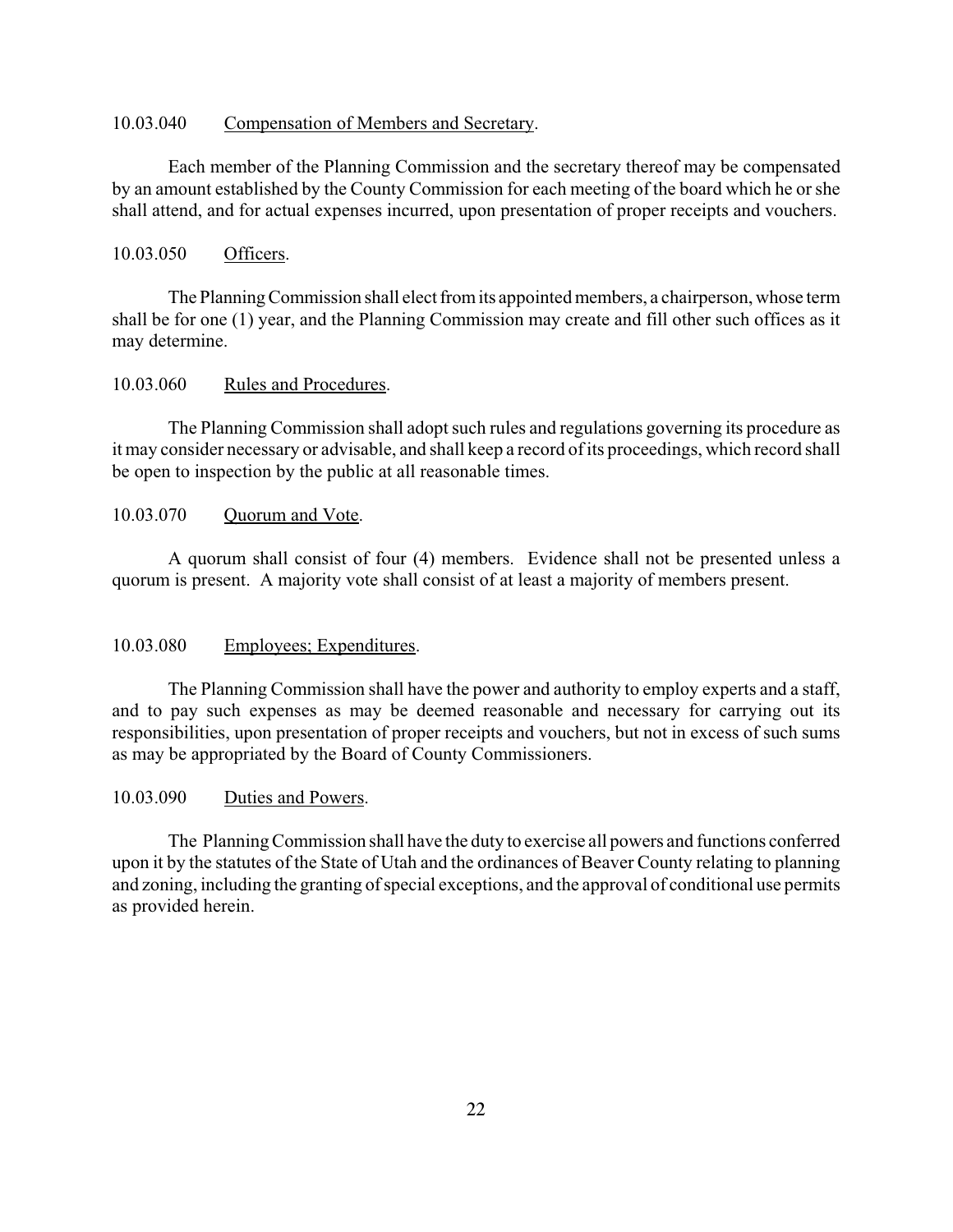10.03.040 Compensation of Members and Secretary.

Each member of the Planning Commission and the secretary thereof may be compensated by an amount established by the County Commission for each meeting of the board which he or she shall attend, and for actual expenses incurred, upon presentation of proper receipts and vouchers.

10.03.050 Officers.

The Planning Commission shall elect from its appointed members, a chairperson, whose term shall be for one (1) year, and the Planning Commission may create and fill other such offices as it may determine.

10.03.060 Rules and Procedures.

The Planning Commission shall adopt such rules and regulations governing its procedure as it may consider necessary or advisable, and shall keep a record of its proceedings, which record shall be open to inspection by the public at all reasonable times.

10.03.070 Quorum and Vote.

A quorum shall consist of four (4) members. Evidence shall not be presented unless a quorum is present. A majority vote shall consist of at least a majority of members present.

10.03.080 Employees; Expenditures.

The Planning Commission shall have the power and authority to employ experts and a staff, and to pay such expenses as may be deemed reasonable and necessary for carrying out its responsibilities, upon presentation of proper receipts and vouchers, but not in excess of such sums as may be appropriated by the Board of County Commissioners.

10.03.090 Duties and Powers.

The Planning Commission shall have the duty to exercise all powers and functions conferred upon it by the statutes of the State of Utah and the ordinances of Beaver County relating to planning and zoning, including the granting of special exceptions, and the approval of conditional use permits as provided herein.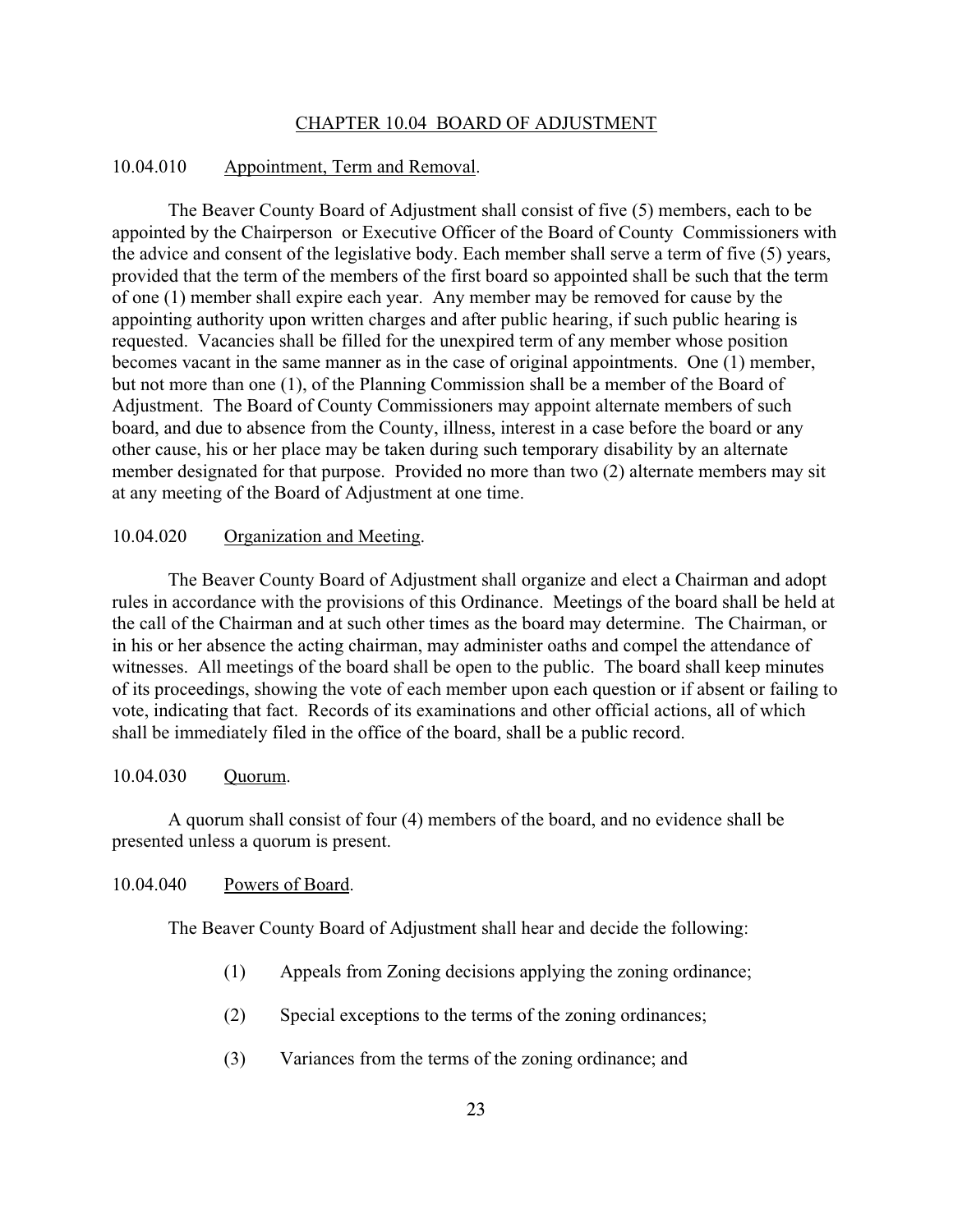## CHAPTER 10.04 BOARD OF ADJUSTMENT

### 10.04.010 Appointment, Term and Removal.

The Beaver County Board of Adjustment shall consist of five (5) members, each to be appointed by the Chairperson or Executive Officer of the Board of County Commissioners with the advice and consent of the legislative body. Each member shall serve a term of five (5) years, provided that the term of the members of the first board so appointed shall be such that the term of one (1) member shall expire each year. Any member may be removed for cause by the appointing authority upon written charges and after public hearing, if such public hearing is requested. Vacancies shall be filled for the unexpired term of any member whose position becomes vacant in the same manner as in the case of original appointments. One (1) member, but not more than one (1), of the Planning Commission shall be a member of the Board of Adjustment. The Board of County Commissioners may appoint alternate members of such board, and due to absence from the County, illness, interest in a case before the board or any other cause, his or her place may be taken during such temporary disability by an alternate member designated for that purpose. Provided no more than two (2) alternate members may sit at any meeting of the Board of Adjustment at one time.

### 10.04.020 Organization and Meeting.

The Beaver County Board of Adjustment shall organize and elect a Chairman and adopt rules in accordance with the provisions of this Ordinance. Meetings of the board shall be held at the call of the Chairman and at such other times as the board may determine. The Chairman, or in his or her absence the acting chairman, may administer oaths and compel the attendance of witnesses. All meetings of the board shall be open to the public. The board shall keep minutes of its proceedings, showing the vote of each member upon each question or if absent or failing to vote, indicating that fact. Records of its examinations and other official actions, all of which shall be immediately filed in the office of the board, shall be a public record.

### 10.04.030 Quorum.

A quorum shall consist of four (4) members of the board, and no evidence shall be presented unless a quorum is present.

### 10.04.040 Powers of Board.

The Beaver County Board of Adjustment shall hear and decide the following:

(1) Appeals from Zoning decisions applying the zoning ordinance;

(2) Special exceptions to the terms of the zoning ordinances;

(3) Variances from the terms of the zoning ordinance; and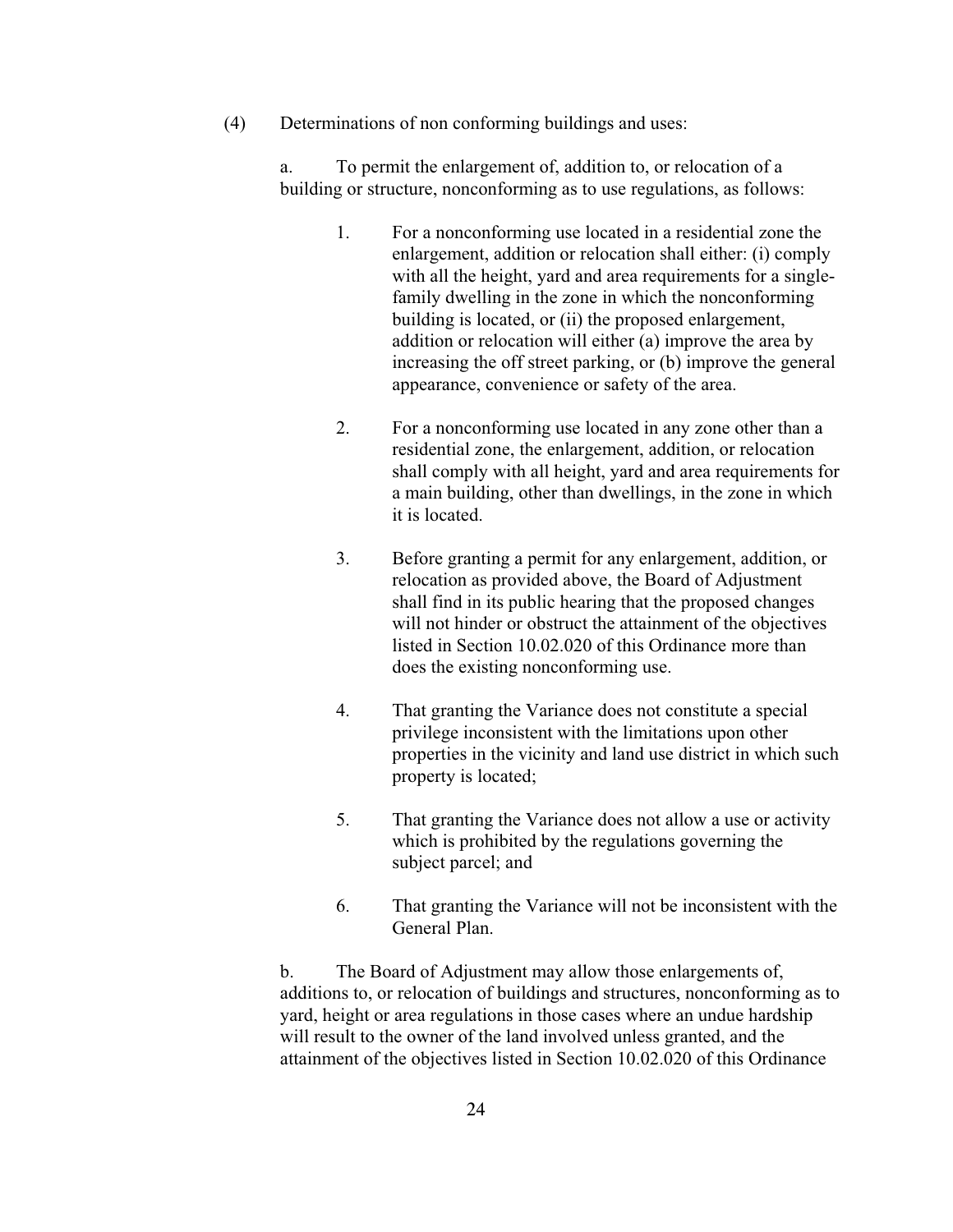(4) Determinations of non conforming buildings and uses:

a. To permit the enlargement of, addition to, or relocation of a building or structure, nonconforming as to use regulations, as follows:

1. For a nonconforming use located in a residential zone the enlargement, addition or relocation shall either: (i) comply with all the height, yard and area requirements for a single-family dwelling in the zone in which the nonconforming building is located, or (ii) the proposed enlargement, addition or relocation will either (a) improve the area by increasing the off street parking, or (b) improve the general appearance, convenience or safety of the area.

2. For a nonconforming use located in any zone other than a residential zone, the enlargement, addition, or relocation shall comply with all height, yard and area requirements for a main building, other than dwellings, in the zone in which it is located.

3. Before granting a permit for any enlargement, addition, or relocation as provided above, the Board of Adjustment shall find in its public hearing that the proposed changes will not hinder or obstruct the attainment of the objectives listed in Section 10.02.020 of this Ordinance more than does the existing nonconforming use.

4. That granting the Variance does not constitute a special privilege inconsistent with the limitations upon other properties in the vicinity and land use district in which such property is located;

5. That granting the Variance does not allow a use or activity which is prohibited by the regulations governing the subject parcel; and

6. That granting the Variance will not be inconsistent with the General Plan.

b. The Board of Adjustment may allow those enlargements of, additions to, or relocation of buildings and structures, nonconforming as to yard, height or area regulations in those cases where an undue hardship will result to the owner of the land involved unless granted, and the attainment of the objectives listed in Section 10.02.020 of this Ordinance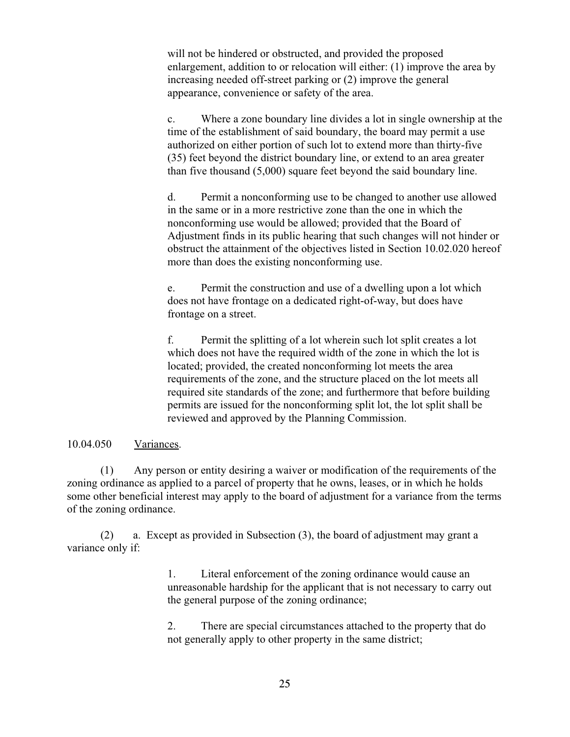will not be hindered or obstructed, and provided the proposed enlargement, addition to or relocation will either: (1) improve the area by increasing needed off-street parking or (2) improve the general appearance, convenience or safety of the area.

c. Where a zone boundary line divides a lot in single ownership at the time of the establishment of said boundary, the board may permit a use authorized on either portion of such lot to extend more than thirty-five (35) feet beyond the district boundary line, or extend to an area greater than five thousand (5,000) square feet beyond the said boundary line.

d. Permit a nonconforming use to be changed to another use allowed in the same or in a more restrictive zone than the one in which the nonconforming use would be allowed; provided that the Board of Adjustment finds in its public hearing that such changes will not hinder or obstruct the attainment of the objectives listed in Section 10.02.020 hereof more than does the existing nonconforming use.

e. Permit the construction and use of a dwelling upon a lot which does not have frontage on a dedicated right-of-way, but does have frontage on a street.

f. Permit the splitting of a lot wherein such lot split creates a lot which does not have the required width of the zone in which the lot is located; provided, the created nonconforming lot meets the area requirements of the zone, and the structure placed on the lot meets all required site standards of the zone; and furthermore that before building permits are issued for the nonconforming split lot, the lot split shall be reviewed and approved by the Planning Commission.

10.04.050 Variances.

(1) Any person or entity desiring a waiver or modification of the requirements of the zoning ordinance as applied to a parcel of property that he owns, leases, or in which he holds some other beneficial interest may apply to the board of adjustment for a variance from the terms of the zoning ordinance.

(2) a. Except as provided in Subsection (3), the board of adjustment may grant a variance only if:

1. Literal enforcement of the zoning ordinance would cause an unreasonable hardship for the applicant that is not necessary to carry out the general purpose of the zoning ordinance;

2. There are special circumstances attached to the property that do not generally apply to other property in the same district;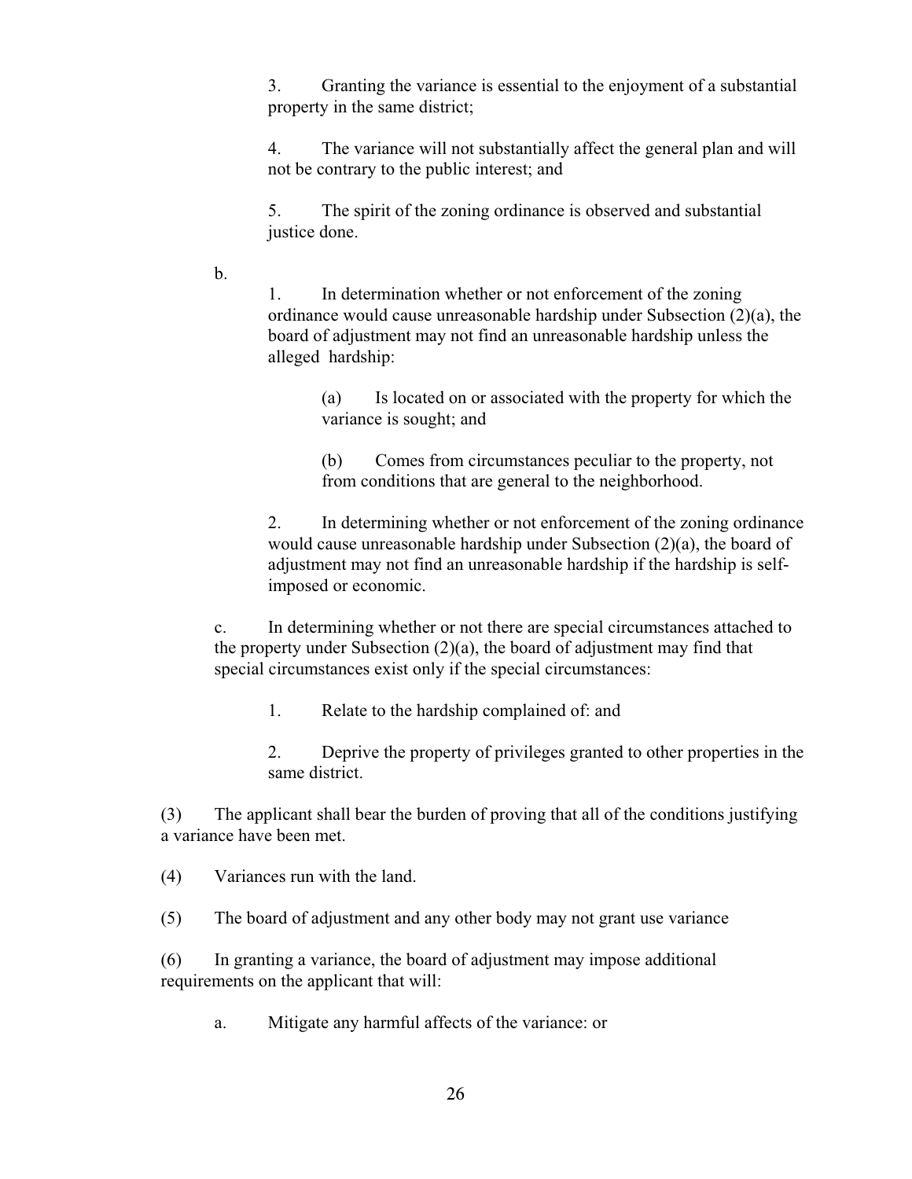3. Granting the variance is essential to the enjoyment of a substantial property in the same district;

4. The variance will not substantially affect the general plan and will not be contrary to the public interest; and

5. The spirit of the zoning ordinance is observed and substantial justice done.

b.

1. In determination whether or not enforcement of the zoning ordinance would cause unreasonable hardship under Subsection (2)(a), the board of adjustment may not find an unreasonable hardship unless the alleged hardship:

(a) Is located on or associated with the property for which the variance is sought; and

(b) Comes from circumstances peculiar to the property, not from conditions that are general to the neighborhood.

2. In determining whether or not enforcement of the zoning ordinance would cause unreasonable hardship under Subsection (2)(a), the board of adjustment may not find an unreasonable hardship if the hardship is self-imposed or economic.

c. In determining whether or not there are special circumstances attached to the property under Subsection (2)(a), the board of adjustment may find that special circumstances exist only if the special circumstances:

1. Relate to the hardship complained of: and

2. Deprive the property of privileges granted to other properties in the same district.

(3) The applicant shall bear the burden of proving that all of the conditions justifying a variance have been met.

(4) Variances run with the land.

(5) The board of adjustment and any other body may not grant use variance

(6) In granting a variance, the board of adjustment may impose additional requirements on the applicant that will:

a. Mitigate any harmful affects of the variance: or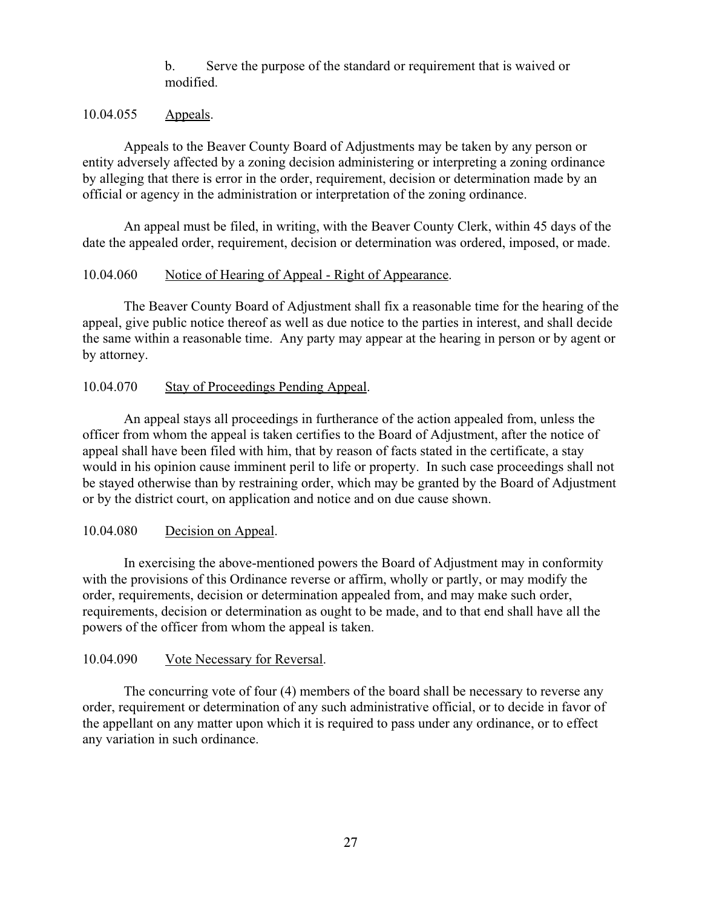b. Serve the purpose of the standard or requirement that is waived or modified.

10.04.055 Appeals.

Appeals to the Beaver County Board of Adjustments may be taken by any person or entity adversely affected by a zoning decision administering or interpreting a zoning ordinance by alleging that there is error in the order, requirement, decision or determination made by an official or agency in the administration or interpretation of the zoning ordinance.

An appeal must be filed, in writing, with the Beaver County Clerk, within 45 days of the date the appealed order, requirement, decision or determination was ordered, imposed, or made.

10.04.060 Notice of Hearing of Appeal - Right of Appearance.

The Beaver County Board of Adjustment shall fix a reasonable time for the hearing of the appeal, give public notice thereof as well as due notice to the parties in interest, and shall decide the same within a reasonable time. Any party may appear at the hearing in person or by agent or by attorney.

10.04.070 Stay of Proceedings Pending Appeal.

An appeal stays all proceedings in furtherance of the action appealed from, unless the officer from whom the appeal is taken certifies to the Board of Adjustment, after the notice of appeal shall have been filed with him, that by reason of facts stated in the certificate, a stay would in his opinion cause imminent peril to life or property. In such case proceedings shall not be stayed otherwise than by restraining order, which may be granted by the Board of Adjustment or by the district court, on application and notice and on due cause shown.

10.04.080 Decision on Appeal.

In exercising the above-mentioned powers the Board of Adjustment may in conformity with the provisions of this Ordinance reverse or affirm, wholly or partly, or may modify the order, requirements, decision or determination appealed from, and may make such order, requirements, decision or determination as ought to be made, and to that end shall have all the powers of the officer from whom the appeal is taken.

10.04.090 Vote Necessary for Reversal.

The concurring vote of four (4) members of the board shall be necessary to reverse any order, requirement or determination of any such administrative official, or to decide in favor of the appellant on any matter upon which it is required to pass under any ordinance, or to effect any variation in such ordinance.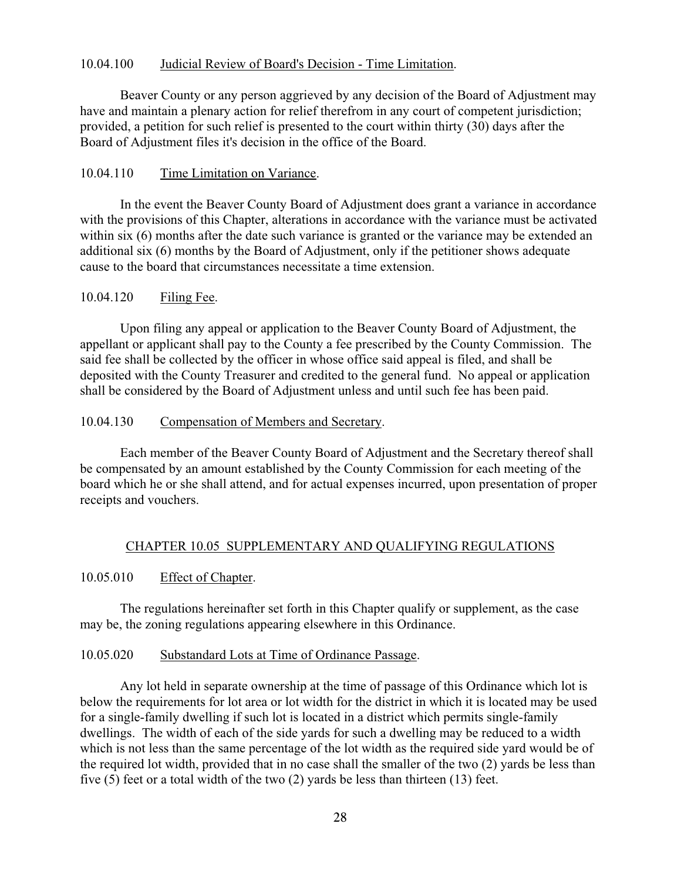10.04.100 Judicial Review of Board's Decision - Time Limitation.

Beaver County or any person aggrieved by any decision of the Board of Adjustment may have and maintain a plenary action for relief therefrom in any court of competent jurisdiction; provided, a petition for such relief is presented to the court within thirty (30) days after the Board of Adjustment files it's decision in the office of the Board.

10.04.110 Time Limitation on Variance.

In the event the Beaver County Board of Adjustment does grant a variance in accordance with the provisions of this Chapter, alterations in accordance with the variance must be activated within six (6) months after the date such variance is granted or the variance may be extended an additional six (6) months by the Board of Adjustment, only if the petitioner shows adequate cause to the board that circumstances necessitate a time extension.

10.04.120 Filing Fee.

Upon filing any appeal or application to the Beaver County Board of Adjustment, the appellant or applicant shall pay to the County a fee prescribed by the County Commission. The said fee shall be collected by the officer in whose office said appeal is filed, and shall be deposited with the County Treasurer and credited to the general fund. No appeal or application shall be considered by the Board of Adjustment unless and until such fee has been paid.

10.04.130 Compensation of Members and Secretary.

Each member of the Beaver County Board of Adjustment and the Secretary thereof shall be compensated by an amount established by the County Commission for each meeting of the board which he or she shall attend, and for actual expenses incurred, upon presentation of proper receipts and vouchers.

## CHAPTER 10.05 SUPPLEMENTARY AND QUALIFYING REGULATIONS

10.05.010 Effect of Chapter.

The regulations hereinafter set forth in this Chapter qualify or supplement, as the case may be, the zoning regulations appearing elsewhere in this Ordinance.

10.05.020 Substandard Lots at Time of Ordinance Passage.

Any lot held in separate ownership at the time of passage of this Ordinance which lot is below the requirements for lot area or lot width for the district in which it is located may be used for a single-family dwelling if such lot is located in a district which permits single-family dwellings. The width of each of the side yards for such a dwelling may be reduced to a width which is not less than the same percentage of the lot width as the required side yard would be of the required lot width, provided that in no case shall the smaller of the two (2) yards be less than five (5) feet or a total width of the two (2) yards be less than thirteen (13) feet.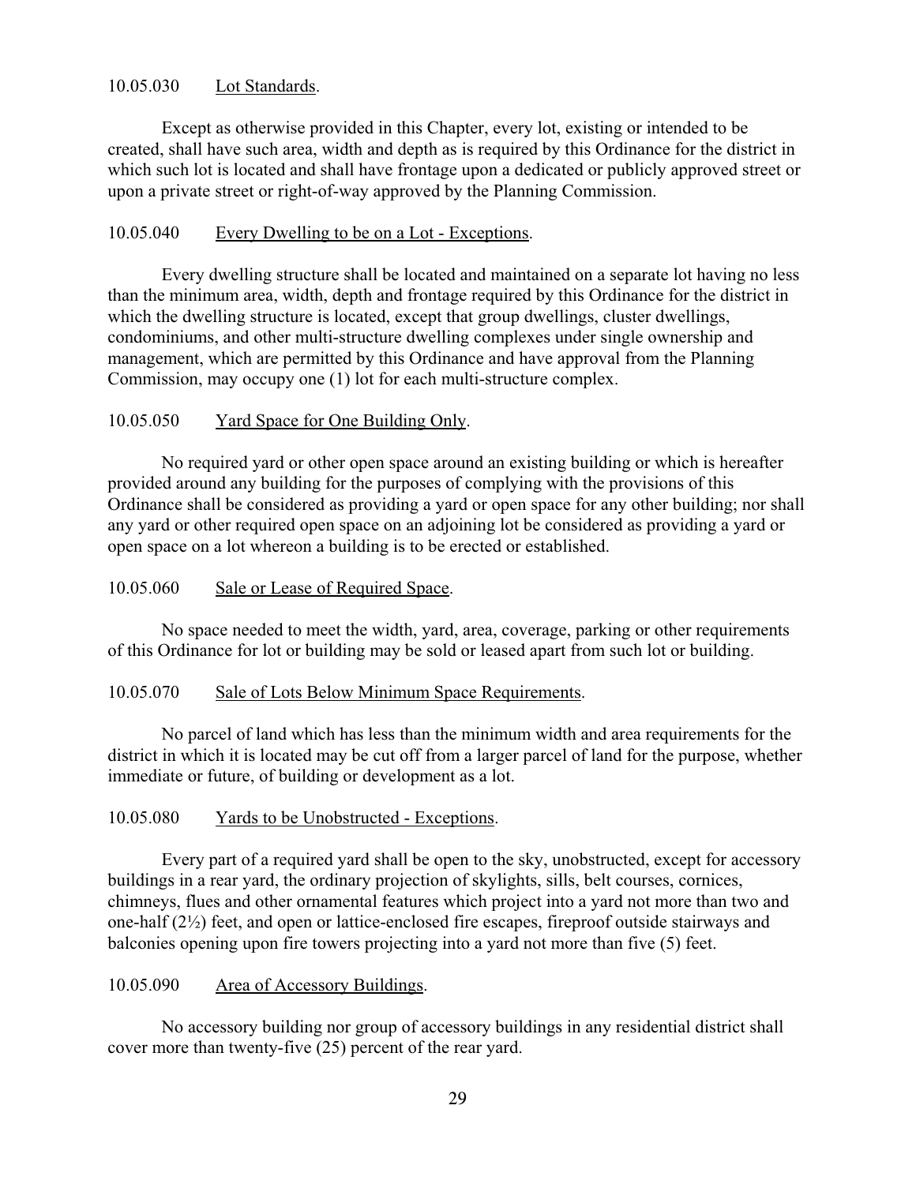### 10.05.030 Lot Standards.

Except as otherwise provided in this Chapter, every lot, existing or intended to be created, shall have such area, width and depth as is required by this Ordinance for the district in which such lot is located and shall have frontage upon a dedicated or publicly approved street or upon a private street or right-of-way approved by the Planning Commission.

### 10.05.040 Every Dwelling to be on a Lot - Exceptions.

Every dwelling structure shall be located and maintained on a separate lot having no less than the minimum area, width, depth and frontage required by this Ordinance for the district in which the dwelling structure is located, except that group dwellings, cluster dwellings, condominiums, and other multi-structure dwelling complexes under single ownership and management, which are permitted by this Ordinance and have approval from the Planning Commission, may occupy one (1) lot for each multi-structure complex.

### 10.05.050 Yard Space for One Building Only.

No required yard or other open space around an existing building or which is hereafter provided around any building for the purposes of complying with the provisions of this Ordinance shall be considered as providing a yard or open space for any other building; nor shall any yard or other required open space on an adjoining lot be considered as providing a yard or open space on a lot whereon a building is to be erected or established.

### 10.05.060 Sale or Lease of Required Space.

No space needed to meet the width, yard, area, coverage, parking or other requirements of this Ordinance for lot or building may be sold or leased apart from such lot or building.

### 10.05.070 Sale of Lots Below Minimum Space Requirements.

No parcel of land which has less than the minimum width and area requirements for the district in which it is located may be cut off from a larger parcel of land for the purpose, whether immediate or future, of building or development as a lot.

### 10.05.080 Yards to be Unobstructed - Exceptions.

Every part of a required yard shall be open to the sky, unobstructed, except for accessory buildings in a rear yard, the ordinary projection of skylights, sills, belt courses, cornices, chimneys, flues and other ornamental features which project into a yard not more than two and one-half (2½) feet, and open or lattice-enclosed fire escapes, fireproof outside stairways and balconies opening upon fire towers projecting into a yard not more than five (5) feet.

### 10.05.090 Area of Accessory Buildings.

No accessory building nor group of accessory buildings in any residential district shall cover more than twenty-five (25) percent of the rear yard.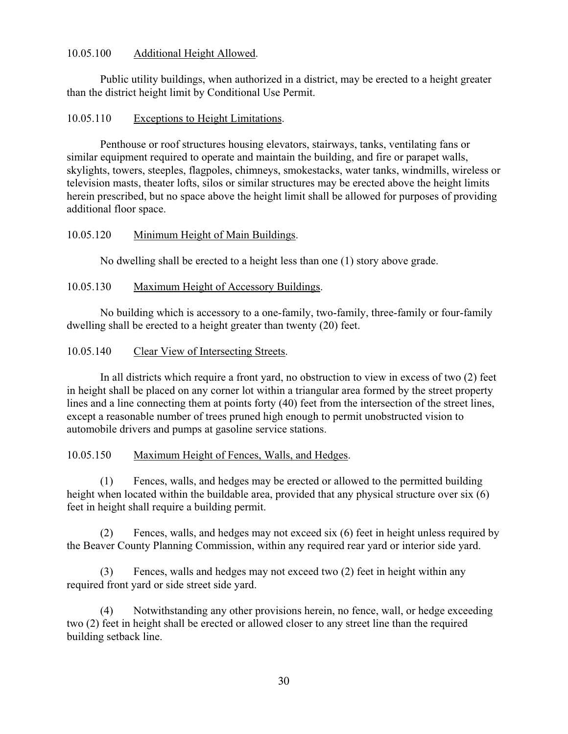10.05.100 Additional Height Allowed.

Public utility buildings, when authorized in a district, may be erected to a height greater than the district height limit by Conditional Use Permit.

10.05.110 Exceptions to Height Limitations.

Penthouse or roof structures housing elevators, stairways, tanks, ventilating fans or similar equipment required to operate and maintain the building, and fire or parapet walls, skylights, towers, steeples, flagpoles, chimneys, smokestacks, water tanks, windmills, wireless or television masts, theater lofts, silos or similar structures may be erected above the height limits herein prescribed, but no space above the height limit shall be allowed for purposes of providing additional floor space.

10.05.120 Minimum Height of Main Buildings.

No dwelling shall be erected to a height less than one (1) story above grade.

10.05.130 Maximum Height of Accessory Buildings.

No building which is accessory to a one-family, two-family, three-family or four-family dwelling shall be erected to a height greater than twenty (20) feet.

10.05.140 Clear View of Intersecting Streets.

In all districts which require a front yard, no obstruction to view in excess of two (2) feet in height shall be placed on any corner lot within a triangular area formed by the street property lines and a line connecting them at points forty (40) feet from the intersection of the street lines, except a reasonable number of trees pruned high enough to permit unobstructed vision to automobile drivers and pumps at gasoline service stations.

10.05.150 Maximum Height of Fences, Walls, and Hedges.

(1) Fences, walls, and hedges may be erected or allowed to the permitted building height when located within the buildable area, provided that any physical structure over six (6) feet in height shall require a building permit.

(2) Fences, walls, and hedges may not exceed six (6) feet in height unless required by the Beaver County Planning Commission, within any required rear yard or interior side yard.

(3) Fences, walls and hedges may not exceed two (2) feet in height within any required front yard or side street side yard.

(4) Notwithstanding any other provisions herein, no fence, wall, or hedge exceeding two (2) feet in height shall be erected or allowed closer to any street line than the required building setback line.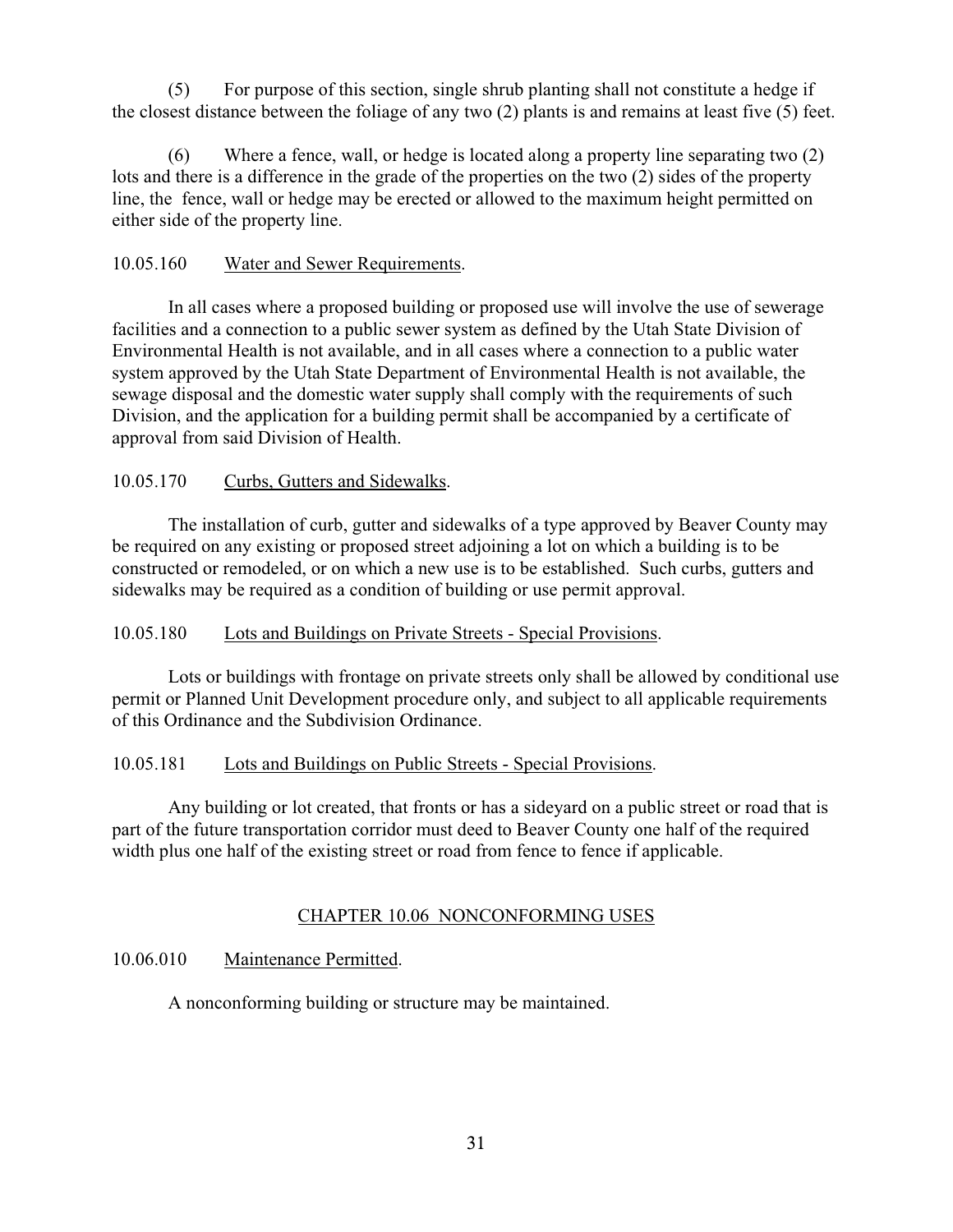(5) For purpose of this section, single shrub planting shall not constitute a hedge if the closest distance between the foliage of any two (2) plants is and remains at least five (5) feet.

(6) Where a fence, wall, or hedge is located along a property line separating two (2) lots and there is a difference in the grade of the properties on the two (2) sides of the property line, the fence, wall or hedge may be erected or allowed to the maximum height permitted on either side of the property line.

10.05.160 Water and Sewer Requirements.

In all cases where a proposed building or proposed use will involve the use of sewerage facilities and a connection to a public sewer system as defined by the Utah State Division of Environmental Health is not available, and in all cases where a connection to a public water system approved by the Utah State Department of Environmental Health is not available, the sewage disposal and the domestic water supply shall comply with the requirements of such Division, and the application for a building permit shall be accompanied by a certificate of approval from said Division of Health.

10.05.170 Curbs, Gutters and Sidewalks.

The installation of curb, gutter and sidewalks of a type approved by Beaver County may be required on any existing or proposed street adjoining a lot on which a building is to be constructed or remodeled, or on which a new use is to be established. Such curbs, gutters and sidewalks may be required as a condition of building or use permit approval.

10.05.180 Lots and Buildings on Private Streets - Special Provisions.

Lots or buildings with frontage on private streets only shall be allowed by conditional use permit or Planned Unit Development procedure only, and subject to all applicable requirements of this Ordinance and the Subdivision Ordinance.

10.05.181 Lots and Buildings on Public Streets - Special Provisions.

Any building or lot created, that fronts or has a sideyard on a public street or road that is part of the future transportation corridor must deed to Beaver County one half of the required width plus one half of the existing street or road from fence to fence if applicable.

## CHAPTER 10.06 NONCONFORMING USES

10.06.010 Maintenance Permitted.

A nonconforming building or structure may be maintained.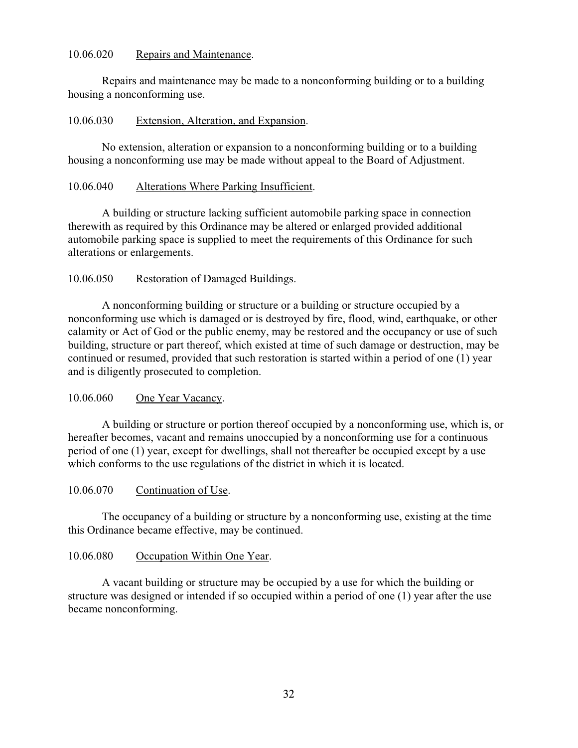10.06.020 Repairs and Maintenance.

Repairs and maintenance may be made to a nonconforming building or to a building housing a nonconforming use.

10.06.030 Extension, Alteration, and Expansion.

No extension, alteration or expansion to a nonconforming building or to a building housing a nonconforming use may be made without appeal to the Board of Adjustment.

10.06.040 Alterations Where Parking Insufficient.

A building or structure lacking sufficient automobile parking space in connection therewith as required by this Ordinance may be altered or enlarged provided additional automobile parking space is supplied to meet the requirements of this Ordinance for such alterations or enlargements.

10.06.050 Restoration of Damaged Buildings.

A nonconforming building or structure or a building or structure occupied by a nonconforming use which is damaged or is destroyed by fire, flood, wind, earthquake, or other calamity or Act of God or the public enemy, may be restored and the occupancy or use of such building, structure or part thereof, which existed at time of such damage or destruction, may be continued or resumed, provided that such restoration is started within a period of one (1) year and is diligently prosecuted to completion.

10.06.060 One Year Vacancy.

A building or structure or portion thereof occupied by a nonconforming use, which is, or hereafter becomes, vacant and remains unoccupied by a nonconforming use for a continuous period of one (1) year, except for dwellings, shall not thereafter be occupied except by a use which conforms to the use regulations of the district in which it is located.

10.06.070 Continuation of Use.

The occupancy of a building or structure by a nonconforming use, existing at the time this Ordinance became effective, may be continued.

10.06.080 Occupation Within One Year.

A vacant building or structure may be occupied by a use for which the building or structure was designed or intended if so occupied within a period of one (1) year after the use became nonconforming.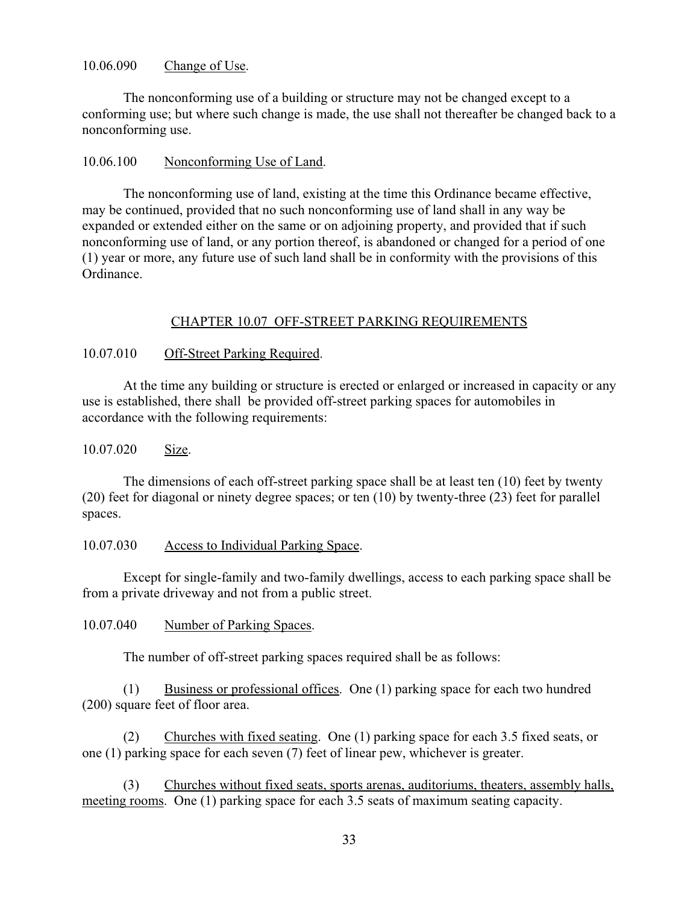10.06.090 Change of Use.

The nonconforming use of a building or structure may not be changed except to a conforming use; but where such change is made, the use shall not thereafter be changed back to a nonconforming use.

10.06.100 Nonconforming Use of Land.

The nonconforming use of land, existing at the time this Ordinance became effective, may be continued, provided that no such nonconforming use of land shall in any way be expanded or extended either on the same or on adjoining property, and provided that if such nonconforming use of land, or any portion thereof, is abandoned or changed for a period of one (1) year or more, any future use of such land shall be in conformity with the provisions of this Ordinance.

## CHAPTER 10.07 OFF-STREET PARKING REQUIREMENTS

10.07.010 Off-Street Parking Required.

At the time any building or structure is erected or enlarged or increased in capacity or any use is established, there shall be provided off-street parking spaces for automobiles in accordance with the following requirements:

10.07.020 Size.

The dimensions of each off-street parking space shall be at least ten (10) feet by twenty (20) feet for diagonal or ninety degree spaces; or ten (10) by twenty-three (23) feet for parallel spaces.

10.07.030 Access to Individual Parking Space.

Except for single-family and two-family dwellings, access to each parking space shall be from a private driveway and not from a public street.

10.07.040 Number of Parking Spaces.

The number of off-street parking spaces required shall be as follows:

(1) Business or professional offices. One (1) parking space for each two hundred (200) square feet of floor area.

(2) Churches with fixed seating. One (1) parking space for each 3.5 fixed seats, or one (1) parking space for each seven (7) feet of linear pew, whichever is greater.

(3) Churches without fixed seats, sports arenas, auditoriums, theaters, assembly halls, meeting rooms. One (1) parking space for each 3.5 seats of maximum seating capacity.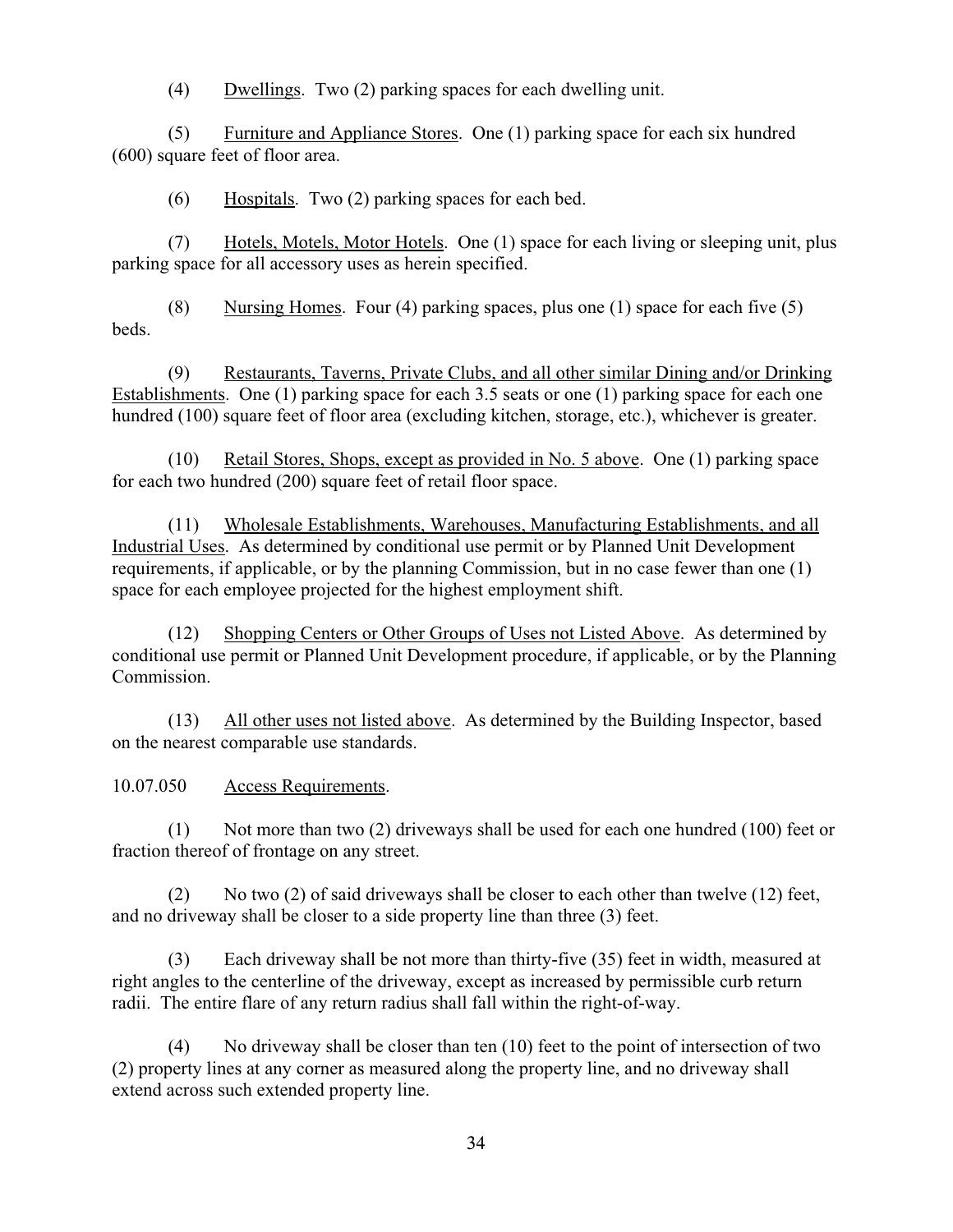(4) Dwellings. Two (2) parking spaces for each dwelling unit.

(5) Furniture and Appliance Stores. One (1) parking space for each six hundred (600) square feet of floor area.

(6) Hospitals. Two (2) parking spaces for each bed.

(7) Hotels, Motels, Motor Hotels. One (1) space for each living or sleeping unit, plus parking space for all accessory uses as herein specified.

(8) Nursing Homes. Four (4) parking spaces, plus one (1) space for each five (5) beds.

(9) Restaurants, Taverns, Private Clubs, and all other similar Dining and/or Drinking Establishments. One (1) parking space for each 3.5 seats or one (1) parking space for each one hundred (100) square feet of floor area (excluding kitchen, storage, etc.), whichever is greater.

(10) Retail Stores, Shops, except as provided in No. 5 above. One (1) parking space for each two hundred (200) square feet of retail floor space.

(11) Wholesale Establishments, Warehouses, Manufacturing Establishments, and all Industrial Uses. As determined by conditional use permit or by Planned Unit Development requirements, if applicable, or by the planning Commission, but in no case fewer than one (1) space for each employee projected for the highest employment shift.

(12) Shopping Centers or Other Groups of Uses not Listed Above. As determined by conditional use permit or Planned Unit Development procedure, if applicable, or by the Planning Commission.

(13) All other uses not listed above. As determined by the Building Inspector, based on the nearest comparable use standards.

10.07.050 Access Requirements.

(1) Not more than two (2) driveways shall be used for each one hundred (100) feet or fraction thereof of frontage on any street.

(2) No two (2) of said driveways shall be closer to each other than twelve (12) feet, and no driveway shall be closer to a side property line than three (3) feet.

(3) Each driveway shall be not more than thirty-five (35) feet in width, measured at right angles to the centerline of the driveway, except as increased by permissible curb return radii. The entire flare of any return radius shall fall within the right-of-way.

(4) No driveway shall be closer than ten (10) feet to the point of intersection of two (2) property lines at any corner as measured along the property line, and no driveway shall extend across such extended property line.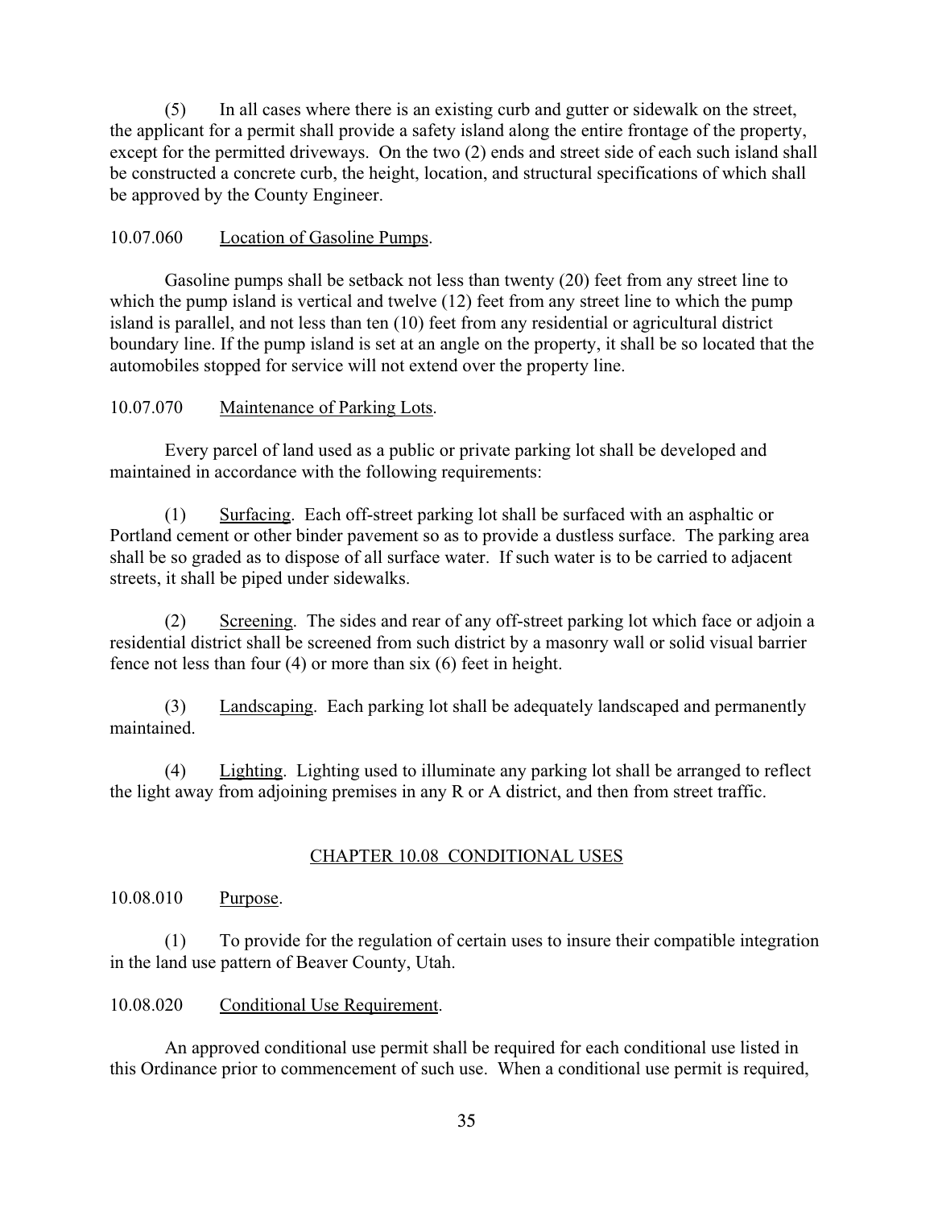(5) In all cases where there is an existing curb and gutter or sidewalk on the street, the applicant for a permit shall provide a safety island along the entire frontage of the property, except for the permitted driveways. On the two (2) ends and street side of each such island shall be constructed a concrete curb, the height, location, and structural specifications of which shall be approved by the County Engineer.

10.07.060 Location of Gasoline Pumps.

Gasoline pumps shall be setback not less than twenty (20) feet from any street line to which the pump island is vertical and twelve (12) feet from any street line to which the pump island is parallel, and not less than ten (10) feet from any residential or agricultural district boundary line. If the pump island is set at an angle on the property, it shall be so located that the automobiles stopped for service will not extend over the property line.

10.07.070 Maintenance of Parking Lots.

Every parcel of land used as a public or private parking lot shall be developed and maintained in accordance with the following requirements:

(1) Surfacing. Each off-street parking lot shall be surfaced with an asphaltic or Portland cement or other binder pavement so as to provide a dustless surface. The parking area shall be so graded as to dispose of all surface water. If such water is to be carried to adjacent streets, it shall be piped under sidewalks.

(2) Screening. The sides and rear of any off-street parking lot which face or adjoin a residential district shall be screened from such district by a masonry wall or solid visual barrier fence not less than four (4) or more than six (6) feet in height.

(3) Landscaping. Each parking lot shall be adequately landscaped and permanently maintained.

(4) Lighting. Lighting used to illuminate any parking lot shall be arranged to reflect the light away from adjoining premises in any R or A district, and then from street traffic.

## CHAPTER 10.08 CONDITIONAL USES

10.08.010 Purpose.

(1) To provide for the regulation of certain uses to insure their compatible integration in the land use pattern of Beaver County, Utah.

10.08.020 Conditional Use Requirement.

An approved conditional use permit shall be required for each conditional use listed in this Ordinance prior to commencement of such use. When a conditional use permit is required,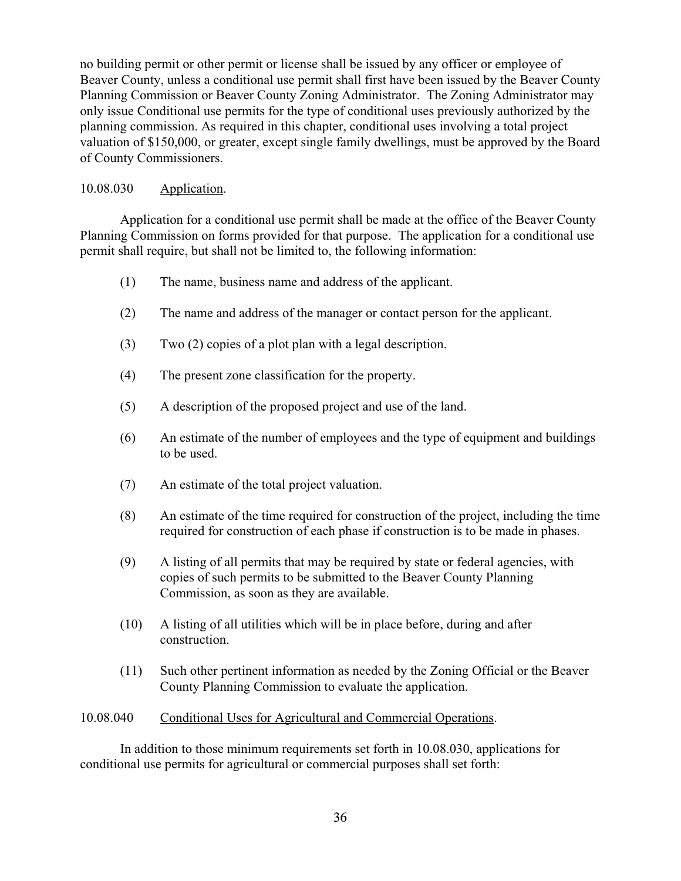no building permit or other permit or license shall be issued by any officer or employee of Beaver County, unless a conditional use permit shall first have been issued by the Beaver County Planning Commission or Beaver County Zoning Administrator. The Zoning Administrator may only issue Conditional use permits for the type of conditional uses previously authorized by the planning commission. As required in this chapter, conditional uses involving a total project valuation of $150,000, or greater, except single family dwellings, must be approved by the Board of County Commissioners.

10.08.030 Application.

Application for a conditional use permit shall be made at the office of the Beaver County Planning Commission on forms provided for that purpose. The application for a conditional use permit shall require, but shall not be limited to, the following information:

(1) The name, business name and address of the applicant.

(2) The name and address of the manager or contact person for the applicant.

(3) Two (2) copies of a plot plan with a legal description.

(4) The present zone classification for the property.

(5) A description of the proposed project and use of the land.

(6) An estimate of the number of employees and the type of equipment and buildings to be used.

(7) An estimate of the total project valuation.

(8) An estimate of the time required for construction of the project, including the time required for construction of each phase if construction is to be made in phases.

(9) A listing of all permits that may be required by state or federal agencies, with copies of such permits to be submitted to the Beaver County Planning Commission, as soon as they are available.

(10) A listing of all utilities which will be in place before, during and after construction.

(11) Such other pertinent information as needed by the Zoning Official or the Beaver County Planning Commission to evaluate the application.

10.08.040 Conditional Uses for Agricultural and Commercial Operations.

In addition to those minimum requirements set forth in 10.08.030, applications for conditional use permits for agricultural or commercial purposes shall set forth: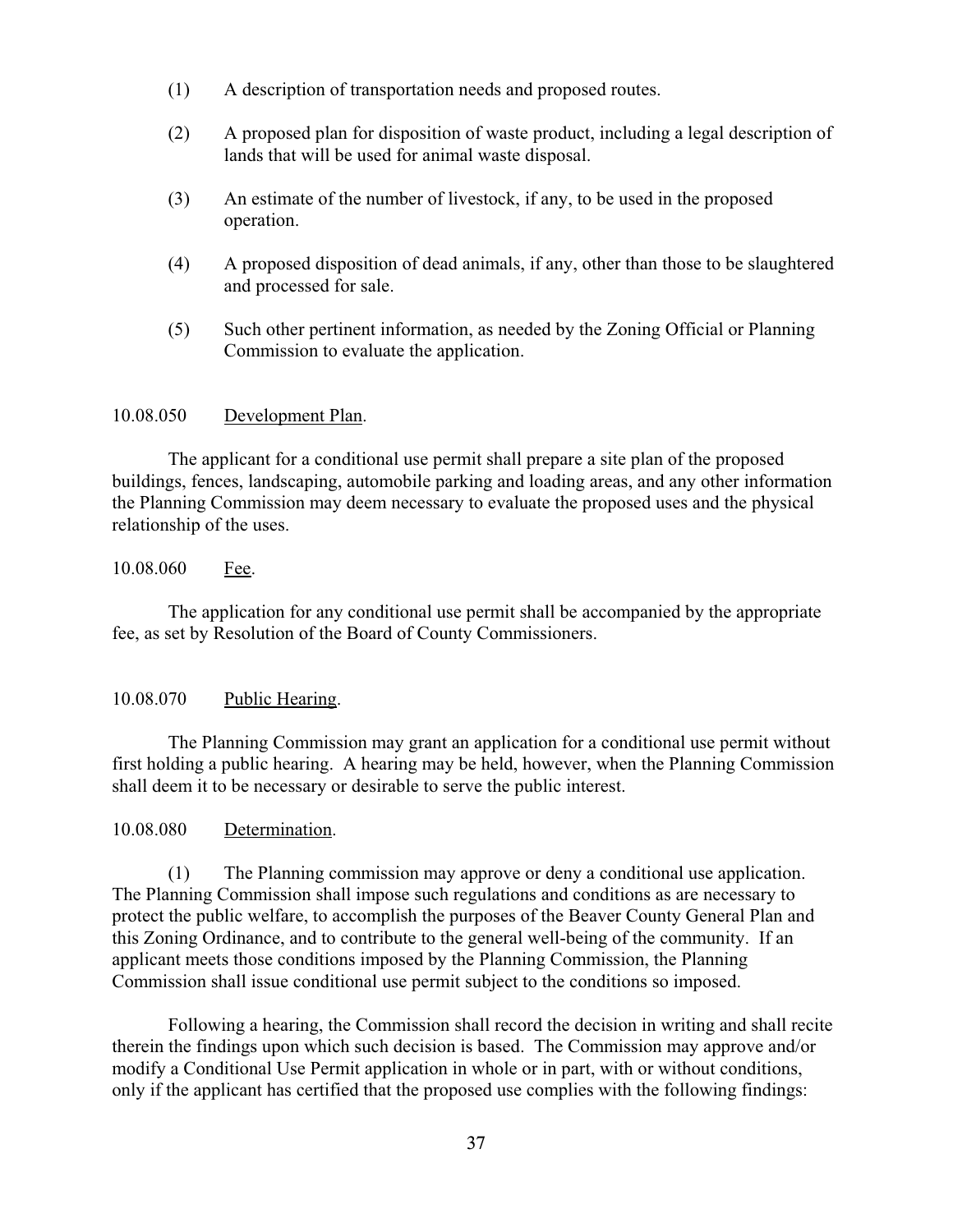(1) A description of transportation needs and proposed routes.

(2) A proposed plan for disposition of waste product, including a legal description of lands that will be used for animal waste disposal.

(3) An estimate of the number of livestock, if any, to be used in the proposed operation.

(4) A proposed disposition of dead animals, if any, other than those to be slaughtered and processed for sale.

(5) Such other pertinent information, as needed by the Zoning Official or Planning Commission to evaluate the application.

10.08.050 Development Plan.

The applicant for a conditional use permit shall prepare a site plan of the proposed buildings, fences, landscaping, automobile parking and loading areas, and any other information the Planning Commission may deem necessary to evaluate the proposed uses and the physical relationship of the uses.

10.08.060 Fee.

The application for any conditional use permit shall be accompanied by the appropriate fee, as set by Resolution of the Board of County Commissioners.

10.08.070 Public Hearing.

The Planning Commission may grant an application for a conditional use permit without first holding a public hearing. A hearing may be held, however, when the Planning Commission shall deem it to be necessary or desirable to serve the public interest.

10.08.080 Determination.

(1) The Planning commission may approve or deny a conditional use application. The Planning Commission shall impose such regulations and conditions as are necessary to protect the public welfare, to accomplish the purposes of the Beaver County General Plan and this Zoning Ordinance, and to contribute to the general well-being of the community. If an applicant meets those conditions imposed by the Planning Commission, the Planning Commission shall issue conditional use permit subject to the conditions so imposed.

Following a hearing, the Commission shall record the decision in writing and shall recite therein the findings upon which such decision is based. The Commission may approve and/or modify a Conditional Use Permit application in whole or in part, with or without conditions, only if the applicant has certified that the proposed use complies with the following findings: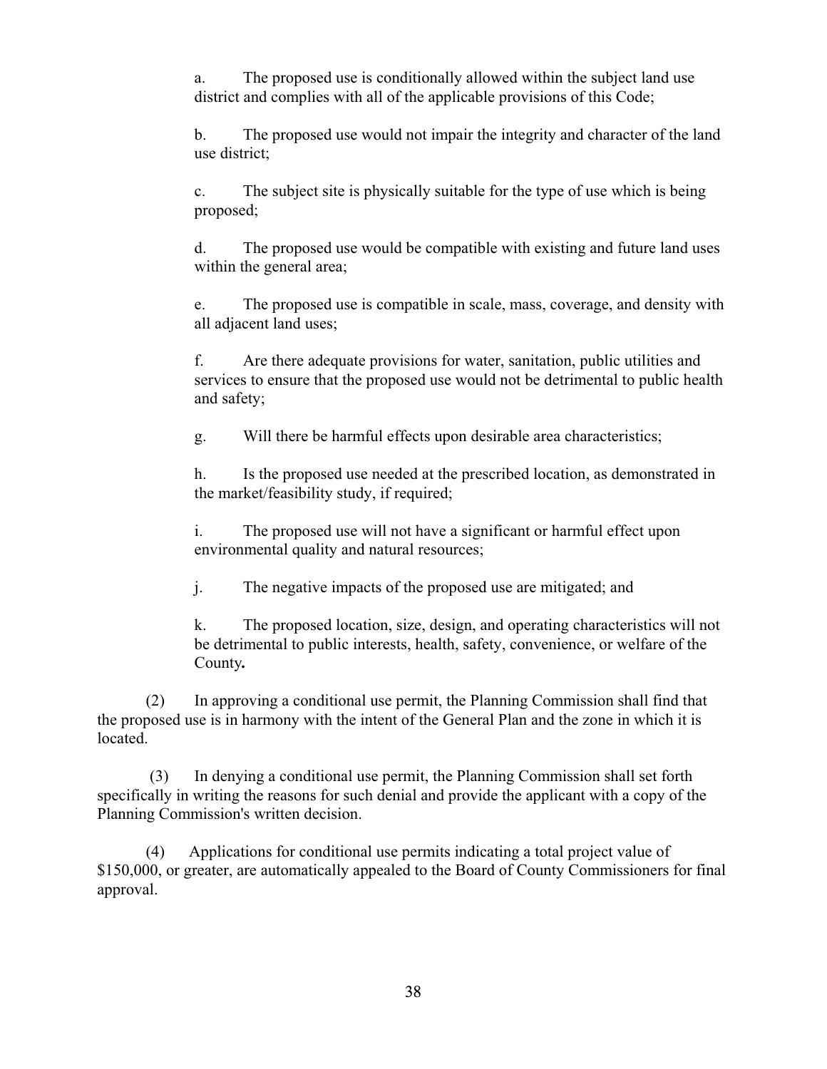a. The proposed use is conditionally allowed within the subject land use district and complies with all of the applicable provisions of this Code;

b. The proposed use would not impair the integrity and character of the land use district;

c. The subject site is physically suitable for the type of use which is being proposed;

d. The proposed use would be compatible with existing and future land uses within the general area;

e. The proposed use is compatible in scale, mass, coverage, and density with all adjacent land uses;

f. Are there adequate provisions for water, sanitation, public utilities and services to ensure that the proposed use would not be detrimental to public health and safety;

g. Will there be harmful effects upon desirable area characteristics;

h. Is the proposed use needed at the prescribed location, as demonstrated in the market/feasibility study, if required;

i. The proposed use will not have a significant or harmful effect upon environmental quality and natural resources;

j. The negative impacts of the proposed use are mitigated; and

k. The proposed location, size, design, and operating characteristics will not be detrimental to public interests, health, safety, convenience, or welfare of the County**.**

(2) In approving a conditional use permit, the Planning Commission shall find that the proposed use is in harmony with the intent of the General Plan and the zone in which it is located.

(3) In denying a conditional use permit, the Planning Commission shall set forth specifically in writing the reasons for such denial and provide the applicant with a copy of the Planning Commission's written decision.

(4) Applications for conditional use permits indicating a total project value of $150,000, or greater, are automatically appealed to the Board of County Commissioners for final approval.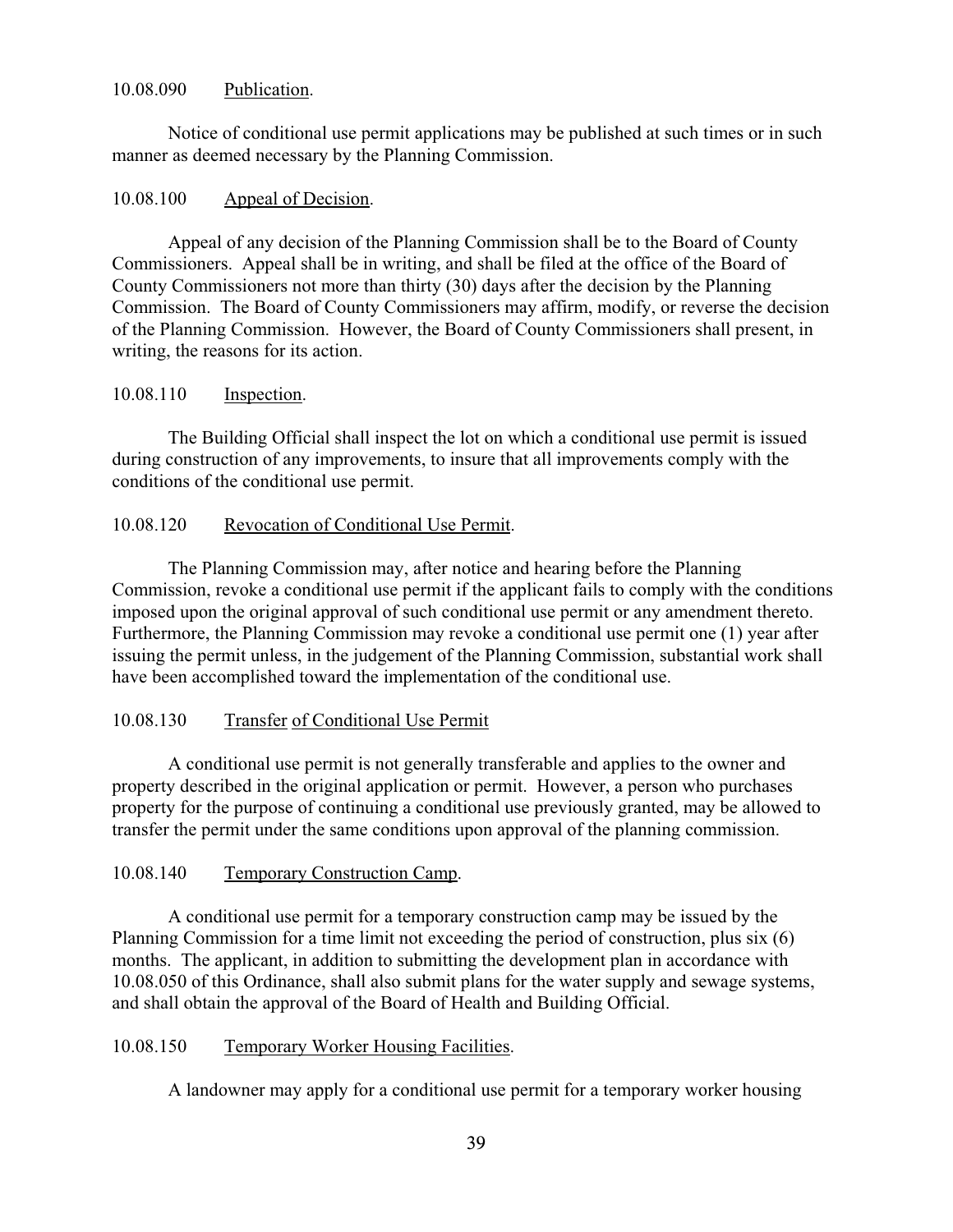10.08.090 Publication.

Notice of conditional use permit applications may be published at such times or in such manner as deemed necessary by the Planning Commission.

10.08.100 Appeal of Decision.

Appeal of any decision of the Planning Commission shall be to the Board of County Commissioners. Appeal shall be in writing, and shall be filed at the office of the Board of County Commissioners not more than thirty (30) days after the decision by the Planning Commission. The Board of County Commissioners may affirm, modify, or reverse the decision of the Planning Commission. However, the Board of County Commissioners shall present, in writing, the reasons for its action.

10.08.110 Inspection.

The Building Official shall inspect the lot on which a conditional use permit is issued during construction of any improvements, to insure that all improvements comply with the conditions of the conditional use permit.

10.08.120 Revocation of Conditional Use Permit.

The Planning Commission may, after notice and hearing before the Planning Commission, revoke a conditional use permit if the applicant fails to comply with the conditions imposed upon the original approval of such conditional use permit or any amendment thereto. Furthermore, the Planning Commission may revoke a conditional use permit one (1) year after issuing the permit unless, in the judgement of the Planning Commission, substantial work shall have been accomplished toward the implementation of the conditional use.

10.08.130 Transfer of Conditional Use Permit

A conditional use permit is not generally transferable and applies to the owner and property described in the original application or permit. However, a person who purchases property for the purpose of continuing a conditional use previously granted, may be allowed to transfer the permit under the same conditions upon approval of the planning commission.

10.08.140 Temporary Construction Camp.

A conditional use permit for a temporary construction camp may be issued by the Planning Commission for a time limit not exceeding the period of construction, plus six (6) months. The applicant, in addition to submitting the development plan in accordance with 10.08.050 of this Ordinance, shall also submit plans for the water supply and sewage systems, and shall obtain the approval of the Board of Health and Building Official.

10.08.150 Temporary Worker Housing Facilities.

A landowner may apply for a conditional use permit for a temporary worker housing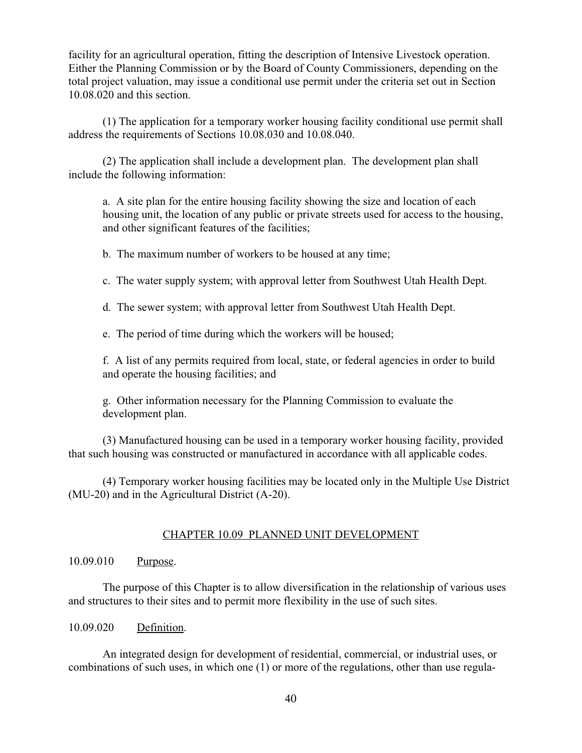facility for an agricultural operation, fitting the description of Intensive Livestock operation. Either the Planning Commission or by the Board of County Commissioners, depending on the total project valuation, may issue a conditional use permit under the criteria set out in Section 10.08.020 and this section.

(1) The application for a temporary worker housing facility conditional use permit shall address the requirements of Sections 10.08.030 and 10.08.040.

(2) The application shall include a development plan. The development plan shall include the following information:

a. A site plan for the entire housing facility showing the size and location of each housing unit, the location of any public or private streets used for access to the housing, and other significant features of the facilities;

b. The maximum number of workers to be housed at any time;

c. The water supply system; with approval letter from Southwest Utah Health Dept.

d. The sewer system; with approval letter from Southwest Utah Health Dept.

e. The period of time during which the workers will be housed;

f. A list of any permits required from local, state, or federal agencies in order to build and operate the housing facilities; and

g. Other information necessary for the Planning Commission to evaluate the development plan.

(3) Manufactured housing can be used in a temporary worker housing facility, provided that such housing was constructed or manufactured in accordance with all applicable codes.

(4) Temporary worker housing facilities may be located only in the Multiple Use District (MU-20) and in the Agricultural District (A-20).

## CHAPTER 10.09 PLANNED UNIT DEVELOPMENT

10.09.010 Purpose.

The purpose of this Chapter is to allow diversification in the relationship of various uses and structures to their sites and to permit more flexibility in the use of such sites.

10.09.020 Definition.

An integrated design for development of residential, commercial, or industrial uses, or combinations of such uses, in which one (1) or more of the regulations, other than use regula-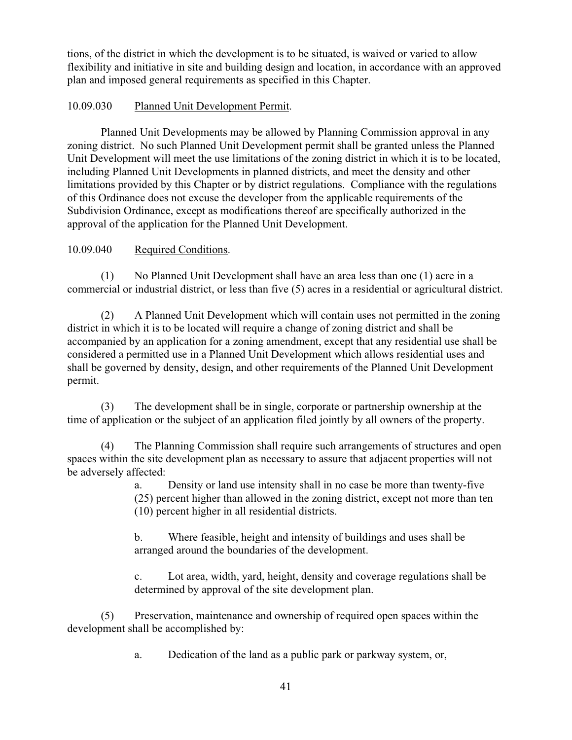tions, of the district in which the development is to be situated, is waived or varied to allow flexibility and initiative in site and building design and location, in accordance with an approved plan and imposed general requirements as specified in this Chapter.

10.09.030 Planned Unit Development Permit.

Planned Unit Developments may be allowed by Planning Commission approval in any zoning district. No such Planned Unit Development permit shall be granted unless the Planned Unit Development will meet the use limitations of the zoning district in which it is to be located, including Planned Unit Developments in planned districts, and meet the density and other limitations provided by this Chapter or by district regulations. Compliance with the regulations of this Ordinance does not excuse the developer from the applicable requirements of the Subdivision Ordinance, except as modifications thereof are specifically authorized in the approval of the application for the Planned Unit Development.

10.09.040 Required Conditions.

(1) No Planned Unit Development shall have an area less than one (1) acre in a commercial or industrial district, or less than five (5) acres in a residential or agricultural district.

(2) A Planned Unit Development which will contain uses not permitted in the zoning district in which it is to be located will require a change of zoning district and shall be accompanied by an application for a zoning amendment, except that any residential use shall be considered a permitted use in a Planned Unit Development which allows residential uses and shall be governed by density, design, and other requirements of the Planned Unit Development permit.

(3) The development shall be in single, corporate or partnership ownership at the time of application or the subject of an application filed jointly by all owners of the property.

(4) The Planning Commission shall require such arrangements of structures and open spaces within the site development plan as necessary to assure that adjacent properties will not be adversely affected:

a. Density or land use intensity shall in no case be more than twenty-five (25) percent higher than allowed in the zoning district, except not more than ten (10) percent higher in all residential districts.

b. Where feasible, height and intensity of buildings and uses shall be arranged around the boundaries of the development.

c. Lot area, width, yard, height, density and coverage regulations shall be determined by approval of the site development plan.

(5) Preservation, maintenance and ownership of required open spaces within the development shall be accomplished by:

a. Dedication of the land as a public park or parkway system, or,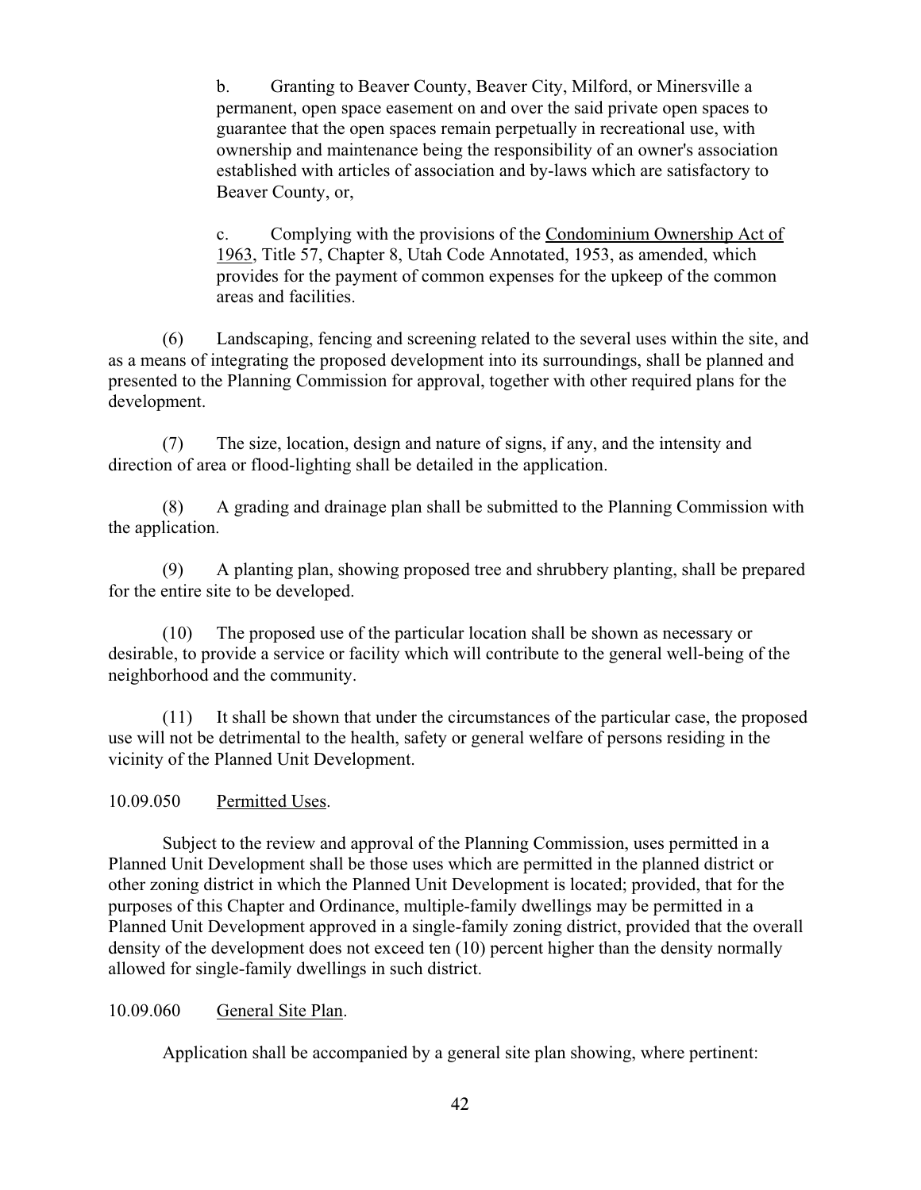b. Granting to Beaver County, Beaver City, Milford, or Minersville a permanent, open space easement on and over the said private open spaces to guarantee that the open spaces remain perpetually in recreational use, with ownership and maintenance being the responsibility of an owner's association established with articles of association and by-laws which are satisfactory to Beaver County, or,

c. Complying with the provisions of the Condominium Ownership Act of 1963, Title 57, Chapter 8, Utah Code Annotated, 1953, as amended, which provides for the payment of common expenses for the upkeep of the common areas and facilities.

(6) Landscaping, fencing and screening related to the several uses within the site, and as a means of integrating the proposed development into its surroundings, shall be planned and presented to the Planning Commission for approval, together with other required plans for the development.

(7) The size, location, design and nature of signs, if any, and the intensity and direction of area or flood-lighting shall be detailed in the application.

(8) A grading and drainage plan shall be submitted to the Planning Commission with the application.

(9) A planting plan, showing proposed tree and shrubbery planting, shall be prepared for the entire site to be developed.

(10) The proposed use of the particular location shall be shown as necessary or desirable, to provide a service or facility which will contribute to the general well-being of the neighborhood and the community.

(11) It shall be shown that under the circumstances of the particular case, the proposed use will not be detrimental to the health, safety or general welfare of persons residing in the vicinity of the Planned Unit Development.

10.09.050 Permitted Uses.

Subject to the review and approval of the Planning Commission, uses permitted in a Planned Unit Development shall be those uses which are permitted in the planned district or other zoning district in which the Planned Unit Development is located; provided, that for the purposes of this Chapter and Ordinance, multiple-family dwellings may be permitted in a Planned Unit Development approved in a single-family zoning district, provided that the overall density of the development does not exceed ten (10) percent higher than the density normally allowed for single-family dwellings in such district.

10.09.060 General Site Plan.

Application shall be accompanied by a general site plan showing, where pertinent: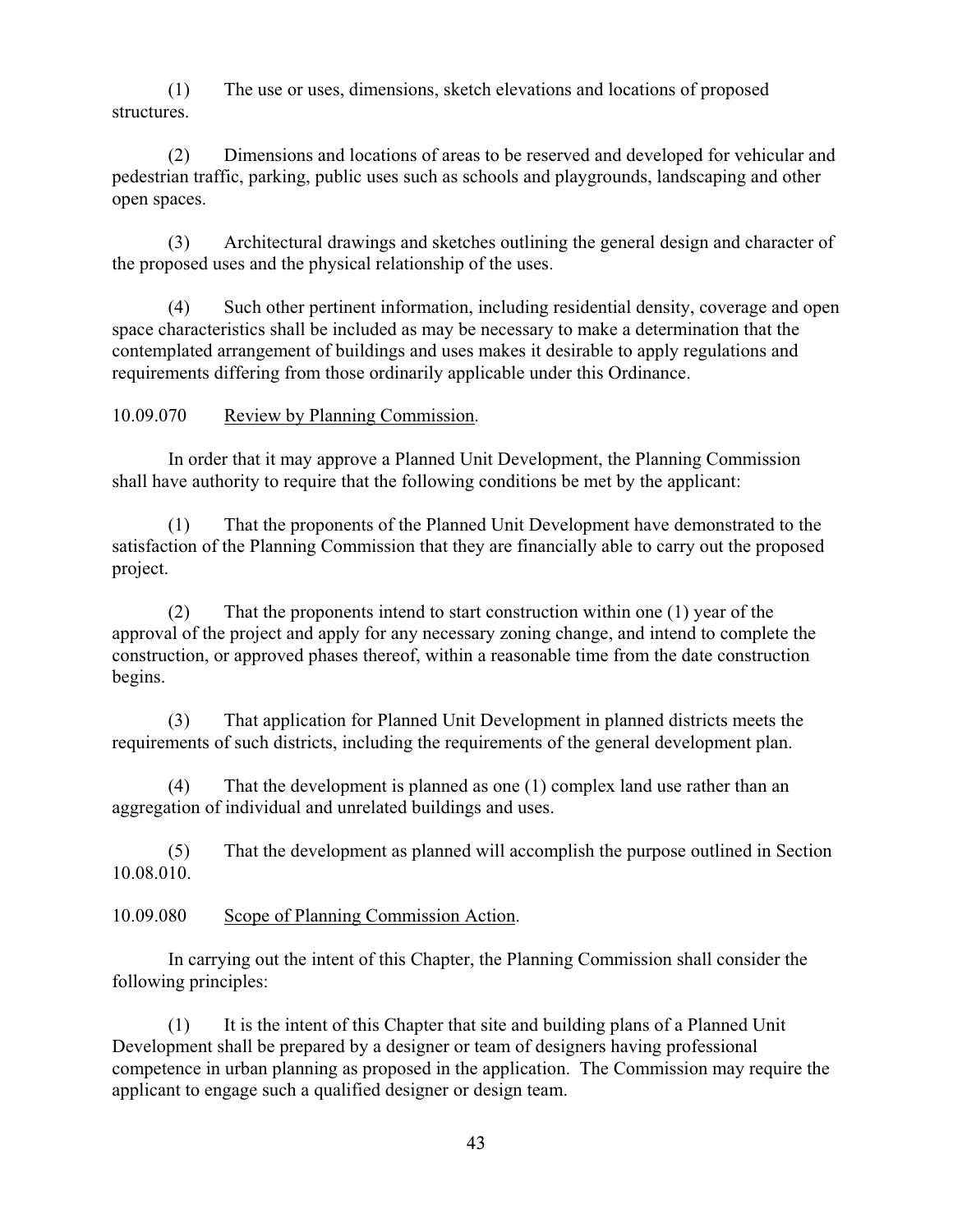(1) The use or uses, dimensions, sketch elevations and locations of proposed structures.

(2) Dimensions and locations of areas to be reserved and developed for vehicular and pedestrian traffic, parking, public uses such as schools and playgrounds, landscaping and other open spaces.

(3) Architectural drawings and sketches outlining the general design and character of the proposed uses and the physical relationship of the uses.

(4) Such other pertinent information, including residential density, coverage and open space characteristics shall be included as may be necessary to make a determination that the contemplated arrangement of buildings and uses makes it desirable to apply regulations and requirements differing from those ordinarily applicable under this Ordinance.

10.09.070 Review by Planning Commission.

In order that it may approve a Planned Unit Development, the Planning Commission shall have authority to require that the following conditions be met by the applicant:

(1) That the proponents of the Planned Unit Development have demonstrated to the satisfaction of the Planning Commission that they are financially able to carry out the proposed project.

(2) That the proponents intend to start construction within one (1) year of the approval of the project and apply for any necessary zoning change, and intend to complete the construction, or approved phases thereof, within a reasonable time from the date construction begins.

(3) That application for Planned Unit Development in planned districts meets the requirements of such districts, including the requirements of the general development plan.

(4) That the development is planned as one (1) complex land use rather than an aggregation of individual and unrelated buildings and uses.

(5) That the development as planned will accomplish the purpose outlined in Section 10.08.010.

10.09.080 Scope of Planning Commission Action.

In carrying out the intent of this Chapter, the Planning Commission shall consider the following principles:

(1) It is the intent of this Chapter that site and building plans of a Planned Unit Development shall be prepared by a designer or team of designers having professional competence in urban planning as proposed in the application. The Commission may require the applicant to engage such a qualified designer or design team.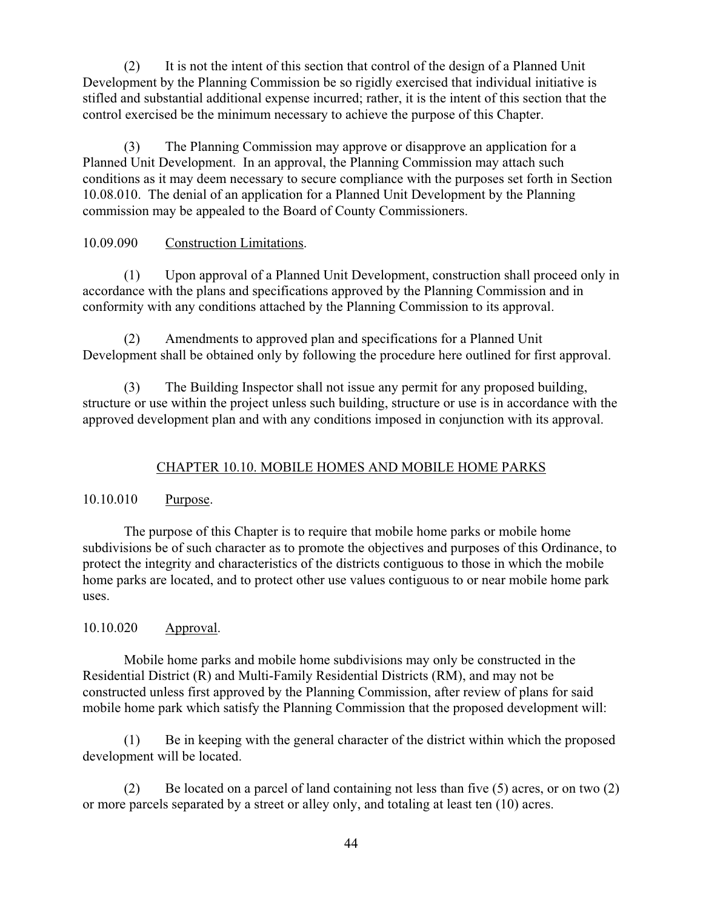(2) It is not the intent of this section that control of the design of a Planned Unit Development by the Planning Commission be so rigidly exercised that individual initiative is stifled and substantial additional expense incurred; rather, it is the intent of this section that the control exercised be the minimum necessary to achieve the purpose of this Chapter.

(3) The Planning Commission may approve or disapprove an application for a Planned Unit Development. In an approval, the Planning Commission may attach such conditions as it may deem necessary to secure compliance with the purposes set forth in Section 10.08.010. The denial of an application for a Planned Unit Development by the Planning commission may be appealed to the Board of County Commissioners.

10.09.090 Construction Limitations.

(1) Upon approval of a Planned Unit Development, construction shall proceed only in accordance with the plans and specifications approved by the Planning Commission and in conformity with any conditions attached by the Planning Commission to its approval.

(2) Amendments to approved plan and specifications for a Planned Unit Development shall be obtained only by following the procedure here outlined for first approval.

(3) The Building Inspector shall not issue any permit for any proposed building, structure or use within the project unless such building, structure or use is in accordance with the approved development plan and with any conditions imposed in conjunction with its approval.

## CHAPTER 10.10. MOBILE HOMES AND MOBILE HOME PARKS

10.10.010 Purpose.

The purpose of this Chapter is to require that mobile home parks or mobile home subdivisions be of such character as to promote the objectives and purposes of this Ordinance, to protect the integrity and characteristics of the districts contiguous to those in which the mobile home parks are located, and to protect other use values contiguous to or near mobile home park uses.

10.10.020 Approval.

Mobile home parks and mobile home subdivisions may only be constructed in the Residential District (R) and Multi-Family Residential Districts (RM), and may not be constructed unless first approved by the Planning Commission, after review of plans for said mobile home park which satisfy the Planning Commission that the proposed development will:

(1) Be in keeping with the general character of the district within which the proposed development will be located.

(2) Be located on a parcel of land containing not less than five (5) acres, or on two (2) or more parcels separated by a street or alley only, and totaling at least ten (10) acres.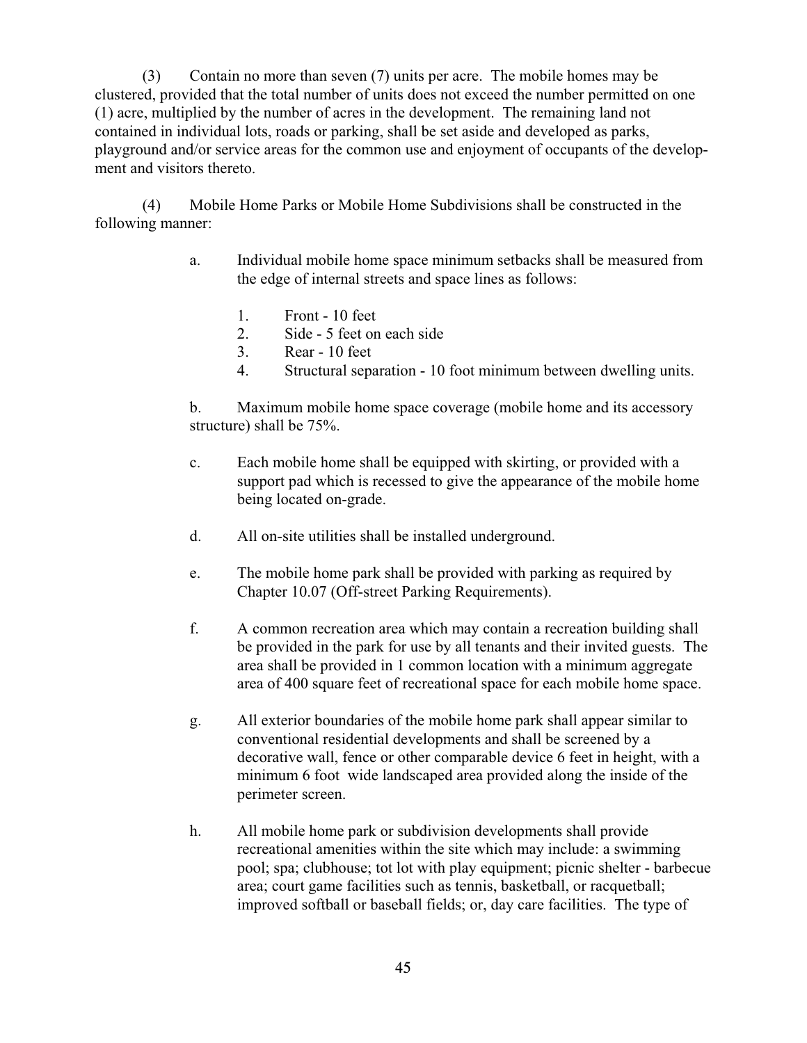(3) Contain no more than seven (7) units per acre. The mobile homes may be clustered, provided that the total number of units does not exceed the number permitted on one (1) acre, multiplied by the number of acres in the development. The remaining land not contained in individual lots, roads or parking, shall be set aside and developed as parks, playground and/or service areas for the common use and enjoyment of occupants of the development and visitors thereto.

(4) Mobile Home Parks or Mobile Home Subdivisions shall be constructed in the following manner:

a. Individual mobile home space minimum setbacks shall be measured from the edge of internal streets and space lines as follows:

1. Front - 10 feet
2. Side - 5 feet on each side
3. Rear - 10 feet
4. Structural separation - 10 foot minimum between dwelling units.

b. Maximum mobile home space coverage (mobile home and its accessory structure) shall be 75%.

c. Each mobile home shall be equipped with skirting, or provided with a support pad which is recessed to give the appearance of the mobile home being located on-grade.

d. All on-site utilities shall be installed underground.

e. The mobile home park shall be provided with parking as required by Chapter 10.07 (Off-street Parking Requirements).

f. A common recreation area which may contain a recreation building shall be provided in the park for use by all tenants and their invited guests. The area shall be provided in 1 common location with a minimum aggregate area of 400 square feet of recreational space for each mobile home space.

g. All exterior boundaries of the mobile home park shall appear similar to conventional residential developments and shall be screened by a decorative wall, fence or other comparable device 6 feet in height, with a minimum 6 foot wide landscaped area provided along the inside of the perimeter screen.

h. All mobile home park or subdivision developments shall provide recreational amenities within the site which may include: a swimming pool; spa; clubhouse; tot lot with play equipment; picnic shelter - barbecue area; court game facilities such as tennis, basketball, or racquetball; improved softball or baseball fields; or, day care facilities. The type of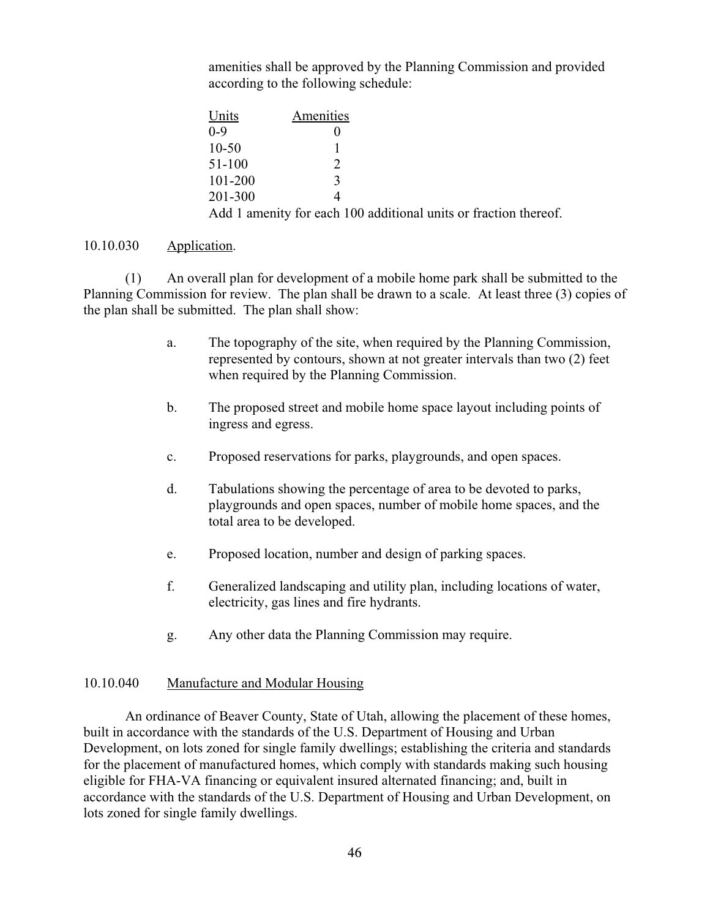amenities shall be approved by the Planning Commission and provided according to the following schedule:

| Units | Amenities |
| --- | --- |
| 0-9 | 0 |
| 10-50 | 1 |
| 51-100 | 2 |
| 101-200 | 3 |
| 201-300 | 4 |

Add 1 amenity for each 100 additional units or fraction thereof.

10.10.030 Application.

(1) An overall plan for development of a mobile home park shall be submitted to the Planning Commission for review. The plan shall be drawn to a scale. At least three (3) copies of the plan shall be submitted. The plan shall show:

a. The topography of the site, when required by the Planning Commission, represented by contours, shown at not greater intervals than two (2) feet when required by the Planning Commission.

b. The proposed street and mobile home space layout including points of ingress and egress.

c. Proposed reservations for parks, playgrounds, and open spaces.

d. Tabulations showing the percentage of area to be devoted to parks, playgrounds and open spaces, number of mobile home spaces, and the total area to be developed.

e. Proposed location, number and design of parking spaces.

f. Generalized landscaping and utility plan, including locations of water, electricity, gas lines and fire hydrants.

g. Any other data the Planning Commission may require.

10.10.040 Manufacture and Modular Housing

An ordinance of Beaver County, State of Utah, allowing the placement of these homes, built in accordance with the standards of the U.S. Department of Housing and Urban Development, on lots zoned for single family dwellings; establishing the criteria and standards for the placement of manufactured homes, which comply with standards making such housing eligible for FHA-VA financing or equivalent insured alternated financing; and, built in accordance with the standards of the U.S. Department of Housing and Urban Development, on lots zoned for single family dwellings.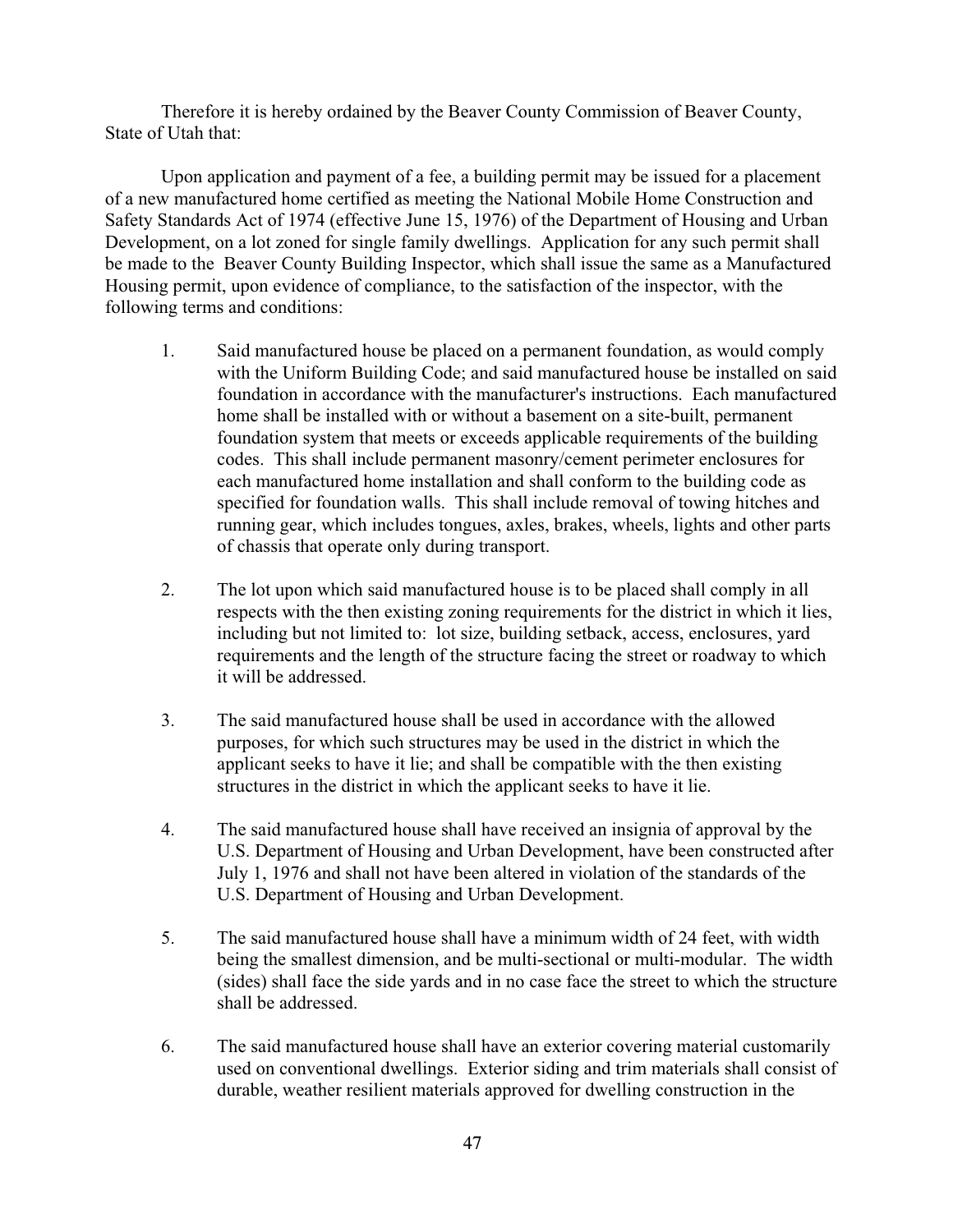Therefore it is hereby ordained by the Beaver County Commission of Beaver County, State of Utah that:

Upon application and payment of a fee, a building permit may be issued for a placement of a new manufactured home certified as meeting the National Mobile Home Construction and Safety Standards Act of 1974 (effective June 15, 1976) of the Department of Housing and Urban Development, on a lot zoned for single family dwellings. Application for any such permit shall be made to the Beaver County Building Inspector, which shall issue the same as a Manufactured Housing permit, upon evidence of compliance, to the satisfaction of the inspector, with the following terms and conditions:

1. Said manufactured house be placed on a permanent foundation, as would comply with the Uniform Building Code; and said manufactured house be installed on said foundation in accordance with the manufacturer's instructions. Each manufactured home shall be installed with or without a basement on a site-built, permanent foundation system that meets or exceeds applicable requirements of the building codes. This shall include permanent masonry/cement perimeter enclosures for each manufactured home installation and shall conform to the building code as specified for foundation walls. This shall include removal of towing hitches and running gear, which includes tongues, axles, brakes, wheels, lights and other parts of chassis that operate only during transport.

2. The lot upon which said manufactured house is to be placed shall comply in all respects with the then existing zoning requirements for the district in which it lies, including but not limited to: lot size, building setback, access, enclosures, yard requirements and the length of the structure facing the street or roadway to which it will be addressed.

3. The said manufactured house shall be used in accordance with the allowed purposes, for which such structures may be used in the district in which the applicant seeks to have it lie; and shall be compatible with the then existing structures in the district in which the applicant seeks to have it lie.

4. The said manufactured house shall have received an insignia of approval by the U.S. Department of Housing and Urban Development, have been constructed after July 1, 1976 and shall not have been altered in violation of the standards of the U.S. Department of Housing and Urban Development.

5. The said manufactured house shall have a minimum width of 24 feet, with width being the smallest dimension, and be multi-sectional or multi-modular. The width (sides) shall face the side yards and in no case face the street to which the structure shall be addressed.

6. The said manufactured house shall have an exterior covering material customarily used on conventional dwellings. Exterior siding and trim materials shall consist of durable, weather resilient materials approved for dwelling construction in the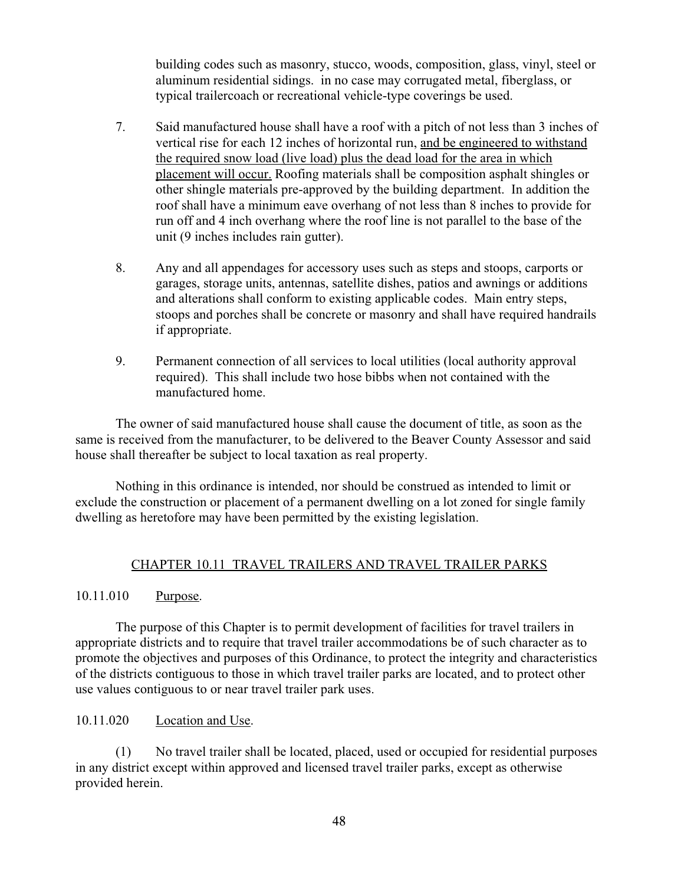building codes such as masonry, stucco, woods, composition, glass, vinyl, steel or aluminum residential sidings. in no case may corrugated metal, fiberglass, or typical trailercoach or recreational vehicle-type coverings be used.

7. Said manufactured house shall have a roof with a pitch of not less than 3 inches of vertical rise for each 12 inches of horizontal run, <u>and be engineered to withstand the required snow load (live load) plus the dead load for the area in which placement will occur.</u> Roofing materials shall be composition asphalt shingles or other shingle materials pre-approved by the building department. In addition the roof shall have a minimum eave overhang of not less than 8 inches to provide for run off and 4 inch overhang where the roof line is not parallel to the base of the unit (9 inches includes rain gutter).

8. Any and all appendages for accessory uses such as steps and stoops, carports or garages, storage units, antennas, satellite dishes, patios and awnings or additions and alterations shall conform to existing applicable codes. Main entry steps, stoops and porches shall be concrete or masonry and shall have required handrails if appropriate.

9. Permanent connection of all services to local utilities (local authority approval required). This shall include two hose bibbs when not contained with the manufactured home.

The owner of said manufactured house shall cause the document of title, as soon as the same is received from the manufacturer, to be delivered to the Beaver County Assessor and said house shall thereafter be subject to local taxation as real property.

Nothing in this ordinance is intended, nor should be construed as intended to limit or exclude the construction or placement of a permanent dwelling on a lot zoned for single family dwelling as heretofore may have been permitted by the existing legislation.

## CHAPTER 10.11 TRAVEL TRAILERS AND TRAVEL TRAILER PARKS

10.11.010 Purpose.

The purpose of this Chapter is to permit development of facilities for travel trailers in appropriate districts and to require that travel trailer accommodations be of such character as to promote the objectives and purposes of this Ordinance, to protect the integrity and characteristics of the districts contiguous to those in which travel trailer parks are located, and to protect other use values contiguous to or near travel trailer park uses.

10.11.020 Location and Use.

(1) No travel trailer shall be located, placed, used or occupied for residential purposes in any district except within approved and licensed travel trailer parks, except as otherwise provided herein.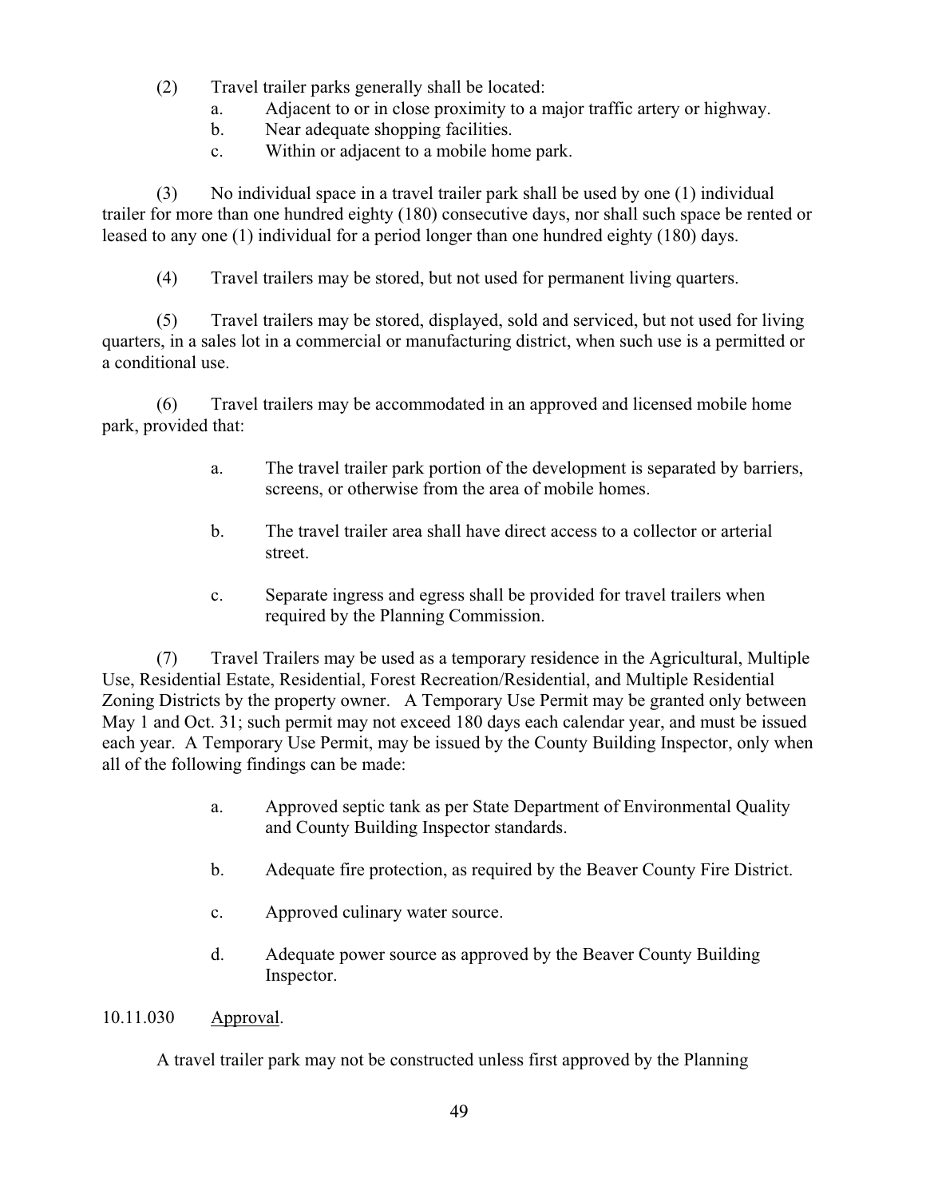(2) Travel trailer parks generally shall be located:

a. Adjacent to or in close proximity to a major traffic artery or highway.
b. Near adequate shopping facilities.
c. Within or adjacent to a mobile home park.

(3) No individual space in a travel trailer park shall be used by one (1) individual trailer for more than one hundred eighty (180) consecutive days, nor shall such space be rented or leased to any one (1) individual for a period longer than one hundred eighty (180) days.

(4) Travel trailers may be stored, but not used for permanent living quarters.

(5) Travel trailers may be stored, displayed, sold and serviced, but not used for living quarters, in a sales lot in a commercial or manufacturing district, when such use is a permitted or a conditional use.

(6) Travel trailers may be accommodated in an approved and licensed mobile home park, provided that:

a. The travel trailer park portion of the development is separated by barriers, screens, or otherwise from the area of mobile homes.

b. The travel trailer area shall have direct access to a collector or arterial street.

c. Separate ingress and egress shall be provided for travel trailers when required by the Planning Commission.

(7) Travel Trailers may be used as a temporary residence in the Agricultural, Multiple Use, Residential Estate, Residential, Forest Recreation/Residential, and Multiple Residential Zoning Districts by the property owner. A Temporary Use Permit may be granted only between May 1 and Oct. 31; such permit may not exceed 180 days each calendar year, and must be issued each year. A Temporary Use Permit, may be issued by the County Building Inspector, only when all of the following findings can be made:

a. Approved septic tank as per State Department of Environmental Quality and County Building Inspector standards.

b. Adequate fire protection, as required by the Beaver County Fire District.

c. Approved culinary water source.

d. Adequate power source as approved by the Beaver County Building Inspector.

10.11.030 Approval.

A travel trailer park may not be constructed unless first approved by the Planning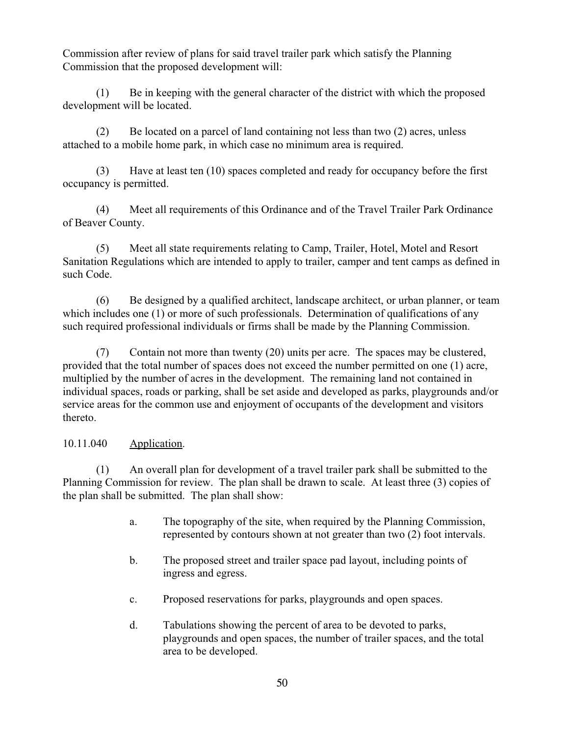Commission after review of plans for said travel trailer park which satisfy the Planning Commission that the proposed development will:

(1) Be in keeping with the general character of the district with which the proposed development will be located.

(2) Be located on a parcel of land containing not less than two (2) acres, unless attached to a mobile home park, in which case no minimum area is required.

(3) Have at least ten (10) spaces completed and ready for occupancy before the first occupancy is permitted.

(4) Meet all requirements of this Ordinance and of the Travel Trailer Park Ordinance of Beaver County.

(5) Meet all state requirements relating to Camp, Trailer, Hotel, Motel and Resort Sanitation Regulations which are intended to apply to trailer, camper and tent camps as defined in such Code.

(6) Be designed by a qualified architect, landscape architect, or urban planner, or team which includes one (1) or more of such professionals. Determination of qualifications of any such required professional individuals or firms shall be made by the Planning Commission.

(7) Contain not more than twenty (20) units per acre. The spaces may be clustered, provided that the total number of spaces does not exceed the number permitted on one (1) acre, multiplied by the number of acres in the development. The remaining land not contained in individual spaces, roads or parking, shall be set aside and developed as parks, playgrounds and/or service areas for the common use and enjoyment of occupants of the development and visitors thereto.

10.11.040 Application.

(1) An overall plan for development of a travel trailer park shall be submitted to the Planning Commission for review. The plan shall be drawn to scale. At least three (3) copies of the plan shall be submitted. The plan shall show:

a. The topography of the site, when required by the Planning Commission, represented by contours shown at not greater than two (2) foot intervals.

b. The proposed street and trailer space pad layout, including points of ingress and egress.

c. Proposed reservations for parks, playgrounds and open spaces.

d. Tabulations showing the percent of area to be devoted to parks, playgrounds and open spaces, the number of trailer spaces, and the total area to be developed.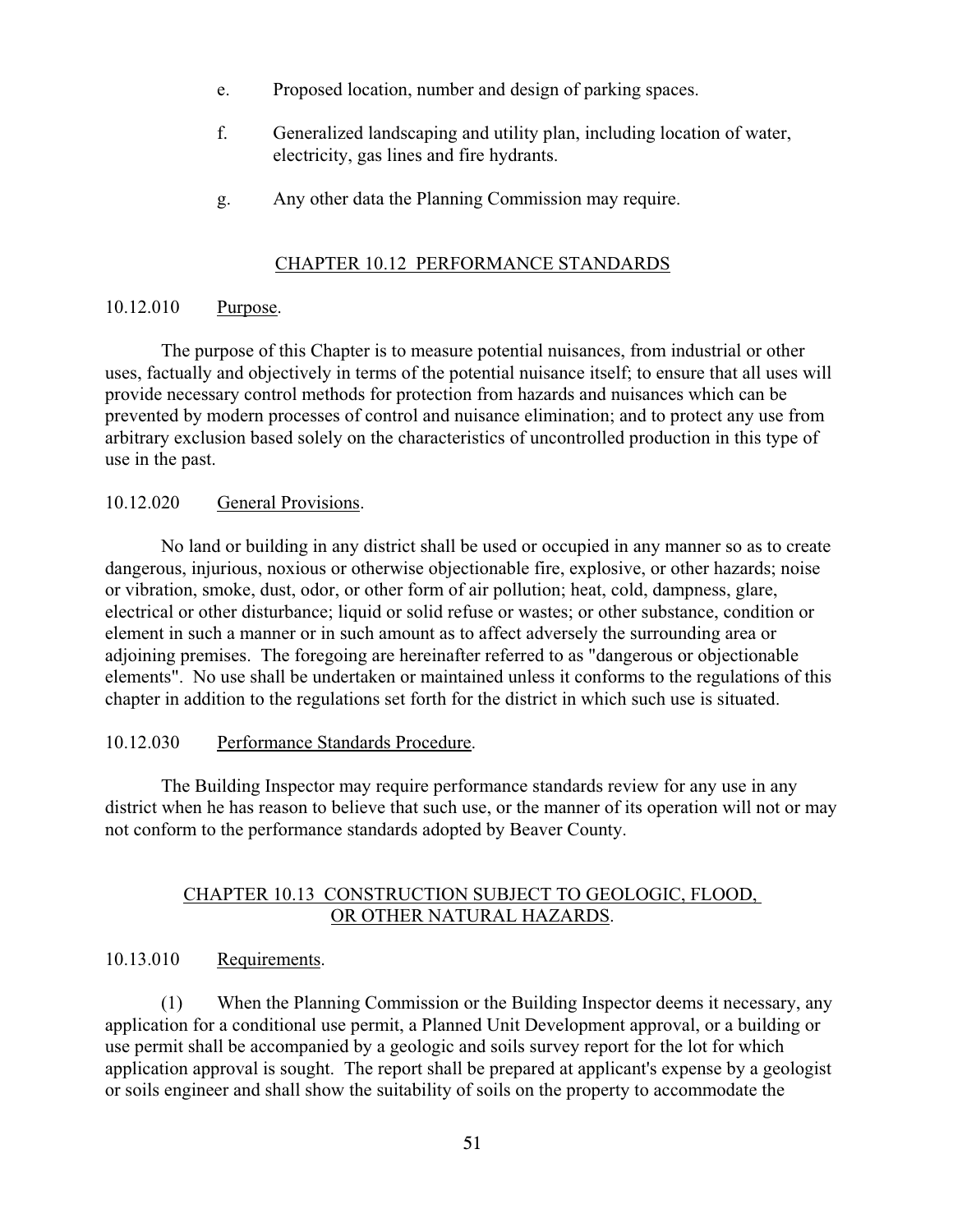e. Proposed location, number and design of parking spaces.

f. Generalized landscaping and utility plan, including location of water, electricity, gas lines and fire hydrants.

g. Any other data the Planning Commission may require.

## CHAPTER 10.12 PERFORMANCE STANDARDS

### 10.12.010 Purpose.

The purpose of this Chapter is to measure potential nuisances, from industrial or other uses, factually and objectively in terms of the potential nuisance itself; to ensure that all uses will provide necessary control methods for protection from hazards and nuisances which can be prevented by modern processes of control and nuisance elimination; and to protect any use from arbitrary exclusion based solely on the characteristics of uncontrolled production in this type of use in the past.

### 10.12.020 General Provisions.

No land or building in any district shall be used or occupied in any manner so as to create dangerous, injurious, noxious or otherwise objectionable fire, explosive, or other hazards; noise or vibration, smoke, dust, odor, or other form of air pollution; heat, cold, dampness, glare, electrical or other disturbance; liquid or solid refuse or wastes; or other substance, condition or element in such a manner or in such amount as to affect adversely the surrounding area or adjoining premises. The foregoing are hereinafter referred to as "dangerous or objectionable elements". No use shall be undertaken or maintained unless it conforms to the regulations of this chapter in addition to the regulations set forth for the district in which such use is situated.

### 10.12.030 Performance Standards Procedure.

The Building Inspector may require performance standards review for any use in any district when he has reason to believe that such use, or the manner of its operation will not or may not conform to the performance standards adopted by Beaver County.

## CHAPTER 10.13 CONSTRUCTION SUBJECT TO GEOLOGIC, FLOOD, OR OTHER NATURAL HAZARDS.

### 10.13.010 Requirements.

(1) When the Planning Commission or the Building Inspector deems it necessary, any application for a conditional use permit, a Planned Unit Development approval, or a building or use permit shall be accompanied by a geologic and soils survey report for the lot for which application approval is sought. The report shall be prepared at applicant's expense by a geologist or soils engineer and shall show the suitability of soils on the property to accommodate the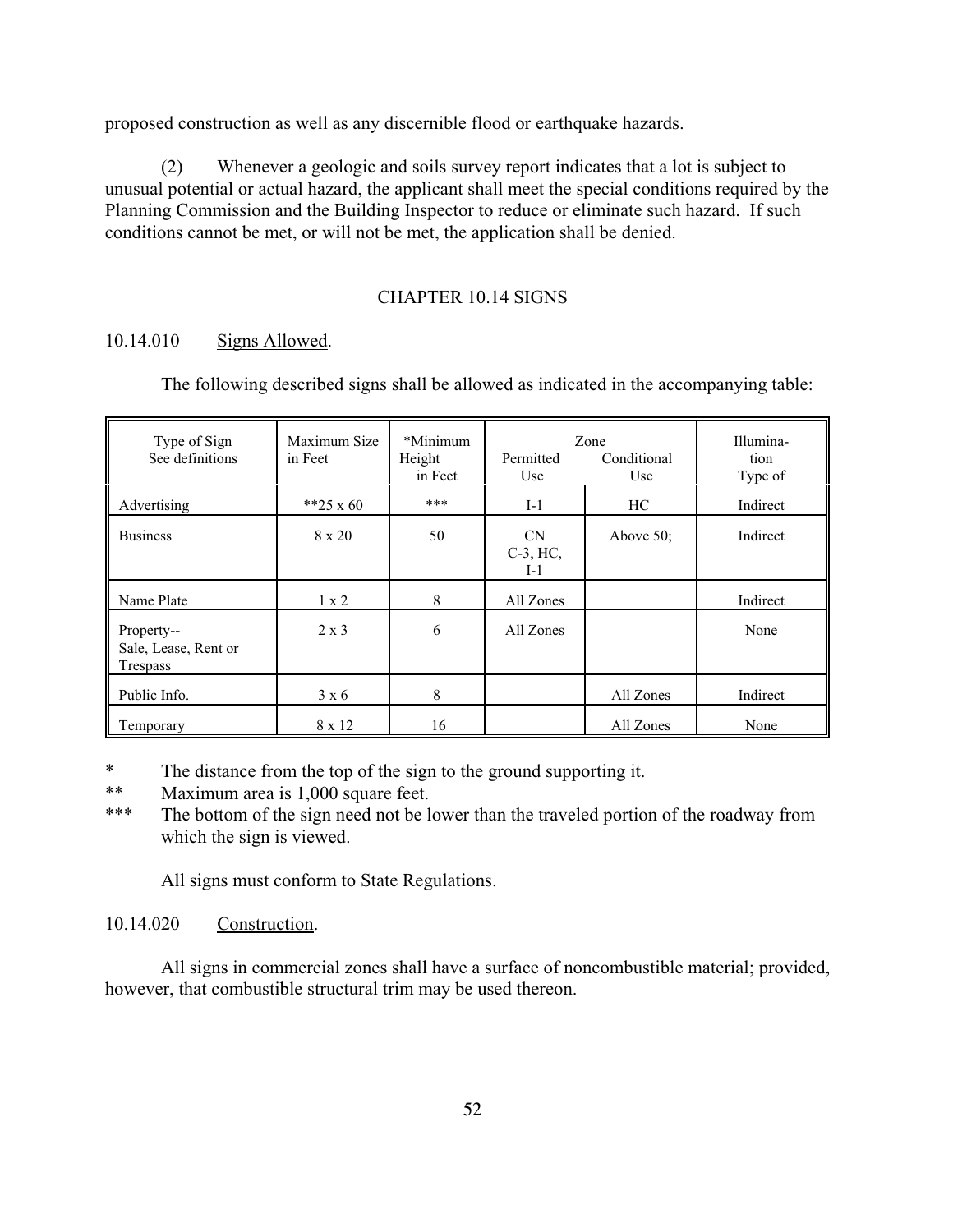proposed construction as well as any discernible flood or earthquake hazards.

(2) Whenever a geologic and soils survey report indicates that a lot is subject to unusual potential or actual hazard, the applicant shall meet the special conditions required by the Planning Commission and the Building Inspector to reduce or eliminate such hazard. If such conditions cannot be met, or will not be met, the application shall be denied.

## CHAPTER 10.14 SIGNS

10.14.010 Signs Allowed.

The following described signs shall be allowed as indicated in the accompanying table:

| Type of Sign See definitions | Maximum Size in Feet | *Minimum Height in Feet | Zone Permitted Use | Zone Conditional Use | Illumination Type of |
|---|---|---|---|---|---|
| Advertising | **25 x 60 | *** | I-1 | HC | Indirect |
| Business | 8 x 20 | 50 | CN C-3, HC, I-1 | Above 50; | Indirect |
| Name Plate | 1 x 2 | 8 | All Zones | | Indirect |
| Property-- Sale, Lease, Rent or Trespass | 2 x 3 | 6 | All Zones | | None |
| Public Info. | 3 x 6 | 8 | | All Zones | Indirect |
| Temporary | 8 x 12 | 16 | | All Zones | None |

\* The distance from the top of the sign to the ground supporting it.

\*\* Maximum area is 1,000 square feet.

\*\*\* The bottom of the sign need not be lower than the traveled portion of the roadway from which the sign is viewed.

All signs must conform to State Regulations.

10.14.020 Construction.

All signs in commercial zones shall have a surface of noncombustible material; provided, however, that combustible structural trim may be used thereon.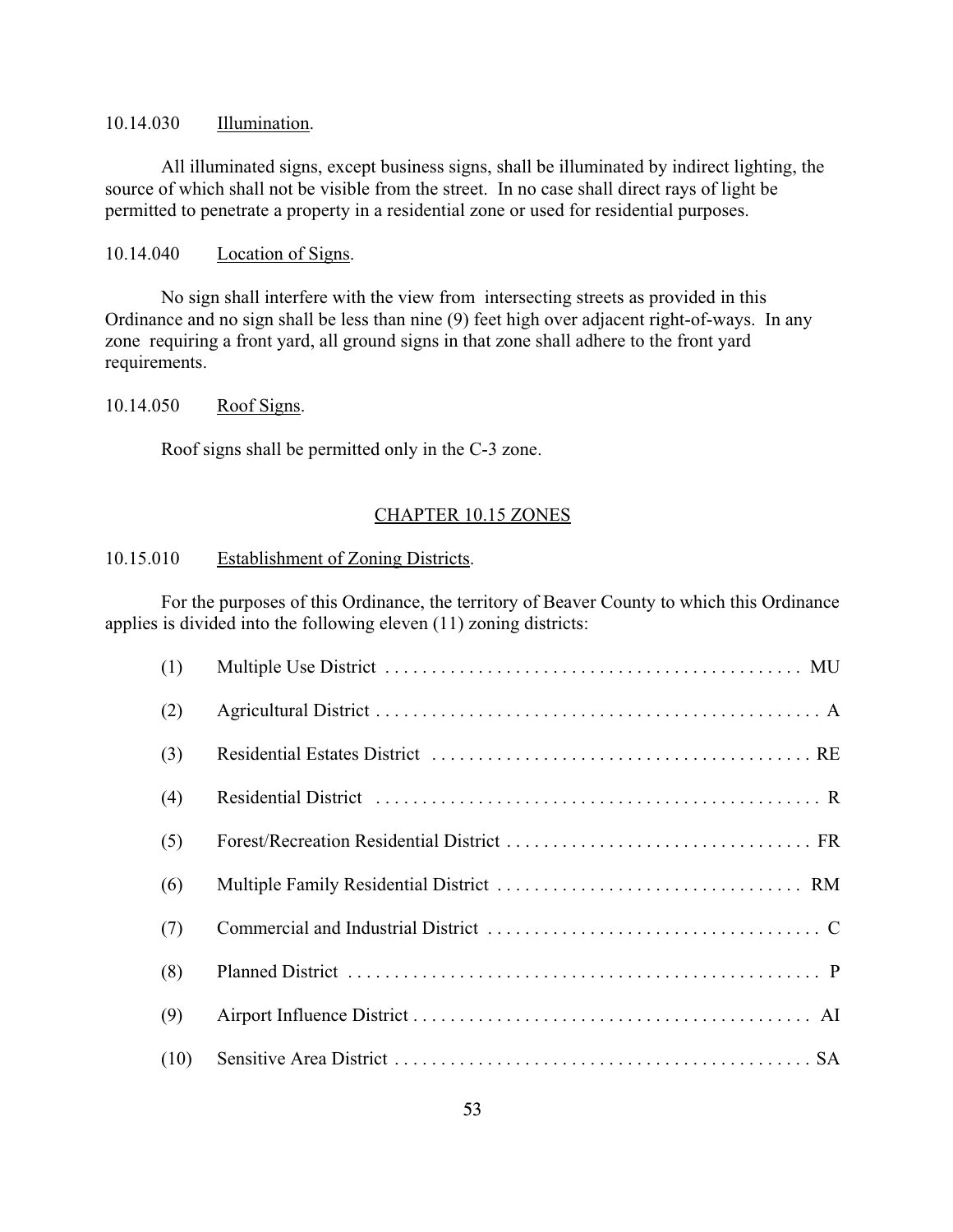10.14.030 Illumination.

All illuminated signs, except business signs, shall be illuminated by indirect lighting, the source of which shall not be visible from the street. In no case shall direct rays of light be permitted to penetrate a property in a residential zone or used for residential purposes.

10.14.040 Location of Signs.

No sign shall interfere with the view from intersecting streets as provided in this Ordinance and no sign shall be less than nine (9) feet high over adjacent right-of-ways. In any zone requiring a front yard, all ground signs in that zone shall adhere to the front yard requirements.

10.14.050 Roof Signs.

Roof signs shall be permitted only in the C-3 zone.

## CHAPTER 10.15 ZONES

10.15.010 Establishment of Zoning Districts.

For the purposes of this Ordinance, the territory of Beaver County to which this Ordinance applies is divided into the following eleven (11) zoning districts:

(1) Multiple Use District . . . . . . . . . . . . . . . . . . . . . . . . . . . . . . . . . . . . . . . . . . . . . MU

(2) Agricultural District . . . . . . . . . . . . . . . . . . . . . . . . . . . . . . . . . . . . . . . . . . . . . . . . A

(3) Residential Estates District . . . . . . . . . . . . . . . . . . . . . . . . . . . . . . . . . . . . . . . . . RE

(4) Residential District . . . . . . . . . . . . . . . . . . . . . . . . . . . . . . . . . . . . . . . . . . . . . . . R

(5) Forest/Recreation Residential District . . . . . . . . . . . . . . . . . . . . . . . . . . . . . . . . . FR

(6) Multiple Family Residential District . . . . . . . . . . . . . . . . . . . . . . . . . . . . . . . . . RM

(7) Commercial and Industrial District . . . . . . . . . . . . . . . . . . . . . . . . . . . . . . . . . . . C

(8) Planned District . . . . . . . . . . . . . . . . . . . . . . . . . . . . . . . . . . . . . . . . . . . . . . . . . . P

(9) Airport Influence District . . . . . . . . . . . . . . . . . . . . . . . . . . . . . . . . . . . . . . . . . . AI

(10) Sensitive Area District . . . . . . . . . . . . . . . . . . . . . . . . . . . . . . . . . . . . . . . . . . . . SA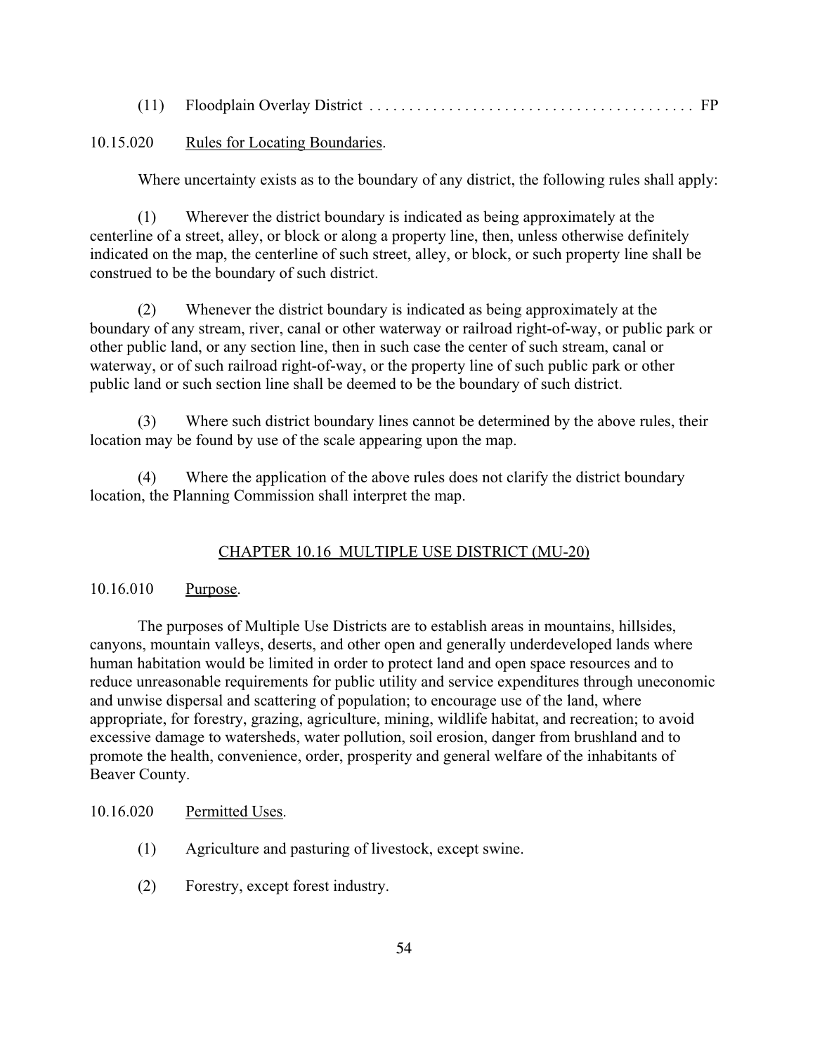(11) Floodplain Overlay District . . . . . . . . . . . . . . . . . . . . . . . . . . . . . . . . . . . . . . . . FP

10.15.020 Rules for Locating Boundaries.

Where uncertainty exists as to the boundary of any district, the following rules shall apply:

(1) Wherever the district boundary is indicated as being approximately at the centerline of a street, alley, or block or along a property line, then, unless otherwise definitely indicated on the map, the centerline of such street, alley, or block, or such property line shall be construed to be the boundary of such district.

(2) Whenever the district boundary is indicated as being approximately at the boundary of any stream, river, canal or other waterway or railroad right-of-way, or public park or other public land, or any section line, then in such case the center of such stream, canal or waterway, or of such railroad right-of-way, or the property line of such public park or other public land or such section line shall be deemed to be the boundary of such district.

(3) Where such district boundary lines cannot be determined by the above rules, their location may be found by use of the scale appearing upon the map.

(4) Where the application of the above rules does not clarify the district boundary location, the Planning Commission shall interpret the map.

## CHAPTER 10.16 MULTIPLE USE DISTRICT (MU-20)

10.16.010 Purpose.

The purposes of Multiple Use Districts are to establish areas in mountains, hillsides, canyons, mountain valleys, deserts, and other open and generally underdeveloped lands where human habitation would be limited in order to protect land and open space resources and to reduce unreasonable requirements for public utility and service expenditures through uneconomic and unwise dispersal and scattering of population; to encourage use of the land, where appropriate, for forestry, grazing, agriculture, mining, wildlife habitat, and recreation; to avoid excessive damage to watersheds, water pollution, soil erosion, danger from brushland and to promote the health, convenience, order, prosperity and general welfare of the inhabitants of Beaver County.

10.16.020 Permitted Uses.

(1) Agriculture and pasturing of livestock, except swine.

(2) Forestry, except forest industry.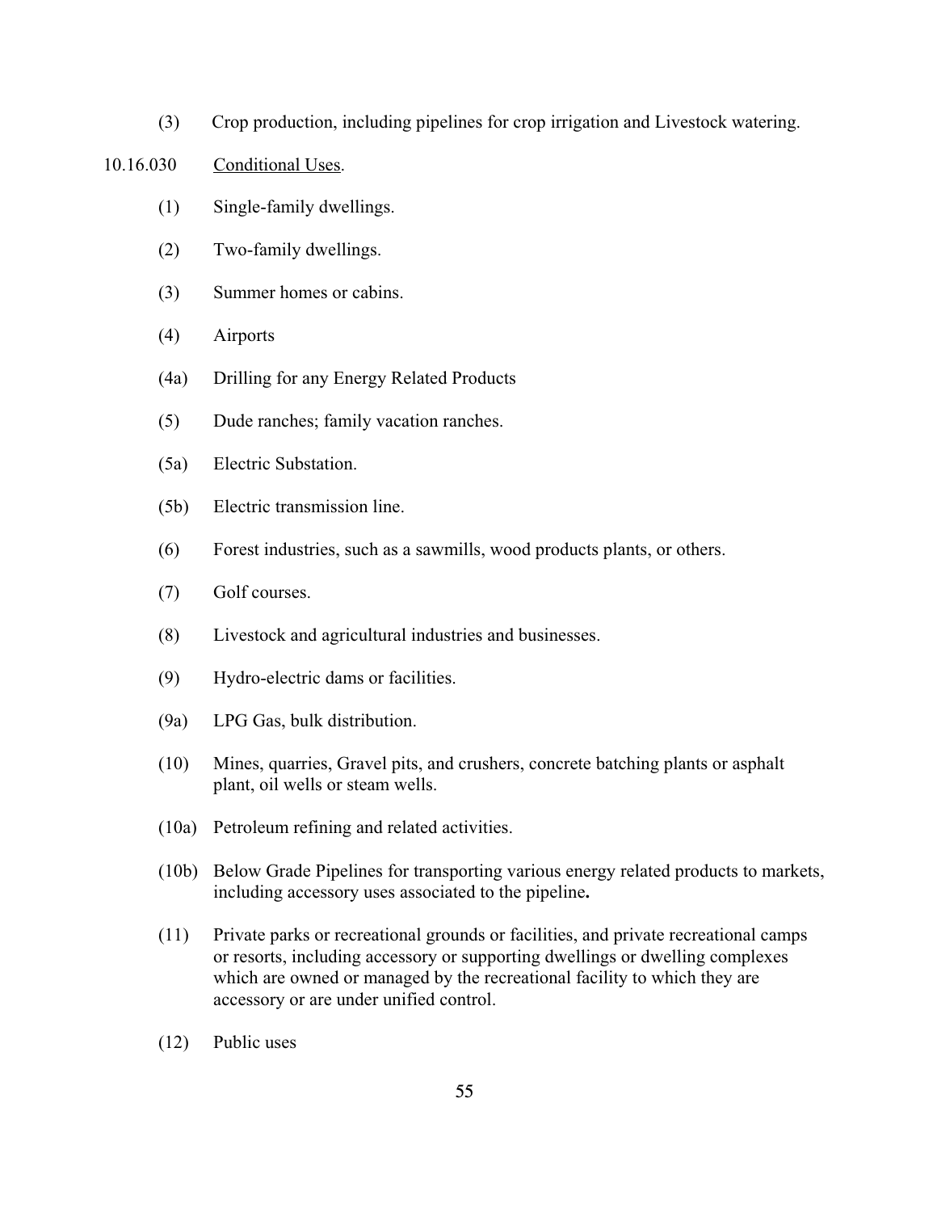(3) Crop production, including pipelines for crop irrigation and Livestock watering.

10.16.030 Conditional Uses.

(1) Single-family dwellings.

(2) Two-family dwellings.

(3) Summer homes or cabins.

(4) Airports

(4a) Drilling for any Energy Related Products

(5) Dude ranches; family vacation ranches.

(5a) Electric Substation.

(5b) Electric transmission line.

(6) Forest industries, such as a sawmills, wood products plants, or others.

(7) Golf courses.

(8) Livestock and agricultural industries and businesses.

(9) Hydro-electric dams or facilities.

(9a) LPG Gas, bulk distribution.

(10) Mines, quarries, Gravel pits, and crushers, concrete batching plants or asphalt plant, oil wells or steam wells.

(10a) Petroleum refining and related activities.

(10b) Below Grade Pipelines for transporting various energy related products to markets, including accessory uses associated to the pipeline**.**

(11) Private parks or recreational grounds or facilities, and private recreational camps or resorts, including accessory or supporting dwellings or dwelling complexes which are owned or managed by the recreational facility to which they are accessory or are under unified control.

(12) Public uses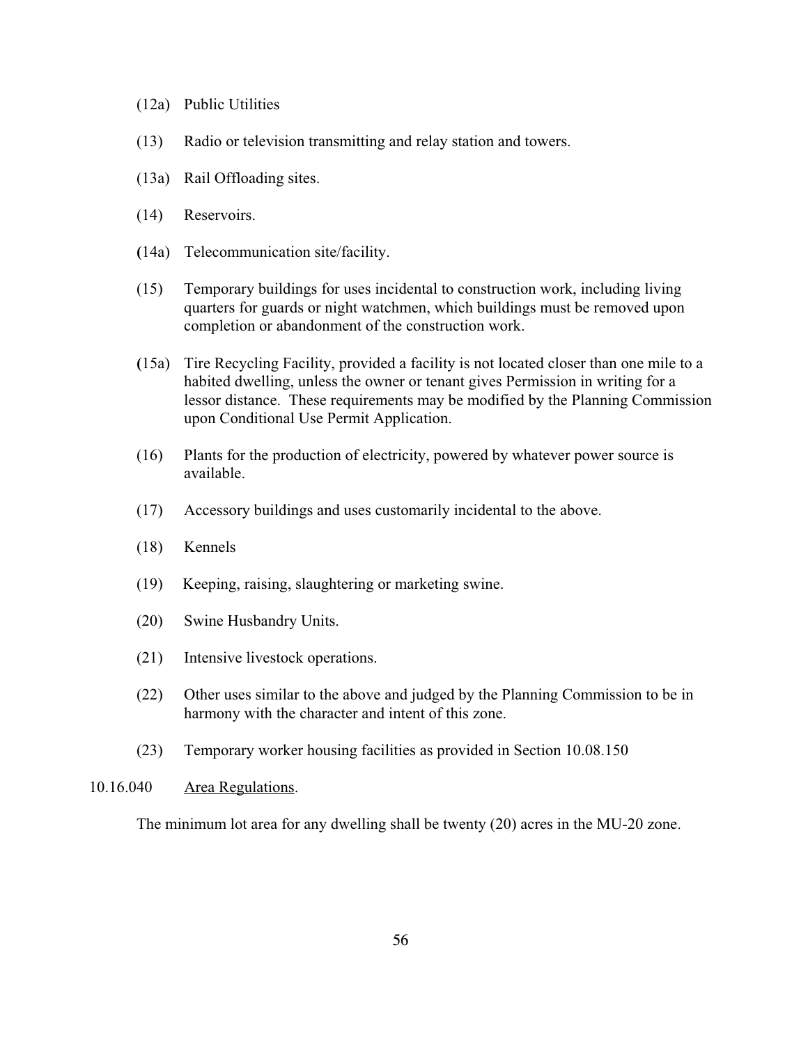(12a) Public Utilities

(13) Radio or television transmitting and relay station and towers.

(13a) Rail Offloading sites.

(14) Reservoirs.

(14a) Telecommunication site/facility.

(15) Temporary buildings for uses incidental to construction work, including living quarters for guards or night watchmen, which buildings must be removed upon completion or abandonment of the construction work.

(15a) Tire Recycling Facility, provided a facility is not located closer than one mile to a habited dwelling, unless the owner or tenant gives Permission in writing for a lessor distance. These requirements may be modified by the Planning Commission upon Conditional Use Permit Application.

(16) Plants for the production of electricity, powered by whatever power source is available.

(17) Accessory buildings and uses customarily incidental to the above.

(18) Kennels

(19) Keeping, raising, slaughtering or marketing swine.

(20) Swine Husbandry Units.

(21) Intensive livestock operations.

(22) Other uses similar to the above and judged by the Planning Commission to be in harmony with the character and intent of this zone.

(23) Temporary worker housing facilities as provided in Section 10.08.150

10.16.040 Area Regulations.

The minimum lot area for any dwelling shall be twenty (20) acres in the MU-20 zone.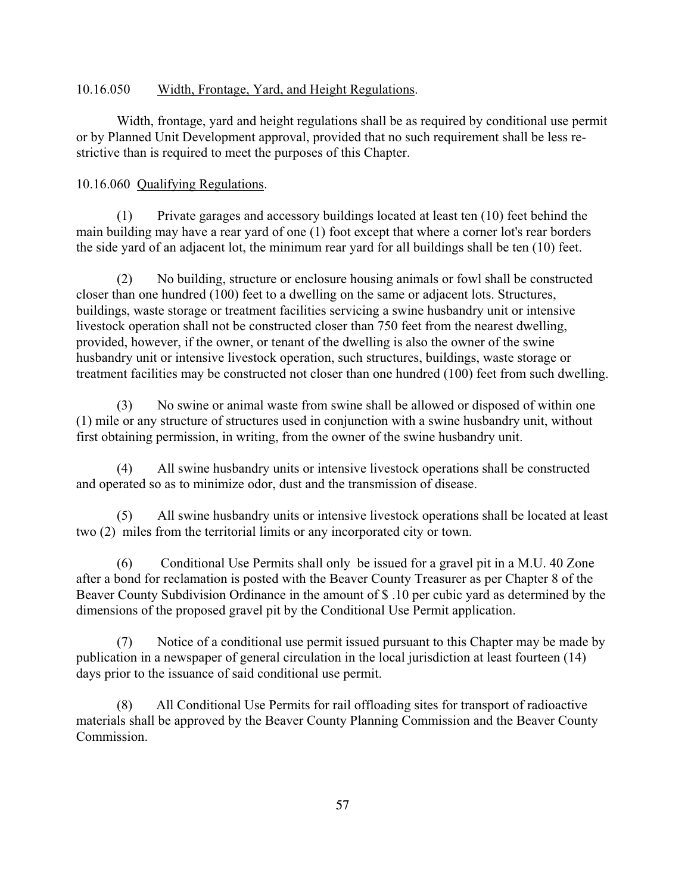10.16.050 Width, Frontage, Yard, and Height Regulations.

Width, frontage, yard and height regulations shall be as required by conditional use permit or by Planned Unit Development approval, provided that no such requirement shall be less restrictive than is required to meet the purposes of this Chapter.

10.16.060 Qualifying Regulations.

(1) Private garages and accessory buildings located at least ten (10) feet behind the main building may have a rear yard of one (1) foot except that where a corner lot's rear borders the side yard of an adjacent lot, the minimum rear yard for all buildings shall be ten (10) feet.

(2) No building, structure or enclosure housing animals or fowl shall be constructed closer than one hundred (100) feet to a dwelling on the same or adjacent lots. Structures, buildings, waste storage or treatment facilities servicing a swine husbandry unit or intensive livestock operation shall not be constructed closer than 750 feet from the nearest dwelling, provided, however, if the owner, or tenant of the dwelling is also the owner of the swine husbandry unit or intensive livestock operation, such structures, buildings, waste storage or treatment facilities may be constructed not closer than one hundred (100) feet from such dwelling.

(3) No swine or animal waste from swine shall be allowed or disposed of within one (1) mile or any structure of structures used in conjunction with a swine husbandry unit, without first obtaining permission, in writing, from the owner of the swine husbandry unit.

(4) All swine husbandry units or intensive livestock operations shall be constructed and operated so as to minimize odor, dust and the transmission of disease.

(5) All swine husbandry units or intensive livestock operations shall be located at least two (2) miles from the territorial limits or any incorporated city or town.

(6) Conditional Use Permits shall only be issued for a gravel pit in a M.U. 40 Zone after a bond for reclamation is posted with the Beaver County Treasurer as per Chapter 8 of the Beaver County Subdivision Ordinance in the amount of $ .10 per cubic yard as determined by the dimensions of the proposed gravel pit by the Conditional Use Permit application.

(7) Notice of a conditional use permit issued pursuant to this Chapter may be made by publication in a newspaper of general circulation in the local jurisdiction at least fourteen (14) days prior to the issuance of said conditional use permit.

(8) All Conditional Use Permits for rail offloading sites for transport of radioactive materials shall be approved by the Beaver County Planning Commission and the Beaver County Commission.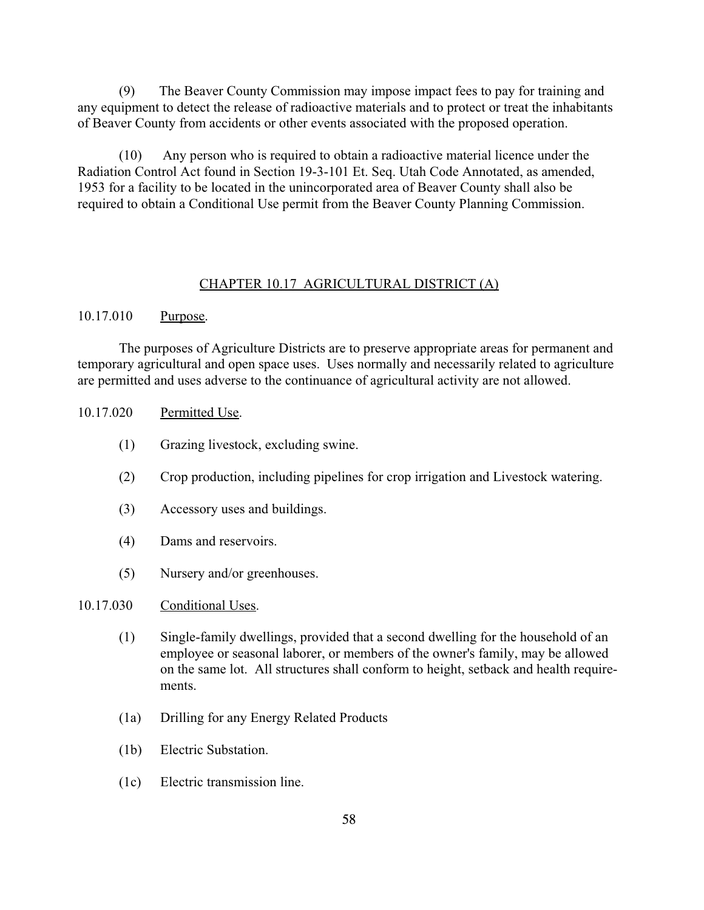(9) The Beaver County Commission may impose impact fees to pay for training and any equipment to detect the release of radioactive materials and to protect or treat the inhabitants of Beaver County from accidents or other events associated with the proposed operation.

(10) Any person who is required to obtain a radioactive material licence under the Radiation Control Act found in Section 19-3-101 Et. Seq. Utah Code Annotated, as amended, 1953 for a facility to be located in the unincorporated area of Beaver County shall also be required to obtain a Conditional Use permit from the Beaver County Planning Commission.

## CHAPTER 10.17 AGRICULTURAL DISTRICT (A)

10.17.010 Purpose.

The purposes of Agriculture Districts are to preserve appropriate areas for permanent and temporary agricultural and open space uses. Uses normally and necessarily related to agriculture are permitted and uses adverse to the continuance of agricultural activity are not allowed.

10.17.020 Permitted Use.

(1) Grazing livestock, excluding swine.

(2) Crop production, including pipelines for crop irrigation and Livestock watering.

(3) Accessory uses and buildings.

(4) Dams and reservoirs.

(5) Nursery and/or greenhouses.

10.17.030 Conditional Uses.

(1) Single-family dwellings, provided that a second dwelling for the household of an employee or seasonal laborer, or members of the owner's family, may be allowed on the same lot. All structures shall conform to height, setback and health requirements.

(1a) Drilling for any Energy Related Products

(1b) Electric Substation.

(1c) Electric transmission line.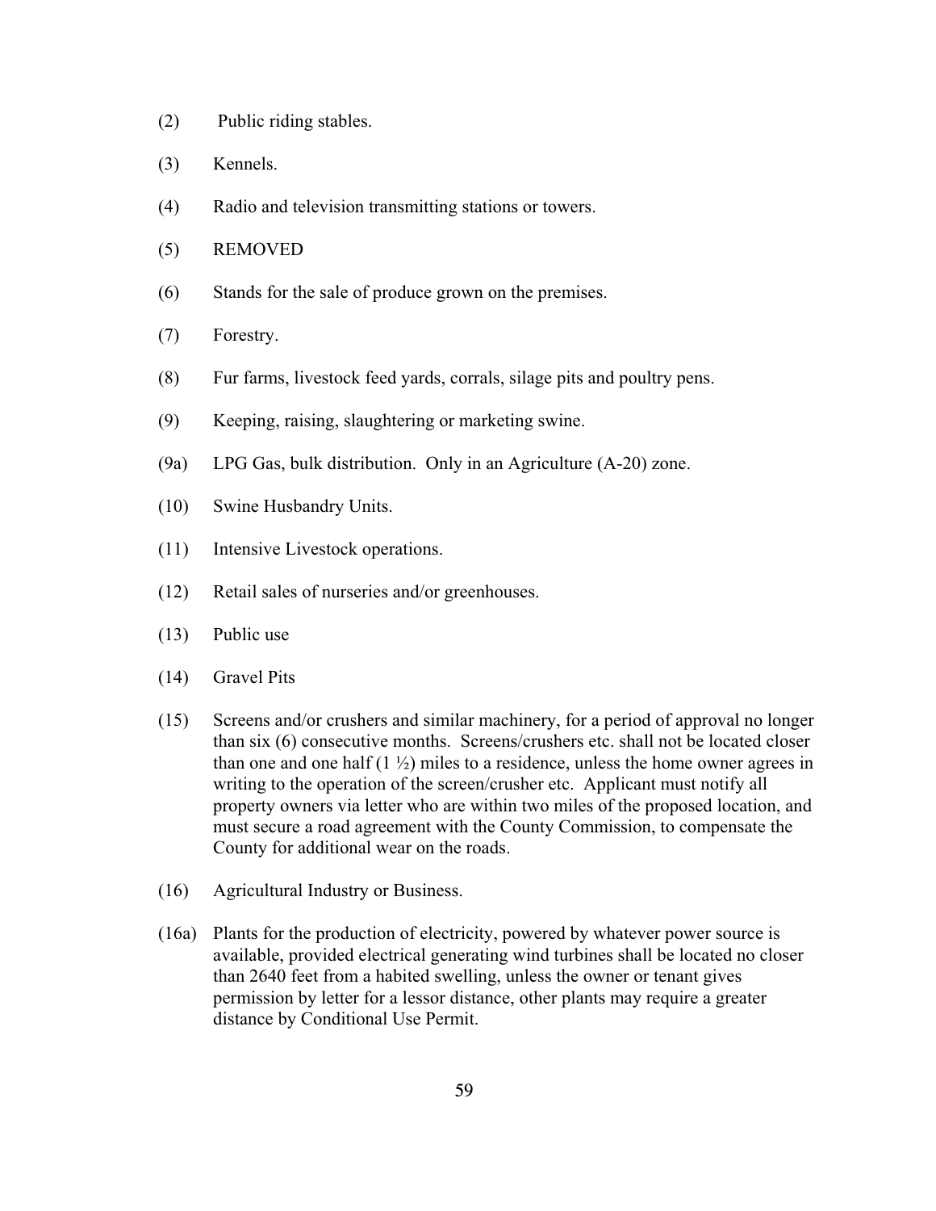(2) Public riding stables.

(3) Kennels.

(4) Radio and television transmitting stations or towers.

(5) REMOVED

(6) Stands for the sale of produce grown on the premises.

(7) Forestry.

(8) Fur farms, livestock feed yards, corrals, silage pits and poultry pens.

(9) Keeping, raising, slaughtering or marketing swine.

(9a) LPG Gas, bulk distribution. Only in an Agriculture (A-20) zone.

(10) Swine Husbandry Units.

(11) Intensive Livestock operations.

(12) Retail sales of nurseries and/or greenhouses.

(13) Public use

(14) Gravel Pits

(15) Screens and/or crushers and similar machinery, for a period of approval no longer than six (6) consecutive months. Screens/crushers etc. shall not be located closer than one and one half (1 ½) miles to a residence, unless the home owner agrees in writing to the operation of the screen/crusher etc. Applicant must notify all property owners via letter who are within two miles of the proposed location, and must secure a road agreement with the County Commission, to compensate the County for additional wear on the roads.

(16) Agricultural Industry or Business.

(16a) Plants for the production of electricity, powered by whatever power source is available, provided electrical generating wind turbines shall be located no closer than 2640 feet from a habited swelling, unless the owner or tenant gives permission by letter for a lessor distance, other plants may require a greater distance by Conditional Use Permit.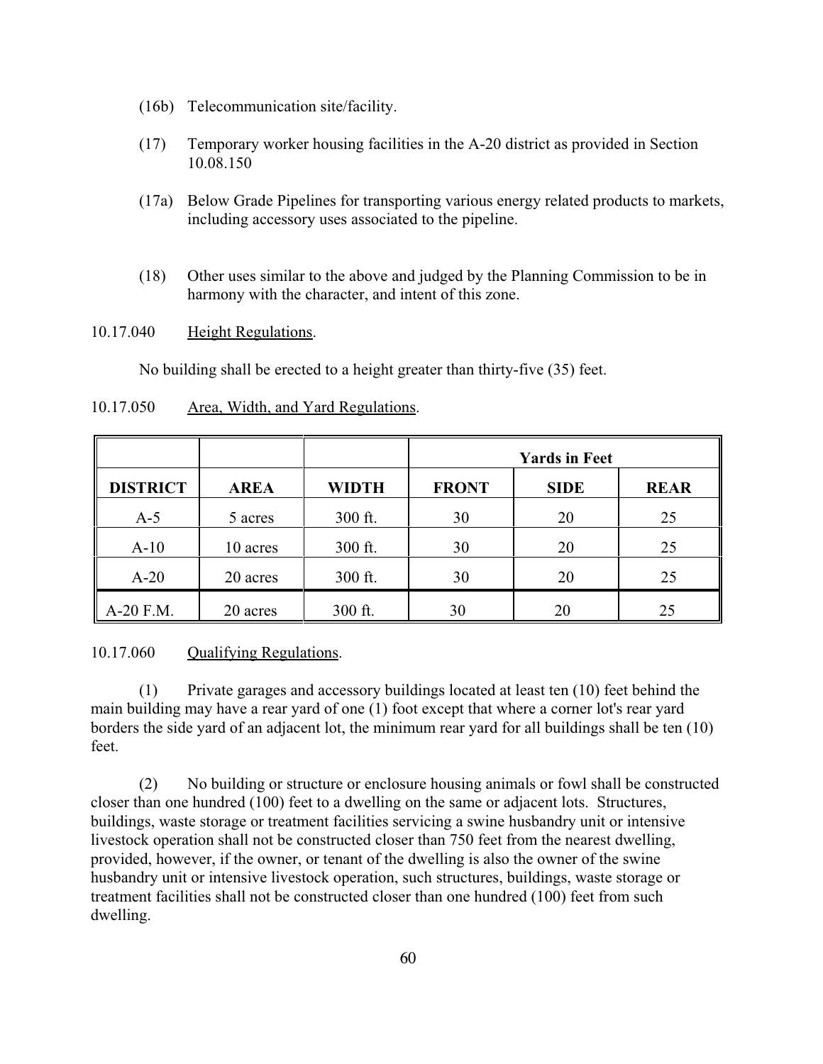(16b) Telecommunication site/facility.

(17) Temporary worker housing facilities in the A-20 district as provided in Section 10.08.150

(17a) Below Grade Pipelines for transporting various energy related products to markets, including accessory uses associated to the pipeline.

(18) Other uses similar to the above and judged by the Planning Commission to be in harmony with the character, and intent of this zone.

10.17.040 Height Regulations.

No building shall be erected to a height greater than thirty-five (35) feet.

10.17.050 Area, Width, and Yard Regulations.

| | | | Yards in Feet | | |
|---|---|---|---|---|---|
| **DISTRICT** | **AREA** | **WIDTH** | **FRONT** | **SIDE** | **REAR** |
| A-5 | 5 acres | 300 ft. | 30 | 20 | 25 |
| A-10 | 10 acres | 300 ft. | 30 | 20 | 25 |
| A-20 | 20 acres | 300 ft. | 30 | 20 | 25 |
| A-20 F.M. | 20 acres | 300 ft. | 30 | 20 | 25 |

10.17.060 Qualifying Regulations.

(1) Private garages and accessory buildings located at least ten (10) feet behind the main building may have a rear yard of one (1) foot except that where a corner lot's rear yard borders the side yard of an adjacent lot, the minimum rear yard for all buildings shall be ten (10) feet.

(2) No building or structure or enclosure housing animals or fowl shall be constructed closer than one hundred (100) feet to a dwelling on the same or adjacent lots. Structures, buildings, waste storage or treatment facilities servicing a swine husbandry unit or intensive livestock operation shall not be constructed closer than 750 feet from the nearest dwelling, provided, however, if the owner, or tenant of the dwelling is also the owner of the swine husbandry unit or intensive livestock operation, such structures, buildings, waste storage or treatment facilities shall not be constructed closer than one hundred (100) feet from such dwelling.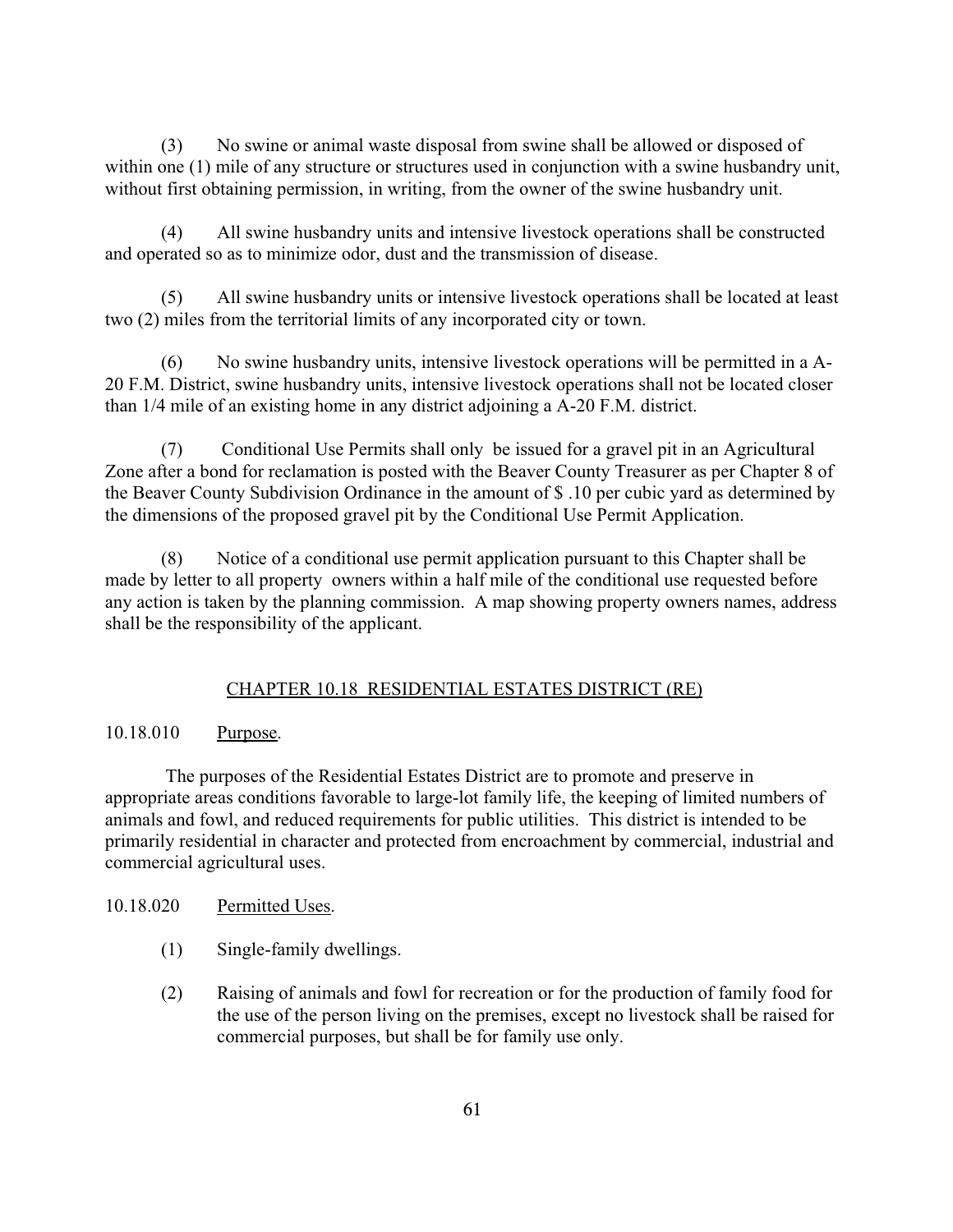(3) No swine or animal waste disposal from swine shall be allowed or disposed of within one (1) mile of any structure or structures used in conjunction with a swine husbandry unit, without first obtaining permission, in writing, from the owner of the swine husbandry unit.

(4) All swine husbandry units and intensive livestock operations shall be constructed and operated so as to minimize odor, dust and the transmission of disease.

(5) All swine husbandry units or intensive livestock operations shall be located at least two (2) miles from the territorial limits of any incorporated city or town.

(6) No swine husbandry units, intensive livestock operations will be permitted in a A-20 F.M. District, swine husbandry units, intensive livestock operations shall not be located closer than 1/4 mile of an existing home in any district adjoining a A-20 F.M. district.

(7) Conditional Use Permits shall only be issued for a gravel pit in an Agricultural Zone after a bond for reclamation is posted with the Beaver County Treasurer as per Chapter 8 of the Beaver County Subdivision Ordinance in the amount of $ .10 per cubic yard as determined by the dimensions of the proposed gravel pit by the Conditional Use Permit Application.

(8) Notice of a conditional use permit application pursuant to this Chapter shall be made by letter to all property owners within a half mile of the conditional use requested before any action is taken by the planning commission. A map showing property owners names, address shall be the responsibility of the applicant.

## CHAPTER 10.18 RESIDENTIAL ESTATES DISTRICT (RE)

10.18.010 Purpose.

The purposes of the Residential Estates District are to promote and preserve in appropriate areas conditions favorable to large-lot family life, the keeping of limited numbers of animals and fowl, and reduced requirements for public utilities. This district is intended to be primarily residential in character and protected from encroachment by commercial, industrial and commercial agricultural uses.

10.18.020 Permitted Uses.

(1) Single-family dwellings.

(2) Raising of animals and fowl for recreation or for the production of family food for the use of the person living on the premises, except no livestock shall be raised for commercial purposes, but shall be for family use only.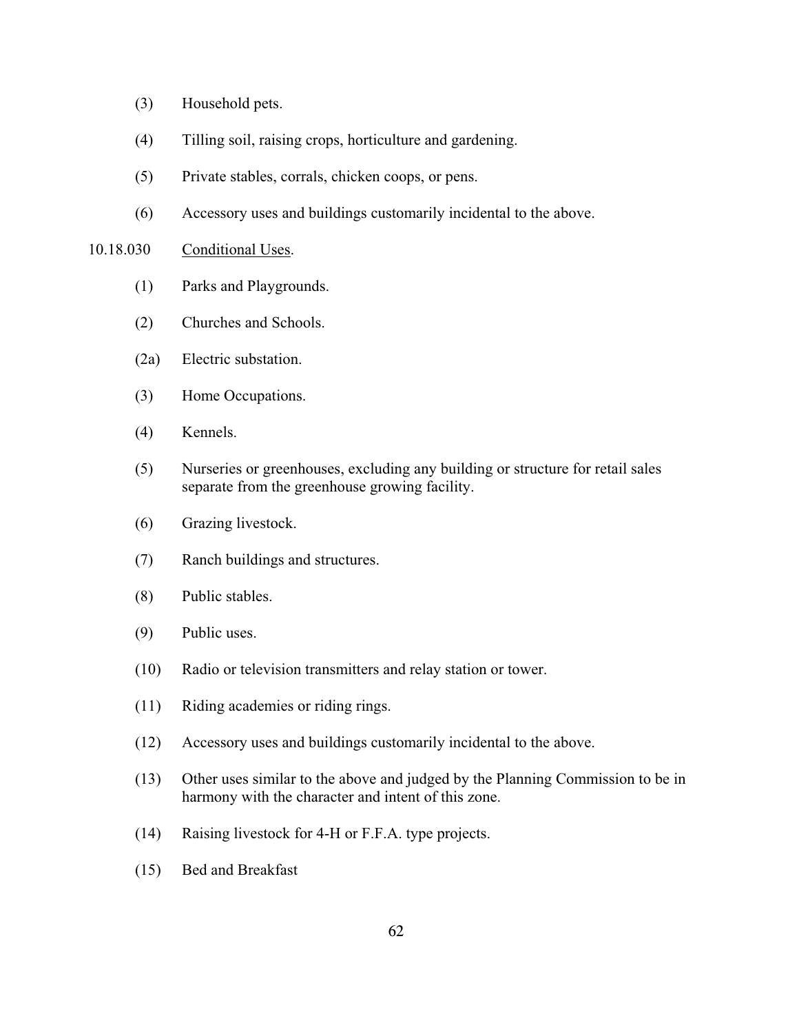(3) Household pets.

(4) Tilling soil, raising crops, horticulture and gardening.

(5) Private stables, corrals, chicken coops, or pens.

(6) Accessory uses and buildings customarily incidental to the above.

10.18.030 Conditional Uses.

(1) Parks and Playgrounds.

(2) Churches and Schools.

(2a) Electric substation.

(3) Home Occupations.

(4) Kennels.

(5) Nurseries or greenhouses, excluding any building or structure for retail sales separate from the greenhouse growing facility.

(6) Grazing livestock.

(7) Ranch buildings and structures.

(8) Public stables.

(9) Public uses.

(10) Radio or television transmitters and relay station or tower.

(11) Riding academies or riding rings.

(12) Accessory uses and buildings customarily incidental to the above.

(13) Other uses similar to the above and judged by the Planning Commission to be in harmony with the character and intent of this zone.

(14) Raising livestock for 4-H or F.F.A. type projects.

(15) Bed and Breakfast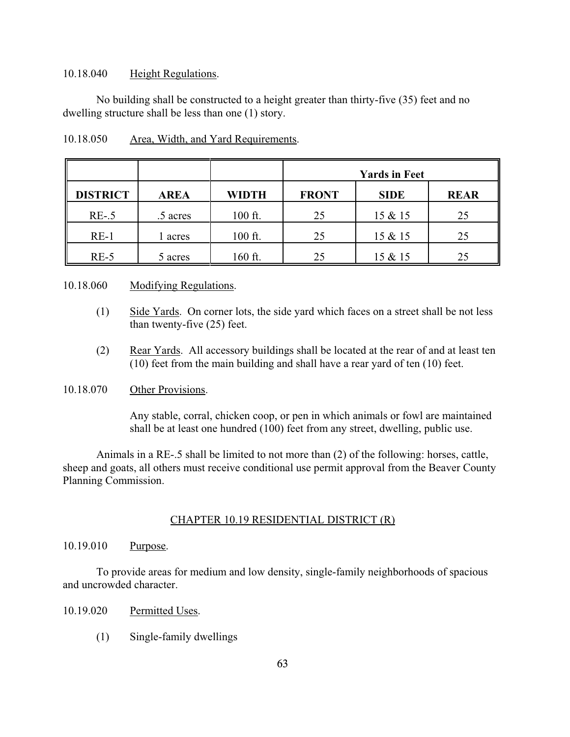10.18.040 Height Regulations.

No building shall be constructed to a height greater than thirty-five (35) feet and no dwelling structure shall be less than one (1) story.

10.18.050 Area, Width, and Yard Requirements.

| | | | Yards in Feet | | |
|---|---|---|---|---|---|
| **DISTRICT** | **AREA** | **WIDTH** | **FRONT** | **SIDE** | **REAR** |
| RE-.5 | .5 acres | 100 ft. | 25 | 15 & 15 | 25 |
| RE-1 | 1 acres | 100 ft. | 25 | 15 & 15 | 25 |
| RE-5 | 5 acres | 160 ft. | 25 | 15 & 15 | 25 |

10.18.060 Modifying Regulations.

(1) Side Yards. On corner lots, the side yard which faces on a street shall be not less than twenty-five (25) feet.

(2) Rear Yards. All accessory buildings shall be located at the rear of and at least ten (10) feet from the main building and shall have a rear yard of ten (10) feet.

10.18.070 Other Provisions.

Any stable, corral, chicken coop, or pen in which animals or fowl are maintained shall be at least one hundred (100) feet from any street, dwelling, public use.

Animals in a RE-.5 shall be limited to not more than (2) of the following: horses, cattle, sheep and goats, all others must receive conditional use permit approval from the Beaver County Planning Commission.

## CHAPTER 10.19 RESIDENTIAL DISTRICT (R)

10.19.010 Purpose.

To provide areas for medium and low density, single-family neighborhoods of spacious and uncrowded character.

10.19.020 Permitted Uses.

(1) Single-family dwellings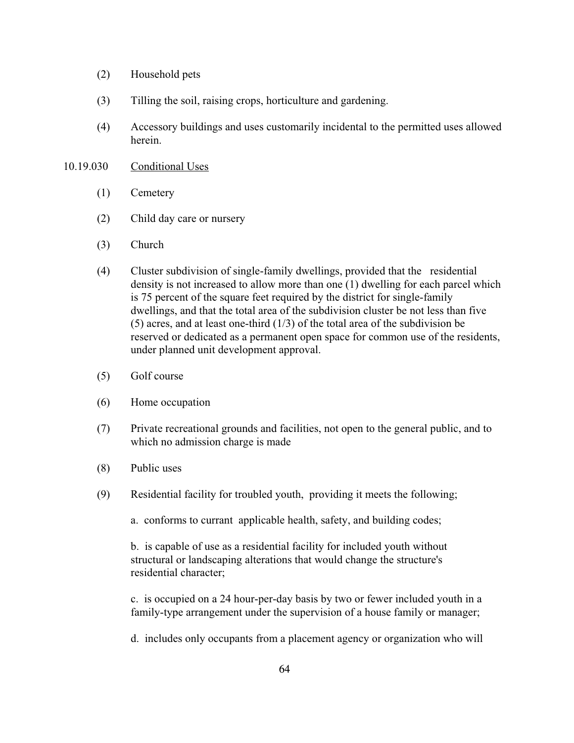(2) Household pets

(3) Tilling the soil, raising crops, horticulture and gardening.

(4) Accessory buildings and uses customarily incidental to the permitted uses allowed herein.

10.19.030 Conditional Uses

(1) Cemetery

(2) Child day care or nursery

(3) Church

(4) Cluster subdivision of single-family dwellings, provided that the residential density is not increased to allow more than one (1) dwelling for each parcel which is 75 percent of the square feet required by the district for single-family dwellings, and that the total area of the subdivision cluster be not less than five (5) acres, and at least one-third (1/3) of the total area of the subdivision be reserved or dedicated as a permanent open space for common use of the residents, under planned unit development approval.

(5) Golf course

(6) Home occupation

(7) Private recreational grounds and facilities, not open to the general public, and to which no admission charge is made

(8) Public uses

(9) Residential facility for troubled youth, providing it meets the following;

a. conforms to currant applicable health, safety, and building codes;

b. is capable of use as a residential facility for included youth without structural or landscaping alterations that would change the structure's residential character;

c. is occupied on a 24 hour-per-day basis by two or fewer included youth in a family-type arrangement under the supervision of a house family or manager;

d. includes only occupants from a placement agency or organization who will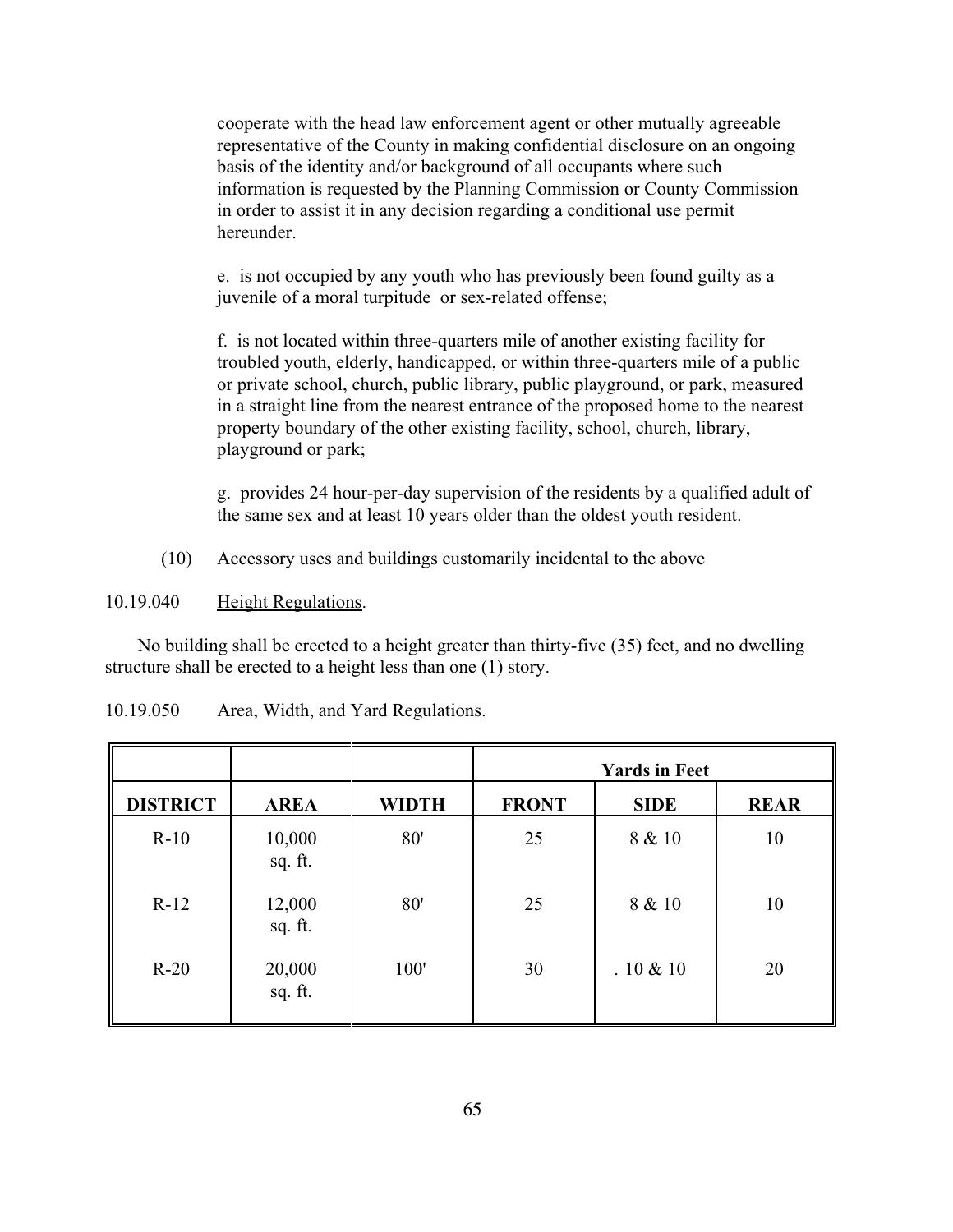cooperate with the head law enforcement agent or other mutually agreeable representative of the County in making confidential disclosure on an ongoing basis of the identity and/or background of all occupants where such information is requested by the Planning Commission or County Commission in order to assist it in any decision regarding a conditional use permit hereunder.

e. is not occupied by any youth who has previously been found guilty as a juvenile of a moral turpitude or sex-related offense;

f. is not located within three-quarters mile of another existing facility for troubled youth, elderly, handicapped, or within three-quarters mile of a public or private school, church, public library, public playground, or park, measured in a straight line from the nearest entrance of the proposed home to the nearest property boundary of the other existing facility, school, church, library, playground or park;

g. provides 24 hour-per-day supervision of the residents by a qualified adult of the same sex and at least 10 years older than the oldest youth resident.

(10) Accessory uses and buildings customarily incidental to the above

10.19.040 Height Regulations.

No building shall be erected to a height greater than thirty-five (35) feet, and no dwelling structure shall be erected to a height less than one (1) story.

10.19.050 Area, Width, and Yard Regulations.

| | | | Yards in Feet | | |
|---|---|---|---|---|---|
| **DISTRICT** | **AREA** | **WIDTH** | **FRONT** | **SIDE** | **REAR** |
| R-10 | 10,000 sq. ft. | 80' | 25 | 8 & 10 | 10 |
| R-12 | 12,000 sq. ft. | 80' | 25 | 8 & 10 | 10 |
| R-20 | 20,000 sq. ft. | 100' | 30 | . 10 & 10 | 20 |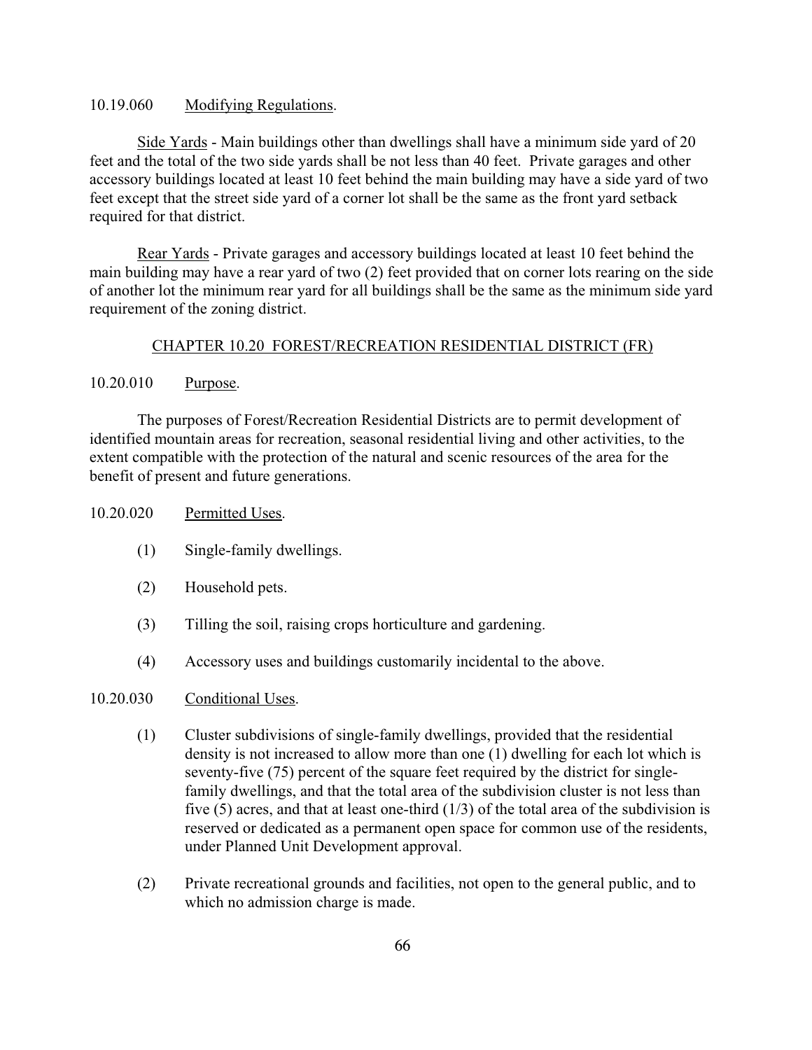10.19.060 Modifying Regulations.

Side Yards - Main buildings other than dwellings shall have a minimum side yard of 20 feet and the total of the two side yards shall be not less than 40 feet. Private garages and other accessory buildings located at least 10 feet behind the main building may have a side yard of two feet except that the street side yard of a corner lot shall be the same as the front yard setback required for that district.

Rear Yards - Private garages and accessory buildings located at least 10 feet behind the main building may have a rear yard of two (2) feet provided that on corner lots rearing on the side of another lot the minimum rear yard for all buildings shall be the same as the minimum side yard requirement of the zoning district.

## CHAPTER 10.20 FOREST/RECREATION RESIDENTIAL DISTRICT (FR)

10.20.010 Purpose.

The purposes of Forest/Recreation Residential Districts are to permit development of identified mountain areas for recreation, seasonal residential living and other activities, to the extent compatible with the protection of the natural and scenic resources of the area for the benefit of present and future generations.

10.20.020 Permitted Uses.

(1) Single-family dwellings.

(2) Household pets.

(3) Tilling the soil, raising crops horticulture and gardening.

(4) Accessory uses and buildings customarily incidental to the above.

10.20.030 Conditional Uses.

(1) Cluster subdivisions of single-family dwellings, provided that the residential density is not increased to allow more than one (1) dwelling for each lot which is seventy-five (75) percent of the square feet required by the district for single-family dwellings, and that the total area of the subdivision cluster is not less than five (5) acres, and that at least one-third (1/3) of the total area of the subdivision is reserved or dedicated as a permanent open space for common use of the residents, under Planned Unit Development approval.

(2) Private recreational grounds and facilities, not open to the general public, and to which no admission charge is made.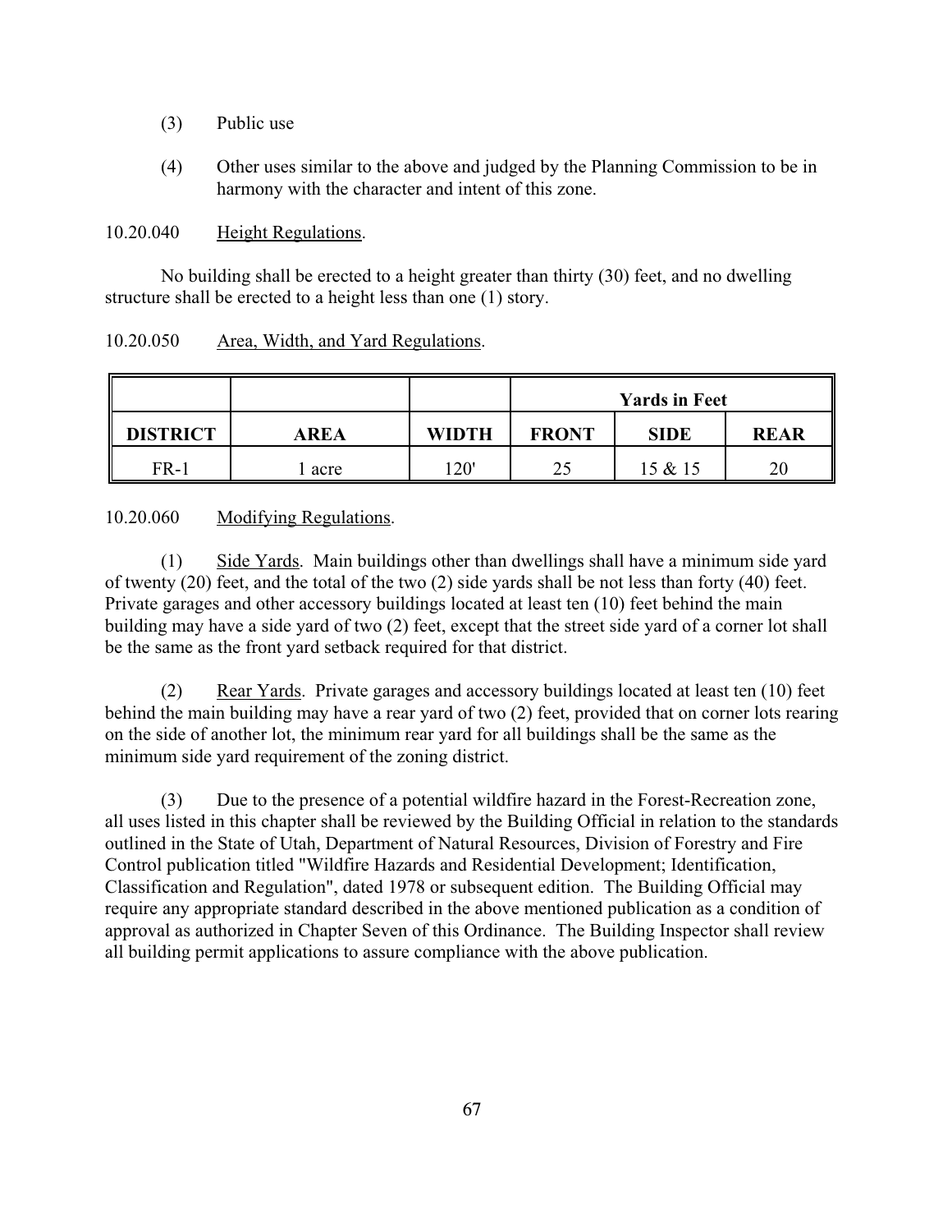(3) Public use

(4) Other uses similar to the above and judged by the Planning Commission to be in harmony with the character and intent of this zone.

10.20.040 Height Regulations.

No building shall be erected to a height greater than thirty (30) feet, and no dwelling structure shall be erected to a height less than one (1) story.

10.20.050 Area, Width, and Yard Regulations.

| | | | Yards in Feet | | |
|---|---|---|---|---|---|
| **DISTRICT** | **AREA** | **WIDTH** | **FRONT** | **SIDE** | **REAR** |
| FR-1 | 1 acre | 120' | 25 | 15 & 15 | 20 |

10.20.060 Modifying Regulations.

(1) Side Yards. Main buildings other than dwellings shall have a minimum side yard of twenty (20) feet, and the total of the two (2) side yards shall be not less than forty (40) feet. Private garages and other accessory buildings located at least ten (10) feet behind the main building may have a side yard of two (2) feet, except that the street side yard of a corner lot shall be the same as the front yard setback required for that district.

(2) Rear Yards. Private garages and accessory buildings located at least ten (10) feet behind the main building may have a rear yard of two (2) feet, provided that on corner lots rearing on the side of another lot, the minimum rear yard for all buildings shall be the same as the minimum side yard requirement of the zoning district.

(3) Due to the presence of a potential wildfire hazard in the Forest-Recreation zone, all uses listed in this chapter shall be reviewed by the Building Official in relation to the standards outlined in the State of Utah, Department of Natural Resources, Division of Forestry and Fire Control publication titled "Wildfire Hazards and Residential Development; Identification, Classification and Regulation", dated 1978 or subsequent edition. The Building Official may require any appropriate standard described in the above mentioned publication as a condition of approval as authorized in Chapter Seven of this Ordinance. The Building Inspector shall review all building permit applications to assure compliance with the above publication.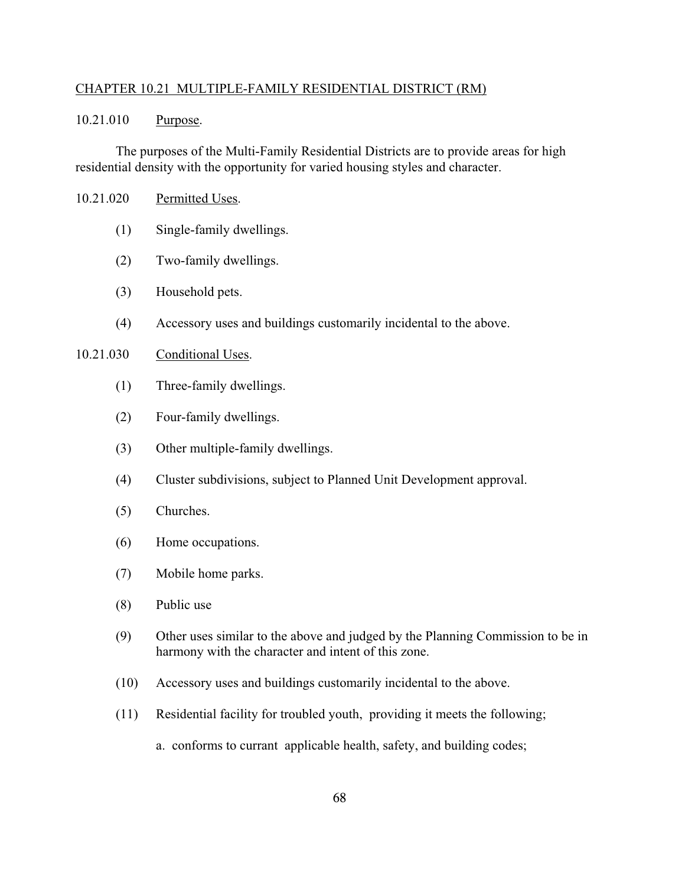## CHAPTER 10.21 MULTIPLE-FAMILY RESIDENTIAL DISTRICT (RM)

10.21.010 Purpose.

The purposes of the Multi-Family Residential Districts are to provide areas for high residential density with the opportunity for varied housing styles and character.

10.21.020 Permitted Uses.

(1) Single-family dwellings.

(2) Two-family dwellings.

(3) Household pets.

(4) Accessory uses and buildings customarily incidental to the above.

10.21.030 Conditional Uses.

(1) Three-family dwellings.

(2) Four-family dwellings.

(3) Other multiple-family dwellings.

(4) Cluster subdivisions, subject to Planned Unit Development approval.

(5) Churches.

(6) Home occupations.

(7) Mobile home parks.

(8) Public use

(9) Other uses similar to the above and judged by the Planning Commission to be in harmony with the character and intent of this zone.

(10) Accessory uses and buildings customarily incidental to the above.

(11) Residential facility for troubled youth, providing it meets the following;

a. conforms to currant applicable health, safety, and building codes;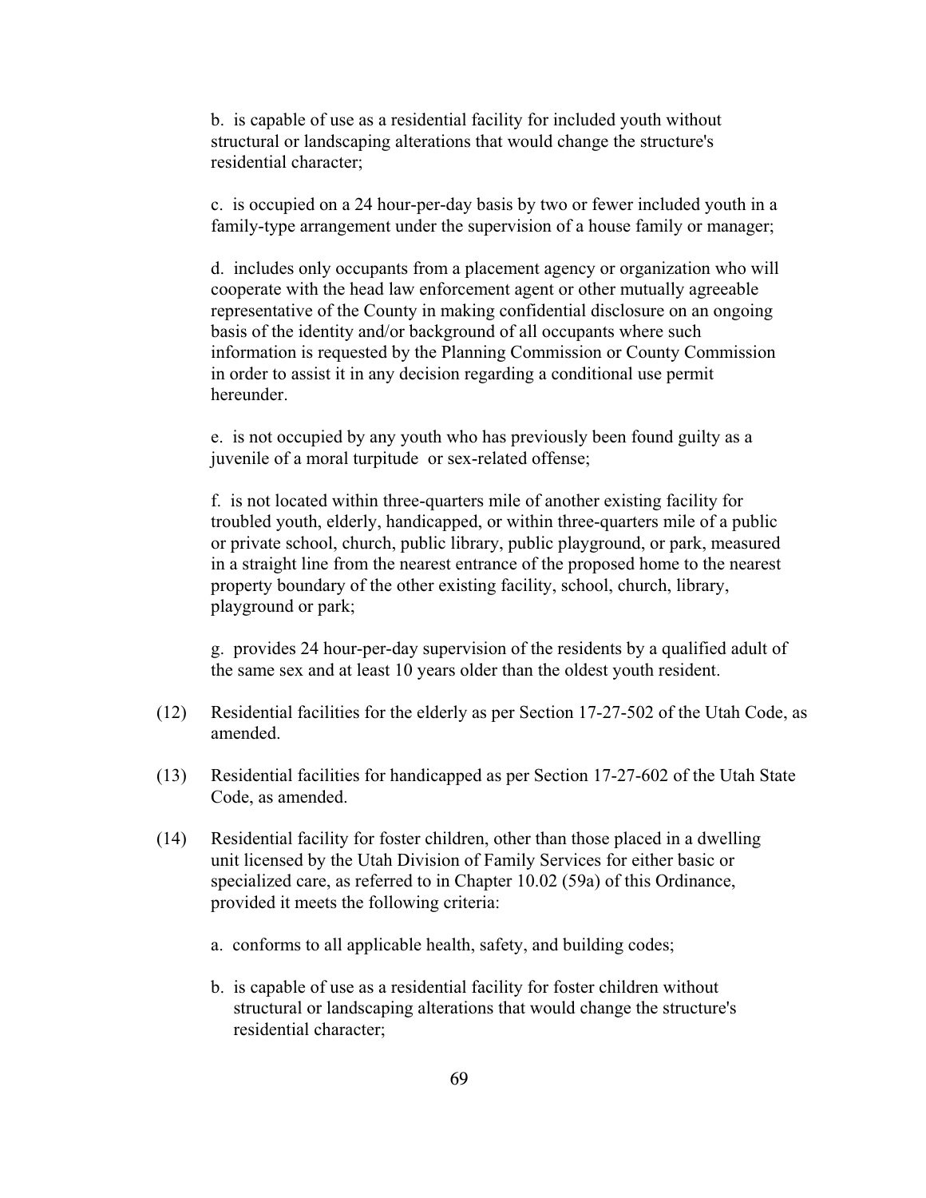b. is capable of use as a residential facility for included youth without structural or landscaping alterations that would change the structure's residential character;

c. is occupied on a 24 hour-per-day basis by two or fewer included youth in a family-type arrangement under the supervision of a house family or manager;

d. includes only occupants from a placement agency or organization who will cooperate with the head law enforcement agent or other mutually agreeable representative of the County in making confidential disclosure on an ongoing basis of the identity and/or background of all occupants where such information is requested by the Planning Commission or County Commission in order to assist it in any decision regarding a conditional use permit hereunder.

e. is not occupied by any youth who has previously been found guilty as a juvenile of a moral turpitude or sex-related offense;

f. is not located within three-quarters mile of another existing facility for troubled youth, elderly, handicapped, or within three-quarters mile of a public or private school, church, public library, public playground, or park, measured in a straight line from the nearest entrance of the proposed home to the nearest property boundary of the other existing facility, school, church, library, playground or park;

g. provides 24 hour-per-day supervision of the residents by a qualified adult of the same sex and at least 10 years older than the oldest youth resident.

(12) Residential facilities for the elderly as per Section 17-27-502 of the Utah Code, as amended.

(13) Residential facilities for handicapped as per Section 17-27-602 of the Utah State Code, as amended.

(14) Residential facility for foster children, other than those placed in a dwelling unit licensed by the Utah Division of Family Services for either basic or specialized care, as referred to in Chapter 10.02 (59a) of this Ordinance, provided it meets the following criteria:

a. conforms to all applicable health, safety, and building codes;

b. is capable of use as a residential facility for foster children without structural or landscaping alterations that would change the structure's residential character;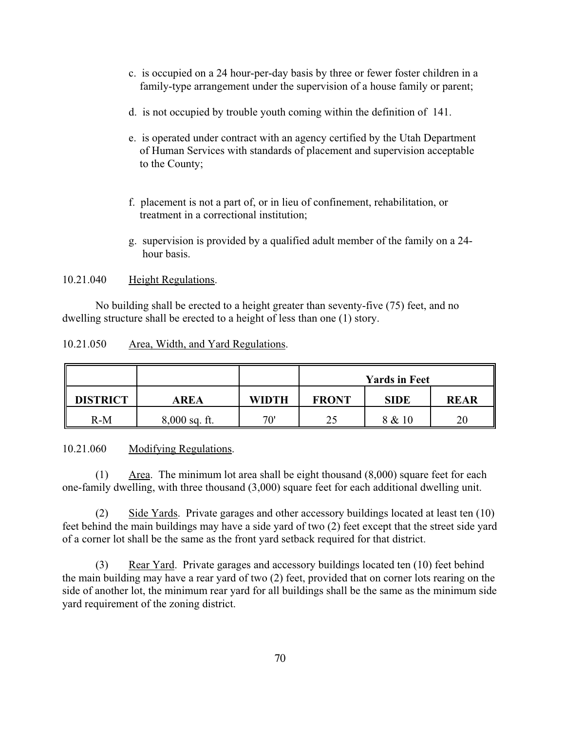c. is occupied on a 24 hour-per-day basis by three or fewer foster children in a family-type arrangement under the supervision of a house family or parent;

d. is not occupied by trouble youth coming within the definition of 141.

e. is operated under contract with an agency certified by the Utah Department of Human Services with standards of placement and supervision acceptable to the County;

f. placement is not a part of, or in lieu of confinement, rehabilitation, or treatment in a correctional institution;

g. supervision is provided by a qualified adult member of the family on a 24-hour basis.

10.21.040 Height Regulations.

No building shall be erected to a height greater than seventy-five (75) feet, and no dwelling structure shall be erected to a height of less than one (1) story.

10.21.050 Area, Width, and Yard Regulations.

| | | | Yards in Feet | | |
|---|---|---|---|---|---|
| **DISTRICT** | **AREA** | **WIDTH** | **FRONT** | **SIDE** | **REAR** |
| R-M | 8,000 sq. ft. | 70' | 25 | 8 & 10 | 20 |

10.21.060 Modifying Regulations.

(1) Area. The minimum lot area shall be eight thousand (8,000) square feet for each one-family dwelling, with three thousand (3,000) square feet for each additional dwelling unit.

(2) Side Yards. Private garages and other accessory buildings located at least ten (10) feet behind the main buildings may have a side yard of two (2) feet except that the street side yard of a corner lot shall be the same as the front yard setback required for that district.

(3) Rear Yard. Private garages and accessory buildings located ten (10) feet behind the main building may have a rear yard of two (2) feet, provided that on corner lots rearing on the side of another lot, the minimum rear yard for all buildings shall be the same as the minimum side yard requirement of the zoning district.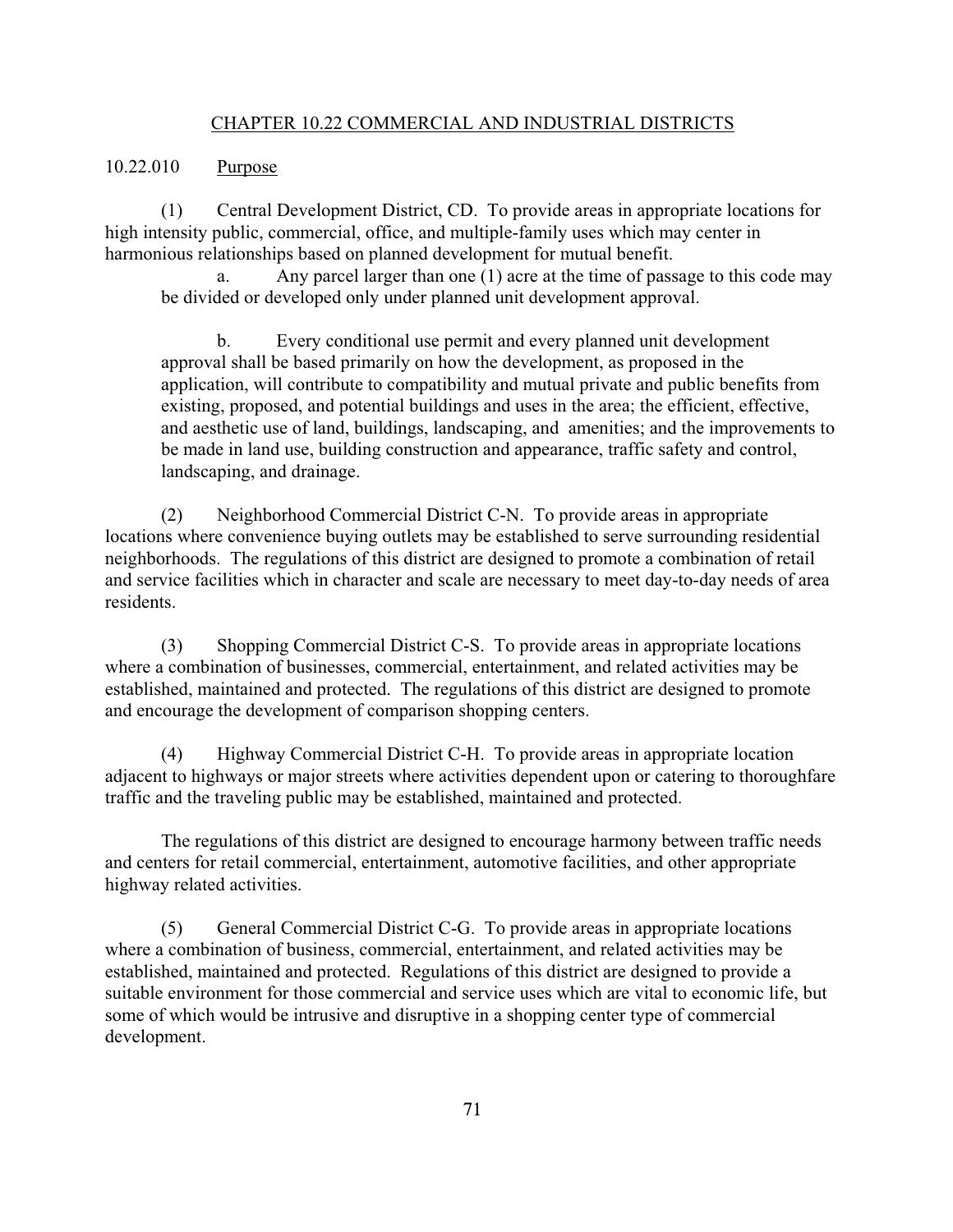## CHAPTER 10.22 COMMERCIAL AND INDUSTRIAL DISTRICTS

### 10.22.010 Purpose

(1) Central Development District, CD. To provide areas in appropriate locations for high intensity public, commercial, office, and multiple-family uses which may center in harmonious relationships based on planned development for mutual benefit.

a. Any parcel larger than one (1) acre at the time of passage to this code may be divided or developed only under planned unit development approval.

b. Every conditional use permit and every planned unit development approval shall be based primarily on how the development, as proposed in the application, will contribute to compatibility and mutual private and public benefits from existing, proposed, and potential buildings and uses in the area; the efficient, effective, and aesthetic use of land, buildings, landscaping, and amenities; and the improvements to be made in land use, building construction and appearance, traffic safety and control, landscaping, and drainage.

(2) Neighborhood Commercial District C-N. To provide areas in appropriate locations where convenience buying outlets may be established to serve surrounding residential neighborhoods. The regulations of this district are designed to promote a combination of retail and service facilities which in character and scale are necessary to meet day-to-day needs of area residents.

(3) Shopping Commercial District C-S. To provide areas in appropriate locations where a combination of businesses, commercial, entertainment, and related activities may be established, maintained and protected. The regulations of this district are designed to promote and encourage the development of comparison shopping centers.

(4) Highway Commercial District C-H. To provide areas in appropriate location adjacent to highways or major streets where activities dependent upon or catering to thoroughfare traffic and the traveling public may be established, maintained and protected.

The regulations of this district are designed to encourage harmony between traffic needs and centers for retail commercial, entertainment, automotive facilities, and other appropriate highway related activities.

(5) General Commercial District C-G. To provide areas in appropriate locations where a combination of business, commercial, entertainment, and related activities may be established, maintained and protected. Regulations of this district are designed to provide a suitable environment for those commercial and service uses which are vital to economic life, but some of which would be intrusive and disruptive in a shopping center type of commercial development.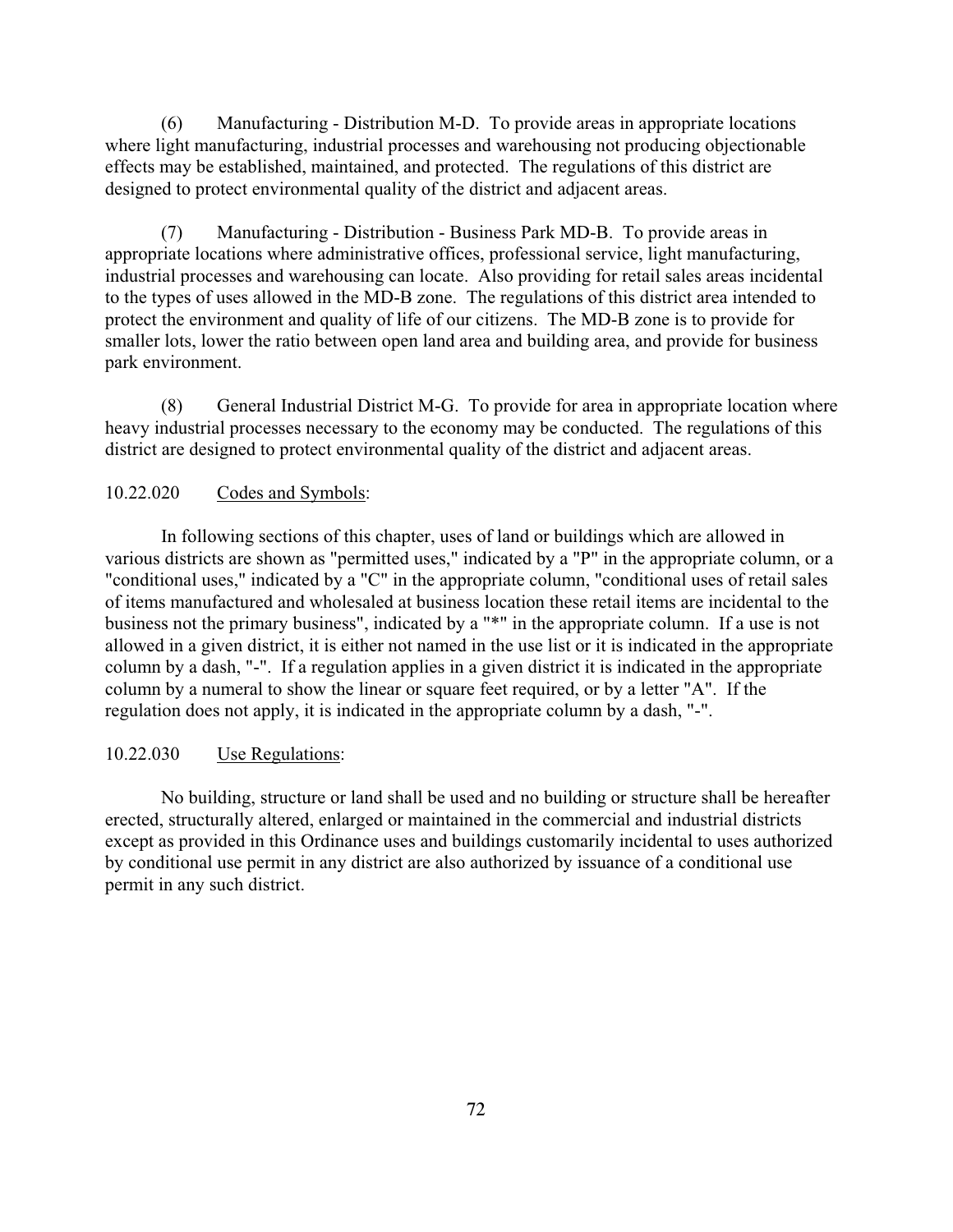(6) Manufacturing - Distribution M-D. To provide areas in appropriate locations where light manufacturing, industrial processes and warehousing not producing objectionable effects may be established, maintained, and protected. The regulations of this district are designed to protect environmental quality of the district and adjacent areas.

(7) Manufacturing - Distribution - Business Park MD-B. To provide areas in appropriate locations where administrative offices, professional service, light manufacturing, industrial processes and warehousing can locate. Also providing for retail sales areas incidental to the types of uses allowed in the MD-B zone. The regulations of this district area intended to protect the environment and quality of life of our citizens. The MD-B zone is to provide for smaller lots, lower the ratio between open land area and building area, and provide for business park environment.

(8) General Industrial District M-G. To provide for area in appropriate location where heavy industrial processes necessary to the economy may be conducted. The regulations of this district are designed to protect environmental quality of the district and adjacent areas.

10.22.020 Codes and Symbols:

In following sections of this chapter, uses of land or buildings which are allowed in various districts are shown as "permitted uses," indicated by a "P" in the appropriate column, or a "conditional uses," indicated by a "C" in the appropriate column, "conditional uses of retail sales of items manufactured and wholesaled at business location these retail items are incidental to the business not the primary business", indicated by a "*" in the appropriate column. If a use is not allowed in a given district, it is either not named in the use list or it is indicated in the appropriate column by a dash, "-". If a regulation applies in a given district it is indicated in the appropriate column by a numeral to show the linear or square feet required, or by a letter "A". If the regulation does not apply, it is indicated in the appropriate column by a dash, "-".

10.22.030 Use Regulations:

No building, structure or land shall be used and no building or structure shall be hereafter erected, structurally altered, enlarged or maintained in the commercial and industrial districts except as provided in this Ordinance uses and buildings customarily incidental to uses authorized by conditional use permit in any district are also authorized by issuance of a conditional use permit in any such district.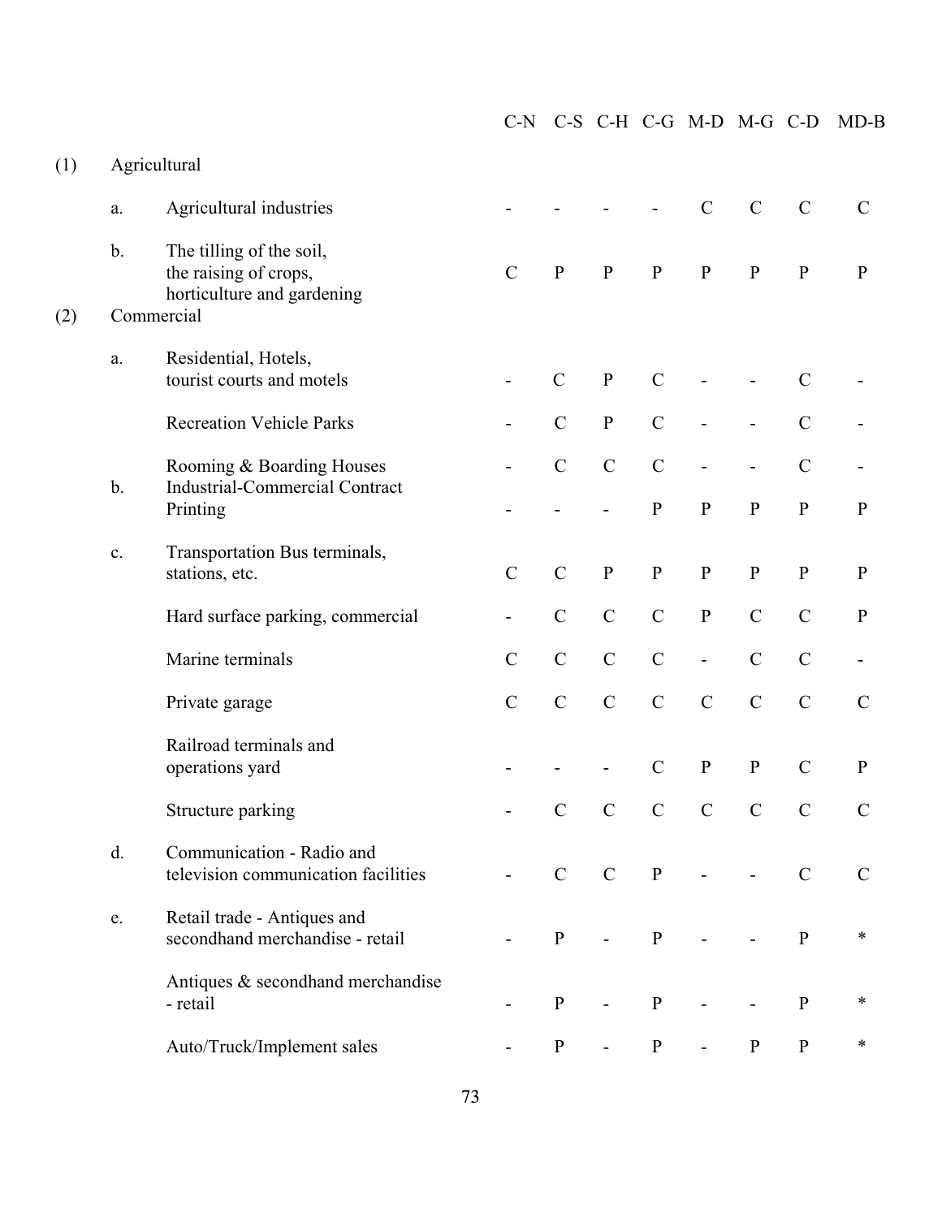| | | | C-N | C-S | C-H | C-G | M-D | M-G | C-D | MD-B |
|---|---|---|---|---|---|---|---|---|---|---|
| (1) | Agricultural | | | | | | | | | |
| | a. | Agricultural industries | - | - | - | - | C | C | C | C |
| | b. | The tilling of the soil, the raising of crops, horticulture and gardening | C | P | P | P | P | P | P | P |
| (2) | Commercial | | | | | | | | | |
| | a. | Residential, Hotels, tourist courts and motels | - | C | P | C | - | - | C | - |
| | | Recreation Vehicle Parks | - | C | P | C | - | - | C | - |
| | | Rooming & Boarding Houses | - | C | C | C | - | - | C | - |
| | b. | Industrial-Commercial Contract Printing | - | - | - | P | P | P | P | P |
| | c. | Transportation Bus terminals, stations, etc. | C | C | P | P | P | P | P | P |
| | | Hard surface parking, commercial | - | C | C | C | P | C | C | P |
| | | Marine terminals | C | C | C | C | - | C | C | - |
| | | Private garage | C | C | C | C | C | C | C | C |
| | | Railroad terminals and operations yard | - | - | - | C | P | P | C | P |
| | | Structure parking | - | C | C | C | C | C | C | C |
| | d. | Communication - Radio and television communication facilities | - | C | C | P | - | - | C | C |
| | e. | Retail trade - Antiques and secondhand merchandise - retail | - | P | - | P | - | - | P | * |
| | | Antiques & secondhand merchandise - retail | - | P | - | P | - | - | P | * |
| | | Auto/Truck/Implement sales | - | P | - | P | - | P | P | * |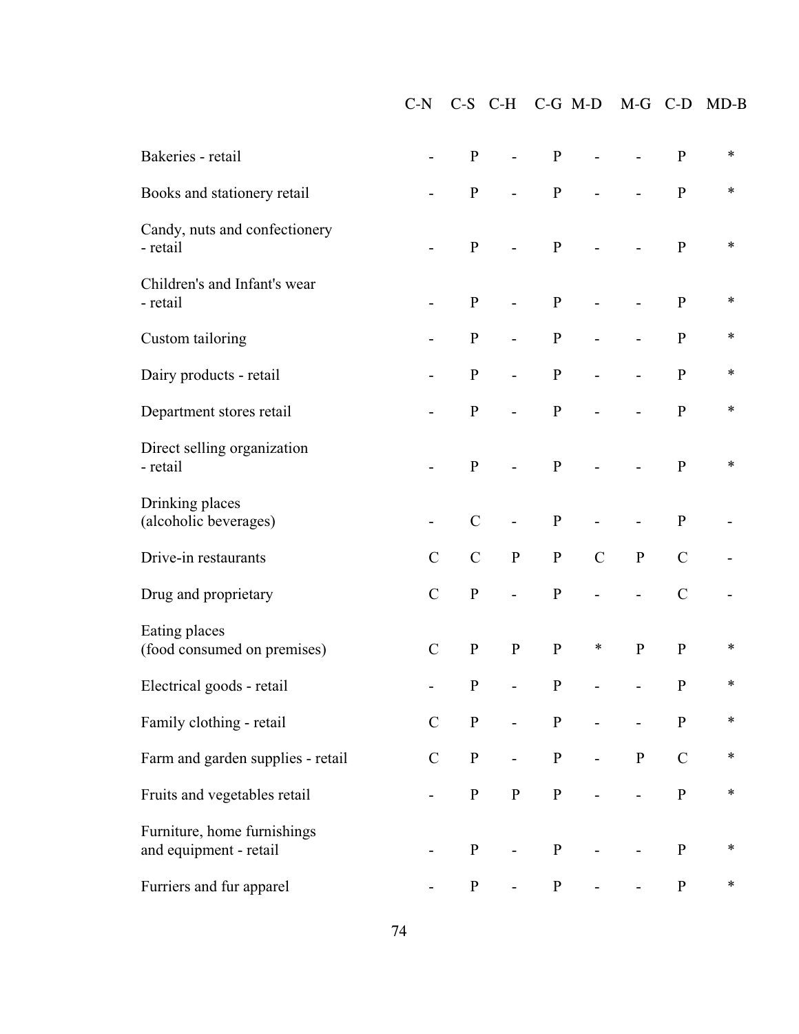| | C-N | C-S | C-H | C-G | M-D | M-G | C-D | MD-B |
|---|---|---|---|---|---|---|---|---|
| Bakeries - retail | - | P | - | P | - | - | P | * |
| Books and stationery retail | - | P | - | P | - | - | P | * |
| Candy, nuts and confectionery - retail | - | P | - | P | - | - | P | * |
| Children's and Infant's wear - retail | - | P | - | P | - | - | P | * |
| Custom tailoring | - | P | - | P | - | - | P | * |
| Dairy products - retail | - | P | - | P | - | - | P | * |
| Department stores retail | - | P | - | P | - | - | P | * |
| Direct selling organization - retail | - | P | - | P | - | - | P | * |
| Drinking places (alcoholic beverages) | - | C | - | P | - | - | P | - |
| Drive-in restaurants | C | C | P | P | C | P | C | - |
| Drug and proprietary | C | P | - | P | - | - | C | - |
| Eating places (food consumed on premises) | C | P | P | P | * | P | P | * |
| Electrical goods - retail | - | P | - | P | - | - | P | * |
| Family clothing - retail | C | P | - | P | - | - | P | * |
| Farm and garden supplies - retail | C | P | - | P | - | P | C | * |
| Fruits and vegetables retail | - | P | P | P | - | - | P | * |
| Furniture, home furnishings and equipment - retail | - | P | - | P | - | - | P | * |
| Furriers and fur apparel | - | P | - | P | - | - | P | * |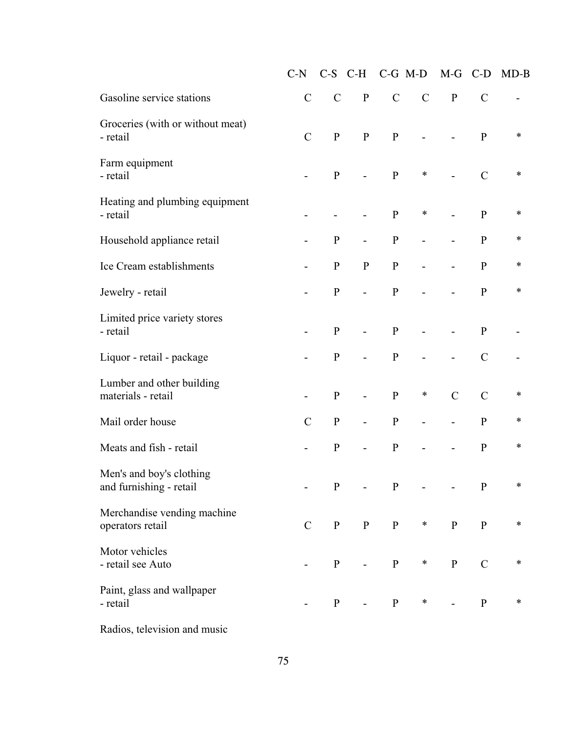| | C-N | C-S | C-H | C-G | M-D | M-G | C-D | MD-B |
|---|---|---|---|---|---|---|---|---|
| Gasoline service stations | C | C | P | C | C | P | C | - |
| Groceries (with or without meat) - retail | C | P | P | P | - | - | P | * |
| Farm equipment - retail | - | P | - | P | * | - | C | * |
| Heating and plumbing equipment - retail | - | - | - | P | * | - | P | * |
| Household appliance retail | - | P | - | P | - | - | P | * |
| Ice Cream establishments | - | P | P | P | - | - | P | * |
| Jewelry - retail | - | P | - | P | - | - | P | * |
| Limited price variety stores - retail | - | P | - | P | - | - | P | - |
| Liquor - retail - package | - | P | - | P | - | - | C | - |
| Lumber and other building materials - retail | - | P | - | P | * | C | C | * |
| Mail order house | C | P | - | P | - | - | P | * |
| Meats and fish - retail | - | P | - | P | - | - | P | * |
| Men's and boy's clothing and furnishing - retail | - | P | - | P | - | - | P | * |
| Merchandise vending machine operators retail | C | P | P | P | * | P | P | * |
| Motor vehicles - retail see Auto | - | P | - | P | * | P | C | * |
| Paint, glass and wallpaper - retail | - | P | - | P | * | - | P | * |
| Radios, television and music | | | | | | | | |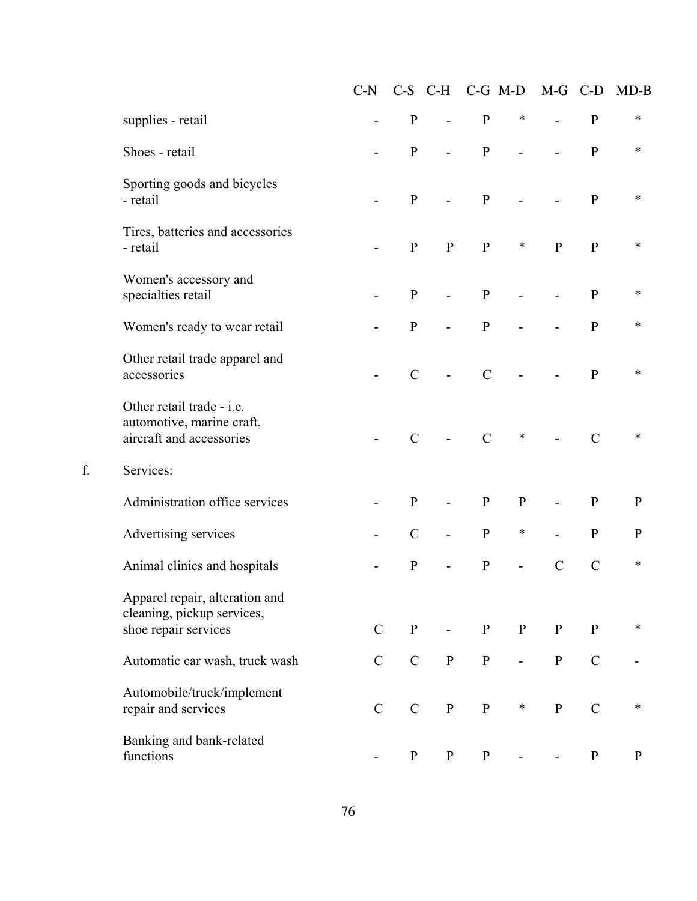| | C-N | C-S | C-H | C-G | M-D | M-G | C-D | MD-B |
|---|---|---|---|---|---|---|---|---|
| supplies - retail | - | P | - | P | * | - | P | * |
| Shoes - retail | - | P | - | P | - | - | P | * |
| Sporting goods and bicycles - retail | - | P | - | P | - | - | P | * |
| Tires, batteries and accessories - retail | - | P | P | P | * | P | P | * |
| Women's accessory and specialties retail | - | P | - | P | - | - | P | * |
| Women's ready to wear retail | - | P | - | P | - | - | P | * |
| Other retail trade apparel and accessories | - | C | - | C | - | - | P | * |
| Other retail trade - i.e. automotive, marine craft, aircraft and accessories | - | C | - | C | * | - | C | * |
| f. Services: | | | | | | | | |
| Administration office services | - | P | - | P | P | - | P | P |
| Advertising services | - | C | - | P | * | - | P | P |
| Animal clinics and hospitals | - | P | - | P | - | C | C | * |
| Apparel repair, alteration and cleaning, pickup services, shoe repair services | C | P | - | P | P | P | P | * |
| Automatic car wash, truck wash | C | C | P | P | - | P | C | - |
| Automobile/truck/implement repair and services | C | C | P | P | * | P | C | * |
| Banking and bank-related functions | - | P | P | P | - | - | P | P |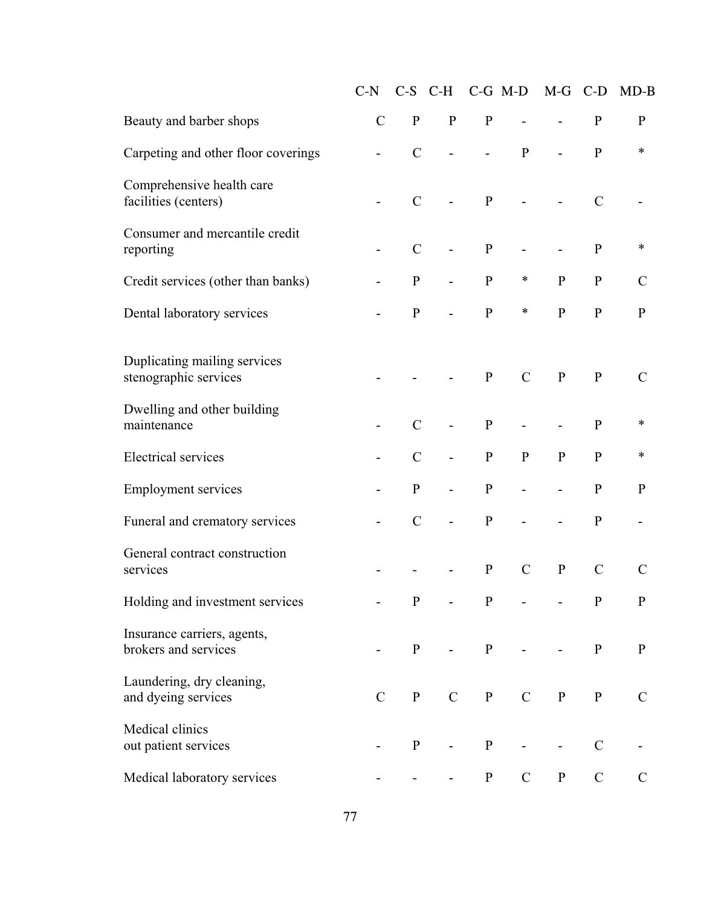| | C-N | C-S | C-H | C-G | M-D | M-G | C-D | MD-B |
|---|---|---|---|---|---|---|---|---|
| Beauty and barber shops | C | P | P | P | - | - | P | P |
| Carpeting and other floor coverings | - | C | - | - | P | - | P | * |
| Comprehensive health care facilities (centers) | - | C | - | P | - | - | C | - |
| Consumer and mercantile credit reporting | - | C | - | P | - | - | P | * |
| Credit services (other than banks) | - | P | - | P | * | P | P | C |
| Dental laboratory services | - | P | - | P | * | P | P | P |
| Duplicating mailing services stenographic services | - | - | - | P | C | P | P | C |
| Dwelling and other building maintenance | - | C | - | P | - | - | P | * |
| Electrical services | - | C | - | P | P | P | P | * |
| Employment services | - | P | - | P | - | - | P | P |
| Funeral and crematory services | - | C | - | P | - | - | P | - |
| General contract construction services | - | - | - | P | C | P | C | C |
| Holding and investment services | - | P | - | P | - | - | P | P |
| Insurance carriers, agents, brokers and services | - | P | - | P | - | - | P | P |
| Laundering, dry cleaning, and dyeing services | C | P | C | P | C | P | P | C |
| Medical clinics out patient services | - | P | - | P | - | - | C | - |
| Medical laboratory services | - | - | - | P | C | P | C | C |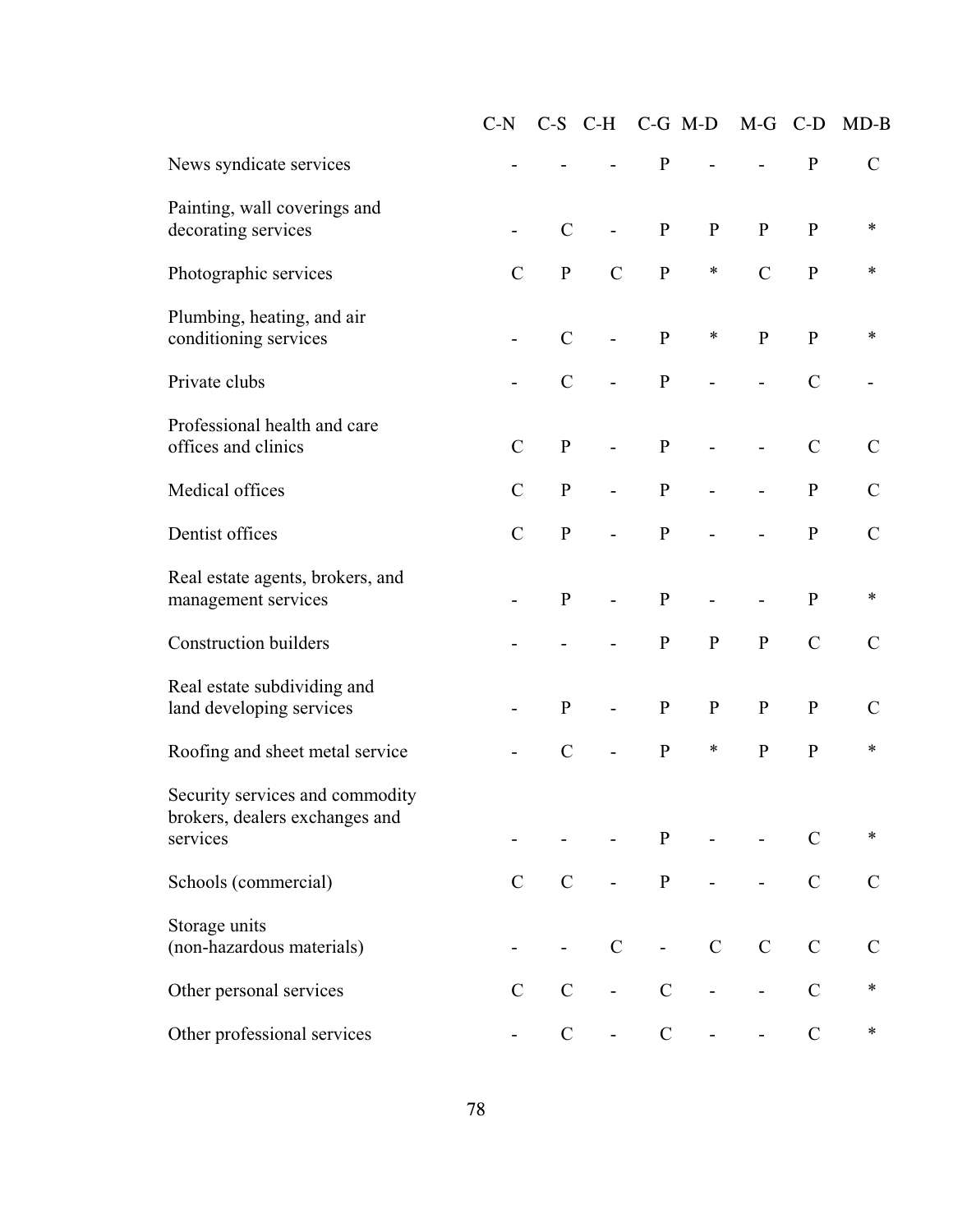| | C-N | C-S | C-H | C-G | M-D | M-G | C-D | MD-B |
|---|---|---|---|---|---|---|---|---|
| News syndicate services | - | - | - | P | - | - | P | C |
| Painting, wall coverings and decorating services | - | C | - | P | P | P | P | * |
| Photographic services | C | P | C | P | * | C | P | * |
| Plumbing, heating, and air conditioning services | - | C | - | P | * | P | P | * |
| Private clubs | - | C | - | P | - | - | C | - |
| Professional health and care offices and clinics | C | P | - | P | - | - | C | C |
| Medical offices | C | P | - | P | - | - | P | C |
| Dentist offices | C | P | - | P | - | - | P | C |
| Real estate agents, brokers, and management services | - | P | - | P | - | - | P | * |
| Construction builders | - | - | - | P | P | P | C | C |
| Real estate subdividing and land developing services | - | P | - | P | P | P | P | C |
| Roofing and sheet metal service | - | C | - | P | * | P | P | * |
| Security services and commodity brokers, dealers exchanges and services | - | - | - | P | - | - | C | * |
| Schools (commercial) | C | C | - | P | - | - | C | C |
| Storage units (non-hazardous materials) | - | - | C | - | C | C | C | C |
| Other personal services | C | C | - | C | - | - | C | * |
| Other professional services | - | C | - | C | - | - | C | * |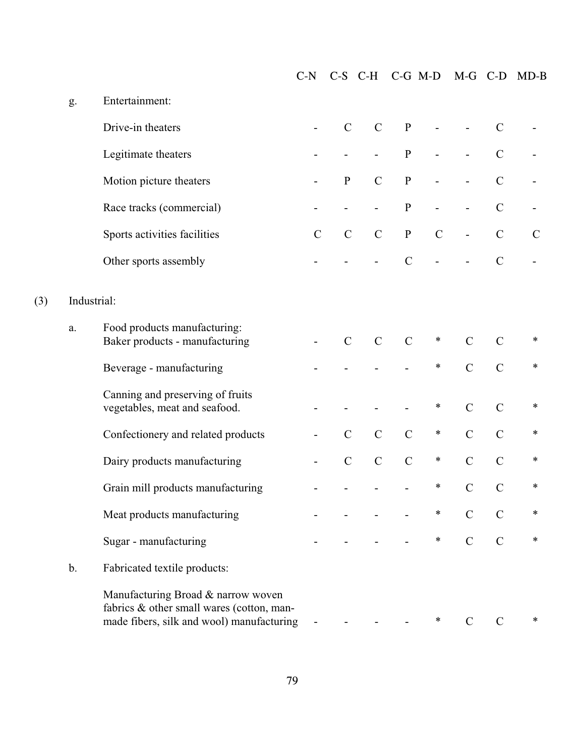| | | | C-N | C-S | C-H | C-G | M-D | M-G | C-D | MD-B |
|---|---|---|---|---|---|---|---|---|---|---|
| | g. | Entertainment: | | | | | | | | |
| | | Drive-in theaters | - | C | C | P | - | - | C | - |
| | | Legitimate theaters | - | - | - | P | - | - | C | - |
| | | Motion picture theaters | - | P | C | P | - | - | C | - |
| | | Race tracks (commercial) | - | - | - | P | - | - | C | - |
| | | Sports activities facilities | C | C | C | P | C | - | C | C |
| | | Other sports assembly | - | - | - | C | - | - | C | - |
| (3) | Industrial: | | | | | | | | | |
| | a. | Food products manufacturing: Baker products - manufacturing | - | C | C | C | * | C | C | * |
| | | Beverage - manufacturing | - | - | - | - | * | C | C | * |
| | | Canning and preserving of fruits vegetables, meat and seafood. | - | - | - | - | * | C | C | * |
| | | Confectionery and related products | - | C | C | C | * | C | C | * |
| | | Dairy products manufacturing | - | C | C | C | * | C | C | * |
| | | Grain mill products manufacturing | - | - | - | - | * | C | C | * |
| | | Meat products manufacturing | - | - | - | - | * | C | C | * |
| | | Sugar - manufacturing | - | - | - | - | * | C | C | * |
| | b. | Fabricated textile products: | | | | | | | | |
| | | Manufacturing Broad & narrow woven fabrics & other small wares (cotton, man-made fibers, silk and wool) manufacturing | - | - | - | - | * | C | C | * |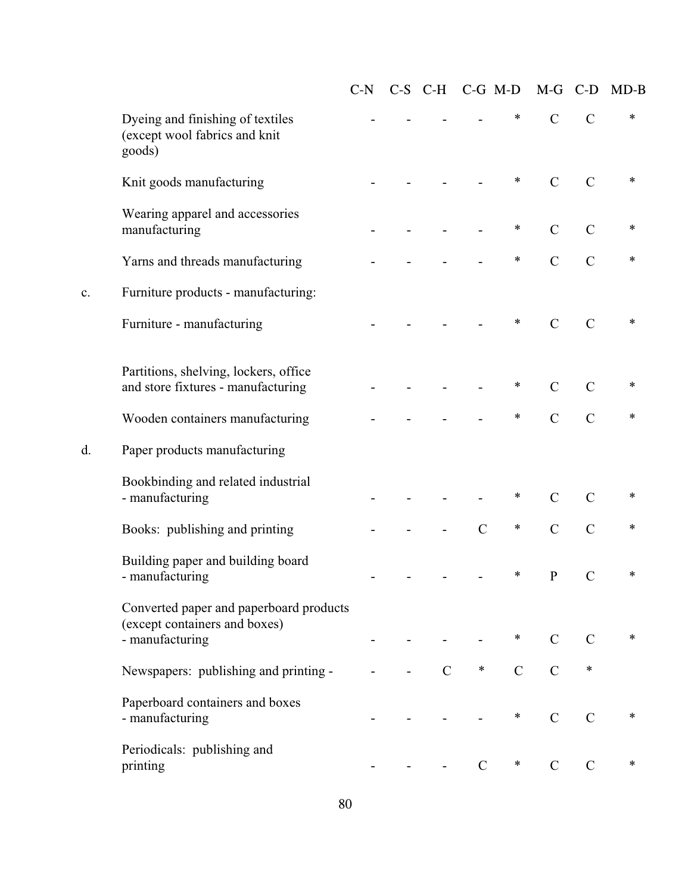| | | C-N | C-S | C-H | C-G | M-D | M-G | C-D | MD-B |
|---|---|---|---|---|---|---|---|---|---|
| | Dyeing and finishing of textiles (except wool fabrics and knit goods) | - | - | - | - | * | C | C | * |
| | Knit goods manufacturing | - | - | - | - | * | C | C | * |
| | Wearing apparel and accessories manufacturing | - | - | - | - | * | C | C | * |
| | Yarns and threads manufacturing | - | - | - | - | * | C | C | * |
| c. | Furniture products - manufacturing: | | | | | | | | |
| | Furniture - manufacturing | - | - | - | - | * | C | C | * |
| | Partitions, shelving, lockers, office and store fixtures - manufacturing | - | - | - | - | * | C | C | * |
| | Wooden containers manufacturing | - | - | - | - | * | C | C | * |
| d. | Paper products manufacturing | | | | | | | | |
| | Bookbinding and related industrial - manufacturing | - | - | - | - | * | C | C | * |
| | Books: publishing and printing | - | - | - | C | * | C | C | * |
| | Building paper and building board - manufacturing | - | - | - | - | * | P | C | * |
| | Converted paper and paperboard products (except containers and boxes) - manufacturing | - | - | - | - | * | C | C | * |
| | Newspapers: publishing and printing - | - | - | C | * | C | C | * | |
| | Paperboard containers and boxes - manufacturing | - | - | - | - | * | C | C | * |
| | Periodicals: publishing and printing | - | - | - | C | * | C | C | * |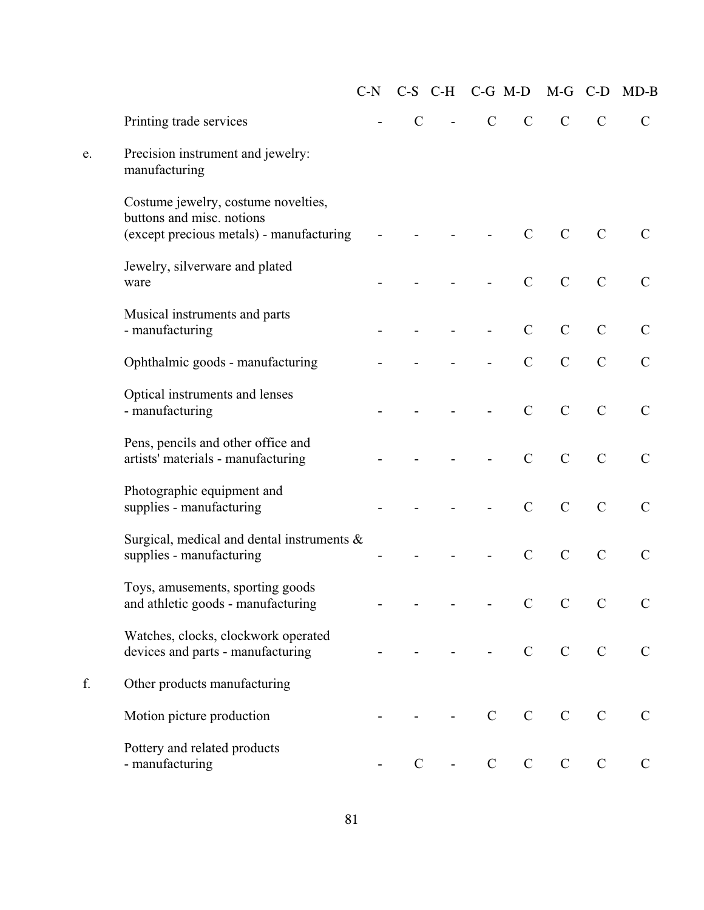| | | C-N | C-S | C-H | C-G | M-D | M-G | C-D | MD-B |
|---|---|---|---|---|---|---|---|---|---|
| | Printing trade services | - | C | - | C | C | C | C | C |
| e. | Precision instrument and jewelry: manufacturing | | | | | | | | |
| | Costume jewelry, costume novelties, buttons and misc. notions (except precious metals) - manufacturing | - | - | - | - | C | C | C | C |
| | Jewelry, silverware and plated ware | - | - | - | - | C | C | C | C |
| | Musical instruments and parts - manufacturing | - | - | - | - | C | C | C | C |
| | Ophthalmic goods - manufacturing | - | - | - | - | C | C | C | C |
| | Optical instruments and lenses - manufacturing | - | - | - | - | C | C | C | C |
| | Pens, pencils and other office and artists' materials - manufacturing | - | - | - | - | C | C | C | C |
| | Photographic equipment and supplies - manufacturing | - | - | - | - | C | C | C | C |
| | Surgical, medical and dental instruments & supplies - manufacturing | - | - | - | - | C | C | C | C |
| | Toys, amusements, sporting goods and athletic goods - manufacturing | - | - | - | - | C | C | C | C |
| | Watches, clocks, clockwork operated devices and parts - manufacturing | - | - | - | - | C | C | C | C |
| f. | Other products manufacturing | | | | | | | | |
| | Motion picture production | - | - | - | C | C | C | C | C |
| | Pottery and related products - manufacturing | - | C | - | C | C | C | C | C |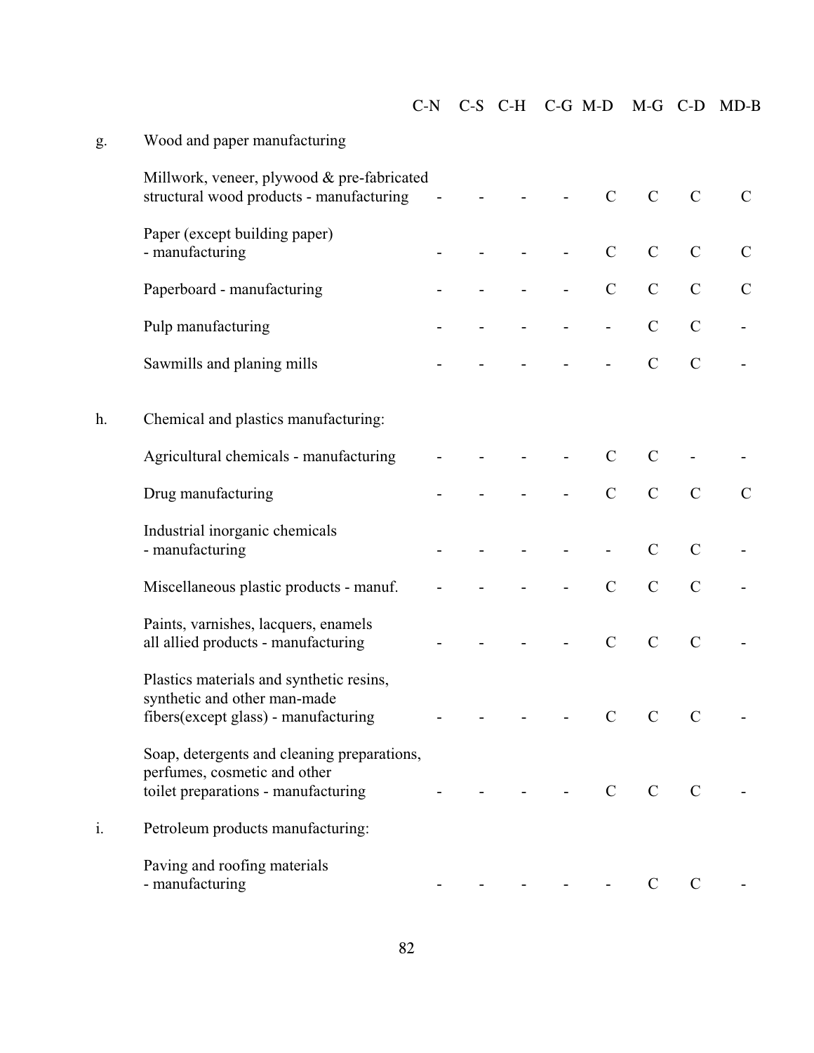| | | C-N | C-S | C-H | C-G | M-D | M-G | C-D | MD-B |
|---|---|---|---|---|---|---|---|---|---|
| g. | Wood and paper manufacturing | | | | | | | | |
| | Millwork, veneer, plywood & pre-fabricated structural wood products - manufacturing | - | - | - | - | C | C | C | C |
| | Paper (except building paper) - manufacturing | - | - | - | - | C | C | C | C |
| | Paperboard - manufacturing | - | - | - | - | C | C | C | C |
| | Pulp manufacturing | - | - | - | - | - | C | C | - |
| | Sawmills and planing mills | - | - | - | - | - | C | C | - |
| h. | Chemical and plastics manufacturing: | | | | | | | | |
| | Agricultural chemicals - manufacturing | - | - | - | - | C | C | - | - |
| | Drug manufacturing | - | - | - | - | C | C | C | C |
| | Industrial inorganic chemicals - manufacturing | - | - | - | - | - | C | C | - |
| | Miscellaneous plastic products - manuf. | - | - | - | - | C | C | C | - |
| | Paints, varnishes, lacquers, enamels all allied products - manufacturing | - | - | - | - | C | C | C | - |
| | Plastics materials and synthetic resins, synthetic and other man-made fibers(except glass) - manufacturing | - | - | - | - | C | C | C | - |
| | Soap, detergents and cleaning preparations, perfumes, cosmetic and other toilet preparations - manufacturing | - | - | - | - | C | C | C | - |
| i. | Petroleum products manufacturing: | | | | | | | | |
| | Paving and roofing materials - manufacturing | - | - | - | - | - | C | C | - |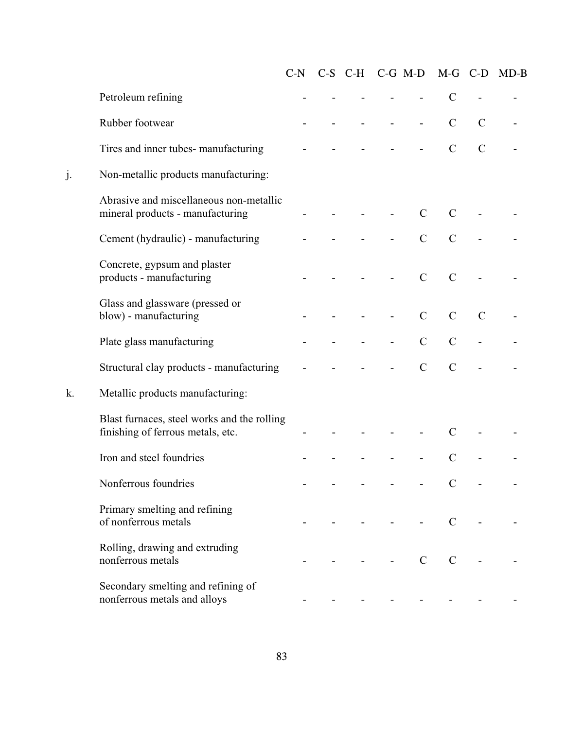| | | C-N | C-S | C-H | C-G | M-D | M-G | C-D | MD-B |
|---|---|---|---|---|---|---|---|---|---|
| | Petroleum refining | - | - | - | - | - | C | - | - |
| | Rubber footwear | - | - | - | - | - | C | C | - |
| | Tires and inner tubes- manufacturing | - | - | - | - | - | C | C | - |
| j. | Non-metallic products manufacturing: | | | | | | | | |
| | Abrasive and miscellaneous non-metallic mineral products - manufacturing | - | - | - | - | C | C | - | - |
| | Cement (hydraulic) - manufacturing | - | - | - | - | C | C | - | - |
| | Concrete, gypsum and plaster products - manufacturing | - | - | - | - | C | C | - | - |
| | Glass and glassware (pressed or blow) - manufacturing | - | - | - | - | C | C | C | - |
| | Plate glass manufacturing | - | - | - | - | C | C | - | - |
| | Structural clay products - manufacturing | - | - | - | - | C | C | - | - |
| k. | Metallic products manufacturing: | | | | | | | | |
| | Blast furnaces, steel works and the rolling finishing of ferrous metals, etc. | - | - | - | - | - | C | - | - |
| | Iron and steel foundries | - | - | - | - | - | C | - | - |
| | Nonferrous foundries | - | - | - | - | - | C | - | - |
| | Primary smelting and refining of nonferrous metals | - | - | - | - | - | C | - | - |
| | Rolling, drawing and extruding nonferrous metals | - | - | - | - | C | C | - | - |
| | Secondary smelting and refining of nonferrous metals and alloys | - | - | - | - | - | - | - | - |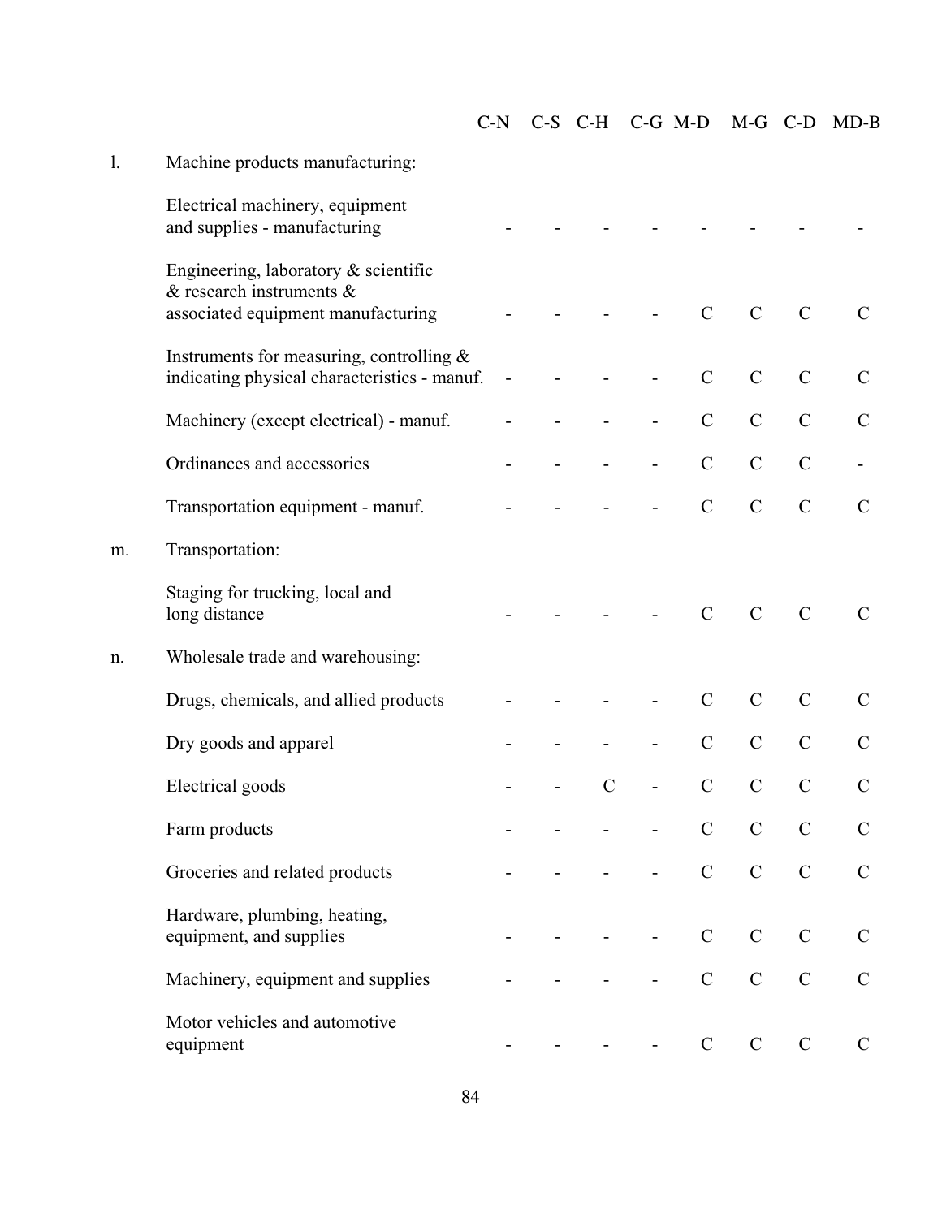| | | C-N | C-S | C-H | C-G | M-D | M-G | C-D | MD-B |
|---|---|---|---|---|---|---|---|---|---|
| l. | Machine products manufacturing: | | | | | | | | |
| | Electrical machinery, equipment and supplies - manufacturing | - | - | - | - | - | - | - | - |
| | Engineering, laboratory & scientific & research instruments & associated equipment manufacturing | - | - | - | - | C | C | C | C |
| | Instruments for measuring, controlling & indicating physical characteristics - manuf. | - | - | - | - | C | C | C | C |
| | Machinery (except electrical) - manuf. | - | - | - | - | C | C | C | C |
| | Ordinances and accessories | - | - | - | - | C | C | C | - |
| | Transportation equipment - manuf. | - | - | - | - | C | C | C | C |
| m. | Transportation: | | | | | | | | |
| | Staging for trucking, local and long distance | - | - | - | - | C | C | C | C |
| n. | Wholesale trade and warehousing: | | | | | | | | |
| | Drugs, chemicals, and allied products | - | - | - | - | C | C | C | C |
| | Dry goods and apparel | - | - | - | - | C | C | C | C |
| | Electrical goods | - | - | C | - | C | C | C | C |
| | Farm products | - | - | - | - | C | C | C | C |
| | Groceries and related products | - | - | - | - | C | C | C | C |
| | Hardware, plumbing, heating, equipment, and supplies | - | - | - | - | C | C | C | C |
| | Machinery, equipment and supplies | - | - | - | - | C | C | C | C |
| | Motor vehicles and automotive equipment | - | - | - | - | C | C | C | C |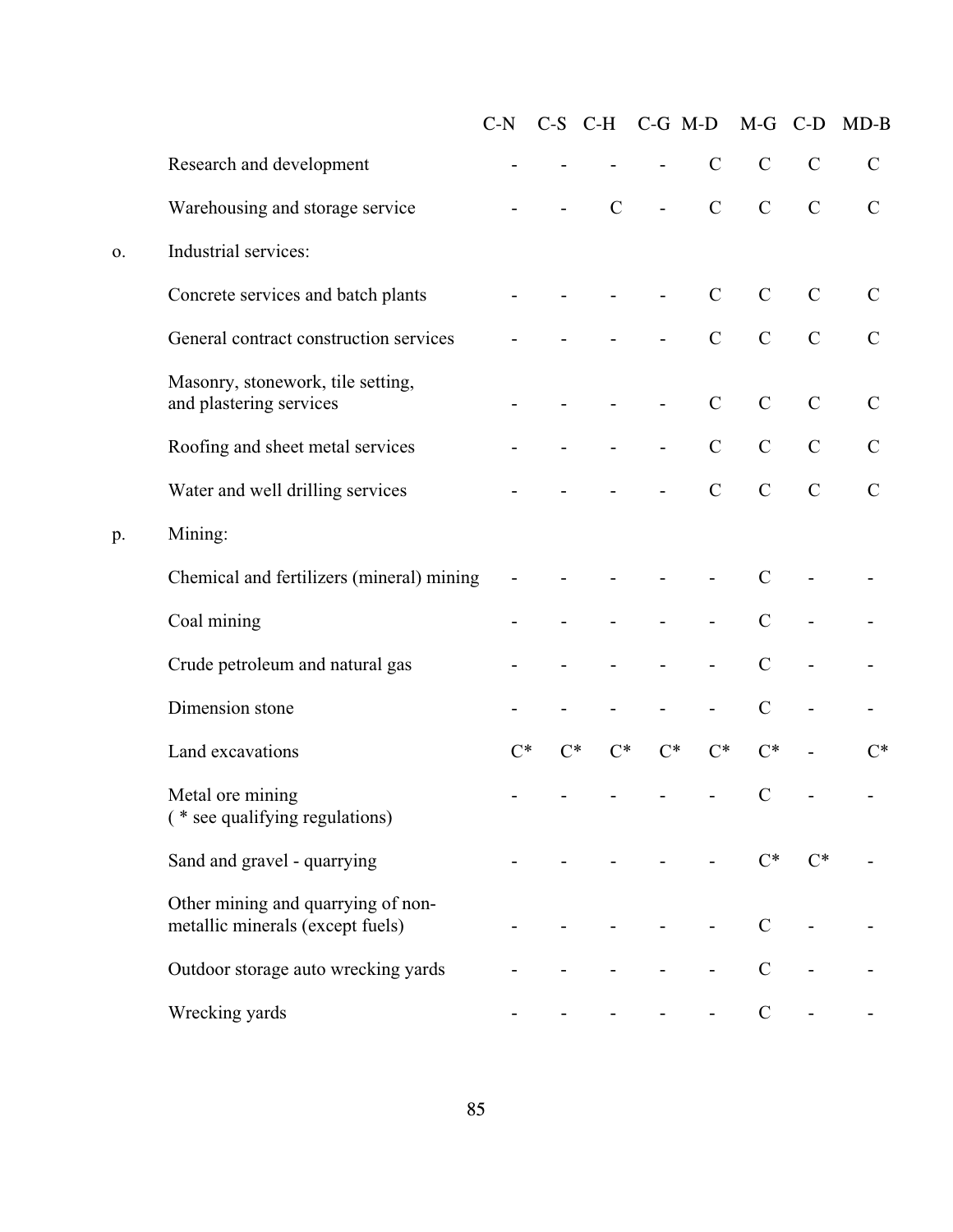| | | C-N | C-S | C-H | C-G | M-D | M-G | C-D | MD-B |
|---|---|---|---|---|---|---|---|---|---|
| | Research and development | - | - | - | - | C | C | C | C |
| | Warehousing and storage service | - | - | C | - | C | C | C | C |
| o. | Industrial services: | | | | | | | | |
| | Concrete services and batch plants | - | - | - | - | C | C | C | C |
| | General contract construction services | - | - | - | - | C | C | C | C |
| | Masonry, stonework, tile setting, and plastering services | - | - | - | - | C | C | C | C |
| | Roofing and sheet metal services | - | - | - | - | C | C | C | C |
| | Water and well drilling services | - | - | - | - | C | C | C | C |
| p. | Mining: | | | | | | | | |
| | Chemical and fertilizers (mineral) mining | - | - | - | - | - | C | - | - |
| | Coal mining | - | - | - | - | - | C | - | - |
| | Crude petroleum and natural gas | - | - | - | - | - | C | - | - |
| | Dimension stone | - | - | - | - | - | C | - | - |
| | Land excavations | C* | C* | C* | C* | C* | C* | - | C* |
| | Metal ore mining ( * see qualifying regulations) | - | - | - | - | - | C | - | - |
| | Sand and gravel - quarrying | - | - | - | - | - | C* | C* | - |
| | Other mining and quarrying of non-metallic minerals (except fuels) | - | - | - | - | - | C | - | - |
| | Outdoor storage auto wrecking yards | - | - | - | - | - | C | - | - |
| | Wrecking yards | - | - | - | - | - | C | - | - |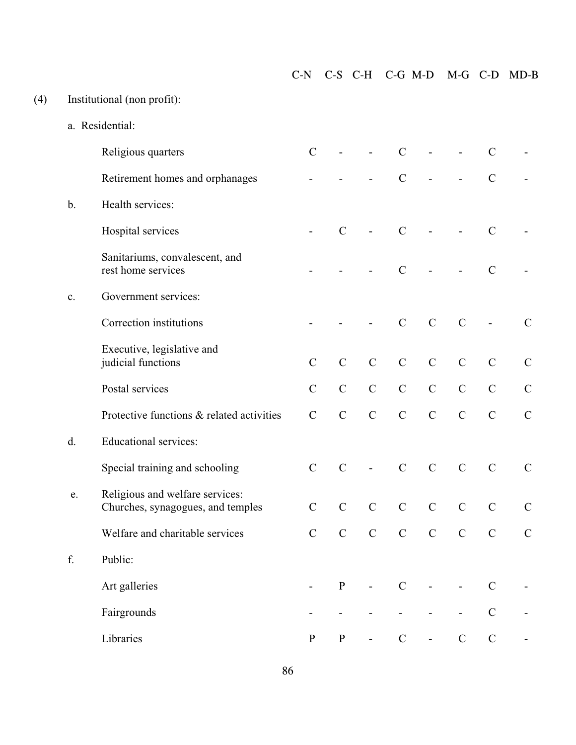| | C-N | C-S | C-H | C-G | M-D | M-G | C-D | MD-B |
|---|---|---|---|---|---|---|---|---|
| **(4) Institutional (non profit):** | | | | | | | | |
| a. Residential: | | | | | | | | |
| Religious quarters | C | - | - | C | - | - | C | - |
| Retirement homes and orphanages | - | - | - | C | - | - | C | - |
| b. Health services: | | | | | | | | |
| Hospital services | - | C | - | C | - | - | C | - |
| Sanitariums, convalescent, and rest home services | - | - | - | C | - | - | C | - |
| c. Government services: | | | | | | | | |
| Correction institutions | - | - | - | C | C | C | - | C |
| Executive, legislative and judicial functions | C | C | C | C | C | C | C | C |
| Postal services | C | C | C | C | C | C | C | C |
| Protective functions & related activities | C | C | C | C | C | C | C | C |
| d. Educational services: | | | | | | | | |
| Special training and schooling | C | C | - | C | C | C | C | C |
| e. Religious and welfare services: Churches, synagogues, and temples | C | C | C | C | C | C | C | C |
| Welfare and charitable services | C | C | C | C | C | C | C | C |
| f. Public: | | | | | | | | |
| Art galleries | - | P | - | C | - | - | C | - |
| Fairgrounds | - | - | - | - | - | - | C | - |
| Libraries | P | P | - | C | - | C | C | - |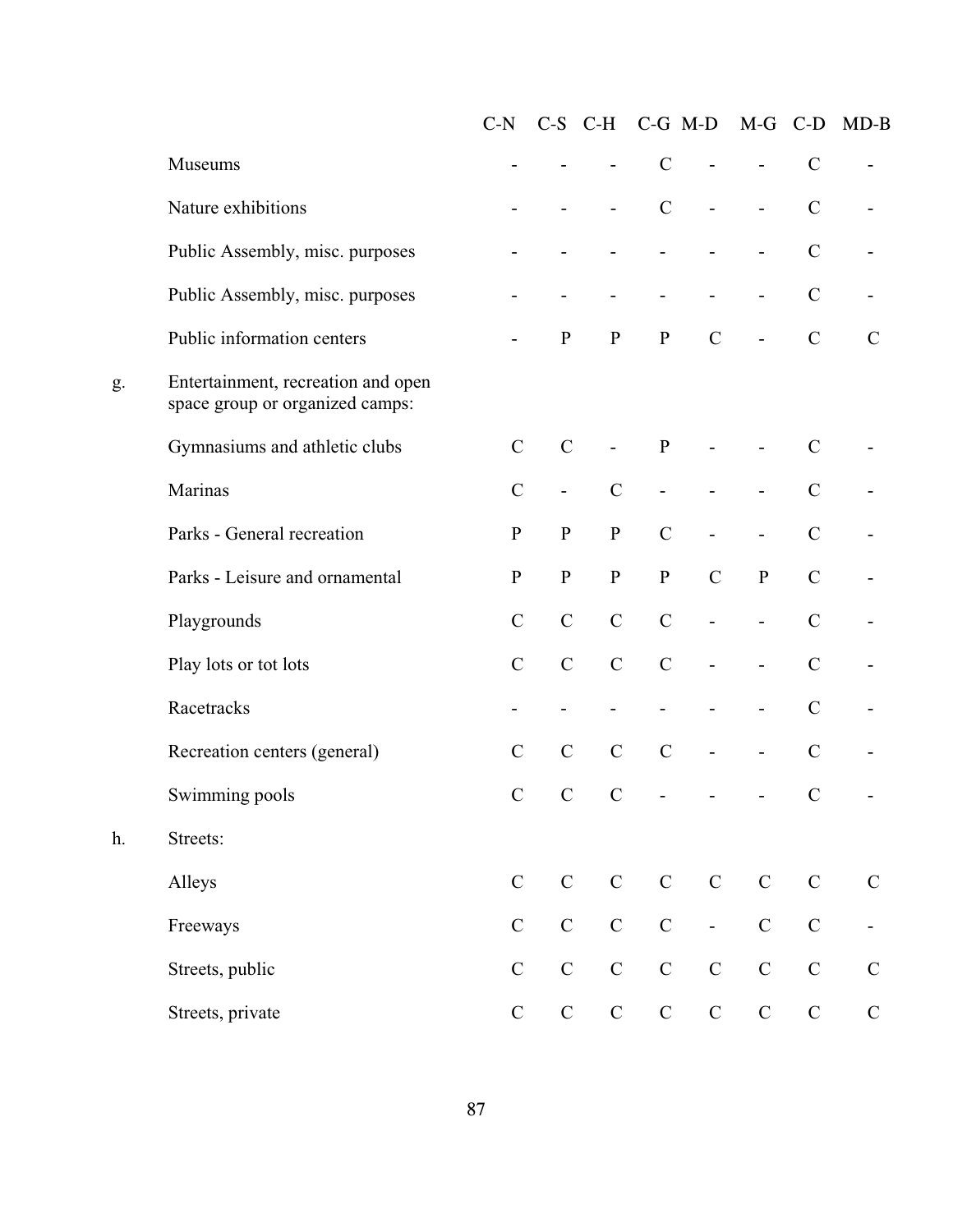| | | C-N | C-S | C-H | C-G | M-D | M-G | C-D | MD-B |
|---|---|---|---|---|---|---|---|---|---|
| | Museums | - | - | - | C | - | - | C | - |
| | Nature exhibitions | - | - | - | C | - | - | C | - |
| | Public Assembly, misc. purposes | - | - | - | - | - | - | C | - |
| | Public Assembly, misc. purposes | - | - | - | - | - | - | C | - |
| | Public information centers | - | P | P | P | C | - | C | C |
| g. | Entertainment, recreation and open space group or organized camps: | | | | | | | | |
| | Gymnasiums and athletic clubs | C | C | - | P | - | - | C | - |
| | Marinas | C | - | C | - | - | - | C | - |
| | Parks - General recreation | P | P | P | C | - | - | C | - |
| | Parks - Leisure and ornamental | P | P | P | P | C | P | C | - |
| | Playgrounds | C | C | C | C | - | - | C | - |
| | Play lots or tot lots | C | C | C | C | - | - | C | - |
| | Racetracks | - | - | - | - | - | - | C | - |
| | Recreation centers (general) | C | C | C | C | - | - | C | - |
| | Swimming pools | C | C | C | - | - | - | C | - |
| h. | Streets: | | | | | | | | |
| | Alleys | C | C | C | C | C | C | C | C |
| | Freeways | C | C | C | C | - | C | C | - |
| | Streets, public | C | C | C | C | C | C | C | C |
| | Streets, private | C | C | C | C | C | C | C | C |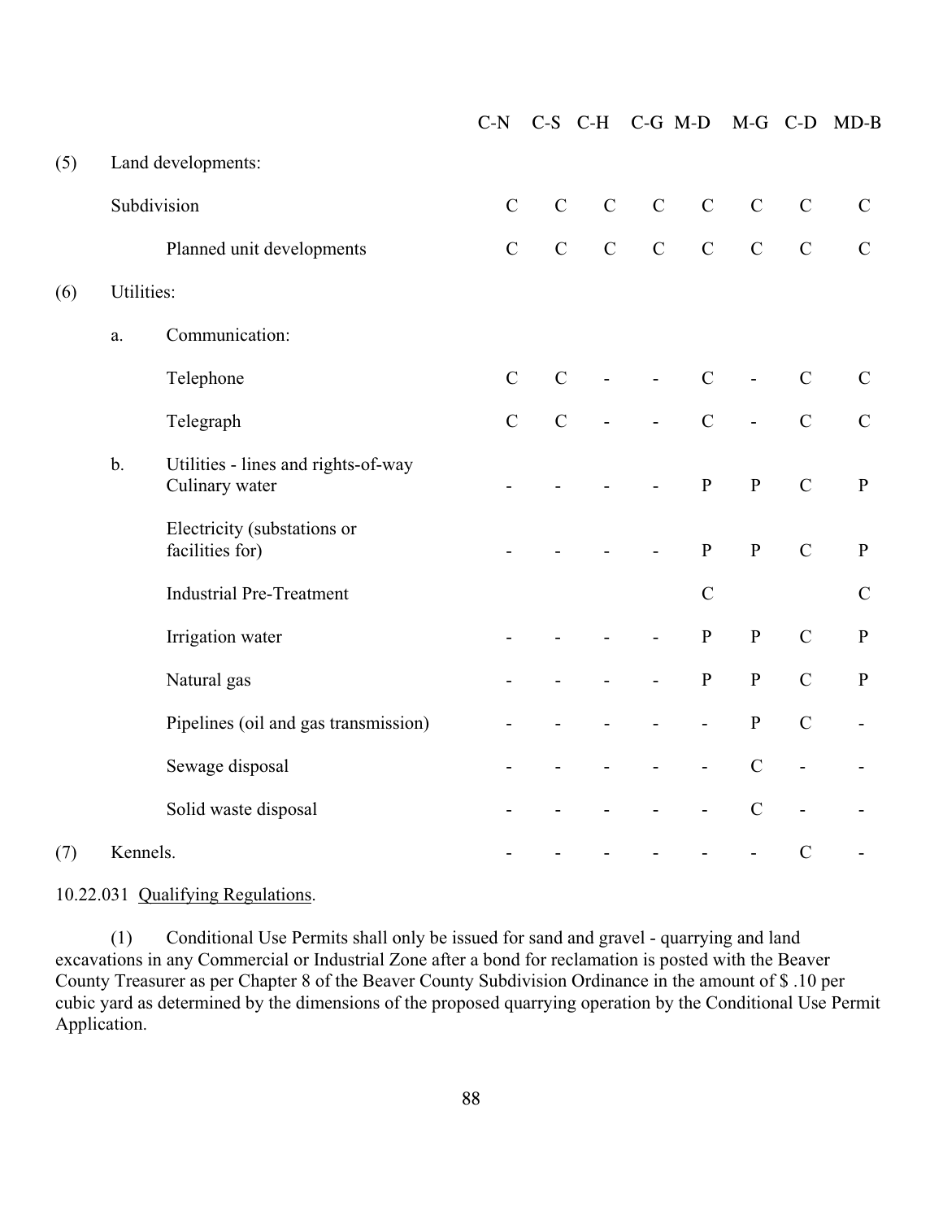| | | C-N | C-S | C-H | C-G | M-D | M-G | C-D | MD-B |
|---|---|---|---|---|---|---|---|---|---|
| (5) | Land developments: | | | | | | | | |
| | Subdivision | C | C | C | C | C | C | C | C |
| | Planned unit developments | C | C | C | C | C | C | C | C |
| (6) | Utilities: | | | | | | | | |
| a. | Communication: | | | | | | | | |
| | Telephone | C | C | - | - | C | - | C | C |
| | Telegraph | C | C | - | - | C | - | C | C |
| b. | Utilities - lines and rights-of-way Culinary water | - | - | - | - | P | P | C | P |
| | Electricity (substations or facilities for) | - | - | - | - | P | P | C | P |
| | Industrial Pre-Treatment | | | | | C | | | C |
| | Irrigation water | - | - | - | - | P | P | C | P |
| | Natural gas | - | - | - | - | P | P | C | P |
| | Pipelines (oil and gas transmission) | - | - | - | - | - | P | C | - |
| | Sewage disposal | - | - | - | - | - | C | - | - |
| | Solid waste disposal | - | - | - | - | - | C | - | - |
| (7) | Kennels. | - | - | - | - | - | - | C | - |

10.22.031 Qualifying Regulations.

(1) Conditional Use Permits shall only be issued for sand and gravel - quarrying and land excavations in any Commercial or Industrial Zone after a bond for reclamation is posted with the Beaver County Treasurer as per Chapter 8 of the Beaver County Subdivision Ordinance in the amount of $ .10 per cubic yard as determined by the dimensions of the proposed quarrying operation by the Conditional Use Permit Application.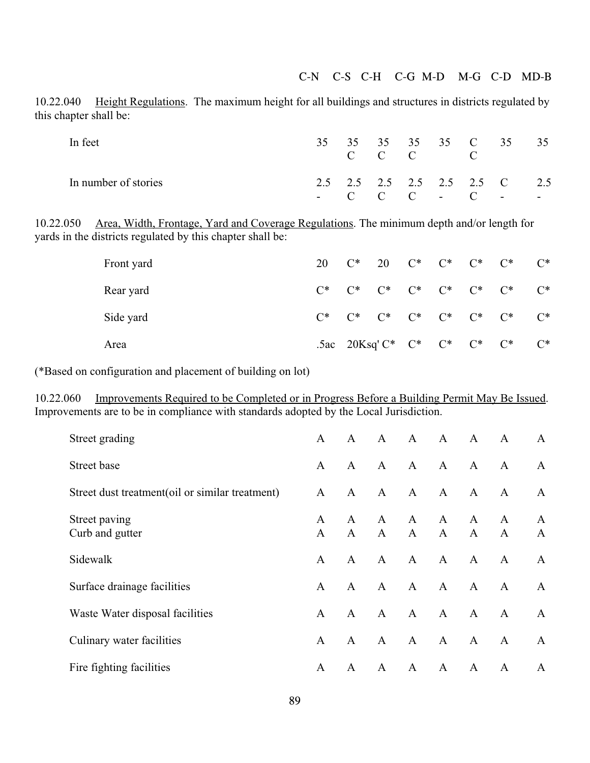10.22.040 Height Regulations. The maximum height for all buildings and structures in districts regulated by this chapter shall be:

| | C-N | C-S | C-H | C-G | M-D | M-G | C-D | MD-B |
|---|---|---|---|---|---|---|---|---|
| In feet | 35 | 35 C | 35 C | 35 C | 35 | C C | 35 | 35 |
| In number of stories | 2.5 - | 2.5 C | 2.5 C | 2.5 C | 2.5 - | 2.5 C | C - | 2.5 - |

10.22.050 Area, Width, Frontage, Yard and Coverage Regulations. The minimum depth and/or length for yards in the districts regulated by this chapter shall be:

| | C-N | C-S | C-H | C-G | M-D | M-G | C-D | MD-B |
|---|---|---|---|---|---|---|---|---|
| Front yard | 20 | C* | 20 | C* | C* | C* | C* | C* |
| Rear yard | C* | C* | C* | C* | C* | C* | C* | C* |
| Side yard | C* | C* | C* | C* | C* | C* | C* | C* |
| Area | .5ac | 20Ksq' | C* | C* | C* | C* | C* | C* |

(*Based on configuration and placement of building on lot)

10.22.060 Improvements Required to be Completed or in Progress Before a Building Permit May Be Issued. Improvements are to be in compliance with standards adopted by the Local Jurisdiction.

| | C-N | C-S | C-H | C-G | M-D | M-G | C-D | MD-B |
|---|---|---|---|---|---|---|---|---|
| Street grading | A | A | A | A | A | A | A | A |
| Street base | A | A | A | A | A | A | A | A |
| Street dust treatment(oil or similar treatment) | A | A | A | A | A | A | A | A |
| Street paving | A | A | A | A | A | A | A | A |
| Curb and gutter | A | A | A | A | A | A | A | A |
| Sidewalk | A | A | A | A | A | A | A | A |
| Surface drainage facilities | A | A | A | A | A | A | A | A |
| Waste Water disposal facilities | A | A | A | A | A | A | A | A |
| Culinary water facilities | A | A | A | A | A | A | A | A |
| Fire fighting facilities | A | A | A | A | A | A | A | A |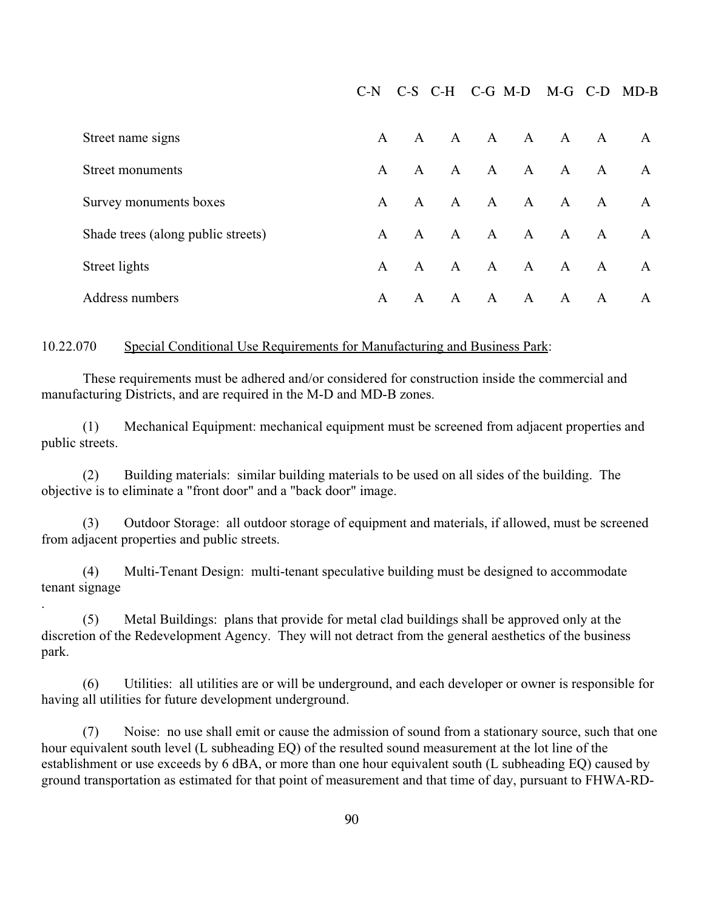| | C-N | C-S | C-H | C-G | M-D | M-G | C-D | MD-B |
|---|---|---|---|---|---|---|---|---|
| Street name signs | A | A | A | A | A | A | A | A |
| Street monuments | A | A | A | A | A | A | A | A |
| Survey monuments boxes | A | A | A | A | A | A | A | A |
| Shade trees (along public streets) | A | A | A | A | A | A | A | A |
| Street lights | A | A | A | A | A | A | A | A |
| Address numbers | A | A | A | A | A | A | A | A |

10.22.070 Special Conditional Use Requirements for Manufacturing and Business Park:

These requirements must be adhered and/or considered for construction inside the commercial and manufacturing Districts, and are required in the M-D and MD-B zones.

(1) Mechanical Equipment: mechanical equipment must be screened from adjacent properties and public streets.

(2) Building materials: similar building materials to be used on all sides of the building. The objective is to eliminate a "front door" and a "back door" image.

(3) Outdoor Storage: all outdoor storage of equipment and materials, if allowed, must be screened from adjacent properties and public streets.

(4) Multi-Tenant Design: multi-tenant speculative building must be designed to accommodate tenant signage
.

(5) Metal Buildings: plans that provide for metal clad buildings shall be approved only at the discretion of the Redevelopment Agency. They will not detract from the general aesthetics of the business park.

(6) Utilities: all utilities are or will be underground, and each developer or owner is responsible for having all utilities for future development underground.

(7) Noise: no use shall emit or cause the admission of sound from a stationary source, such that one hour equivalent south level (L subheading EQ) of the resulted sound measurement at the lot line of the establishment or use exceeds by 6 dBA, or more than one hour equivalent south (L subheading EQ) caused by ground transportation as estimated for that point of measurement and that time of day, pursuant to FHWA-RD-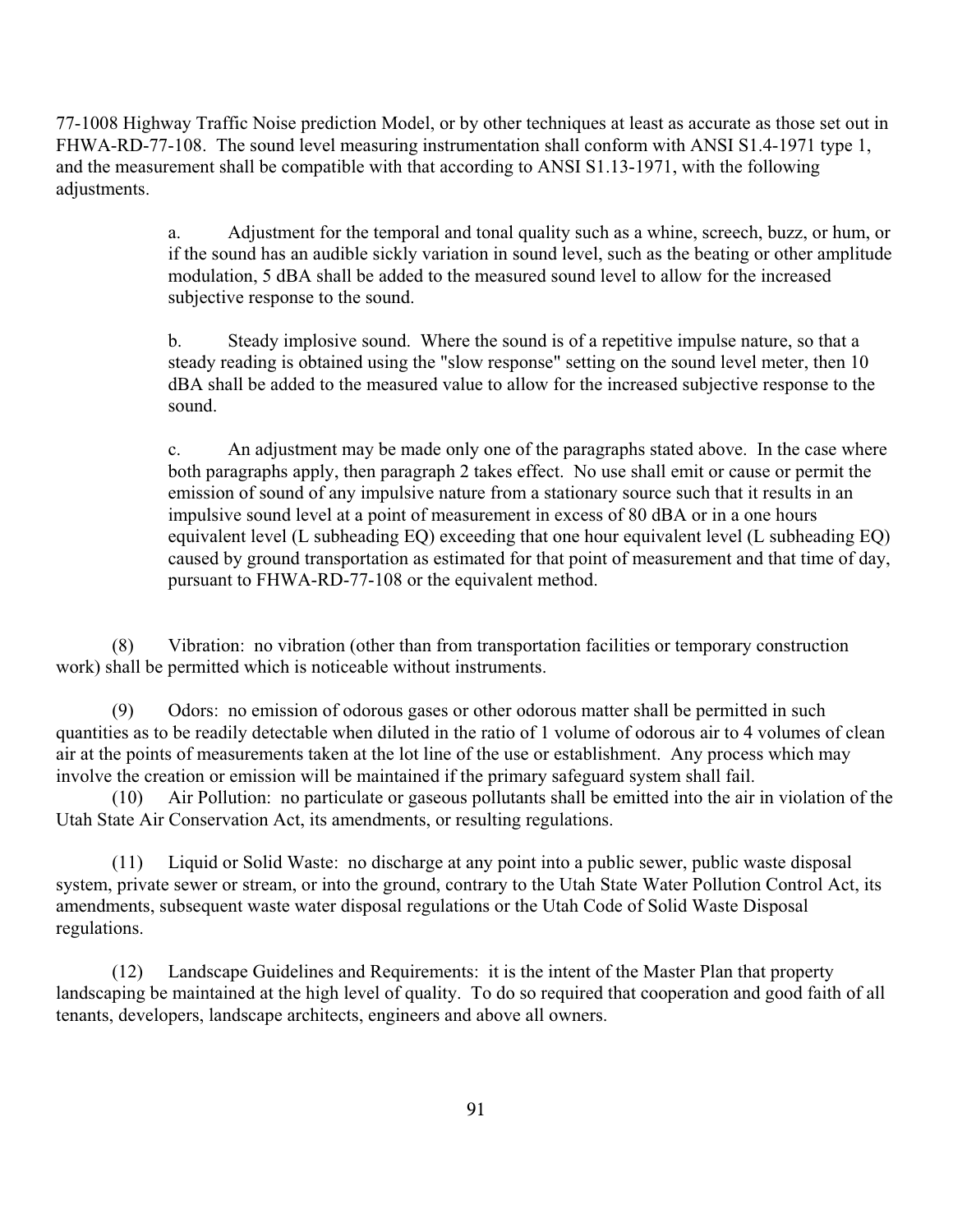77-1008 Highway Traffic Noise prediction Model, or by other techniques at least as accurate as those set out in FHWA-RD-77-108. The sound level measuring instrumentation shall conform with ANSI S1.4-1971 type 1, and the measurement shall be compatible with that according to ANSI S1.13-1971, with the following adjustments.

> a. Adjustment for the temporal and tonal quality such as a whine, screech, buzz, or hum, or if the sound has an audible sickly variation in sound level, such as the beating or other amplitude modulation, 5 dBA shall be added to the measured sound level to allow for the increased subjective response to the sound.
>
> b. Steady implosive sound. Where the sound is of a repetitive impulse nature, so that a steady reading is obtained using the "slow response" setting on the sound level meter, then 10 dBA shall be added to the measured value to allow for the increased subjective response to the sound.
>
> c. An adjustment may be made only one of the paragraphs stated above. In the case where both paragraphs apply, then paragraph 2 takes effect. No use shall emit or cause or permit the emission of sound of any impulsive nature from a stationary source such that it results in an impulsive sound level at a point of measurement in excess of 80 dBA or in a one hours equivalent level (L subheading EQ) exceeding that one hour equivalent level (L subheading EQ) caused by ground transportation as estimated for that point of measurement and that time of day, pursuant to FHWA-RD-77-108 or the equivalent method.

(8) Vibration: no vibration (other than from transportation facilities or temporary construction work) shall be permitted which is noticeable without instruments.

(9) Odors: no emission of odorous gases or other odorous matter shall be permitted in such quantities as to be readily detectable when diluted in the ratio of 1 volume of odorous air to 4 volumes of clean air at the points of measurements taken at the lot line of the use or establishment. Any process which may involve the creation or emission will be maintained if the primary safeguard system shall fail.

(10) Air Pollution: no particulate or gaseous pollutants shall be emitted into the air in violation of the Utah State Air Conservation Act, its amendments, or resulting regulations.

(11) Liquid or Solid Waste: no discharge at any point into a public sewer, public waste disposal system, private sewer or stream, or into the ground, contrary to the Utah State Water Pollution Control Act, its amendments, subsequent waste water disposal regulations or the Utah Code of Solid Waste Disposal regulations.

(12) Landscape Guidelines and Requirements: it is the intent of the Master Plan that property landscaping be maintained at the high level of quality. To do so required that cooperation and good faith of all tenants, developers, landscape architects, engineers and above all owners.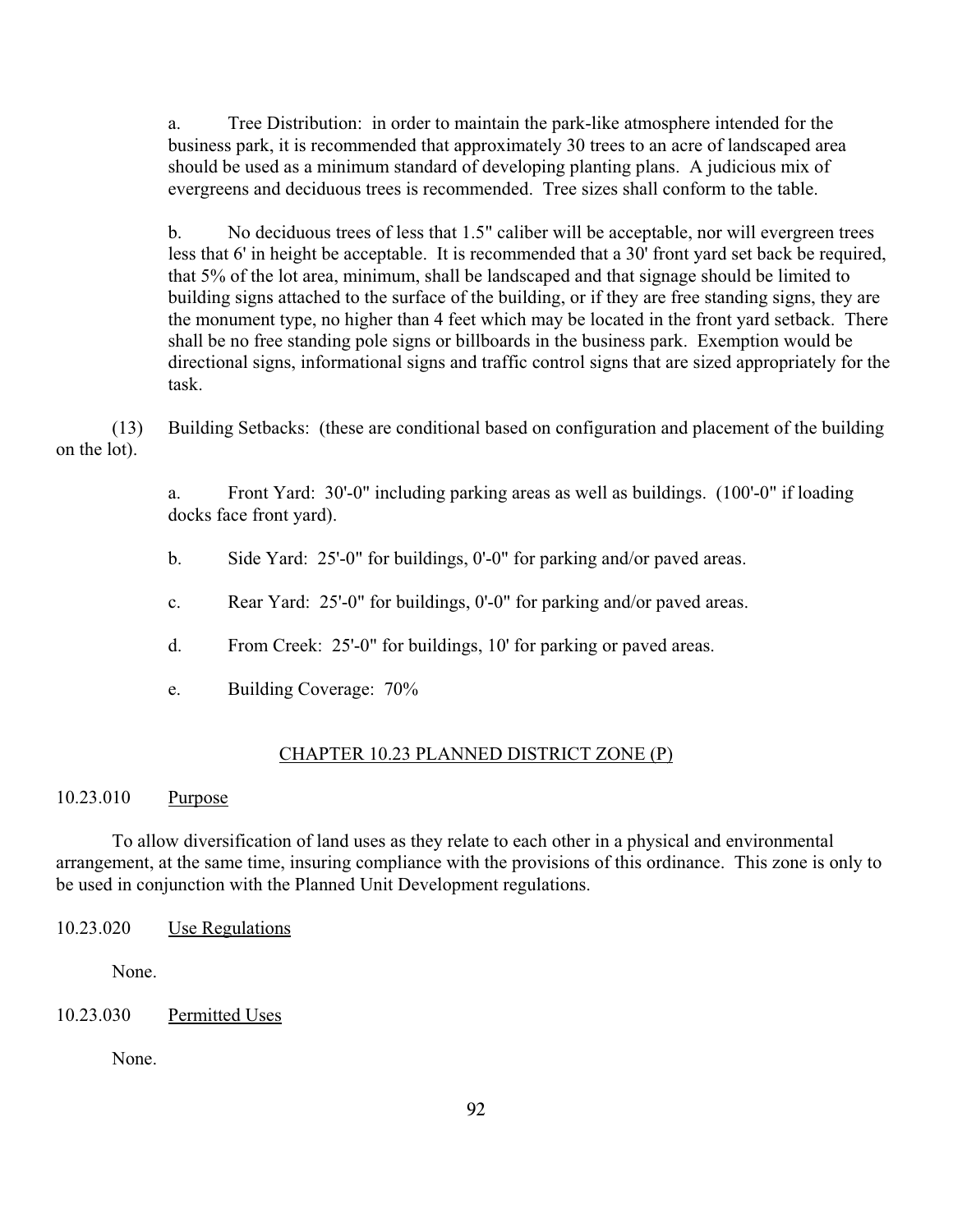a. Tree Distribution: in order to maintain the park-like atmosphere intended for the business park, it is recommended that approximately 30 trees to an acre of landscaped area should be used as a minimum standard of developing planting plans. A judicious mix of evergreens and deciduous trees is recommended. Tree sizes shall conform to the table.

b. No deciduous trees of less that 1.5" caliber will be acceptable, nor will evergreen trees less that 6' in height be acceptable. It is recommended that a 30' front yard set back be required, that 5% of the lot area, minimum, shall be landscaped and that signage should be limited to building signs attached to the surface of the building, or if they are free standing signs, they are the monument type, no higher than 4 feet which may be located in the front yard setback. There shall be no free standing pole signs or billboards in the business park. Exemption would be directional signs, informational signs and traffic control signs that are sized appropriately for the task.

(13) Building Setbacks: (these are conditional based on configuration and placement of the building on the lot).

a. Front Yard: 30'-0" including parking areas as well as buildings. (100'-0" if loading docks face front yard).

b. Side Yard: 25'-0" for buildings, 0'-0" for parking and/or paved areas.

c. Rear Yard: 25'-0" for buildings, 0'-0" for parking and/or paved areas.

d. From Creek: 25'-0" for buildings, 10' for parking or paved areas.

e. Building Coverage: 70%

## CHAPTER 10.23 PLANNED DISTRICT ZONE (P)

### 10.23.010 Purpose

To allow diversification of land uses as they relate to each other in a physical and environmental arrangement, at the same time, insuring compliance with the provisions of this ordinance. This zone is only to be used in conjunction with the Planned Unit Development regulations.

### 10.23.020 Use Regulations

None.

### 10.23.030 Permitted Uses

None.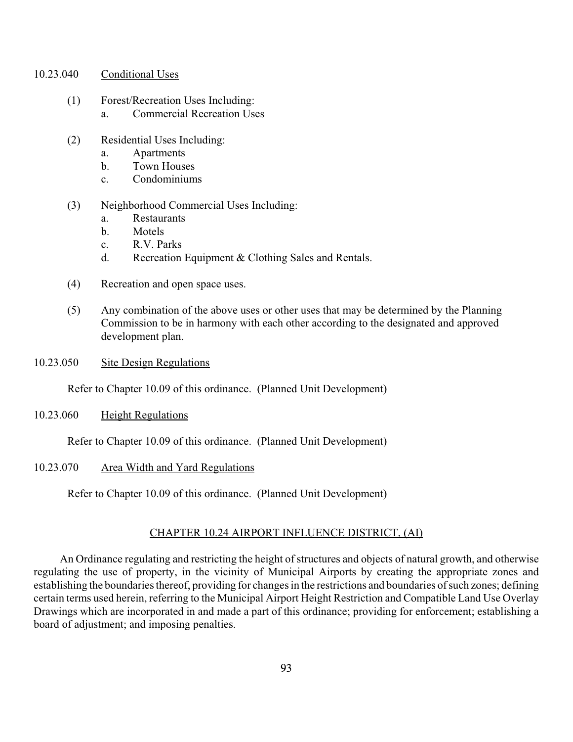10.23.040 Conditional Uses

(1) Forest/Recreation Uses Including:
   a. Commercial Recreation Uses

(2) Residential Uses Including:
   a. Apartments
   b. Town Houses
   c. Condominiums

(3) Neighborhood Commercial Uses Including:
   a. Restaurants
   b. Motels
   c. R.V. Parks
   d. Recreation Equipment & Clothing Sales and Rentals.

(4) Recreation and open space uses.

(5) Any combination of the above uses or other uses that may be determined by the Planning Commission to be in harmony with each other according to the designated and approved development plan.

10.23.050 Site Design Regulations

Refer to Chapter 10.09 of this ordinance. (Planned Unit Development)

10.23.060 Height Regulations

Refer to Chapter 10.09 of this ordinance. (Planned Unit Development)

10.23.070 Area Width and Yard Regulations

Refer to Chapter 10.09 of this ordinance. (Planned Unit Development)

## CHAPTER 10.24 AIRPORT INFLUENCE DISTRICT, (AI)

An Ordinance regulating and restricting the height of structures and objects of natural growth, and otherwise regulating the use of property, in the vicinity of Municipal Airports by creating the appropriate zones and establishing the boundaries thereof, providing for changes in the restrictions and boundaries of such zones; defining certain terms used herein, referring to the Municipal Airport Height Restriction and Compatible Land Use Overlay Drawings which are incorporated in and made a part of this ordinance; providing for enforcement; establishing a board of adjustment; and imposing penalties.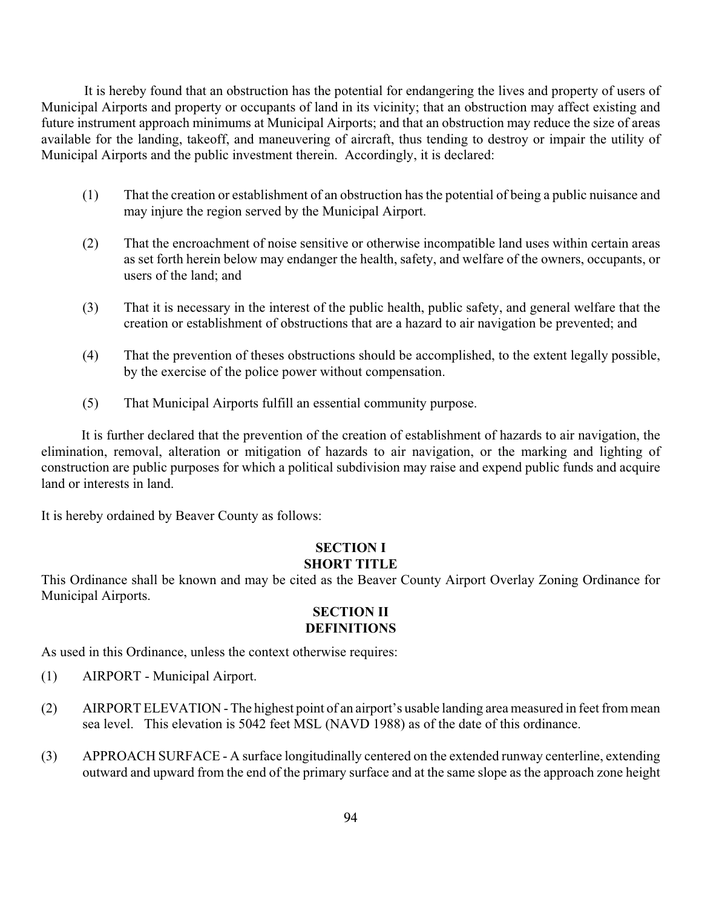It is hereby found that an obstruction has the potential for endangering the lives and property of users of Municipal Airports and property or occupants of land in its vicinity; that an obstruction may affect existing and future instrument approach minimums at Municipal Airports; and that an obstruction may reduce the size of areas available for the landing, takeoff, and maneuvering of aircraft, thus tending to destroy or impair the utility of Municipal Airports and the public investment therein. Accordingly, it is declared:

(1) That the creation or establishment of an obstruction has the potential of being a public nuisance and may injure the region served by the Municipal Airport.

(2) That the encroachment of noise sensitive or otherwise incompatible land uses within certain areas as set forth herein below may endanger the health, safety, and welfare of the owners, occupants, or users of the land; and

(3) That it is necessary in the interest of the public health, public safety, and general welfare that the creation or establishment of obstructions that are a hazard to air navigation be prevented; and

(4) That the prevention of theses obstructions should be accomplished, to the extent legally possible, by the exercise of the police power without compensation.

(5) That Municipal Airports fulfill an essential community purpose.

It is further declared that the prevention of the creation of establishment of hazards to air navigation, the elimination, removal, alteration or mitigation of hazards to air navigation, or the marking and lighting of construction are public purposes for which a political subdivision may raise and expend public funds and acquire land or interests in land.

It is hereby ordained by Beaver County as follows:

## SECTION I
## SHORT TITLE

This Ordinance shall be known and may be cited as the Beaver County Airport Overlay Zoning Ordinance for Municipal Airports.

## SECTION II
## DEFINITIONS

As used in this Ordinance, unless the context otherwise requires:

(1) AIRPORT - Municipal Airport.

(2) AIRPORT ELEVATION - The highest point of an airport's usable landing area measured in feet from mean sea level. This elevation is 5042 feet MSL (NAVD 1988) as of the date of this ordinance.

(3) APPROACH SURFACE - A surface longitudinally centered on the extended runway centerline, extending outward and upward from the end of the primary surface and at the same slope as the approach zone height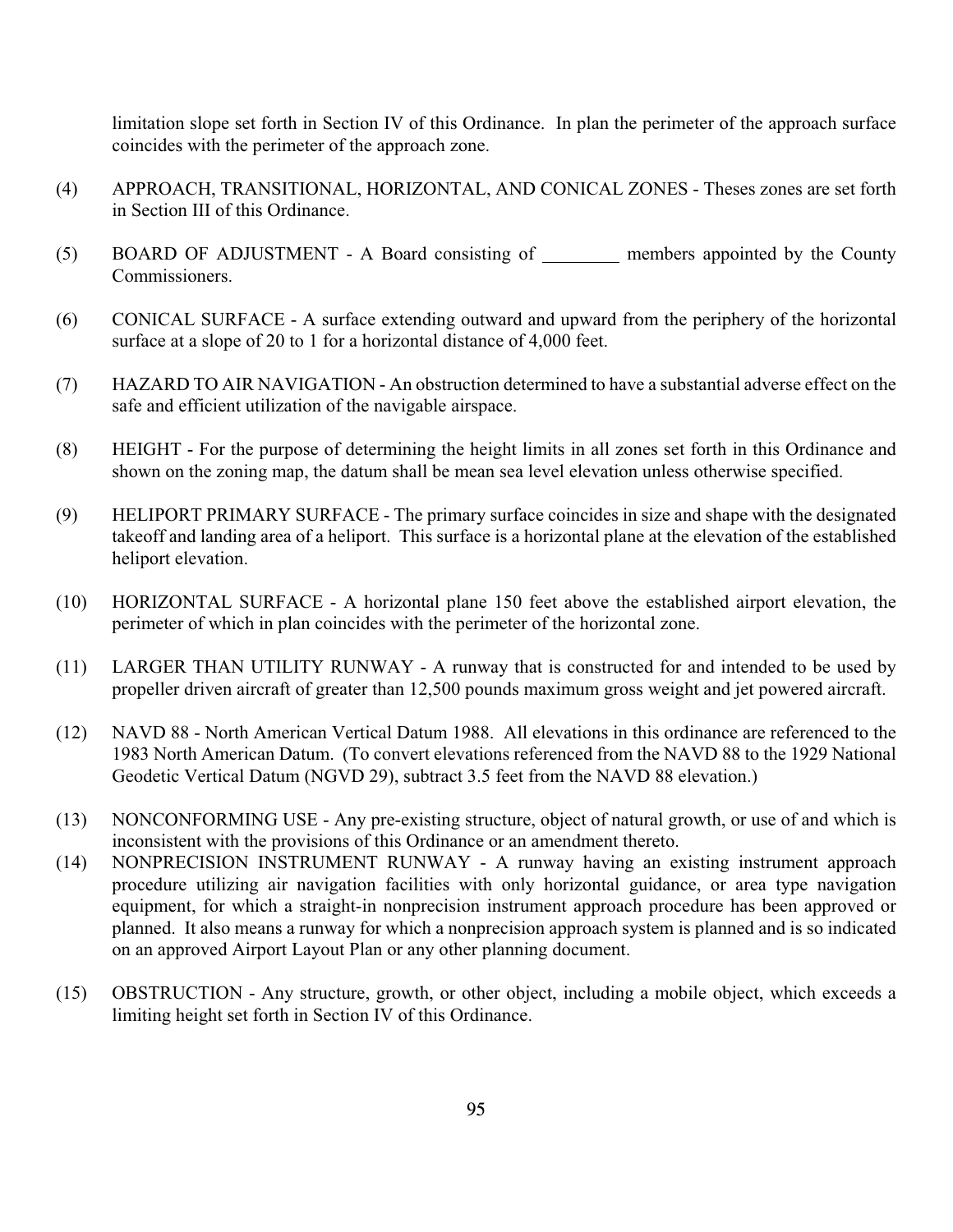limitation slope set forth in Section IV of this Ordinance. In plan the perimeter of the approach surface coincides with the perimeter of the approach zone.

(4) APPROACH, TRANSITIONAL, HORIZONTAL, AND CONICAL ZONES - Theses zones are set forth in Section III of this Ordinance.

(5) BOARD OF ADJUSTMENT - A Board consisting of ________ members appointed by the County Commissioners.

(6) CONICAL SURFACE - A surface extending outward and upward from the periphery of the horizontal surface at a slope of 20 to 1 for a horizontal distance of 4,000 feet.

(7) HAZARD TO AIR NAVIGATION - An obstruction determined to have a substantial adverse effect on the safe and efficient utilization of the navigable airspace.

(8) HEIGHT - For the purpose of determining the height limits in all zones set forth in this Ordinance and shown on the zoning map, the datum shall be mean sea level elevation unless otherwise specified.

(9) HELIPORT PRIMARY SURFACE - The primary surface coincides in size and shape with the designated takeoff and landing area of a heliport. This surface is a horizontal plane at the elevation of the established heliport elevation.

(10) HORIZONTAL SURFACE - A horizontal plane 150 feet above the established airport elevation, the perimeter of which in plan coincides with the perimeter of the horizontal zone.

(11) LARGER THAN UTILITY RUNWAY - A runway that is constructed for and intended to be used by propeller driven aircraft of greater than 12,500 pounds maximum gross weight and jet powered aircraft.

(12) NAVD 88 - North American Vertical Datum 1988. All elevations in this ordinance are referenced to the 1983 North American Datum. (To convert elevations referenced from the NAVD 88 to the 1929 National Geodetic Vertical Datum (NGVD 29), subtract 3.5 feet from the NAVD 88 elevation.)

(13) NONCONFORMING USE - Any pre-existing structure, object of natural growth, or use of and which is inconsistent with the provisions of this Ordinance or an amendment thereto.

(14) NONPRECISION INSTRUMENT RUNWAY - A runway having an existing instrument approach procedure utilizing air navigation facilities with only horizontal guidance, or area type navigation equipment, for which a straight-in nonprecision instrument approach procedure has been approved or planned. It also means a runway for which a nonprecision approach system is planned and is so indicated on an approved Airport Layout Plan or any other planning document.

(15) OBSTRUCTION - Any structure, growth, or other object, including a mobile object, which exceeds a limiting height set forth in Section IV of this Ordinance.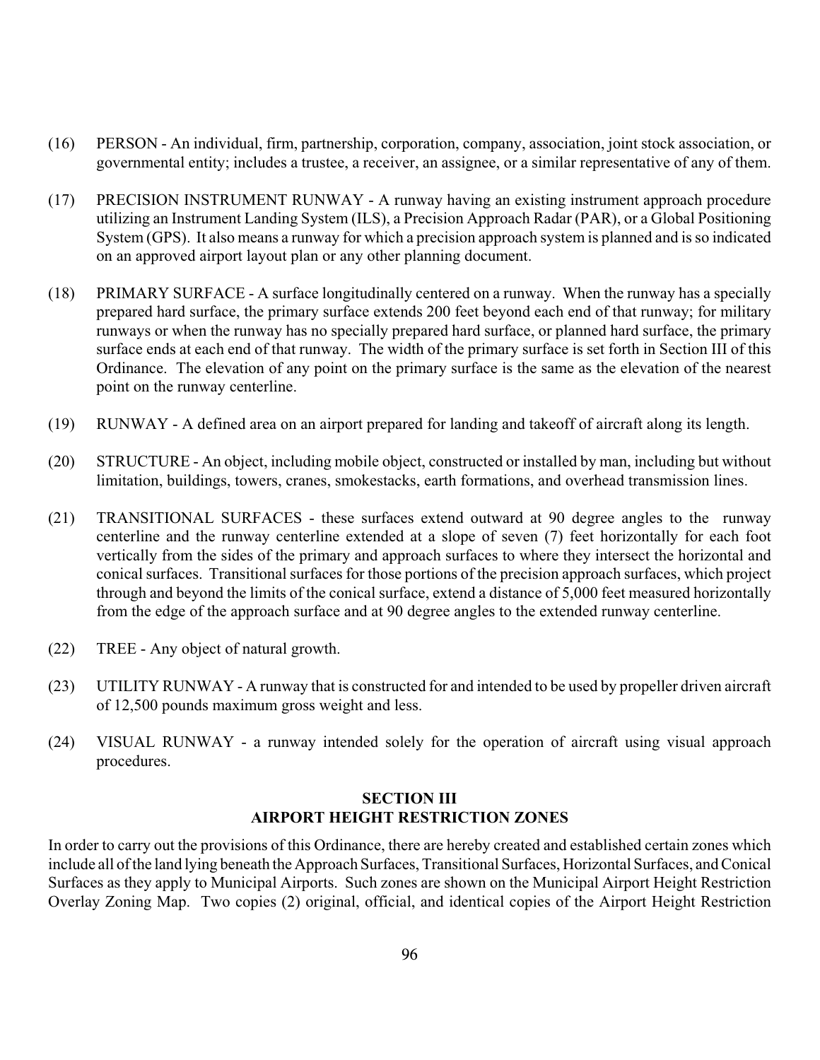(16) PERSON - An individual, firm, partnership, corporation, company, association, joint stock association, or governmental entity; includes a trustee, a receiver, an assignee, or a similar representative of any of them.

(17) PRECISION INSTRUMENT RUNWAY - A runway having an existing instrument approach procedure utilizing an Instrument Landing System (ILS), a Precision Approach Radar (PAR), or a Global Positioning System (GPS). It also means a runway for which a precision approach system is planned and is so indicated on an approved airport layout plan or any other planning document.

(18) PRIMARY SURFACE - A surface longitudinally centered on a runway. When the runway has a specially prepared hard surface, the primary surface extends 200 feet beyond each end of that runway; for military runways or when the runway has no specially prepared hard surface, or planned hard surface, the primary surface ends at each end of that runway. The width of the primary surface is set forth in Section III of this Ordinance. The elevation of any point on the primary surface is the same as the elevation of the nearest point on the runway centerline.

(19) RUNWAY - A defined area on an airport prepared for landing and takeoff of aircraft along its length.

(20) STRUCTURE - An object, including mobile object, constructed or installed by man, including but without limitation, buildings, towers, cranes, smokestacks, earth formations, and overhead transmission lines.

(21) TRANSITIONAL SURFACES - these surfaces extend outward at 90 degree angles to the runway centerline and the runway centerline extended at a slope of seven (7) feet horizontally for each foot vertically from the sides of the primary and approach surfaces to where they intersect the horizontal and conical surfaces. Transitional surfaces for those portions of the precision approach surfaces, which project through and beyond the limits of the conical surface, extend a distance of 5,000 feet measured horizontally from the edge of the approach surface and at 90 degree angles to the extended runway centerline.

(22) TREE - Any object of natural growth.

(23) UTILITY RUNWAY - A runway that is constructed for and intended to be used by propeller driven aircraft of 12,500 pounds maximum gross weight and less.

(24) VISUAL RUNWAY - a runway intended solely for the operation of aircraft using visual approach procedures.

## SECTION III
## AIRPORT HEIGHT RESTRICTION ZONES

In order to carry out the provisions of this Ordinance, there are hereby created and established certain zones which include all of the land lying beneath the Approach Surfaces, Transitional Surfaces, Horizontal Surfaces, and Conical Surfaces as they apply to Municipal Airports. Such zones are shown on the Municipal Airport Height Restriction Overlay Zoning Map. Two copies (2) original, official, and identical copies of the Airport Height Restriction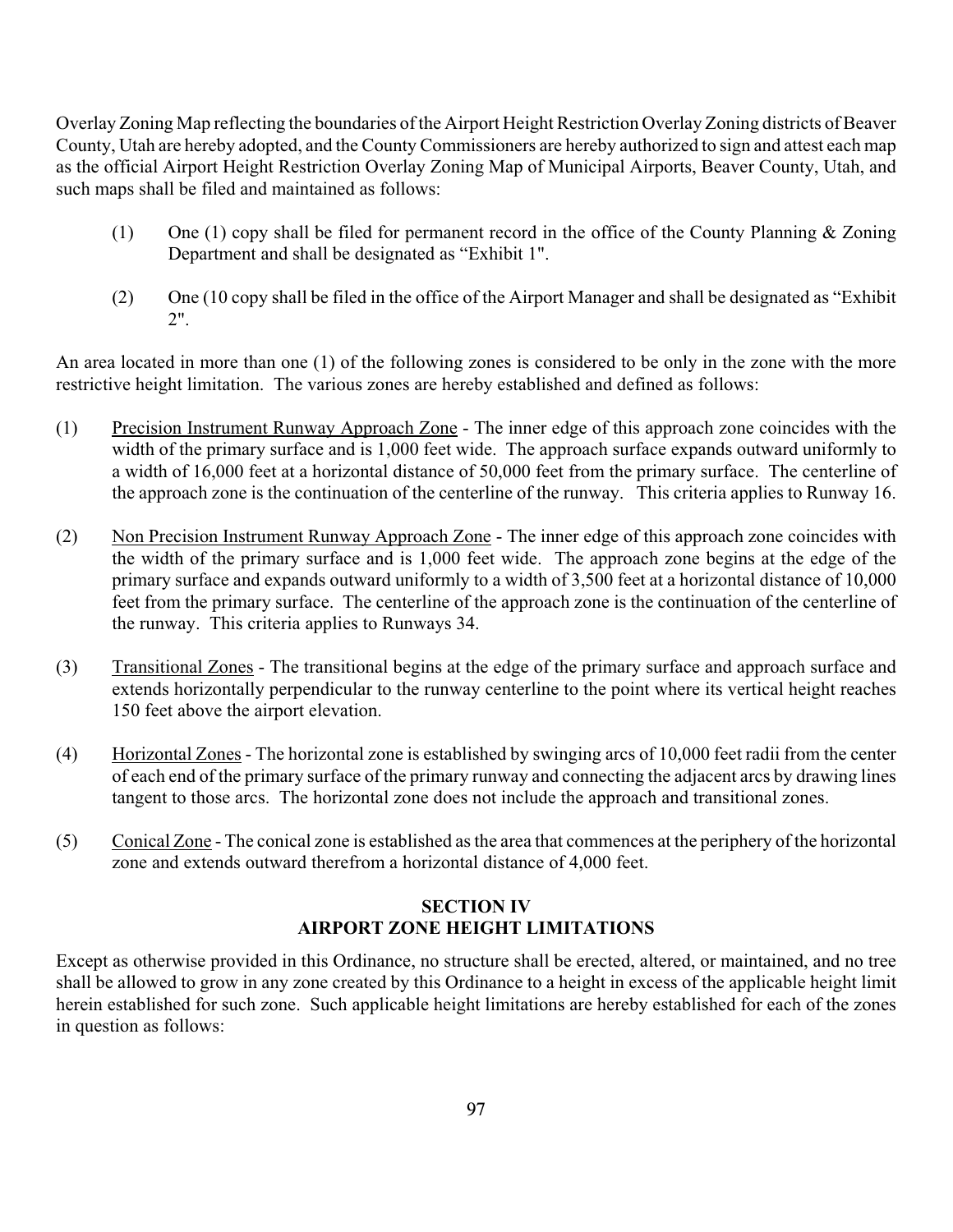Overlay Zoning Map reflecting the boundaries of the Airport Height Restriction Overlay Zoning districts of Beaver County, Utah are hereby adopted, and the County Commissioners are hereby authorized to sign and attest each map as the official Airport Height Restriction Overlay Zoning Map of Municipal Airports, Beaver County, Utah, and such maps shall be filed and maintained as follows:

(1) One (1) copy shall be filed for permanent record in the office of the County Planning & Zoning Department and shall be designated as "Exhibit 1".

(2) One (10 copy shall be filed in the office of the Airport Manager and shall be designated as "Exhibit 2".

An area located in more than one (1) of the following zones is considered to be only in the zone with the more restrictive height limitation. The various zones are hereby established and defined as follows:

(1) <u>Precision Instrument Runway Approach Zone</u> - The inner edge of this approach zone coincides with the width of the primary surface and is 1,000 feet wide. The approach surface expands outward uniformly to a width of 16,000 feet at a horizontal distance of 50,000 feet from the primary surface. The centerline of the approach zone is the continuation of the centerline of the runway. This criteria applies to Runway 16.

(2) <u>Non Precision Instrument Runway Approach Zone</u> - The inner edge of this approach zone coincides with the width of the primary surface and is 1,000 feet wide. The approach zone begins at the edge of the primary surface and expands outward uniformly to a width of 3,500 feet at a horizontal distance of 10,000 feet from the primary surface. The centerline of the approach zone is the continuation of the centerline of the runway. This criteria applies to Runways 34.

(3) <u>Transitional Zones</u> - The transitional begins at the edge of the primary surface and approach surface and extends horizontally perpendicular to the runway centerline to the point where its vertical height reaches 150 feet above the airport elevation.

(4) <u>Horizontal Zones</u> - The horizontal zone is established by swinging arcs of 10,000 feet radii from the center of each end of the primary surface of the primary runway and connecting the adjacent arcs by drawing lines tangent to those arcs. The horizontal zone does not include the approach and transitional zones.

(5) <u>Conical Zone</u> - The conical zone is established as the area that commences at the periphery of the horizontal zone and extends outward therefrom a horizontal distance of 4,000 feet.

## SECTION IV
## AIRPORT ZONE HEIGHT LIMITATIONS

Except as otherwise provided in this Ordinance, no structure shall be erected, altered, or maintained, and no tree shall be allowed to grow in any zone created by this Ordinance to a height in excess of the applicable height limit herein established for such zone. Such applicable height limitations are hereby established for each of the zones in question as follows: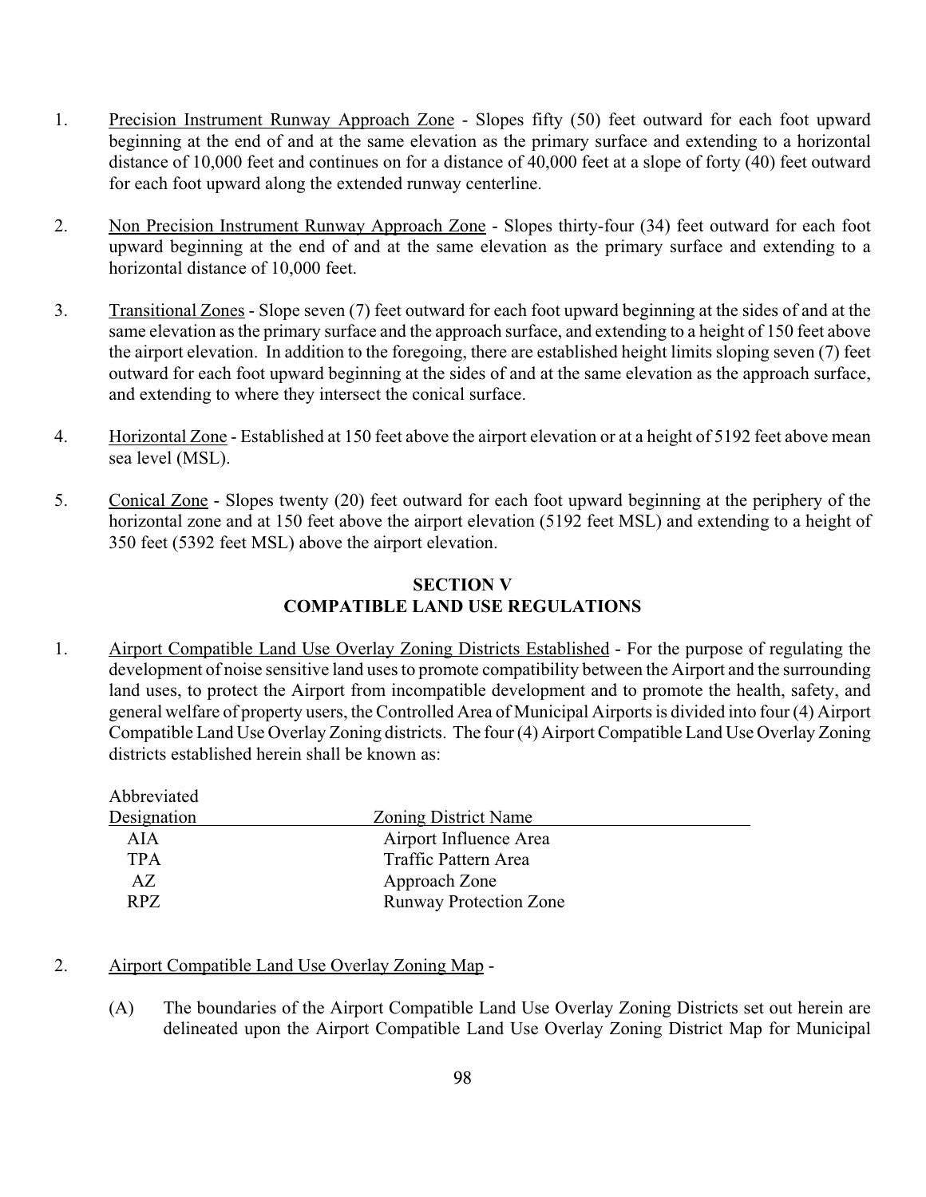1. Precision Instrument Runway Approach Zone - Slopes fifty (50) feet outward for each foot upward beginning at the end of and at the same elevation as the primary surface and extending to a horizontal distance of 10,000 feet and continues on for a distance of 40,000 feet at a slope of forty (40) feet outward for each foot upward along the extended runway centerline.

2. Non Precision Instrument Runway Approach Zone - Slopes thirty-four (34) feet outward for each foot upward beginning at the end of and at the same elevation as the primary surface and extending to a horizontal distance of 10,000 feet.

3. Transitional Zones - Slope seven (7) feet outward for each foot upward beginning at the sides of and at the same elevation as the primary surface and the approach surface, and extending to a height of 150 feet above the airport elevation. In addition to the foregoing, there are established height limits sloping seven (7) feet outward for each foot upward beginning at the sides of and at the same elevation as the approach surface, and extending to where they intersect the conical surface.

4. Horizontal Zone - Established at 150 feet above the airport elevation or at a height of 5192 feet above mean sea level (MSL).

5. Conical Zone - Slopes twenty (20) feet outward for each foot upward beginning at the periphery of the horizontal zone and at 150 feet above the airport elevation (5192 feet MSL) and extending to a height of 350 feet (5392 feet MSL) above the airport elevation.

## SECTION V
## COMPATIBLE LAND USE REGULATIONS

1. Airport Compatible Land Use Overlay Zoning Districts Established - For the purpose of regulating the development of noise sensitive land uses to promote compatibility between the Airport and the surrounding land uses, to protect the Airport from incompatible development and to promote the health, safety, and general welfare of property users, the Controlled Area of Municipal Airports is divided into four (4) Airport Compatible Land Use Overlay Zoning districts. The four (4) Airport Compatible Land Use Overlay Zoning districts established herein shall be known as:

| Abbreviated Designation | Zoning District Name |
|---|---|
| AIA | Airport Influence Area |
| TPA | Traffic Pattern Area |
| AZ | Approach Zone |
| RPZ | Runway Protection Zone |

2. Airport Compatible Land Use Overlay Zoning Map -

   (A) The boundaries of the Airport Compatible Land Use Overlay Zoning Districts set out herein are delineated upon the Airport Compatible Land Use Overlay Zoning District Map for Municipal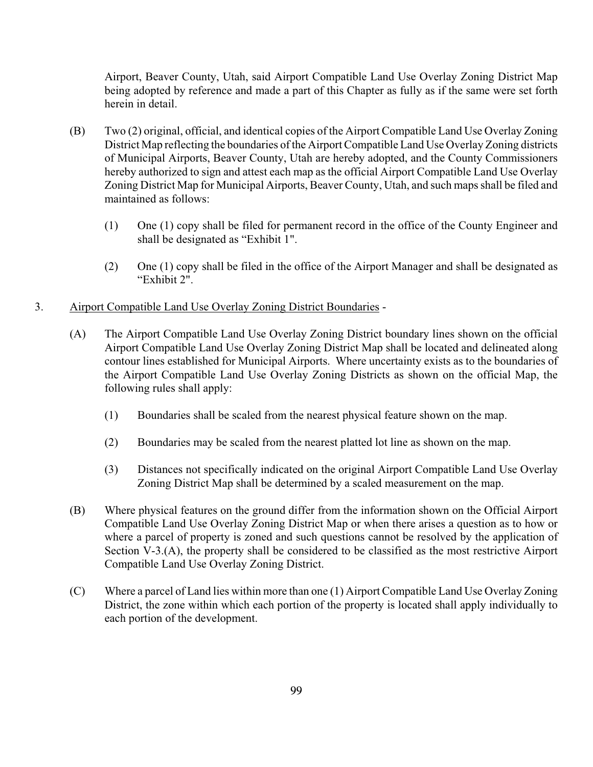Airport, Beaver County, Utah, said Airport Compatible Land Use Overlay Zoning District Map being adopted by reference and made a part of this Chapter as fully as if the same were set forth herein in detail.

(B) Two (2) original, official, and identical copies of the Airport Compatible Land Use Overlay Zoning District Map reflecting the boundaries of the Airport Compatible Land Use Overlay Zoning districts of Municipal Airports, Beaver County, Utah are hereby adopted, and the County Commissioners hereby authorized to sign and attest each map as the official Airport Compatible Land Use Overlay Zoning District Map for Municipal Airports, Beaver County, Utah, and such maps shall be filed and maintained as follows:

(1) One (1) copy shall be filed for permanent record in the office of the County Engineer and shall be designated as "Exhibit 1".

(2) One (1) copy shall be filed in the office of the Airport Manager and shall be designated as "Exhibit 2".

3. <u>Airport Compatible Land Use Overlay Zoning District Boundaries</u> -

(A) The Airport Compatible Land Use Overlay Zoning District boundary lines shown on the official Airport Compatible Land Use Overlay Zoning District Map shall be located and delineated along contour lines established for Municipal Airports. Where uncertainty exists as to the boundaries of the Airport Compatible Land Use Overlay Zoning Districts as shown on the official Map, the following rules shall apply:

(1) Boundaries shall be scaled from the nearest physical feature shown on the map.

(2) Boundaries may be scaled from the nearest platted lot line as shown on the map.

(3) Distances not specifically indicated on the original Airport Compatible Land Use Overlay Zoning District Map shall be determined by a scaled measurement on the map.

(B) Where physical features on the ground differ from the information shown on the Official Airport Compatible Land Use Overlay Zoning District Map or when there arises a question as to how or where a parcel of property is zoned and such questions cannot be resolved by the application of Section V-3.(A), the property shall be considered to be classified as the most restrictive Airport Compatible Land Use Overlay Zoning District.

(C) Where a parcel of Land lies within more than one (1) Airport Compatible Land Use Overlay Zoning District, the zone within which each portion of the property is located shall apply individually to each portion of the development.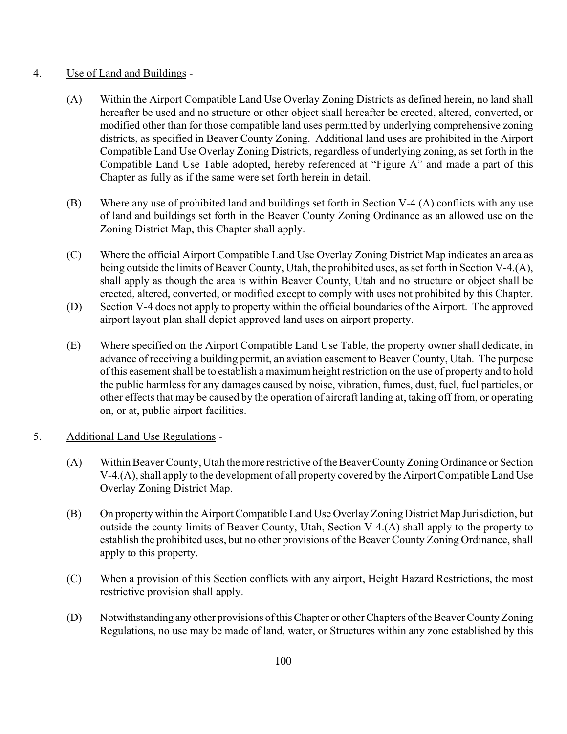4. Use of Land and Buildings -

(A) Within the Airport Compatible Land Use Overlay Zoning Districts as defined herein, no land shall hereafter be used and no structure or other object shall hereafter be erected, altered, converted, or modified other than for those compatible land uses permitted by underlying comprehensive zoning districts, as specified in Beaver County Zoning. Additional land uses are prohibited in the Airport Compatible Land Use Overlay Zoning Districts, regardless of underlying zoning, as set forth in the Compatible Land Use Table adopted, hereby referenced at "Figure A" and made a part of this Chapter as fully as if the same were set forth herein in detail.

(B) Where any use of prohibited land and buildings set forth in Section V-4.(A) conflicts with any use of land and buildings set forth in the Beaver County Zoning Ordinance as an allowed use on the Zoning District Map, this Chapter shall apply.

(C) Where the official Airport Compatible Land Use Overlay Zoning District Map indicates an area as being outside the limits of Beaver County, Utah, the prohibited uses, as set forth in Section V-4.(A), shall apply as though the area is within Beaver County, Utah and no structure or object shall be erected, altered, converted, or modified except to comply with uses not prohibited by this Chapter.

(D) Section V-4 does not apply to property within the official boundaries of the Airport. The approved airport layout plan shall depict approved land uses on airport property.

(E) Where specified on the Airport Compatible Land Use Table, the property owner shall dedicate, in advance of receiving a building permit, an aviation easement to Beaver County, Utah. The purpose of this easement shall be to establish a maximum height restriction on the use of property and to hold the public harmless for any damages caused by noise, vibration, fumes, dust, fuel, fuel particles, or other effects that may be caused by the operation of aircraft landing at, taking off from, or operating on, or at, public airport facilities.

5. Additional Land Use Regulations -

(A) Within Beaver County, Utah the more restrictive of the Beaver County Zoning Ordinance or Section V-4.(A), shall apply to the development of all property covered by the Airport Compatible Land Use Overlay Zoning District Map.

(B) On property within the Airport Compatible Land Use Overlay Zoning District Map Jurisdiction, but outside the county limits of Beaver County, Utah, Section V-4.(A) shall apply to the property to establish the prohibited uses, but no other provisions of the Beaver County Zoning Ordinance, shall apply to this property.

(C) When a provision of this Section conflicts with any airport, Height Hazard Restrictions, the most restrictive provision shall apply.

(D) Notwithstanding any other provisions of this Chapter or other Chapters of the Beaver County Zoning Regulations, no use may be made of land, water, or Structures within any zone established by this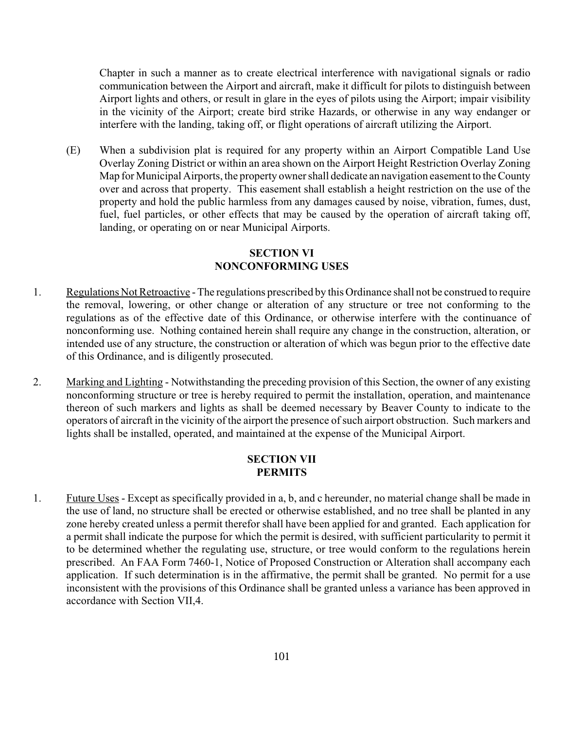Chapter in such a manner as to create electrical interference with navigational signals or radio communication between the Airport and aircraft, make it difficult for pilots to distinguish between Airport lights and others, or result in glare in the eyes of pilots using the Airport; impair visibility in the vicinity of the Airport; create bird strike Hazards, or otherwise in any way endanger or interfere with the landing, taking off, or flight operations of aircraft utilizing the Airport.

(E) When a subdivision plat is required for any property within an Airport Compatible Land Use Overlay Zoning District or within an area shown on the Airport Height Restriction Overlay Zoning Map for Municipal Airports, the property owner shall dedicate an navigation easement to the County over and across that property. This easement shall establish a height restriction on the use of the property and hold the public harmless from any damages caused by noise, vibration, fumes, dust, fuel, fuel particles, or other effects that may be caused by the operation of aircraft taking off, landing, or operating on or near Municipal Airports.

## SECTION VI
## NONCONFORMING USES

1. Regulations Not Retroactive - The regulations prescribed by this Ordinance shall not be construed to require the removal, lowering, or other change or alteration of any structure or tree not conforming to the regulations as of the effective date of this Ordinance, or otherwise interfere with the continuance of nonconforming use. Nothing contained herein shall require any change in the construction, alteration, or intended use of any structure, the construction or alteration of which was begun prior to the effective date of this Ordinance, and is diligently prosecuted.

2. Marking and Lighting - Notwithstanding the preceding provision of this Section, the owner of any existing nonconforming structure or tree is hereby required to permit the installation, operation, and maintenance thereon of such markers and lights as shall be deemed necessary by Beaver County to indicate to the operators of aircraft in the vicinity of the airport the presence of such airport obstruction. Such markers and lights shall be installed, operated, and maintained at the expense of the Municipal Airport.

## SECTION VII
## PERMITS

1. Future Uses - Except as specifically provided in a, b, and c hereunder, no material change shall be made in the use of land, no structure shall be erected or otherwise established, and no tree shall be planted in any zone hereby created unless a permit therefor shall have been applied for and granted. Each application for a permit shall indicate the purpose for which the permit is desired, with sufficient particularity to permit it to be determined whether the regulating use, structure, or tree would conform to the regulations herein prescribed. An FAA Form 7460-1, Notice of Proposed Construction or Alteration shall accompany each application. If such determination is in the affirmative, the permit shall be granted. No permit for a use inconsistent with the provisions of this Ordinance shall be granted unless a variance has been approved in accordance with Section VII,4.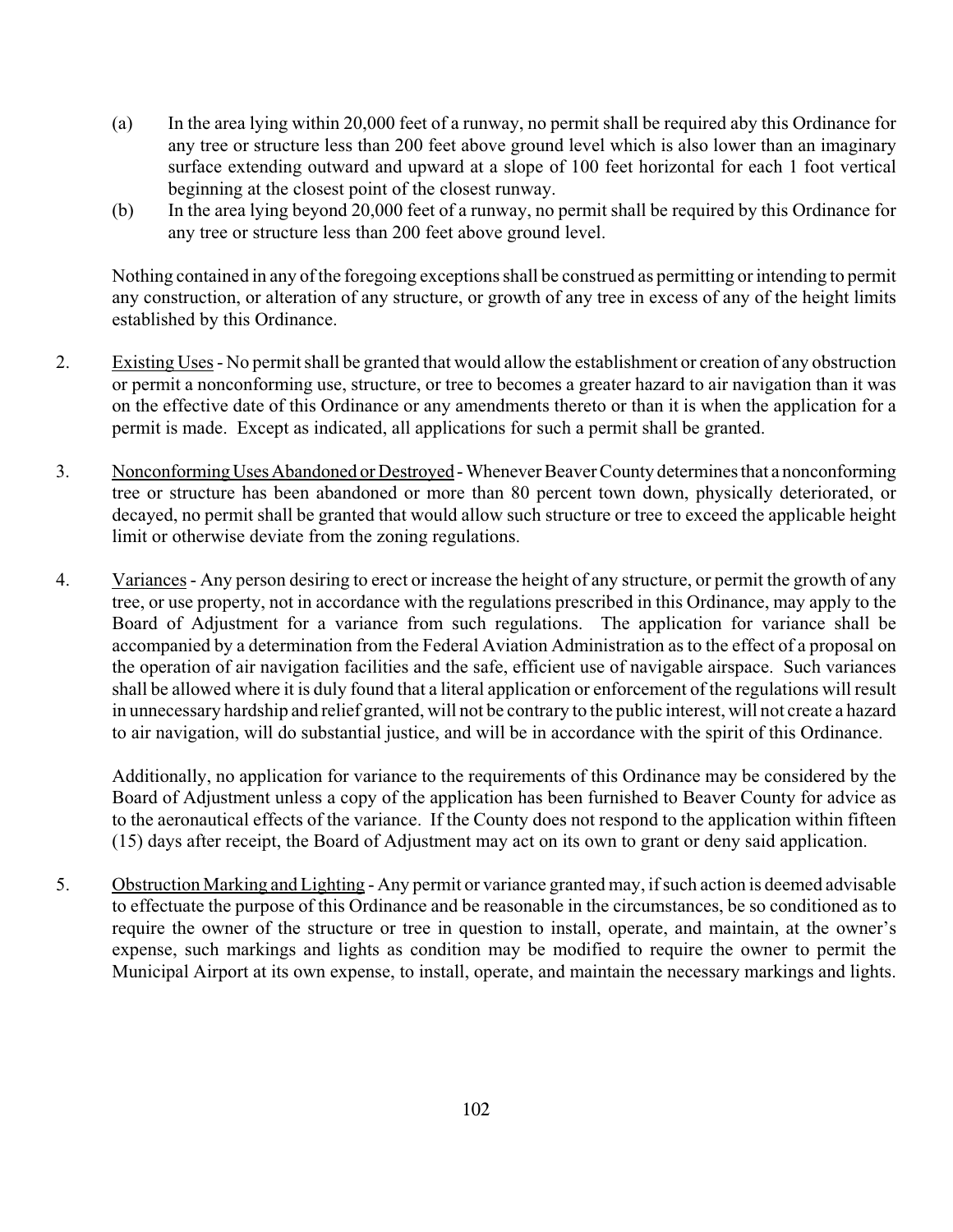(a) In the area lying within 20,000 feet of a runway, no permit shall be required aby this Ordinance for any tree or structure less than 200 feet above ground level which is also lower than an imaginary surface extending outward and upward at a slope of 100 feet horizontal for each 1 foot vertical beginning at the closest point of the closest runway.

(b) In the area lying beyond 20,000 feet of a runway, no permit shall be required by this Ordinance for any tree or structure less than 200 feet above ground level.

Nothing contained in any of the foregoing exceptions shall be construed as permitting or intending to permit any construction, or alteration of any structure, or growth of any tree in excess of any of the height limits established by this Ordinance.

2. Existing Uses - No permit shall be granted that would allow the establishment or creation of any obstruction or permit a nonconforming use, structure, or tree to becomes a greater hazard to air navigation than it was on the effective date of this Ordinance or any amendments thereto or than it is when the application for a permit is made. Except as indicated, all applications for such a permit shall be granted.

3. Nonconforming Uses Abandoned or Destroyed - Whenever Beaver County determines that a nonconforming tree or structure has been abandoned or more than 80 percent town down, physically deteriorated, or decayed, no permit shall be granted that would allow such structure or tree to exceed the applicable height limit or otherwise deviate from the zoning regulations.

4. Variances - Any person desiring to erect or increase the height of any structure, or permit the growth of any tree, or use property, not in accordance with the regulations prescribed in this Ordinance, may apply to the Board of Adjustment for a variance from such regulations. The application for variance shall be accompanied by a determination from the Federal Aviation Administration as to the effect of a proposal on the operation of air navigation facilities and the safe, efficient use of navigable airspace. Such variances shall be allowed where it is duly found that a literal application or enforcement of the regulations will result in unnecessary hardship and relief granted, will not be contrary to the public interest, will not create a hazard to air navigation, will do substantial justice, and will be in accordance with the spirit of this Ordinance.

Additionally, no application for variance to the requirements of this Ordinance may be considered by the Board of Adjustment unless a copy of the application has been furnished to Beaver County for advice as to the aeronautical effects of the variance. If the County does not respond to the application within fifteen (15) days after receipt, the Board of Adjustment may act on its own to grant or deny said application.

5. Obstruction Marking and Lighting - Any permit or variance granted may, if such action is deemed advisable to effectuate the purpose of this Ordinance and be reasonable in the circumstances, be so conditioned as to require the owner of the structure or tree in question to install, operate, and maintain, at the owner's expense, such markings and lights as condition may be modified to require the owner to permit the Municipal Airport at its own expense, to install, operate, and maintain the necessary markings and lights.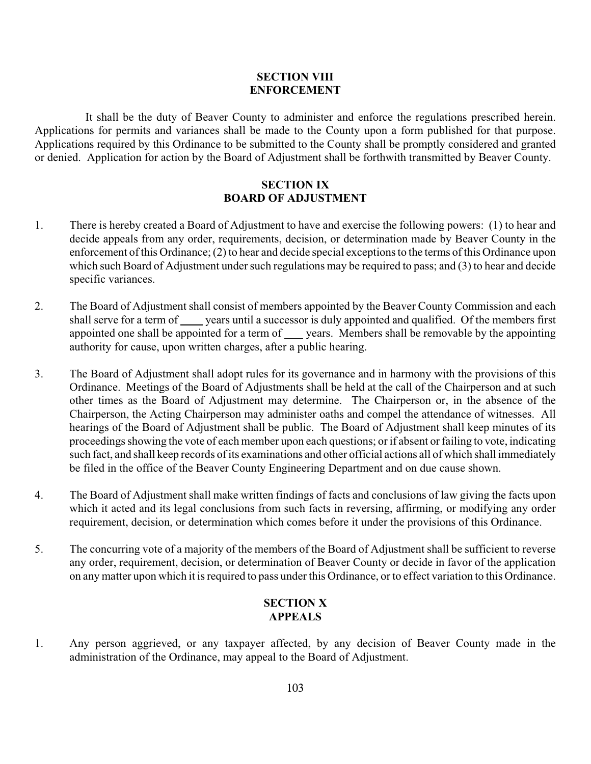## SECTION VIII
## ENFORCEMENT

It shall be the duty of Beaver County to administer and enforce the regulations prescribed herein. Applications for permits and variances shall be made to the County upon a form published for that purpose. Applications required by this Ordinance to be submitted to the County shall be promptly considered and granted or denied. Application for action by the Board of Adjustment shall be forthwith transmitted by Beaver County.

## SECTION IX
## BOARD OF ADJUSTMENT

1. There is hereby created a Board of Adjustment to have and exercise the following powers: (1) to hear and decide appeals from any order, requirements, decision, or determination made by Beaver County in the enforcement of this Ordinance; (2) to hear and decide special exceptions to the terms of this Ordinance upon which such Board of Adjustment under such regulations may be required to pass; and (3) to hear and decide specific variances.

2. The Board of Adjustment shall consist of members appointed by the Beaver County Commission and each shall serve for a term of ____ years until a successor is duly appointed and qualified. Of the members first appointed one shall be appointed for a term of ___ years. Members shall be removable by the appointing authority for cause, upon written charges, after a public hearing.

3. The Board of Adjustment shall adopt rules for its governance and in harmony with the provisions of this Ordinance. Meetings of the Board of Adjustments shall be held at the call of the Chairperson and at such other times as the Board of Adjustment may determine. The Chairperson or, in the absence of the Chairperson, the Acting Chairperson may administer oaths and compel the attendance of witnesses. All hearings of the Board of Adjustment shall be public. The Board of Adjustment shall keep minutes of its proceedings showing the vote of each member upon each questions; or if absent or failing to vote, indicating such fact, and shall keep records of its examinations and other official actions all of which shall immediately be filed in the office of the Beaver County Engineering Department and on due cause shown.

4. The Board of Adjustment shall make written findings of facts and conclusions of law giving the facts upon which it acted and its legal conclusions from such facts in reversing, affirming, or modifying any order requirement, decision, or determination which comes before it under the provisions of this Ordinance.

5. The concurring vote of a majority of the members of the Board of Adjustment shall be sufficient to reverse any order, requirement, decision, or determination of Beaver County or decide in favor of the application on any matter upon which it is required to pass under this Ordinance, or to effect variation to this Ordinance.

## SECTION X
## APPEALS

1. Any person aggrieved, or any taxpayer affected, by any decision of Beaver County made in the administration of the Ordinance, may appeal to the Board of Adjustment.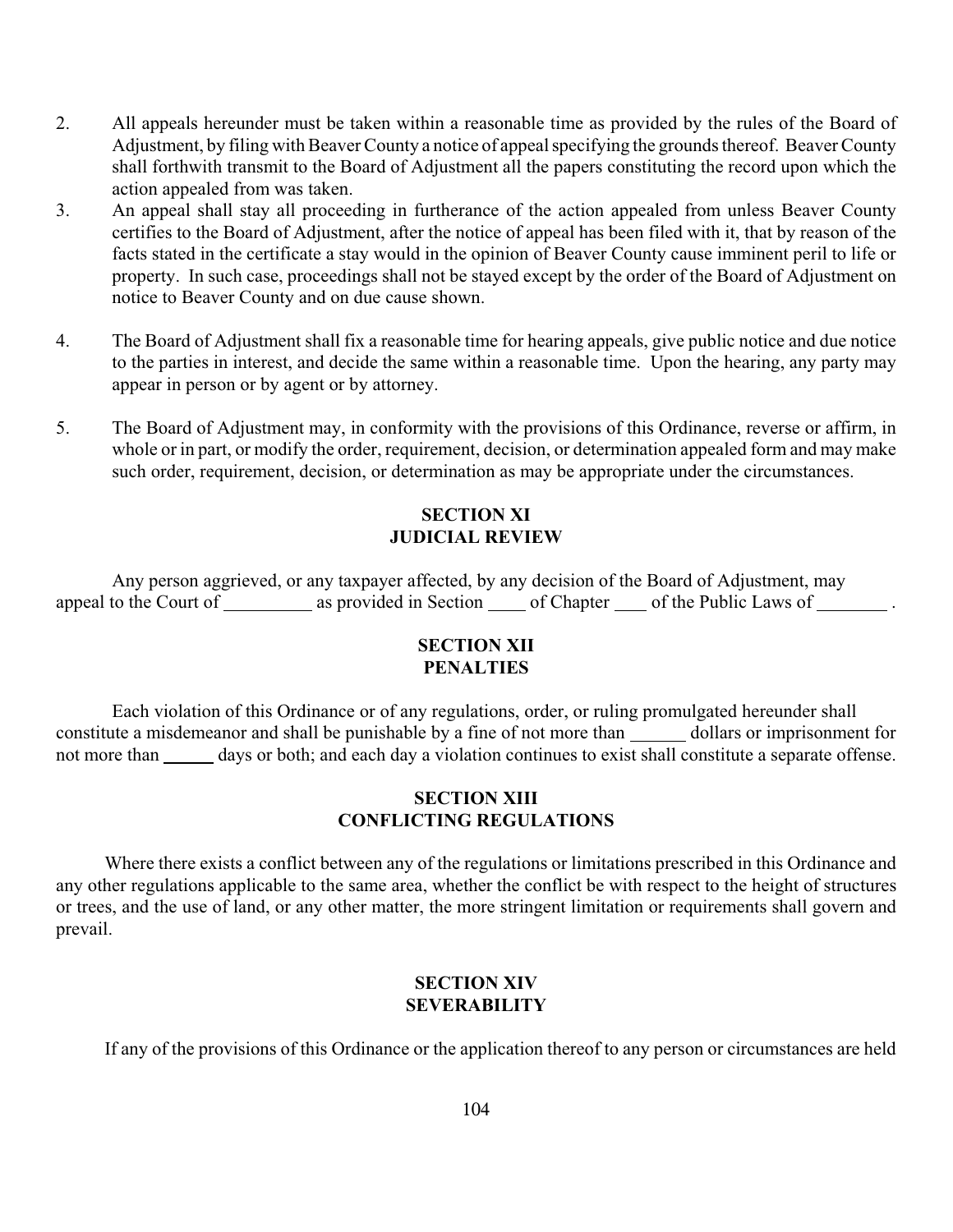2. All appeals hereunder must be taken within a reasonable time as provided by the rules of the Board of Adjustment, by filing with Beaver County a notice of appeal specifying the grounds thereof. Beaver County shall forthwith transmit to the Board of Adjustment all the papers constituting the record upon which the action appealed from was taken.
3. An appeal shall stay all proceeding in furtherance of the action appealed from unless Beaver County certifies to the Board of Adjustment, after the notice of appeal has been filed with it, that by reason of the facts stated in the certificate a stay would in the opinion of Beaver County cause imminent peril to life or property. In such case, proceedings shall not be stayed except by the order of the Board of Adjustment on notice to Beaver County and on due cause shown.
4. The Board of Adjustment shall fix a reasonable time for hearing appeals, give public notice and due notice to the parties in interest, and decide the same within a reasonable time. Upon the hearing, any party may appear in person or by agent or by attorney.
5. The Board of Adjustment may, in conformity with the provisions of this Ordinance, reverse or affirm, in whole or in part, or modify the order, requirement, decision, or determination appealed form and may make such order, requirement, decision, or determination as may be appropriate under the circumstances.

## SECTION XI
## JUDICIAL REVIEW

Any person aggrieved, or any taxpayer affected, by any decision of the Board of Adjustment, may appeal to the Court of __________ as provided in Section ____ of Chapter ___ of the Public Laws of ________ .

## SECTION XII
## PENALTIES

Each violation of this Ordinance or of any regulations, order, or ruling promulgated hereunder shall constitute a misdemeanor and shall be punishable by a fine of not more than ______ dollars or imprisonment for not more than ______ days or both; and each day a violation continues to exist shall constitute a separate offense.

## SECTION XIII
## CONFLICTING REGULATIONS

Where there exists a conflict between any of the regulations or limitations prescribed in this Ordinance and any other regulations applicable to the same area, whether the conflict be with respect to the height of structures or trees, and the use of land, or any other matter, the more stringent limitation or requirements shall govern and prevail.

## SECTION XIV
## SEVERABILITY

If any of the provisions of this Ordinance or the application thereof to any person or circumstances are held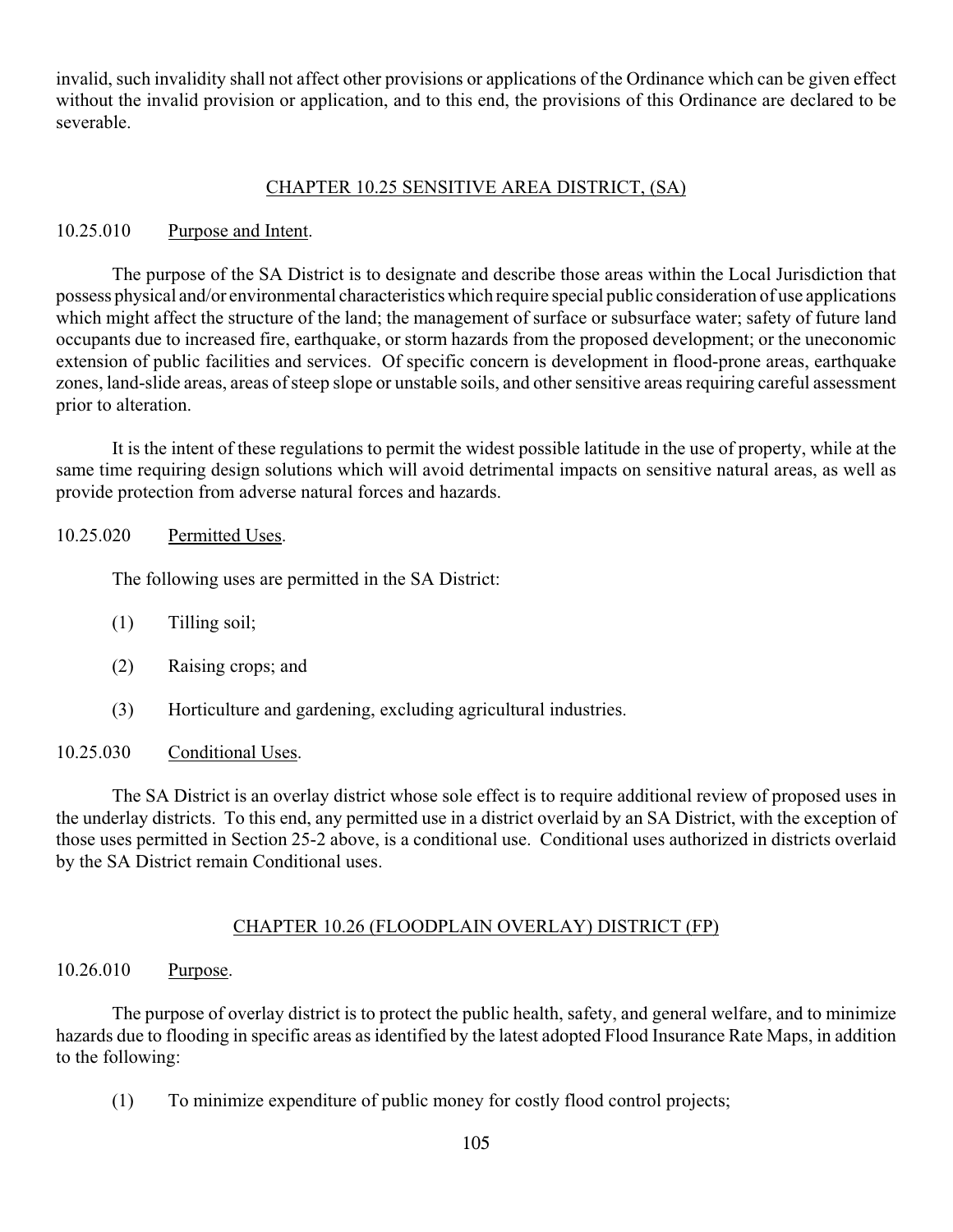invalid, such invalidity shall not affect other provisions or applications of the Ordinance which can be given effect without the invalid provision or application, and to this end, the provisions of this Ordinance are declared to be severable.

## CHAPTER 10.25 SENSITIVE AREA DISTRICT, (SA)

10.25.010 Purpose and Intent.

The purpose of the SA District is to designate and describe those areas within the Local Jurisdiction that possess physical and/or environmental characteristics which require special public consideration of use applications which might affect the structure of the land; the management of surface or subsurface water; safety of future land occupants due to increased fire, earthquake, or storm hazards from the proposed development; or the uneconomic extension of public facilities and services. Of specific concern is development in flood-prone areas, earthquake zones, land-slide areas, areas of steep slope or unstable soils, and other sensitive areas requiring careful assessment prior to alteration.

It is the intent of these regulations to permit the widest possible latitude in the use of property, while at the same time requiring design solutions which will avoid detrimental impacts on sensitive natural areas, as well as provide protection from adverse natural forces and hazards.

10.25.020 Permitted Uses.

The following uses are permitted in the SA District:

(1) Tilling soil;

(2) Raising crops; and

(3) Horticulture and gardening, excluding agricultural industries.

10.25.030 Conditional Uses.

The SA District is an overlay district whose sole effect is to require additional review of proposed uses in the underlay districts. To this end, any permitted use in a district overlaid by an SA District, with the exception of those uses permitted in Section 25-2 above, is a conditional use. Conditional uses authorized in districts overlaid by the SA District remain Conditional uses.

## CHAPTER 10.26 (FLOODPLAIN OVERLAY) DISTRICT (FP)

10.26.010 Purpose.

The purpose of overlay district is to protect the public health, safety, and general welfare, and to minimize hazards due to flooding in specific areas as identified by the latest adopted Flood Insurance Rate Maps, in addition to the following:

(1) To minimize expenditure of public money for costly flood control projects;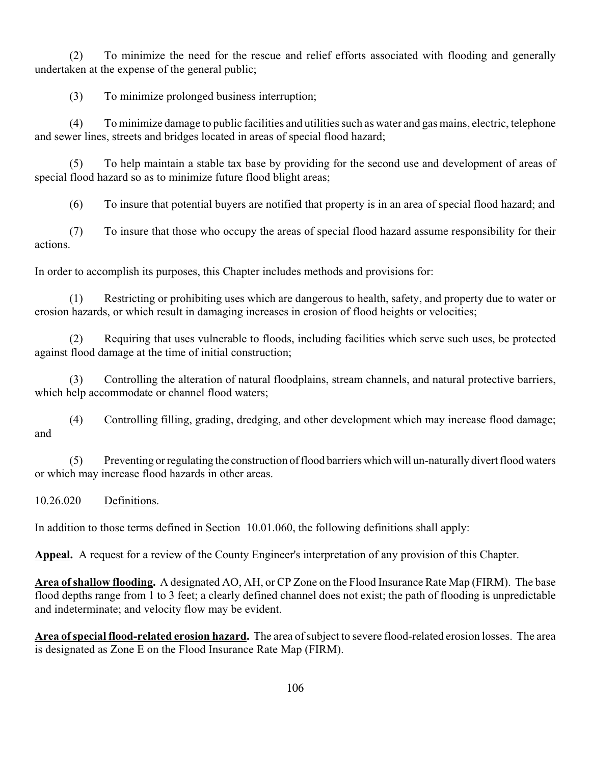(2) To minimize the need for the rescue and relief efforts associated with flooding and generally undertaken at the expense of the general public;

(3) To minimize prolonged business interruption;

(4) To minimize damage to public facilities and utilities such as water and gas mains, electric, telephone and sewer lines, streets and bridges located in areas of special flood hazard;

(5) To help maintain a stable tax base by providing for the second use and development of areas of special flood hazard so as to minimize future flood blight areas;

(6) To insure that potential buyers are notified that property is in an area of special flood hazard; and

(7) To insure that those who occupy the areas of special flood hazard assume responsibility for their actions.

In order to accomplish its purposes, this Chapter includes methods and provisions for:

(1) Restricting or prohibiting uses which are dangerous to health, safety, and property due to water or erosion hazards, or which result in damaging increases in erosion of flood heights or velocities;

(2) Requiring that uses vulnerable to floods, including facilities which serve such uses, be protected against flood damage at the time of initial construction;

(3) Controlling the alteration of natural floodplains, stream channels, and natural protective barriers, which help accommodate or channel flood waters;

(4) Controlling filling, grading, dredging, and other development which may increase flood damage; and

(5) Preventing or regulating the construction of flood barriers which will un-naturally divert flood waters or which may increase flood hazards in other areas.

10.26.020 Definitions.

In addition to those terms defined in Section 10.01.060, the following definitions shall apply:

**Appeal.** A request for a review of the County Engineer's interpretation of any provision of this Chapter.

**Area of shallow flooding.** A designated AO, AH, or CP Zone on the Flood Insurance Rate Map (FIRM). The base flood depths range from 1 to 3 feet; a clearly defined channel does not exist; the path of flooding is unpredictable and indeterminate; and velocity flow may be evident.

**Area of special flood-related erosion hazard.** The area of subject to severe flood-related erosion losses. The area is designated as Zone E on the Flood Insurance Rate Map (FIRM).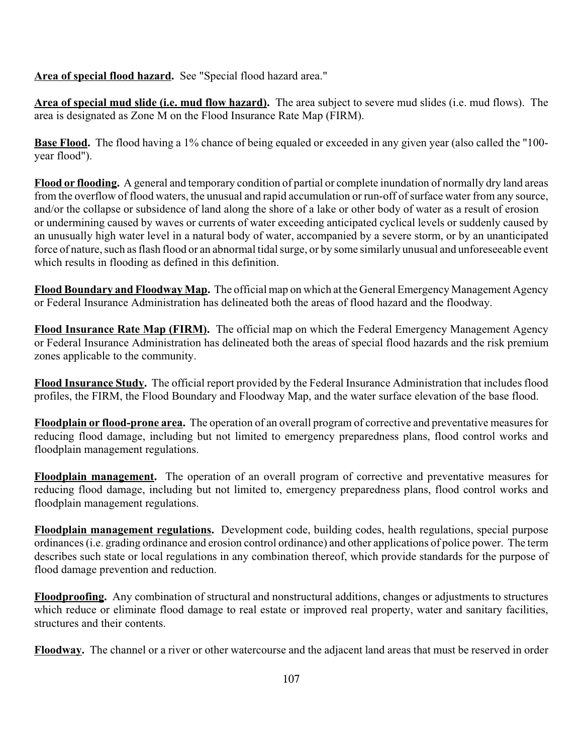**Area of special flood hazard.** See "Special flood hazard area."

**Area of special mud slide (i.e. mud flow hazard).** The area subject to severe mud slides (i.e. mud flows). The area is designated as Zone M on the Flood Insurance Rate Map (FIRM).

**Base Flood.** The flood having a 1% chance of being equaled or exceeded in any given year (also called the "100-year flood").

**Flood or flooding.** A general and temporary condition of partial or complete inundation of normally dry land areas from the overflow of flood waters, the unusual and rapid accumulation or run-off of surface water from any source, and/or the collapse or subsidence of land along the shore of a lake or other body of water as a result of erosion or undermining caused by waves or currents of water exceeding anticipated cyclical levels or suddenly caused by an unusually high water level in a natural body of water, accompanied by a severe storm, or by an unanticipated force of nature, such as flash flood or an abnormal tidal surge, or by some similarly unusual and unforeseeable event which results in flooding as defined in this definition.

**Flood Boundary and Floodway Map.** The official map on which at the General Emergency Management Agency or Federal Insurance Administration has delineated both the areas of flood hazard and the floodway.

**Flood Insurance Rate Map (FIRM).** The official map on which the Federal Emergency Management Agency or Federal Insurance Administration has delineated both the areas of special flood hazards and the risk premium zones applicable to the community.

**Flood Insurance Study.** The official report provided by the Federal Insurance Administration that includes flood profiles, the FIRM, the Flood Boundary and Floodway Map, and the water surface elevation of the base flood.

**Floodplain or flood-prone area.** The operation of an overall program of corrective and preventative measures for reducing flood damage, including but not limited to emergency preparedness plans, flood control works and floodplain management regulations.

**Floodplain management.** The operation of an overall program of corrective and preventative measures for reducing flood damage, including but not limited to, emergency preparedness plans, flood control works and floodplain management regulations.

**Floodplain management regulations.** Development code, building codes, health regulations, special purpose ordinances (i.e. grading ordinance and erosion control ordinance) and other applications of police power. The term describes such state or local regulations in any combination thereof, which provide standards for the purpose of flood damage prevention and reduction.

**Floodproofing.** Any combination of structural and nonstructural additions, changes or adjustments to structures which reduce or eliminate flood damage to real estate or improved real property, water and sanitary facilities, structures and their contents.

**Floodway.** The channel or a river or other watercourse and the adjacent land areas that must be reserved in order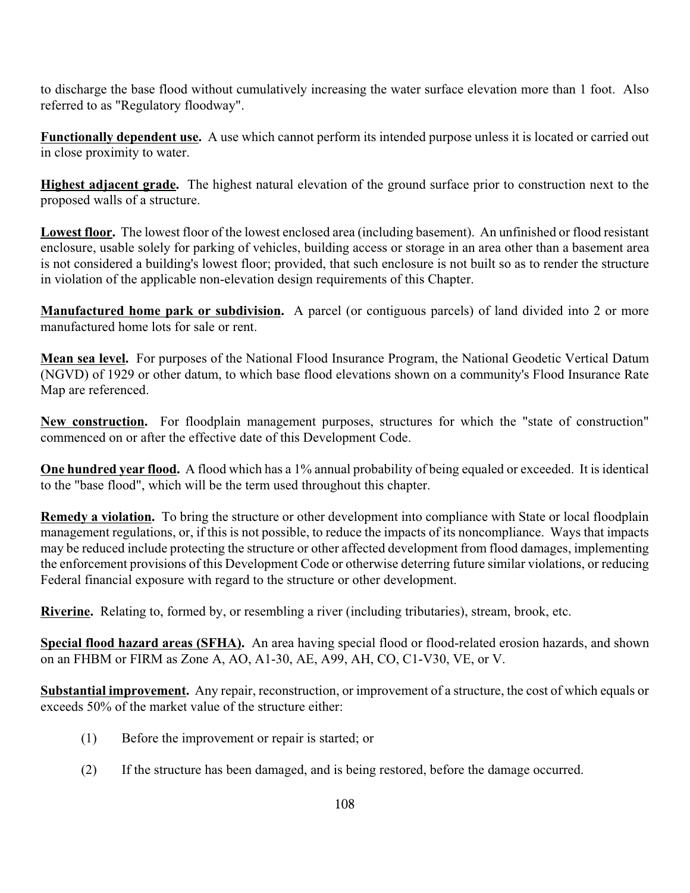to discharge the base flood without cumulatively increasing the water surface elevation more than 1 foot. Also referred to as "Regulatory floodway".

**Functionally dependent use.** A use which cannot perform its intended purpose unless it is located or carried out in close proximity to water.

**Highest adjacent grade.** The highest natural elevation of the ground surface prior to construction next to the proposed walls of a structure.

**Lowest floor.** The lowest floor of the lowest enclosed area (including basement). An unfinished or flood resistant enclosure, usable solely for parking of vehicles, building access or storage in an area other than a basement area is not considered a building's lowest floor; provided, that such enclosure is not built so as to render the structure in violation of the applicable non-elevation design requirements of this Chapter.

**Manufactured home park or subdivision.** A parcel (or contiguous parcels) of land divided into 2 or more manufactured home lots for sale or rent.

**Mean sea level.** For purposes of the National Flood Insurance Program, the National Geodetic Vertical Datum (NGVD) of 1929 or other datum, to which base flood elevations shown on a community's Flood Insurance Rate Map are referenced.

**New construction.** For floodplain management purposes, structures for which the "state of construction" commenced on or after the effective date of this Development Code.

**One hundred year flood.** A flood which has a 1% annual probability of being equaled or exceeded. It is identical to the "base flood", which will be the term used throughout this chapter.

**Remedy a violation.** To bring the structure or other development into compliance with State or local floodplain management regulations, or, if this is not possible, to reduce the impacts of its noncompliance. Ways that impacts may be reduced include protecting the structure or other affected development from flood damages, implementing the enforcement provisions of this Development Code or otherwise deterring future similar violations, or reducing Federal financial exposure with regard to the structure or other development.

**Riverine.** Relating to, formed by, or resembling a river (including tributaries), stream, brook, etc.

**Special flood hazard areas (SFHA).** An area having special flood or flood-related erosion hazards, and shown on an FHBM or FIRM as Zone A, AO, A1-30, AE, A99, AH, CO, C1-V30, VE, or V.

**Substantial improvement.** Any repair, reconstruction, or improvement of a structure, the cost of which equals or exceeds 50% of the market value of the structure either:

(1) Before the improvement or repair is started; or

(2) If the structure has been damaged, and is being restored, before the damage occurred.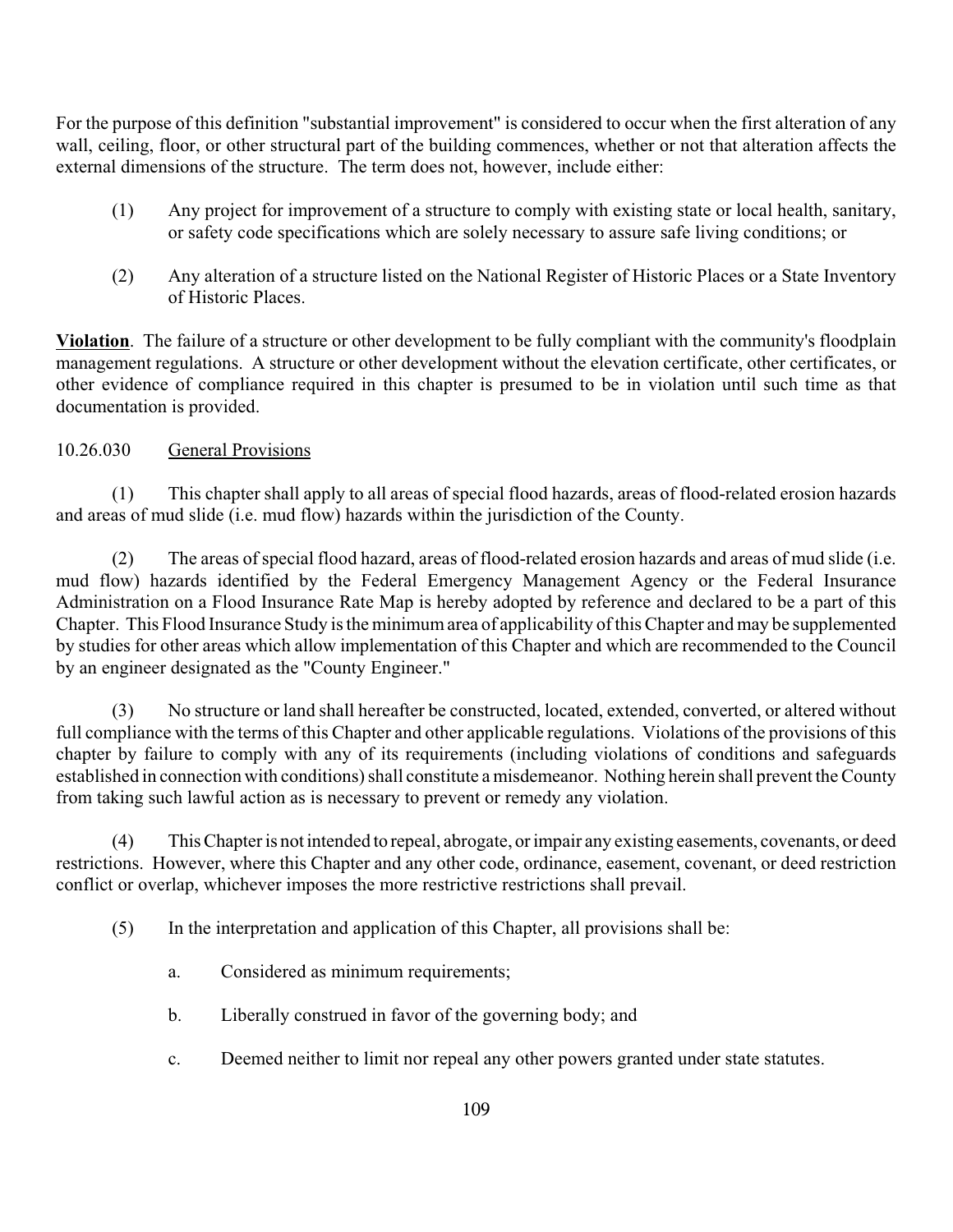For the purpose of this definition "substantial improvement" is considered to occur when the first alteration of any wall, ceiling, floor, or other structural part of the building commences, whether or not that alteration affects the external dimensions of the structure. The term does not, however, include either:

(1) Any project for improvement of a structure to comply with existing state or local health, sanitary, or safety code specifications which are solely necessary to assure safe living conditions; or

(2) Any alteration of a structure listed on the National Register of Historic Places or a State Inventory of Historic Places.

**Violation**. The failure of a structure or other development to be fully compliant with the community's floodplain management regulations. A structure or other development without the elevation certificate, other certificates, or other evidence of compliance required in this chapter is presumed to be in violation until such time as that documentation is provided.

10.26.030 General Provisions

(1) This chapter shall apply to all areas of special flood hazards, areas of flood-related erosion hazards and areas of mud slide (i.e. mud flow) hazards within the jurisdiction of the County.

(2) The areas of special flood hazard, areas of flood-related erosion hazards and areas of mud slide (i.e. mud flow) hazards identified by the Federal Emergency Management Agency or the Federal Insurance Administration on a Flood Insurance Rate Map is hereby adopted by reference and declared to be a part of this Chapter. This Flood Insurance Study is the minimum area of applicability of this Chapter and may be supplemented by studies for other areas which allow implementation of this Chapter and which are recommended to the Council by an engineer designated as the "County Engineer."

(3) No structure or land shall hereafter be constructed, located, extended, converted, or altered without full compliance with the terms of this Chapter and other applicable regulations. Violations of the provisions of this chapter by failure to comply with any of its requirements (including violations of conditions and safeguards established in connection with conditions) shall constitute a misdemeanor. Nothing herein shall prevent the County from taking such lawful action as is necessary to prevent or remedy any violation.

(4) This Chapter is not intended to repeal, abrogate, or impair any existing easements, covenants, or deed restrictions. However, where this Chapter and any other code, ordinance, easement, covenant, or deed restriction conflict or overlap, whichever imposes the more restrictive restrictions shall prevail.

(5) In the interpretation and application of this Chapter, all provisions shall be:

a. Considered as minimum requirements;

b. Liberally construed in favor of the governing body; and

c. Deemed neither to limit nor repeal any other powers granted under state statutes.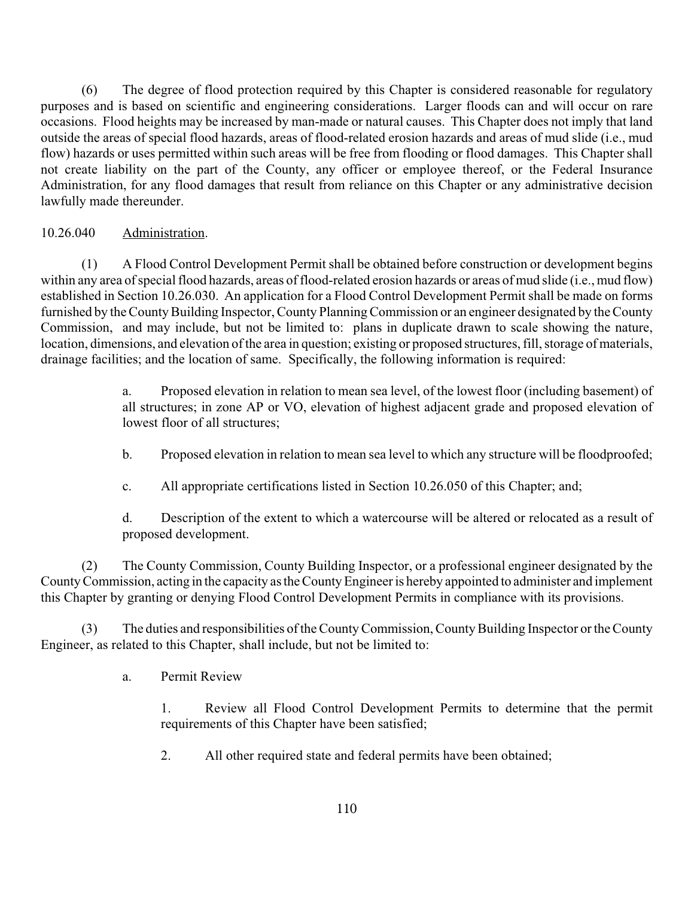(6) The degree of flood protection required by this Chapter is considered reasonable for regulatory purposes and is based on scientific and engineering considerations. Larger floods can and will occur on rare occasions. Flood heights may be increased by man-made or natural causes. This Chapter does not imply that land outside the areas of special flood hazards, areas of flood-related erosion hazards and areas of mud slide (i.e., mud flow) hazards or uses permitted within such areas will be free from flooding or flood damages. This Chapter shall not create liability on the part of the County, any officer or employee thereof, or the Federal Insurance Administration, for any flood damages that result from reliance on this Chapter or any administrative decision lawfully made thereunder.

10.26.040 Administration.

(1) A Flood Control Development Permit shall be obtained before construction or development begins within any area of special flood hazards, areas of flood-related erosion hazards or areas of mud slide (i.e., mud flow) established in Section 10.26.030. An application for a Flood Control Development Permit shall be made on forms furnished by the County Building Inspector, County Planning Commission or an engineer designated by the County Commission, and may include, but not be limited to: plans in duplicate drawn to scale showing the nature, location, dimensions, and elevation of the area in question; existing or proposed structures, fill, storage of materials, drainage facilities; and the location of same. Specifically, the following information is required:

> a. Proposed elevation in relation to mean sea level, of the lowest floor (including basement) of all structures; in zone AP or VO, elevation of highest adjacent grade and proposed elevation of lowest floor of all structures;
>
> b. Proposed elevation in relation to mean sea level to which any structure will be floodproofed;
>
> c. All appropriate certifications listed in Section 10.26.050 of this Chapter; and;
>
> d. Description of the extent to which a watercourse will be altered or relocated as a result of proposed development.

(2) The County Commission, County Building Inspector, or a professional engineer designated by the County Commission, acting in the capacity as the County Engineer is hereby appointed to administer and implement this Chapter by granting or denying Flood Control Development Permits in compliance with its provisions.

(3) The duties and responsibilities of the County Commission, County Building Inspector or the County Engineer, as related to this Chapter, shall include, but not be limited to:

> a. Permit Review
>
> > 1. Review all Flood Control Development Permits to determine that the permit requirements of this Chapter have been satisfied;
> >
> > 2. All other required state and federal permits have been obtained;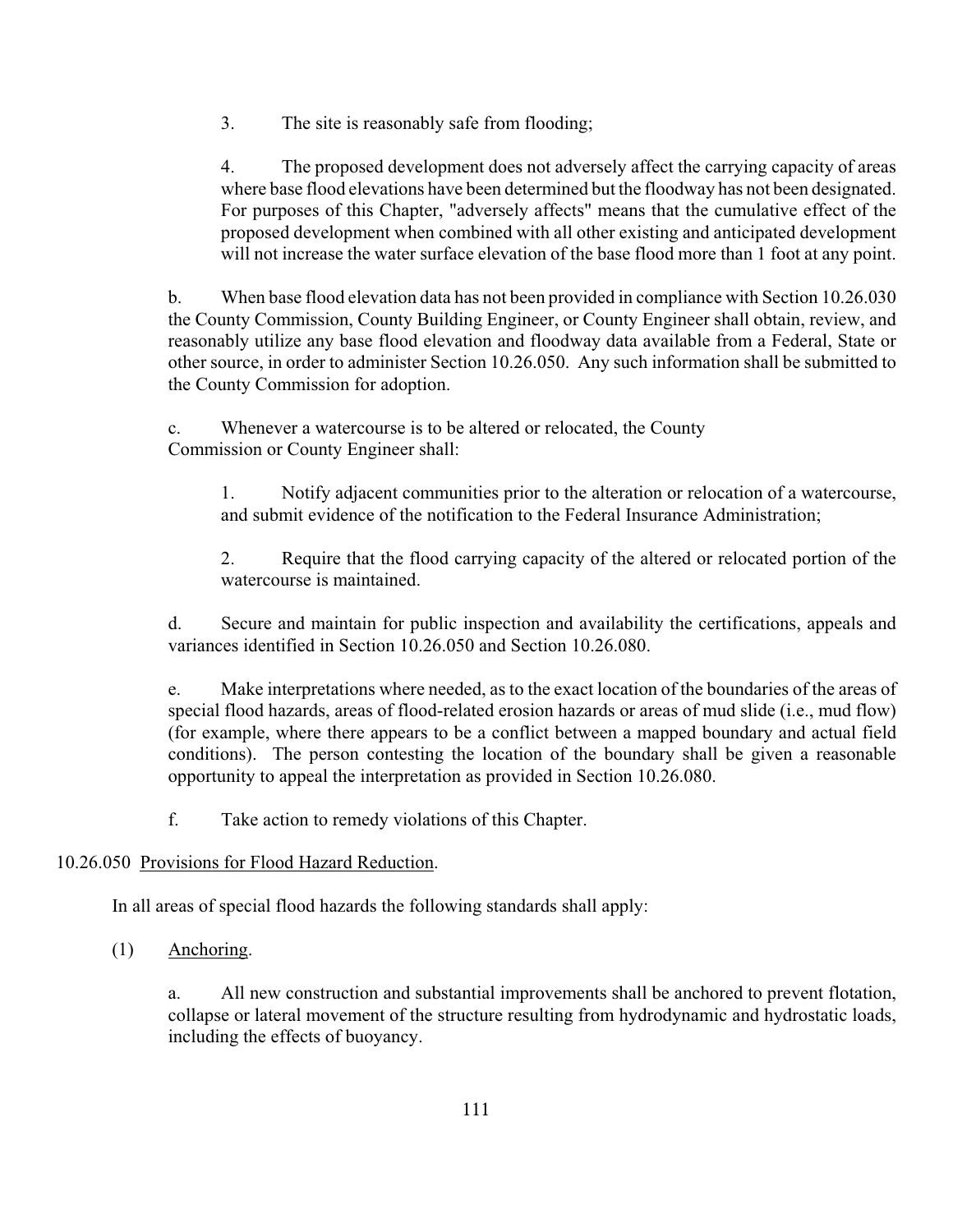3. The site is reasonably safe from flooding;

4. The proposed development does not adversely affect the carrying capacity of areas where base flood elevations have been determined but the floodway has not been designated. For purposes of this Chapter, "adversely affects" means that the cumulative effect of the proposed development when combined with all other existing and anticipated development will not increase the water surface elevation of the base flood more than 1 foot at any point.

b. When base flood elevation data has not been provided in compliance with Section 10.26.030 the County Commission, County Building Engineer, or County Engineer shall obtain, review, and reasonably utilize any base flood elevation and floodway data available from a Federal, State or other source, in order to administer Section 10.26.050. Any such information shall be submitted to the County Commission for adoption.

c. Whenever a watercourse is to be altered or relocated, the County Commission or County Engineer shall:

1. Notify adjacent communities prior to the alteration or relocation of a watercourse, and submit evidence of the notification to the Federal Insurance Administration;

2. Require that the flood carrying capacity of the altered or relocated portion of the watercourse is maintained.

d. Secure and maintain for public inspection and availability the certifications, appeals and variances identified in Section 10.26.050 and Section 10.26.080.

e. Make interpretations where needed, as to the exact location of the boundaries of the areas of special flood hazards, areas of flood-related erosion hazards or areas of mud slide (i.e., mud flow) (for example, where there appears to be a conflict between a mapped boundary and actual field conditions). The person contesting the location of the boundary shall be given a reasonable opportunity to appeal the interpretation as provided in Section 10.26.080.

f. Take action to remedy violations of this Chapter.

10.26.050 Provisions for Flood Hazard Reduction.

In all areas of special flood hazards the following standards shall apply:

(1) Anchoring.

a. All new construction and substantial improvements shall be anchored to prevent flotation, collapse or lateral movement of the structure resulting from hydrodynamic and hydrostatic loads, including the effects of buoyancy.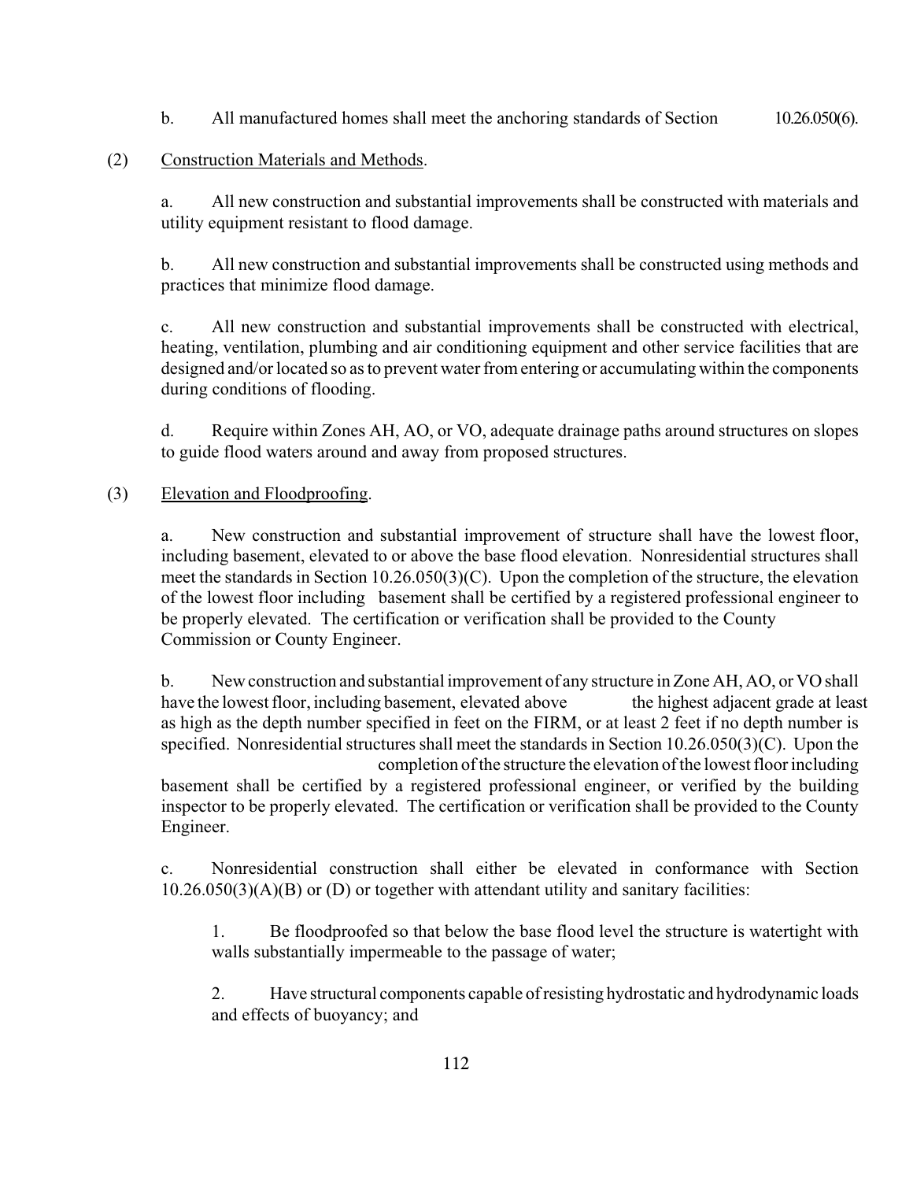b. All manufactured homes shall meet the anchoring standards of Section 10.26.050(6).

(2) Construction Materials and Methods.

a. All new construction and substantial improvements shall be constructed with materials and utility equipment resistant to flood damage.

b. All new construction and substantial improvements shall be constructed using methods and practices that minimize flood damage.

c. All new construction and substantial improvements shall be constructed with electrical, heating, ventilation, plumbing and air conditioning equipment and other service facilities that are designed and/or located so as to prevent water from entering or accumulating within the components during conditions of flooding.

d. Require within Zones AH, AO, or VO, adequate drainage paths around structures on slopes to guide flood waters around and away from proposed structures.

(3) Elevation and Floodproofing.

a. New construction and substantial improvement of structure shall have the lowest floor, including basement, elevated to or above the base flood elevation. Nonresidential structures shall meet the standards in Section 10.26.050(3)(C). Upon the completion of the structure, the elevation of the lowest floor including basement shall be certified by a registered professional engineer to be properly elevated. The certification or verification shall be provided to the County Commission or County Engineer.

b. New construction and substantial improvement of any structure in Zone AH, AO, or VO shall have the lowest floor, including basement, elevated above the highest adjacent grade at least as high as the depth number specified in feet on the FIRM, or at least 2 feet if no depth number is specified. Nonresidential structures shall meet the standards in Section 10.26.050(3)(C). Upon the completion of the structure the elevation of the lowest floor including basement shall be certified by a registered professional engineer, or verified by the building inspector to be properly elevated. The certification or verification shall be provided to the County Engineer.

c. Nonresidential construction shall either be elevated in conformance with Section 10.26.050(3)(A)(B) or (D) or together with attendant utility and sanitary facilities:

1. Be floodproofed so that below the base flood level the structure is watertight with walls substantially impermeable to the passage of water;

2. Have structural components capable of resisting hydrostatic and hydrodynamic loads and effects of buoyancy; and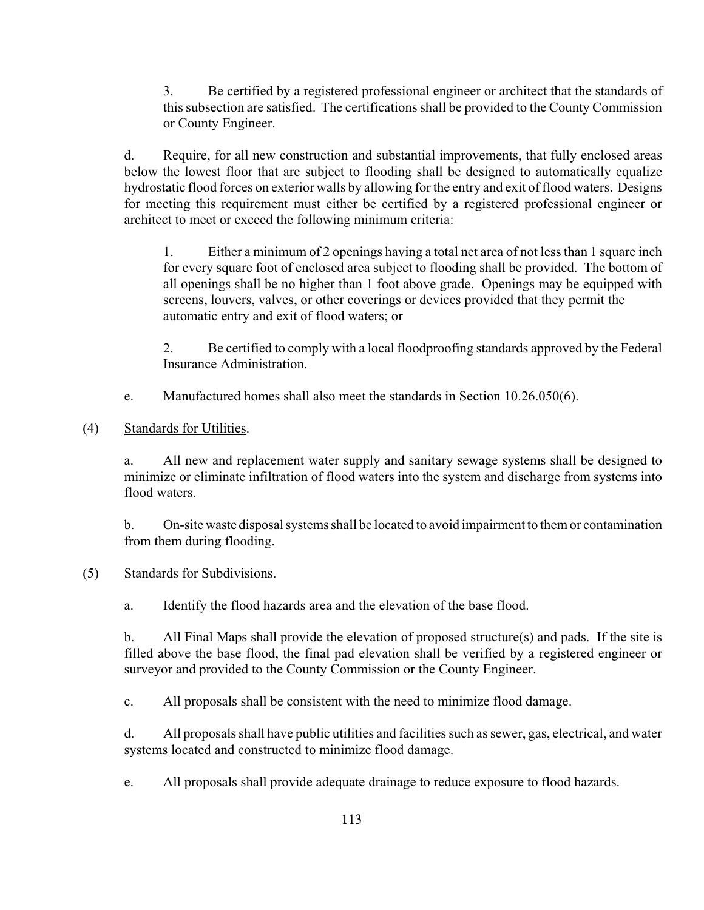3. Be certified by a registered professional engineer or architect that the standards of this subsection are satisfied. The certifications shall be provided to the County Commission or County Engineer.

d. Require, for all new construction and substantial improvements, that fully enclosed areas below the lowest floor that are subject to flooding shall be designed to automatically equalize hydrostatic flood forces on exterior walls by allowing for the entry and exit of flood waters. Designs for meeting this requirement must either be certified by a registered professional engineer or architect to meet or exceed the following minimum criteria:

1. Either a minimum of 2 openings having a total net area of not less than 1 square inch for every square foot of enclosed area subject to flooding shall be provided. The bottom of all openings shall be no higher than 1 foot above grade. Openings may be equipped with screens, louvers, valves, or other coverings or devices provided that they permit the automatic entry and exit of flood waters; or

2. Be certified to comply with a local floodproofing standards approved by the Federal Insurance Administration.

e. Manufactured homes shall also meet the standards in Section 10.26.050(6).

(4) Standards for Utilities.

a. All new and replacement water supply and sanitary sewage systems shall be designed to minimize or eliminate infiltration of flood waters into the system and discharge from systems into flood waters.

b. On-site waste disposal systems shall be located to avoid impairment to them or contamination from them during flooding.

(5) Standards for Subdivisions.

a. Identify the flood hazards area and the elevation of the base flood.

b. All Final Maps shall provide the elevation of proposed structure(s) and pads. If the site is filled above the base flood, the final pad elevation shall be verified by a registered engineer or surveyor and provided to the County Commission or the County Engineer.

c. All proposals shall be consistent with the need to minimize flood damage.

d. All proposals shall have public utilities and facilities such as sewer, gas, electrical, and water systems located and constructed to minimize flood damage.

e. All proposals shall provide adequate drainage to reduce exposure to flood hazards.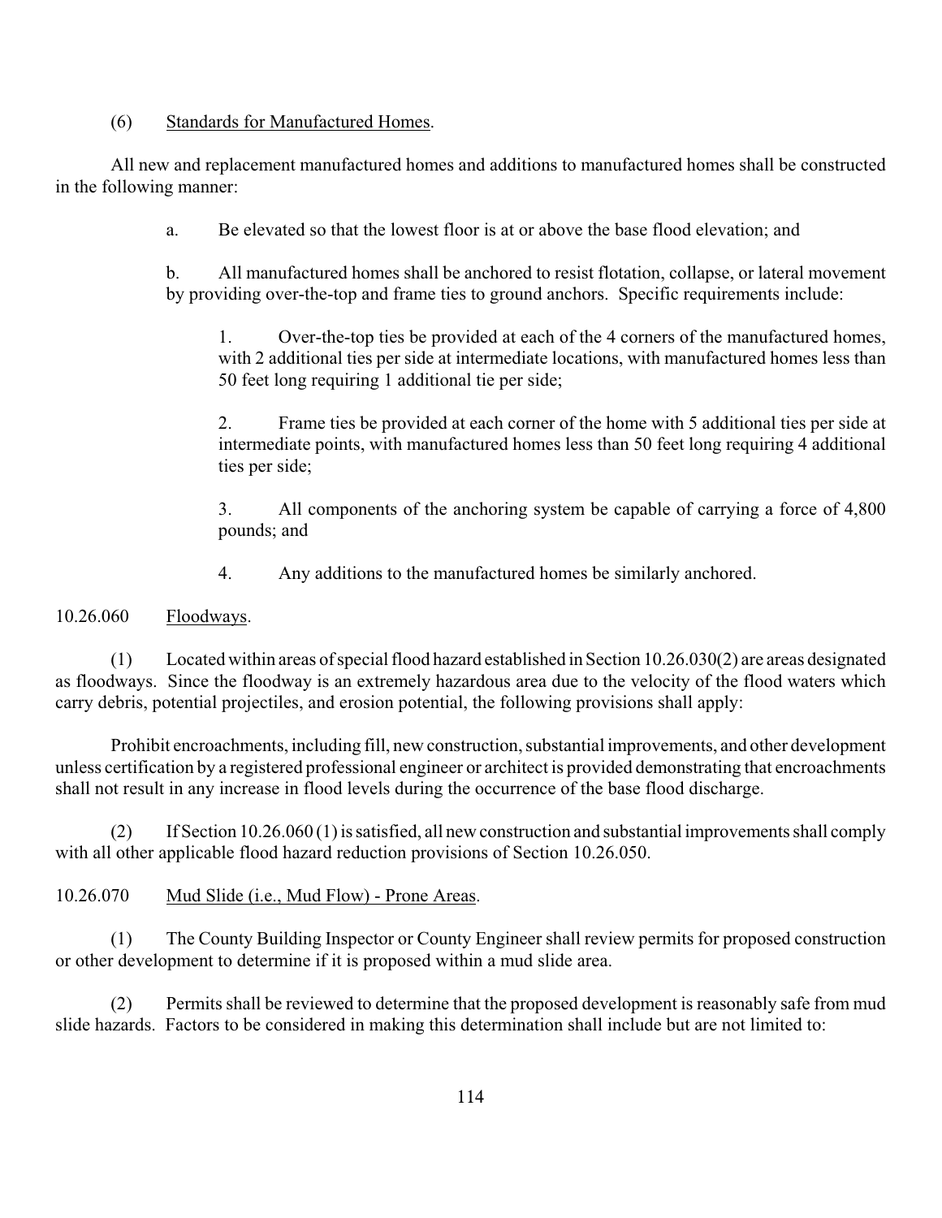(6) Standards for Manufactured Homes.

All new and replacement manufactured homes and additions to manufactured homes shall be constructed in the following manner:

a. Be elevated so that the lowest floor is at or above the base flood elevation; and

b. All manufactured homes shall be anchored to resist flotation, collapse, or lateral movement by providing over-the-top and frame ties to ground anchors. Specific requirements include:

1. Over-the-top ties be provided at each of the 4 corners of the manufactured homes, with 2 additional ties per side at intermediate locations, with manufactured homes less than 50 feet long requiring 1 additional tie per side;

2. Frame ties be provided at each corner of the home with 5 additional ties per side at intermediate points, with manufactured homes less than 50 feet long requiring 4 additional ties per side;

3. All components of the anchoring system be capable of carrying a force of 4,800 pounds; and

4. Any additions to the manufactured homes be similarly anchored.

10.26.060 Floodways.

(1) Located within areas of special flood hazard established in Section 10.26.030(2) are areas designated as floodways. Since the floodway is an extremely hazardous area due to the velocity of the flood waters which carry debris, potential projectiles, and erosion potential, the following provisions shall apply:

Prohibit encroachments, including fill, new construction, substantial improvements, and other development unless certification by a registered professional engineer or architect is provided demonstrating that encroachments shall not result in any increase in flood levels during the occurrence of the base flood discharge.

(2) If Section 10.26.060 (1) is satisfied, all new construction and substantial improvements shall comply with all other applicable flood hazard reduction provisions of Section 10.26.050.

10.26.070 Mud Slide (i.e., Mud Flow) - Prone Areas.

(1) The County Building Inspector or County Engineer shall review permits for proposed construction or other development to determine if it is proposed within a mud slide area.

(2) Permits shall be reviewed to determine that the proposed development is reasonably safe from mud slide hazards. Factors to be considered in making this determination shall include but are not limited to: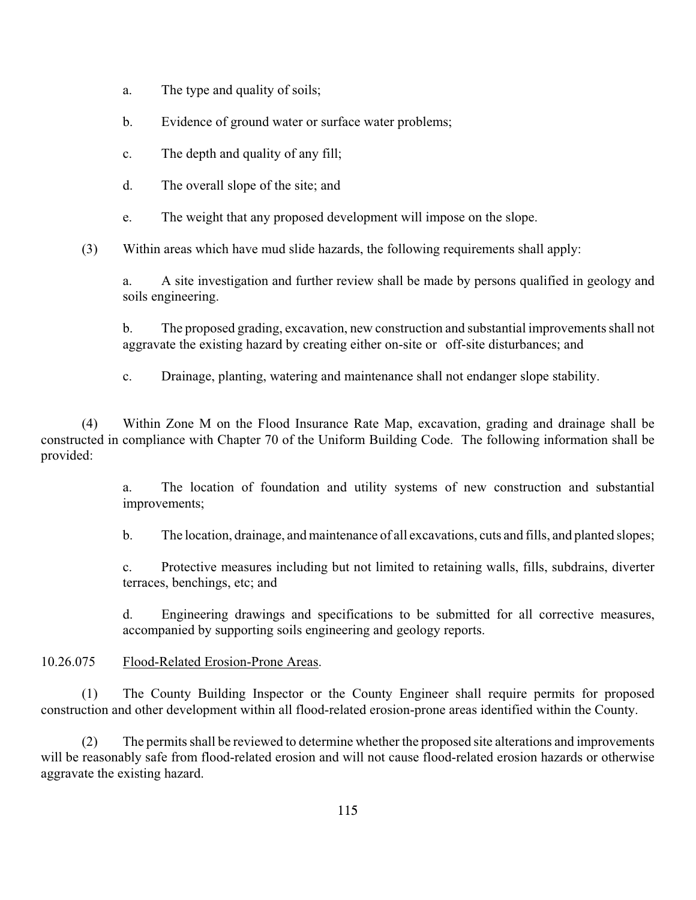a. The type and quality of soils;

b. Evidence of ground water or surface water problems;

c. The depth and quality of any fill;

d. The overall slope of the site; and

e. The weight that any proposed development will impose on the slope.

(3) Within areas which have mud slide hazards, the following requirements shall apply:

a. A site investigation and further review shall be made by persons qualified in geology and soils engineering.

b. The proposed grading, excavation, new construction and substantial improvements shall not aggravate the existing hazard by creating either on-site or off-site disturbances; and

c. Drainage, planting, watering and maintenance shall not endanger slope stability.

(4) Within Zone M on the Flood Insurance Rate Map, excavation, grading and drainage shall be constructed in compliance with Chapter 70 of the Uniform Building Code. The following information shall be provided:

a. The location of foundation and utility systems of new construction and substantial improvements;

b. The location, drainage, and maintenance of all excavations, cuts and fills, and planted slopes;

c. Protective measures including but not limited to retaining walls, fills, subdrains, diverter terraces, benchings, etc; and

d. Engineering drawings and specifications to be submitted for all corrective measures, accompanied by supporting soils engineering and geology reports.

10.26.075 Flood-Related Erosion-Prone Areas.

(1) The County Building Inspector or the County Engineer shall require permits for proposed construction and other development within all flood-related erosion-prone areas identified within the County.

(2) The permits shall be reviewed to determine whether the proposed site alterations and improvements will be reasonably safe from flood-related erosion and will not cause flood-related erosion hazards or otherwise aggravate the existing hazard.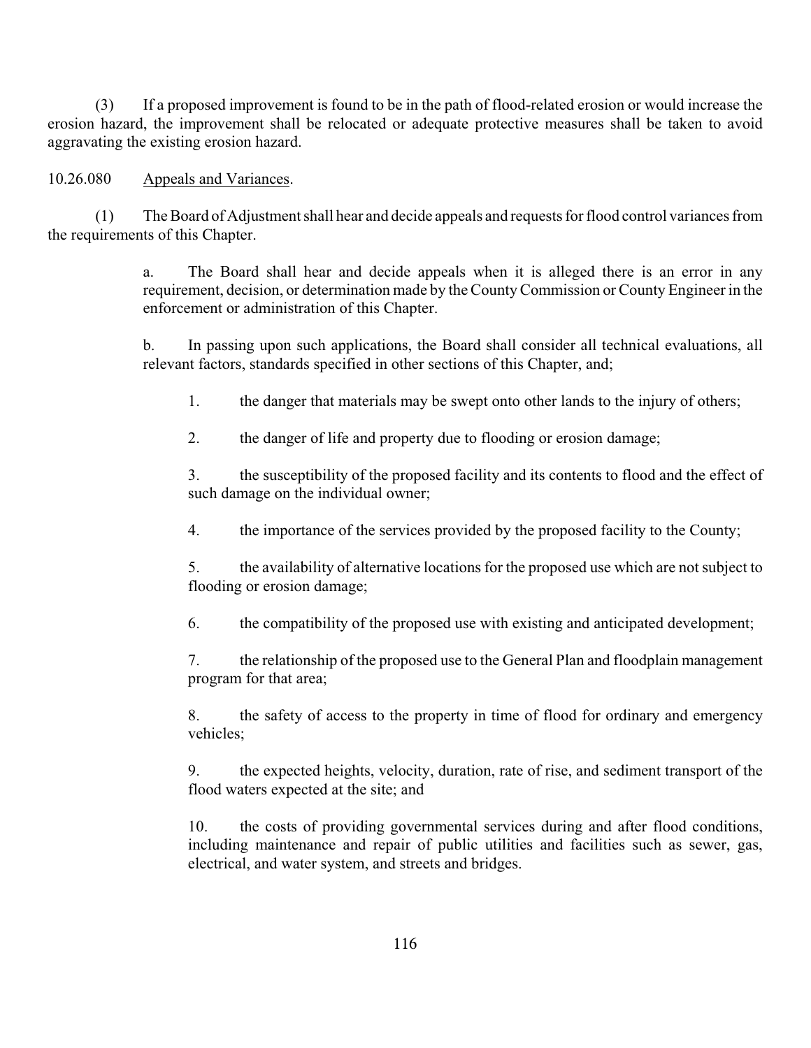(3) If a proposed improvement is found to be in the path of flood-related erosion or would increase the erosion hazard, the improvement shall be relocated or adequate protective measures shall be taken to avoid aggravating the existing erosion hazard.

10.26.080 Appeals and Variances.

(1) The Board of Adjustment shall hear and decide appeals and requests for flood control variances from the requirements of this Chapter.

> a. The Board shall hear and decide appeals when it is alleged there is an error in any requirement, decision, or determination made by the County Commission or County Engineer in the enforcement or administration of this Chapter.
>
> b. In passing upon such applications, the Board shall consider all technical evaluations, all relevant factors, standards specified in other sections of this Chapter, and;
>
> > 1. the danger that materials may be swept onto other lands to the injury of others;
> >
> > 2. the danger of life and property due to flooding or erosion damage;
> >
> > 3. the susceptibility of the proposed facility and its contents to flood and the effect of such damage on the individual owner;
> >
> > 4. the importance of the services provided by the proposed facility to the County;
> >
> > 5. the availability of alternative locations for the proposed use which are not subject to flooding or erosion damage;
> >
> > 6. the compatibility of the proposed use with existing and anticipated development;
> >
> > 7. the relationship of the proposed use to the General Plan and floodplain management program for that area;
> >
> > 8. the safety of access to the property in time of flood for ordinary and emergency vehicles;
> >
> > 9. the expected heights, velocity, duration, rate of rise, and sediment transport of the flood waters expected at the site; and
> >
> > 10. the costs of providing governmental services during and after flood conditions, including maintenance and repair of public utilities and facilities such as sewer, gas, electrical, and water system, and streets and bridges.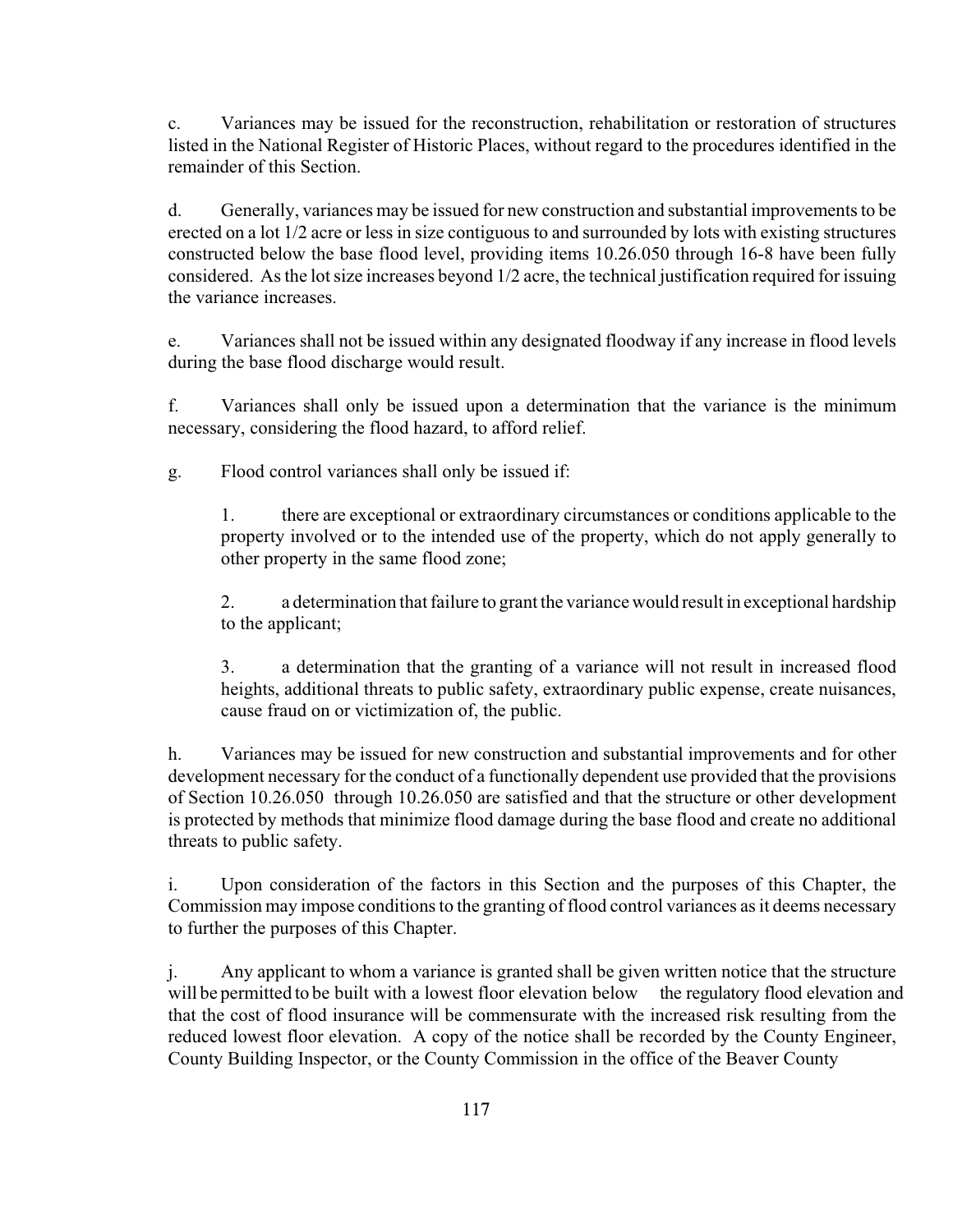c. Variances may be issued for the reconstruction, rehabilitation or restoration of structures listed in the National Register of Historic Places, without regard to the procedures identified in the remainder of this Section.

d. Generally, variances may be issued for new construction and substantial improvements to be erected on a lot 1/2 acre or less in size contiguous to and surrounded by lots with existing structures constructed below the base flood level, providing items 10.26.050 through 16-8 have been fully considered. As the lot size increases beyond 1/2 acre, the technical justification required for issuing the variance increases.

e. Variances shall not be issued within any designated floodway if any increase in flood levels during the base flood discharge would result.

f. Variances shall only be issued upon a determination that the variance is the minimum necessary, considering the flood hazard, to afford relief.

g. Flood control variances shall only be issued if:

1. there are exceptional or extraordinary circumstances or conditions applicable to the property involved or to the intended use of the property, which do not apply generally to other property in the same flood zone;

2. a determination that failure to grant the variance would result in exceptional hardship to the applicant;

3. a determination that the granting of a variance will not result in increased flood heights, additional threats to public safety, extraordinary public expense, create nuisances, cause fraud on or victimization of, the public.

h. Variances may be issued for new construction and substantial improvements and for other development necessary for the conduct of a functionally dependent use provided that the provisions of Section 10.26.050 through 10.26.050 are satisfied and that the structure or other development is protected by methods that minimize flood damage during the base flood and create no additional threats to public safety.

i. Upon consideration of the factors in this Section and the purposes of this Chapter, the Commission may impose conditions to the granting of flood control variances as it deems necessary to further the purposes of this Chapter.

j. Any applicant to whom a variance is granted shall be given written notice that the structure will be permitted to be built with a lowest floor elevation below the regulatory flood elevation and that the cost of flood insurance will be commensurate with the increased risk resulting from the reduced lowest floor elevation. A copy of the notice shall be recorded by the County Engineer, County Building Inspector, or the County Commission in the office of the Beaver County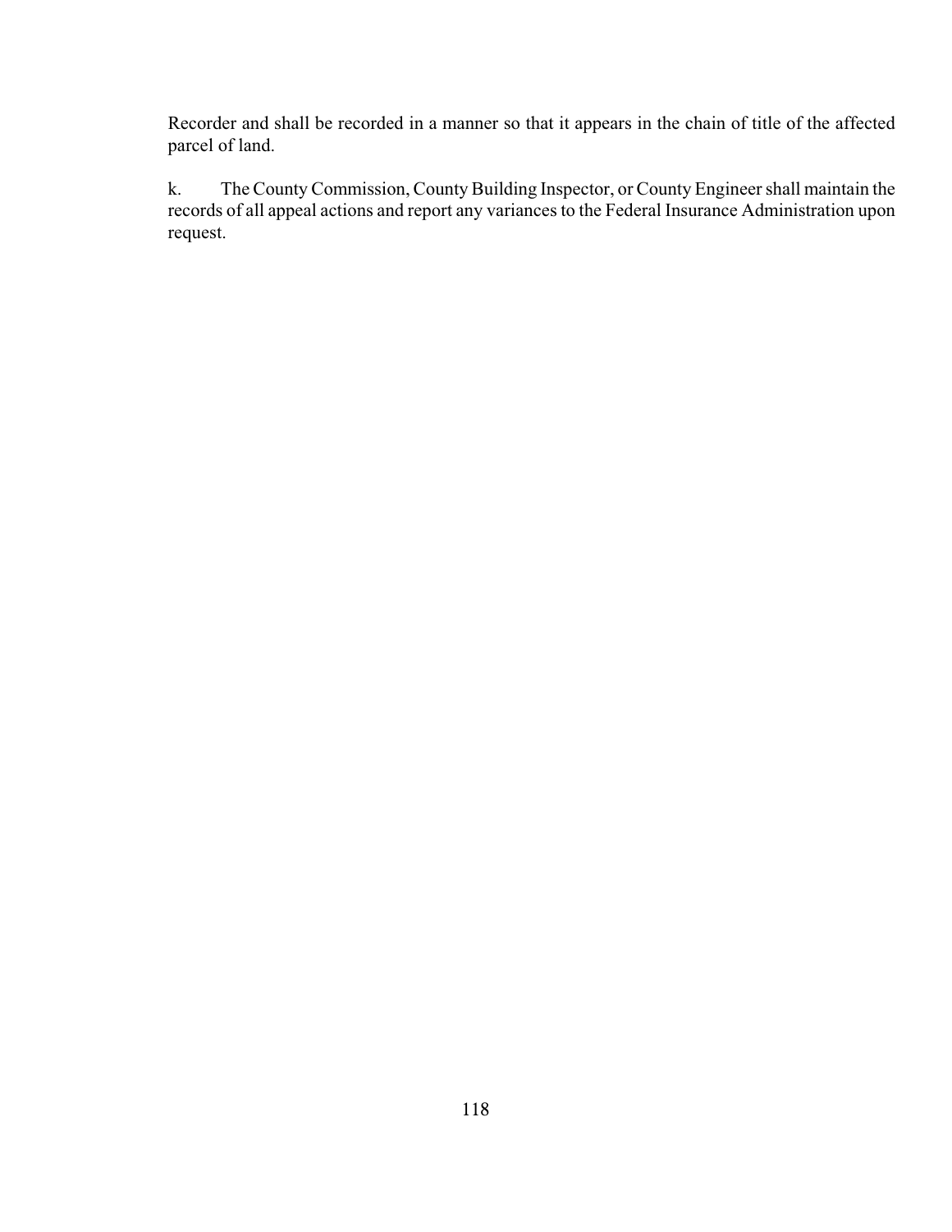Recorder and shall be recorded in a manner so that it appears in the chain of title of the affected parcel of land.

k. The County Commission, County Building Inspector, or County Engineer shall maintain the records of all appeal actions and report any variances to the Federal Insurance Administration upon request.